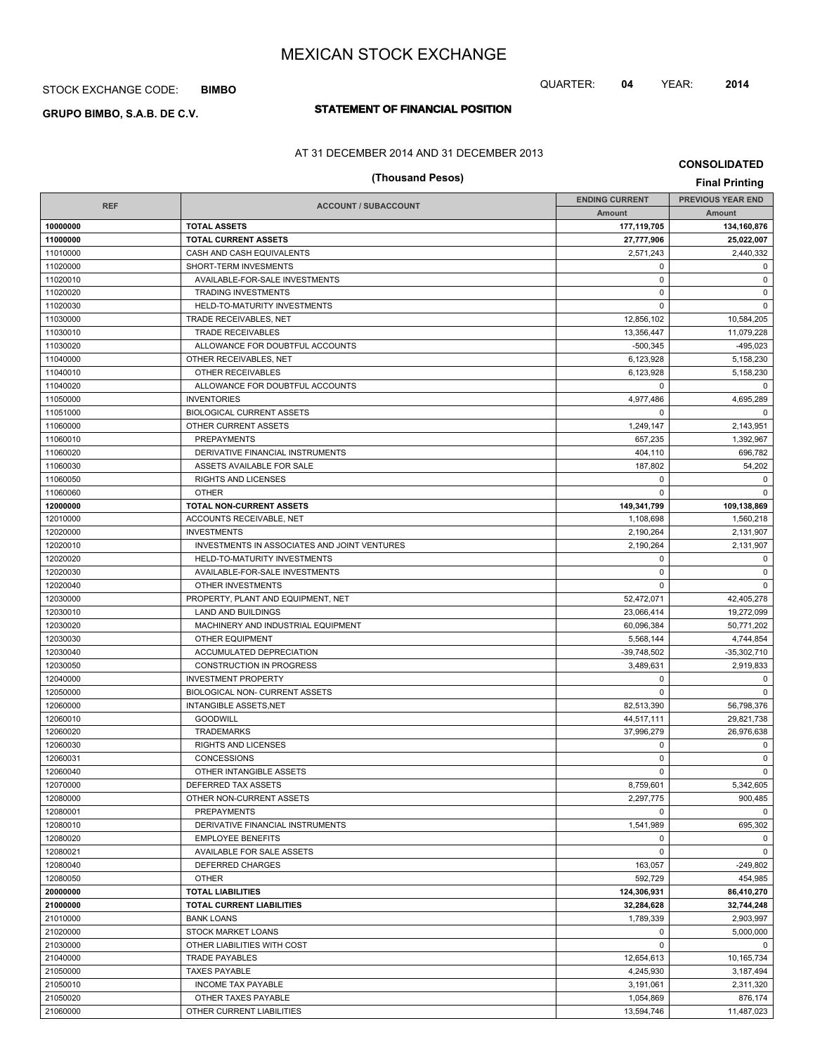# MEXICAN STOCK EXCHANGE

STOCK EXCHANGE CODE: **BIMBO**

QUARTER: **04** YEAR: **2014**

**GRUPO BIMBO, S.A.B. DE C.V.**

## STATEMENT OF FINANCIAL POSITION

AT 31 DECEMBER 2014 AND 31 DECEMBER 2013

**CONSOLIDATED**

**(Thousand Pesos)**

**Final Printing**

| REF | ACCOUNT / SUBACCOUNT | ENDING CURRENT | PREVIOUS YEAR END |
|---|---|---|---|
| | | Amount | Amount |
| **10000000** | **TOTAL ASSETS** | **177,119,705** | **134,160,876** |
| **11000000** | **TOTAL CURRENT ASSETS** | **27,777,906** | **25,022,007** |
| 11010000 | CASH AND CASH EQUIVALENTS | 2,571,243 | 2,440,332 |
| 11020000 | SHORT-TERM INVESMENTS | 0 | 0 |
| 11020010 | AVAILABLE-FOR-SALE INVESTMENTS | 0 | 0 |
| 11020020 | TRADING INVESTMENTS | 0 | 0 |
| 11020030 | HELD-TO-MATURITY INVESTMENTS | 0 | 0 |
| 11030000 | TRADE RECEIVABLES, NET | 12,856,102 | 10,584,205 |
| 11030010 | TRADE RECEIVABLES | 13,356,447 | 11,079,228 |
| 11030020 | ALLOWANCE FOR DOUBTFUL ACCOUNTS | -500,345 | -495,023 |
| 11040000 | OTHER RECEIVABLES, NET | 6,123,928 | 5,158,230 |
| 11040010 | OTHER RECEIVABLES | 6,123,928 | 5,158,230 |
| 11040020 | ALLOWANCE FOR DOUBTFUL ACCOUNTS | 0 | 0 |
| 11050000 | INVENTORIES | 4,977,486 | 4,695,289 |
| 11051000 | BIOLOGICAL CURRENT ASSETS | 0 | 0 |
| 11060000 | OTHER CURRENT ASSETS | 1,249,147 | 2,143,951 |
| 11060010 | PREPAYMENTS | 657,235 | 1,392,967 |
| 11060020 | DERIVATIVE FINANCIAL INSTRUMENTS | 404,110 | 696,782 |
| 11060030 | ASSETS AVAILABLE FOR SALE | 187,802 | 54,202 |
| 11060050 | RIGHTS AND LICENSES | 0 | 0 |
| 11060060 | OTHER | 0 | 0 |
| **12000000** | **TOTAL NON-CURRENT ASSETS** | **149,341,799** | **109,138,869** |
| 12010000 | ACCOUNTS RECEIVABLE, NET | 1,108,698 | 1,560,218 |
| 12020000 | INVESTMENTS | 2,190,264 | 2,131,907 |
| 12020010 | INVESTMENTS IN ASSOCIATES AND JOINT VENTURES | 2,190,264 | 2,131,907 |
| 12020020 | HELD-TO-MATURITY INVESTMENTS | 0 | 0 |
| 12020030 | AVAILABLE-FOR-SALE INVESTMENTS | 0 | 0 |
| 12020040 | OTHER INVESTMENTS | 0 | 0 |
| 12030000 | PROPERTY, PLANT AND EQUIPMENT, NET | 52,472,071 | 42,405,278 |
| 12030010 | LAND AND BUILDINGS | 23,066,414 | 19,272,099 |
| 12030020 | MACHINERY AND INDUSTRIAL EQUIPMENT | 60,096,384 | 50,771,202 |
| 12030030 | OTHER EQUIPMENT | 5,568,144 | 4,744,854 |
| 12030040 | ACCUMULATED DEPRECIATION | -39,748,502 | -35,302,710 |
| 12030050 | CONSTRUCTION IN PROGRESS | 3,489,631 | 2,919,833 |
| 12040000 | INVESTMENT PROPERTY | 0 | 0 |
| 12050000 | BIOLOGICAL NON- CURRENT ASSETS | 0 | 0 |
| 12060000 | INTANGIBLE ASSETS,NET | 82,513,390 | 56,798,376 |
| 12060010 | GOODWILL | 44,517,111 | 29,821,738 |
| 12060020 | TRADEMARKS | 37,996,279 | 26,976,638 |
| 12060030 | RIGHTS AND LICENSES | 0 | 0 |
| 12060031 | CONCESSIONS | 0 | 0 |
| 12060040 | OTHER INTANGIBLE ASSETS | 0 | 0 |
| 12070000 | DEFERRED TAX ASSETS | 8,759,601 | 5,342,605 |
| 12080000 | OTHER NON-CURRENT ASSETS | 2,297,775 | 900,485 |
| 12080001 | PREPAYMENTS | 0 | 0 |
| 12080010 | DERIVATIVE FINANCIAL INSTRUMENTS | 1,541,989 | 695,302 |
| 12080020 | EMPLOYEE BENEFITS | 0 | 0 |
| 12080021 | AVAILABLE FOR SALE ASSETS | 0 | 0 |
| 12080040 | DEFERRED CHARGES | 163,057 | -249,802 |
| 12080050 | OTHER | 592,729 | 454,985 |
| **20000000** | **TOTAL LIABILITIES** | **124,306,931** | **86,410,270** |
| **21000000** | **TOTAL CURRENT LIABILITIES** | **32,284,628** | **32,744,248** |
| 21010000 | BANK LOANS | 1,789,339 | 2,903,997 |
| 21020000 | STOCK MARKET LOANS | 0 | 5,000,000 |
| 21030000 | OTHER LIABILITIES WITH COST | 0 | 0 |
| 21040000 | TRADE PAYABLES | 12,654,613 | 10,165,734 |
| 21050000 | TAXES PAYABLE | 4,245,930 | 3,187,494 |
| 21050010 | INCOME TAX PAYABLE | 3,191,061 | 2,311,320 |
| 21050020 | OTHER TAXES PAYABLE | 1,054,869 | 876,174 |
| 21060000 | OTHER CURRENT LIABILITIES | 13,594,746 | 11,487,023 |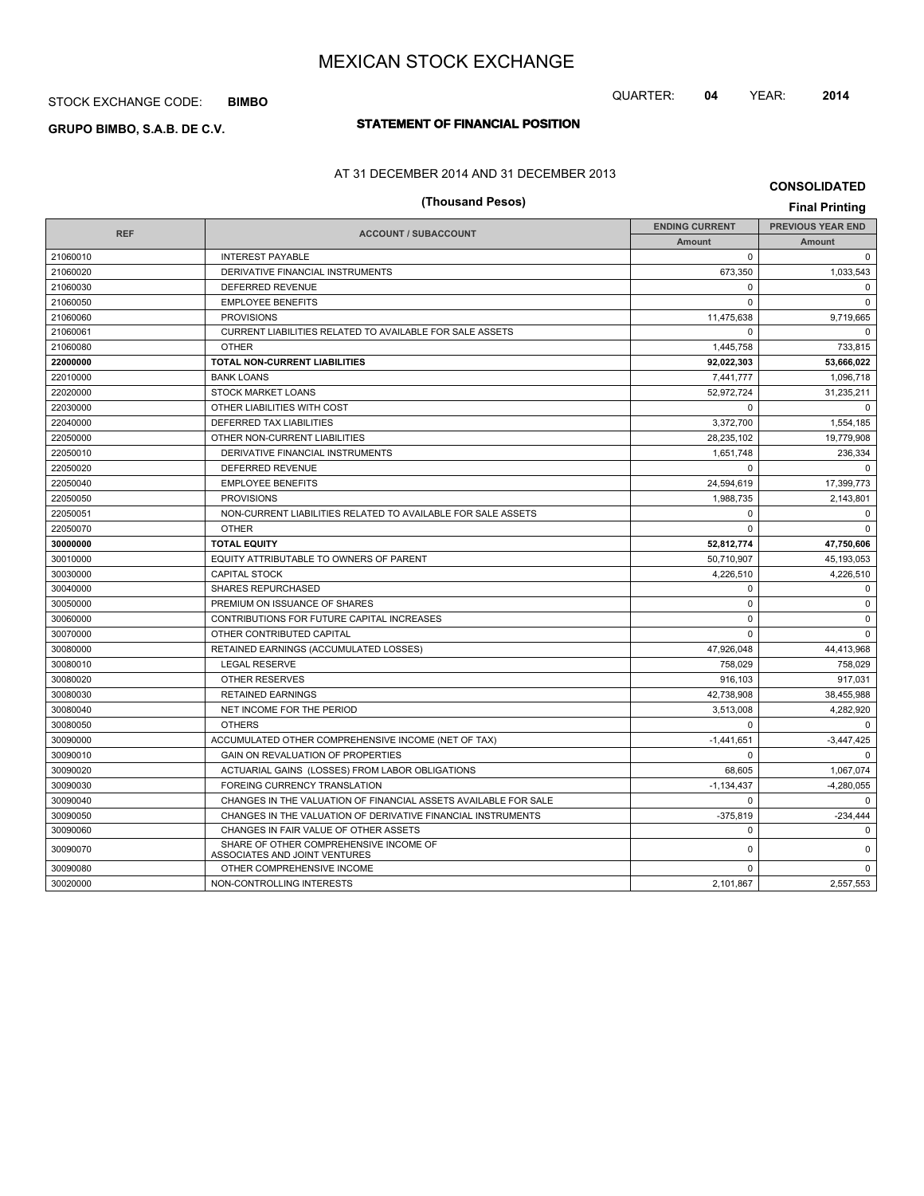# MEXICAN STOCK EXCHANGE

STOCK EXCHANGE CODE: **BIMBO**

QUARTER: **04** YEAR: **2014**

**GRUPO BIMBO, S.A.B. DE C.V.**

## STATEMENT OF FINANCIAL POSITION

AT 31 DECEMBER 2014 AND 31 DECEMBER 2013

**CONSOLIDATED**

**(Thousand Pesos)**

**Final Printing**

| REF | ACCOUNT / SUBACCOUNT | ENDING CURRENT | PREVIOUS YEAR END |
|---|---|---|---|
| | | Amount | Amount |
| 21060010 | INTEREST PAYABLE | 0 | 0 |
| 21060020 | DERIVATIVE FINANCIAL INSTRUMENTS | 673,350 | 1,033,543 |
| 21060030 | DEFERRED REVENUE | 0 | 0 |
| 21060050 | EMPLOYEE BENEFITS | 0 | 0 |
| 21060060 | PROVISIONS | 11,475,638 | 9,719,665 |
| 21060061 | CURRENT LIABILITIES RELATED TO AVAILABLE FOR SALE ASSETS | 0 | 0 |
| 21060080 | OTHER | 1,445,758 | 733,815 |
| **22000000** | **TOTAL NON-CURRENT LIABILITIES** | **92,022,303** | **53,666,022** |
| 22010000 | BANK LOANS | 7,441,777 | 1,096,718 |
| 22020000 | STOCK MARKET LOANS | 52,972,724 | 31,235,211 |
| 22030000 | OTHER LIABILITIES WITH COST | 0 | 0 |
| 22040000 | DEFERRED TAX LIABILITIES | 3,372,700 | 1,554,185 |
| 22050000 | OTHER NON-CURRENT LIABILITIES | 28,235,102 | 19,779,908 |
| 22050010 | DERIVATIVE FINANCIAL INSTRUMENTS | 1,651,748 | 236,334 |
| 22050020 | DEFERRED REVENUE | 0 | 0 |
| 22050040 | EMPLOYEE BENEFITS | 24,594,619 | 17,399,773 |
| 22050050 | PROVISIONS | 1,988,735 | 2,143,801 |
| 22050051 | NON-CURRENT LIABILITIES RELATED TO AVAILABLE FOR SALE ASSETS | 0 | 0 |
| 22050070 | OTHER | 0 | 0 |
| **30000000** | **TOTAL EQUITY** | **52,812,774** | **47,750,606** |
| 30010000 | EQUITY ATTRIBUTABLE TO OWNERS OF PARENT | 50,710,907 | 45,193,053 |
| 30030000 | CAPITAL STOCK | 4,226,510 | 4,226,510 |
| 30040000 | SHARES REPURCHASED | 0 | 0 |
| 30050000 | PREMIUM ON ISSUANCE OF SHARES | 0 | 0 |
| 30060000 | CONTRIBUTIONS FOR FUTURE CAPITAL INCREASES | 0 | 0 |
| 30070000 | OTHER CONTRIBUTED CAPITAL | 0 | 0 |
| 30080000 | RETAINED EARNINGS (ACCUMULATED LOSSES) | 47,926,048 | 44,413,968 |
| 30080010 | LEGAL RESERVE | 758,029 | 758,029 |
| 30080020 | OTHER RESERVES | 916,103 | 917,031 |
| 30080030 | RETAINED EARNINGS | 42,738,908 | 38,455,988 |
| 30080040 | NET INCOME FOR THE PERIOD | 3,513,008 | 4,282,920 |
| 30080050 | OTHERS | 0 | 0 |
| 30090000 | ACCUMULATED OTHER COMPREHENSIVE INCOME (NET OF TAX) | -1,441,651 | -3,447,425 |
| 30090010 | GAIN ON REVALUATION OF PROPERTIES | 0 | 0 |
| 30090020 | ACTUARIAL GAINS (LOSSES) FROM LABOR OBLIGATIONS | 68,605 | 1,067,074 |
| 30090030 | FOREING CURRENCY TRANSLATION | -1,134,437 | -4,280,055 |
| 30090040 | CHANGES IN THE VALUATION OF FINANCIAL ASSETS AVAILABLE FOR SALE | 0 | 0 |
| 30090050 | CHANGES IN THE VALUATION OF DERIVATIVE FINANCIAL INSTRUMENTS | -375,819 | -234,444 |
| 30090060 | CHANGES IN FAIR VALUE OF OTHER ASSETS | 0 | 0 |
| 30090070 | SHARE OF OTHER COMPREHENSIVE INCOME OF ASSOCIATES AND JOINT VENTURES | 0 | 0 |
| 30090080 | OTHER COMPREHENSIVE INCOME | 0 | 0 |
| 30020000 | NON-CONTROLLING INTERESTS | 2,101,867 | 2,557,553 |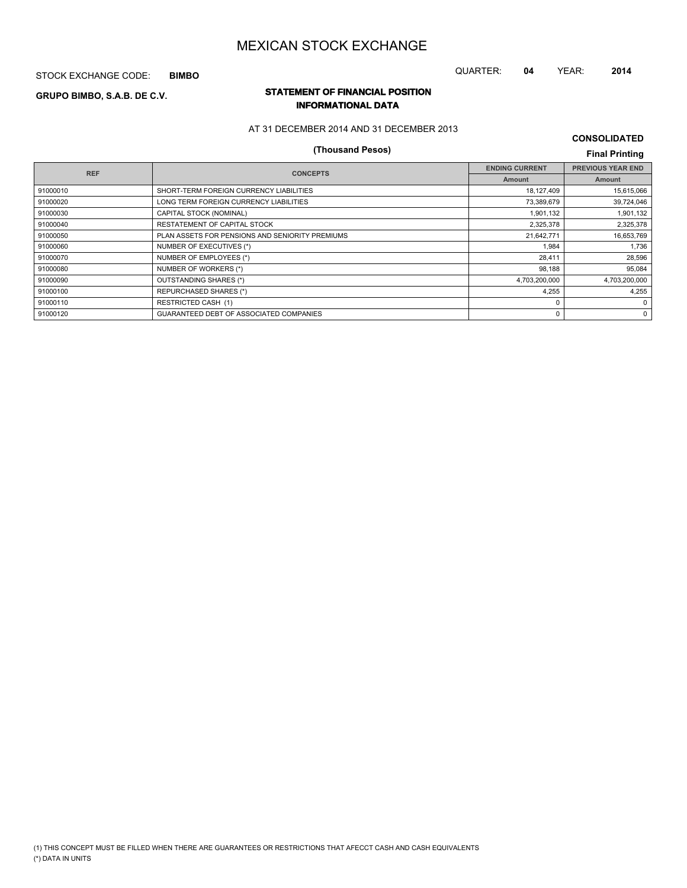# MEXICAN STOCK EXCHANGE

STOCK EXCHANGE CODE: **BIMBO**

QUARTER: **04** YEAR: **2014**

**GRUPO BIMBO, S.A.B. DE C.V.**

## STATEMENT OF FINANCIAL POSITION
## INFORMATIONAL DATA

AT 31 DECEMBER 2014 AND 31 DECEMBER 2013

**(Thousand Pesos)**

**CONSOLIDATED**

**Final Printing**

| REF | CONCEPTS | ENDING CURRENT | PREVIOUS YEAR END |
|---|---|---|---|
| | | Amount | Amount |
| 91000010 | SHORT-TERM FOREIGN CURRENCY LIABILITIES | 18,127,409 | 15,615,066 |
| 91000020 | LONG TERM FOREIGN CURRENCY LIABILITIES | 73,389,679 | 39,724,046 |
| 91000030 | CAPITAL STOCK (NOMINAL) | 1,901,132 | 1,901,132 |
| 91000040 | RESTATEMENT OF CAPITAL STOCK | 2,325,378 | 2,325,378 |
| 91000050 | PLAN ASSETS FOR PENSIONS AND SENIORITY PREMIUMS | 21,642,771 | 16,653,769 |
| 91000060 | NUMBER OF EXECUTIVES (*) | 1,984 | 1,736 |
| 91000070 | NUMBER OF EMPLOYEES (*) | 28,411 | 28,596 |
| 91000080 | NUMBER OF WORKERS (*) | 98,188 | 95,084 |
| 91000090 | OUTSTANDING SHARES (*) | 4,703,200,000 | 4,703,200,000 |
| 91000100 | REPURCHASED SHARES (*) | 4,255 | 4,255 |
| 91000110 | RESTRICTED CASH (1) | 0 | 0 |
| 91000120 | GUARANTEED DEBT OF ASSOCIATED COMPANIES | 0 | 0 |

(1) THIS CONCEPT MUST BE FILLED WHEN THERE ARE GUARANTEES OR RESTRICTIONS THAT AFECCT CASH AND CASH EQUIVALENTS

(*) DATA IN UNITS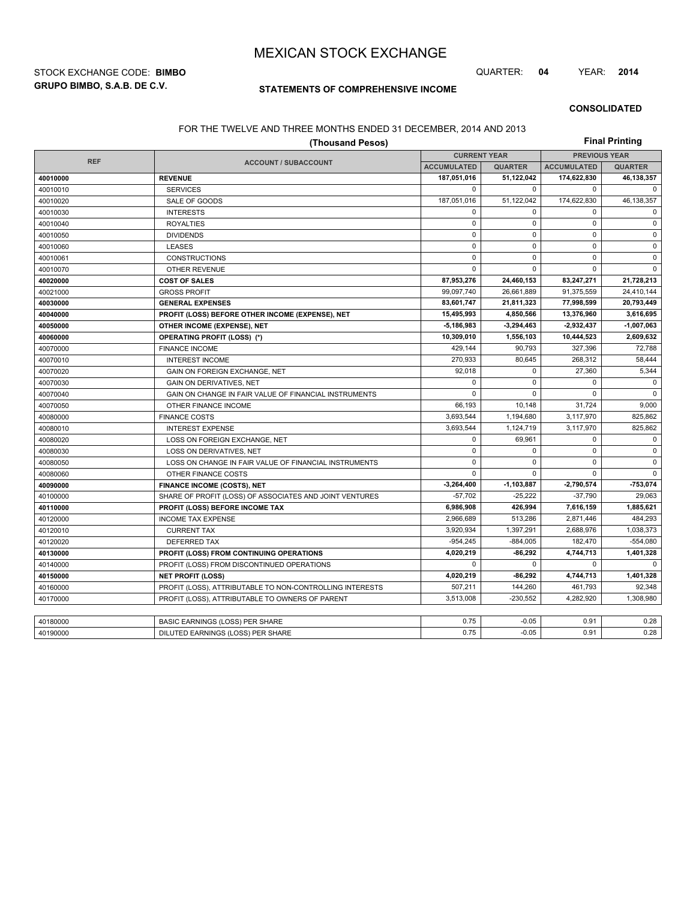# MEXICAN STOCK EXCHANGE

STOCK EXCHANGE CODE: **BIMBO**

**GRUPO BIMBO, S.A.B. DE C.V.**

QUARTER: **04** YEAR: **2014**

## STATEMENTS OF COMPREHENSIVE INCOME

**CONSOLIDATED**

FOR THE TWELVE AND THREE MONTHS ENDED 31 DECEMBER, 2014 AND 2013

**(Thousand Pesos)**

**Final Printing**

| REF | ACCOUNT / SUBACCOUNT | CURRENT YEAR | | PREVIOUS YEAR | |
|---|---|---|---|---|---|
| | | ACCUMULATED | QUARTER | ACCUMULATED | QUARTER |
| **40010000** | **REVENUE** | **187,051,016** | **51,122,042** | **174,622,830** | **46,138,357** |
| 40010010 | SERVICES | 0 | 0 | 0 | 0 |
| 40010020 | SALE OF GOODS | 187,051,016 | 51,122,042 | 174,622,830 | 46,138,357 |
| 40010030 | INTERESTS | 0 | 0 | 0 | 0 |
| 40010040 | ROYALTIES | 0 | 0 | 0 | 0 |
| 40010050 | DIVIDENDS | 0 | 0 | 0 | 0 |
| 40010060 | LEASES | 0 | 0 | 0 | 0 |
| 40010061 | CONSTRUCTIONS | 0 | 0 | 0 | 0 |
| 40010070 | OTHER REVENUE | 0 | 0 | 0 | 0 |
| **40020000** | **COST OF SALES** | **87,953,276** | **24,460,153** | **83,247,271** | **21,728,213** |
| 40021000 | GROSS PROFIT | 99,097,740 | 26,661,889 | 91,375,559 | 24,410,144 |
| **40030000** | **GENERAL EXPENSES** | **83,601,747** | **21,811,323** | **77,998,599** | **20,793,449** |
| **40040000** | **PROFIT (LOSS) BEFORE OTHER INCOME (EXPENSE), NET** | **15,495,993** | **4,850,566** | **13,376,960** | **3,616,695** |
| **40050000** | **OTHER INCOME (EXPENSE), NET** | **-5,186,983** | **-3,294,463** | **-2,932,437** | **-1,007,063** |
| **40060000** | **OPERATING PROFIT (LOSS) (*)** | **10,309,010** | **1,556,103** | **10,444,523** | **2,609,632** |
| 40070000 | FINANCE INCOME | 429,144 | 90,793 | 327,396 | 72,788 |
| 40070010 | INTEREST INCOME | 270,933 | 80,645 | 268,312 | 58,444 |
| 40070020 | GAIN ON FOREIGN EXCHANGE, NET | 92,018 | 0 | 27,360 | 5,344 |
| 40070030 | GAIN ON DERIVATIVES, NET | 0 | 0 | 0 | 0 |
| 40070040 | GAIN ON CHANGE IN FAIR VALUE OF FINANCIAL INSTRUMENTS | 0 | 0 | 0 | 0 |
| 40070050 | OTHER FINANCE INCOME | 66,193 | 10,148 | 31,724 | 9,000 |
| 40080000 | FINANCE COSTS | 3,693,544 | 1,194,680 | 3,117,970 | 825,862 |
| 40080010 | INTEREST EXPENSE | 3,693,544 | 1,124,719 | 3,117,970 | 825,862 |
| 40080020 | LOSS ON FOREIGN EXCHANGE, NET | 0 | 69,961 | 0 | 0 |
| 40080030 | LOSS ON DERIVATIVES, NET | 0 | 0 | 0 | 0 |
| 40080050 | LOSS ON CHANGE IN FAIR VALUE OF FINANCIAL INSTRUMENTS | 0 | 0 | 0 | 0 |
| 40080060 | OTHER FINANCE COSTS | 0 | 0 | 0 | 0 |
| **40090000** | **FINANCE INCOME (COSTS), NET** | **-3,264,400** | **-1,103,887** | **-2,790,574** | **-753,074** |
| 40100000 | SHARE OF PROFIT (LOSS) OF ASSOCIATES AND JOINT VENTURES | -57,702 | -25,222 | -37,790 | 29,063 |
| **40110000** | **PROFIT (LOSS) BEFORE INCOME TAX** | **6,986,908** | **426,994** | **7,616,159** | **1,885,621** |
| 40120000 | INCOME TAX EXPENSE | 2,966,689 | 513,286 | 2,871,446 | 484,293 |
| 40120010 | CURRENT TAX | 3,920,934 | 1,397,291 | 2,688,976 | 1,038,373 |
| 40120020 | DEFERRED TAX | -954,245 | -884,005 | 182,470 | -554,080 |
| **40130000** | **PROFIT (LOSS) FROM CONTINUING OPERATIONS** | **4,020,219** | **-86,292** | **4,744,713** | **1,401,328** |
| 40140000 | PROFIT (LOSS) FROM DISCONTINUED OPERATIONS | 0 | 0 | 0 | 0 |
| **40150000** | **NET PROFIT (LOSS)** | **4,020,219** | **-86,292** | **4,744,713** | **1,401,328** |
| 40160000 | PROFIT (LOSS), ATTRIBUTABLE TO NON-CONTROLLING INTERESTS | 507,211 | 144,260 | 461,793 | 92,348 |
| 40170000 | PROFIT (LOSS), ATTRIBUTABLE TO OWNERS OF PARENT | 3,513,008 | -230,552 | 4,282,920 | 1,308,980 |
| 40180000 | BASIC EARNINGS (LOSS) PER SHARE | 0.75 | -0.05 | 0.91 | 0.28 |
| 40190000 | DILUTED EARNINGS (LOSS) PER SHARE | 0.75 | -0.05 | 0.91 | 0.28 |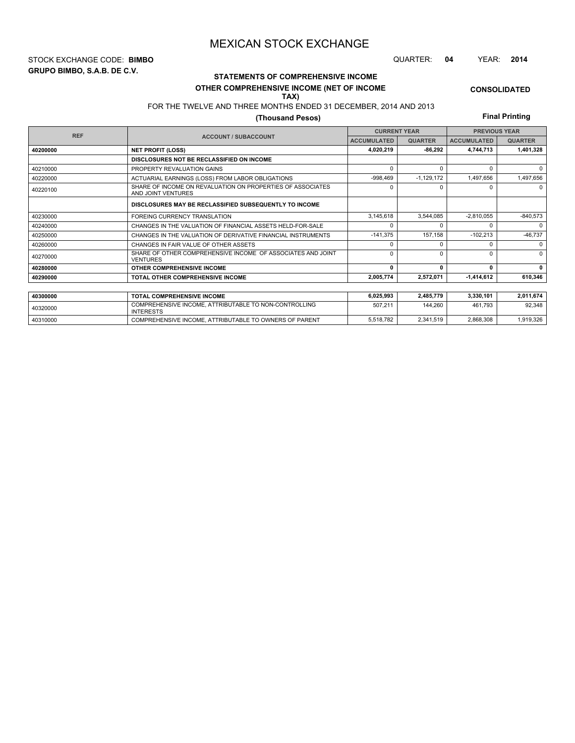# MEXICAN STOCK EXCHANGE

STOCK EXCHANGE CODE: **BIMBO**

QUARTER: **04** YEAR: **2014**

**GRUPO BIMBO, S.A.B. DE C.V.**

## STATEMENTS OF COMPREHENSIVE INCOME

### OTHER COMPREHENSIVE INCOME (NET OF INCOME TAX)

**CONSOLIDATED**

FOR THE TWELVE AND THREE MONTHS ENDED 31 DECEMBER, 2014 AND 2013

**(Thousand Pesos)**

**Final Printing**

| REF | ACCOUNT / SUBACCOUNT | CURRENT YEAR | | PREVIOUS YEAR | |
|---|---|---|---|---|---|
| | | ACCUMULATED | QUARTER | ACCUMULATED | QUARTER |
| **40200000** | **NET PROFIT (LOSS)** | **4,020,219** | **-86,292** | **4,744,713** | **1,401,328** |
| | **DISCLOSURES NOT BE RECLASSIFIED ON INCOME** | | | | |
| 40210000 | PROPERTY REVALUATION GAINS | 0 | 0 | 0 | 0 |
| 40220000 | ACTUARIAL EARNINGS (LOSS) FROM LABOR OBLIGATIONS | -998,469 | -1,129,172 | 1,497,656 | 1,497,656 |
| 40220100 | SHARE OF INCOME ON REVALUATION ON PROPERTIES OF ASSOCIATES AND JOINT VENTURES | 0 | 0 | 0 | 0 |
| | **DISCLOSURES MAY BE RECLASSIFIED SUBSEQUENTLY TO INCOME** | | | | |
| 40230000 | FOREING CURRENCY TRANSLATION | 3,145,618 | 3,544,085 | -2,810,055 | -840,573 |
| 40240000 | CHANGES IN THE VALUATION OF FINANCIAL ASSETS HELD-FOR-SALE | 0 | 0 | 0 | 0 |
| 40250000 | CHANGES IN THE VALUATION OF DERIVATIVE FINANCIAL INSTRUMENTS | -141,375 | 157,158 | -102,213 | -46,737 |
| 40260000 | CHANGES IN FAIR VALUE OF OTHER ASSETS | 0 | 0 | 0 | 0 |
| 40270000 | SHARE OF OTHER COMPREHENSIVE INCOME OF ASSOCIATES AND JOINT VENTURES | 0 | 0 | 0 | 0 |
| **40280000** | **OTHER COMPREHENSIVE INCOME** | **0** | **0** | **0** | **0** |
| **40290000** | **TOTAL OTHER COMPREHENSIVE INCOME** | **2,005,774** | **2,572,071** | **-1,414,612** | **610,346** |
| **40300000** | **TOTAL COMPREHENSIVE INCOME** | **6,025,993** | **2,485,779** | **3,330,101** | **2,011,674** |
| 40320000 | COMPREHENSIVE INCOME, ATTRIBUTABLE TO NON-CONTROLLING INTERESTS | 507,211 | 144,260 | 461,793 | 92,348 |
| 40310000 | COMPREHENSIVE INCOME, ATTRIBUTABLE TO OWNERS OF PARENT | 5,518,782 | 2,341,519 | 2,868,308 | 1,919,326 |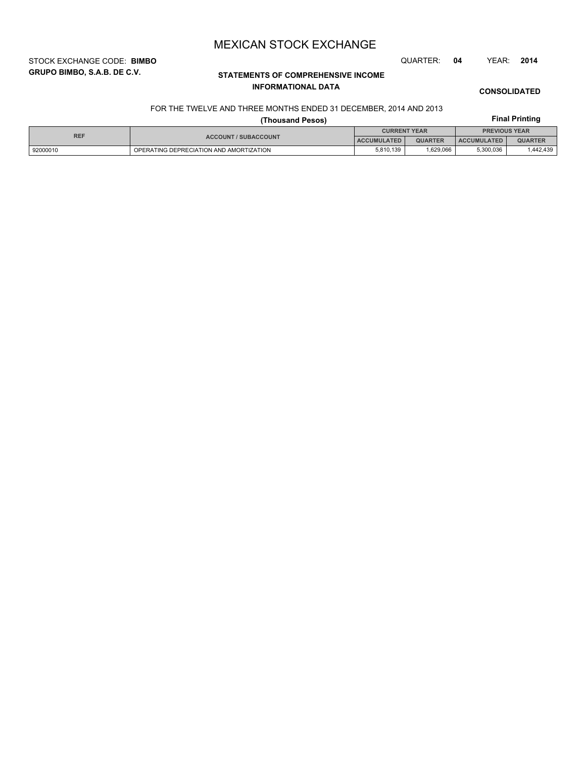# MEXICAN STOCK EXCHANGE

STOCK EXCHANGE CODE: **BIMBO**

QUARTER: **04** YEAR: **2014**

**GRUPO BIMBO, S.A.B. DE C.V.**

**STATEMENTS OF COMPREHENSIVE INCOME**

**INFORMATIONAL DATA**

**CONSOLIDATED**

FOR THE TWELVE AND THREE MONTHS ENDED 31 DECEMBER, 2014 AND 2013

**(Thousand Pesos)**

**Final Printing**

| REF | ACCOUNT / SUBACCOUNT | CURRENT YEAR | | PREVIOUS YEAR | |
|---|---|---|---|---|---|
| | | ACCUMULATED | QUARTER | ACCUMULATED | QUARTER |
| 92000010 | OPERATING DEPRECIATION AND AMORTIZATION | 5,810,139 | 1,629,066 | 5,300,036 | 1,442,439 |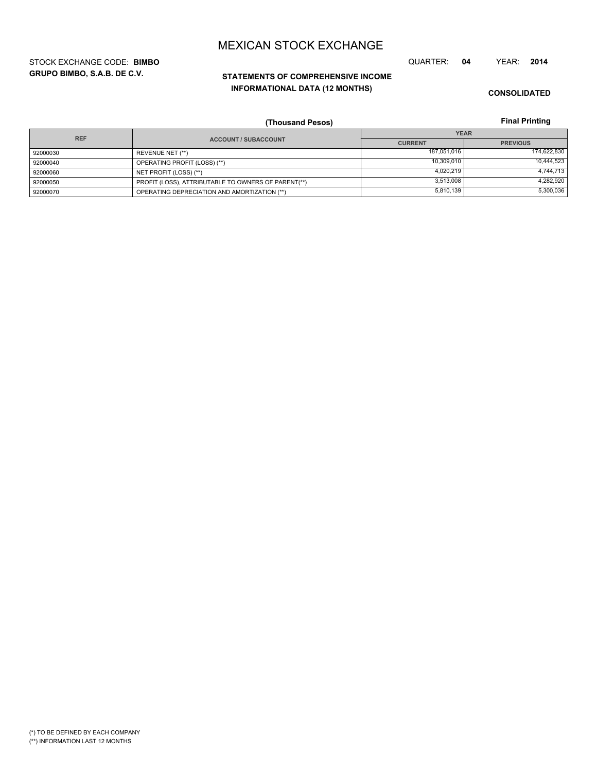# MEXICAN STOCK EXCHANGE

STOCK EXCHANGE CODE: **BIMBO**

QUARTER: **04** YEAR: **2014**

**GRUPO BIMBO, S.A.B. DE C.V.**

**STATEMENTS OF COMPREHENSIVE INCOME**
**INFORMATIONAL DATA (12 MONTHS)**

**CONSOLIDATED**

**(Thousand Pesos)**

**Final Printing**

| REF | ACCOUNT / SUBACCOUNT | YEAR | |
|---|---|---|---|
| | | CURRENT | PREVIOUS |
| 92000030 | REVENUE NET (**) | 187,051,016 | 174,622,830 |
| 92000040 | OPERATING PROFIT (LOSS) (**) | 10,309,010 | 10,444,523 |
| 92000060 | NET PROFIT (LOSS) (**) | 4,020,219 | 4,744,713 |
| 92000050 | PROFIT (LOSS), ATTRIBUTABLE TO OWNERS OF PARENT(**) | 3,513,008 | 4,282,920 |
| 92000070 | OPERATING DEPRECIATION AND AMORTIZATION (**) | 5,810,139 | 5,300,036 |

(*) TO BE DEFINED BY EACH COMPANY
(**) INFORMATION LAST 12 MONTHS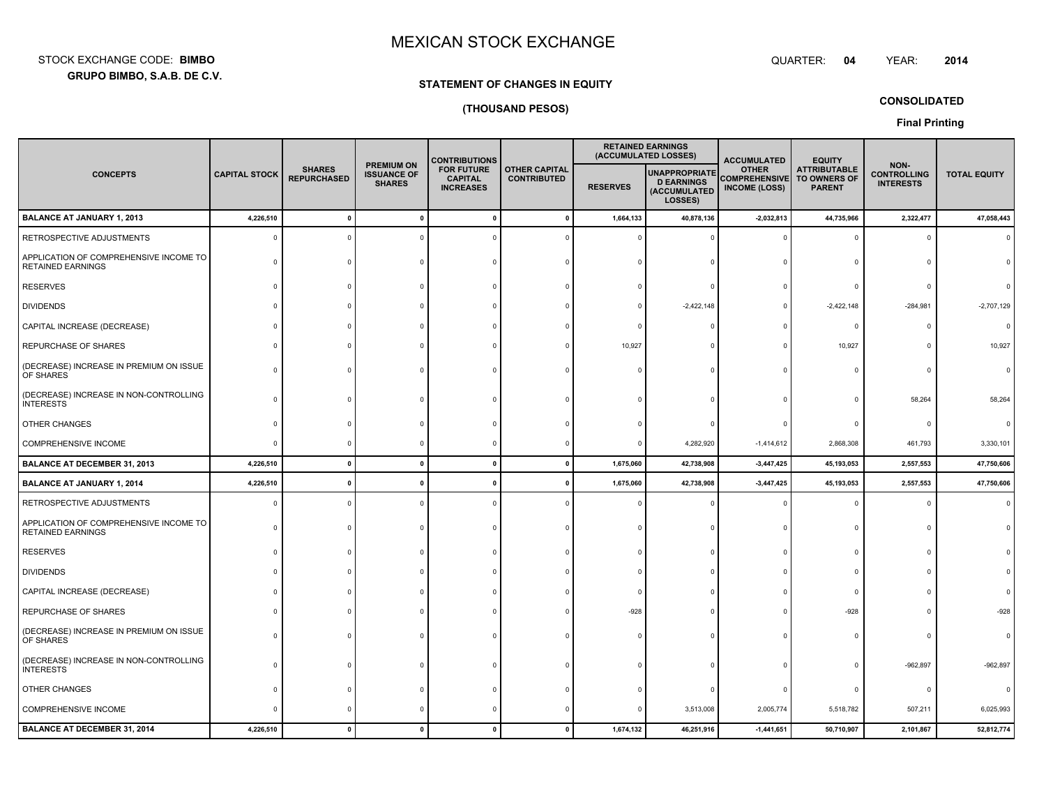# MEXICAN STOCK EXCHANGE

STOCK EXCHANGE CODE: **BIMBO**

**GRUPO BIMBO, S.A.B. DE C.V.**

QUARTER: **04** YEAR: **2014**

**STATEMENT OF CHANGES IN EQUITY**

**(THOUSAND PESOS)**

**CONSOLIDATED**

**Final Printing**

| CONCEPTS | CAPITAL STOCK | SHARES REPURCHASED | PREMIUM ON ISSUANCE OF SHARES | CONTRIBUTIONS FOR FUTURE CAPITAL INCREASES | OTHER CAPITAL CONTRIBUTED | RETAINED EARNINGS (ACCUMULATED LOSSES) | | ACCUMULATED OTHER COMPREHENSIVE INCOME (LOSS) | EQUITY ATTRIBUTABLE TO OWNERS OF PARENT | NON-CONTROLLING INTERESTS | TOTAL EQUITY |
|---|---|---|---|---|---|---|---|---|---|---|---|
| | | | | | | RESERVES | UNAPPROPRIATED EARNINGS (ACCUMULATED LOSSES) | | | | |
| **BALANCE AT JANUARY 1, 2013** | **4,226,510** | **0** | **0** | **0** | **0** | **1,664,133** | **40,878,136** | **-2,032,813** | **44,735,966** | **2,322,477** | **47,058,443** |
| RETROSPECTIVE ADJUSTMENTS | 0 | 0 | 0 | 0 | 0 | 0 | 0 | 0 | 0 | 0 | 0 |
| APPLICATION OF COMPREHENSIVE INCOME TO RETAINED EARNINGS | 0 | 0 | 0 | 0 | 0 | 0 | 0 | 0 | 0 | 0 | 0 |
| RESERVES | 0 | 0 | 0 | 0 | 0 | 0 | 0 | 0 | 0 | 0 | 0 |
| DIVIDENDS | 0 | 0 | 0 | 0 | 0 | 0 | -2,422,148 | 0 | -2,422,148 | -284,981 | -2,707,129 |
| CAPITAL INCREASE (DECREASE) | 0 | 0 | 0 | 0 | 0 | 0 | 0 | 0 | 0 | 0 | 0 |
| REPURCHASE OF SHARES | 0 | 0 | 0 | 0 | 0 | 10,927 | 0 | 0 | 10,927 | 0 | 10,927 |
| (DECREASE) INCREASE IN PREMIUM ON ISSUE OF SHARES | 0 | 0 | 0 | 0 | 0 | 0 | 0 | 0 | 0 | 0 | 0 |
| (DECREASE) INCREASE IN NON-CONTROLLING INTERESTS | 0 | 0 | 0 | 0 | 0 | 0 | 0 | 0 | 0 | 58,264 | 58,264 |
| OTHER CHANGES | 0 | 0 | 0 | 0 | 0 | 0 | 0 | 0 | 0 | 0 | 0 |
| COMPREHENSIVE INCOME | 0 | 0 | 0 | 0 | 0 | 0 | 4,282,920 | -1,414,612 | 2,868,308 | 461,793 | 3,330,101 |
| **BALANCE AT DECEMBER 31, 2013** | **4,226,510** | **0** | **0** | **0** | **0** | **1,675,060** | **42,738,908** | **-3,447,425** | **45,193,053** | **2,557,553** | **47,750,606** |
| **BALANCE AT JANUARY 1, 2014** | **4,226,510** | **0** | **0** | **0** | **0** | **1,675,060** | **42,738,908** | **-3,447,425** | **45,193,053** | **2,557,553** | **47,750,606** |
| RETROSPECTIVE ADJUSTMENTS | 0 | 0 | 0 | 0 | 0 | 0 | 0 | 0 | 0 | 0 | 0 |
| APPLICATION OF COMPREHENSIVE INCOME TO RETAINED EARNINGS | 0 | 0 | 0 | 0 | 0 | 0 | 0 | 0 | 0 | 0 | 0 |
| RESERVES | 0 | 0 | 0 | 0 | 0 | 0 | 0 | 0 | 0 | 0 | 0 |
| DIVIDENDS | 0 | 0 | 0 | 0 | 0 | 0 | 0 | 0 | 0 | 0 | 0 |
| CAPITAL INCREASE (DECREASE) | 0 | 0 | 0 | 0 | 0 | 0 | 0 | 0 | 0 | 0 | 0 |
| REPURCHASE OF SHARES | 0 | 0 | 0 | 0 | 0 | -928 | 0 | 0 | -928 | 0 | -928 |
| (DECREASE) INCREASE IN PREMIUM ON ISSUE OF SHARES | 0 | 0 | 0 | 0 | 0 | 0 | 0 | 0 | 0 | 0 | 0 |
| (DECREASE) INCREASE IN NON-CONTROLLING INTERESTS | 0 | 0 | 0 | 0 | 0 | 0 | 0 | 0 | 0 | -962,897 | -962,897 |
| OTHER CHANGES | 0 | 0 | 0 | 0 | 0 | 0 | 0 | 0 | 0 | 0 | 0 |
| COMPREHENSIVE INCOME | 0 | 0 | 0 | 0 | 0 | 0 | 3,513,008 | 2,005,774 | 5,518,782 | 507,211 | 6,025,993 |
| **BALANCE AT DECEMBER 31, 2014** | **4,226,510** | **0** | **0** | **0** | **0** | **1,674,132** | **46,251,916** | **-1,441,651** | **50,710,907** | **2,101,867** | **52,812,774** |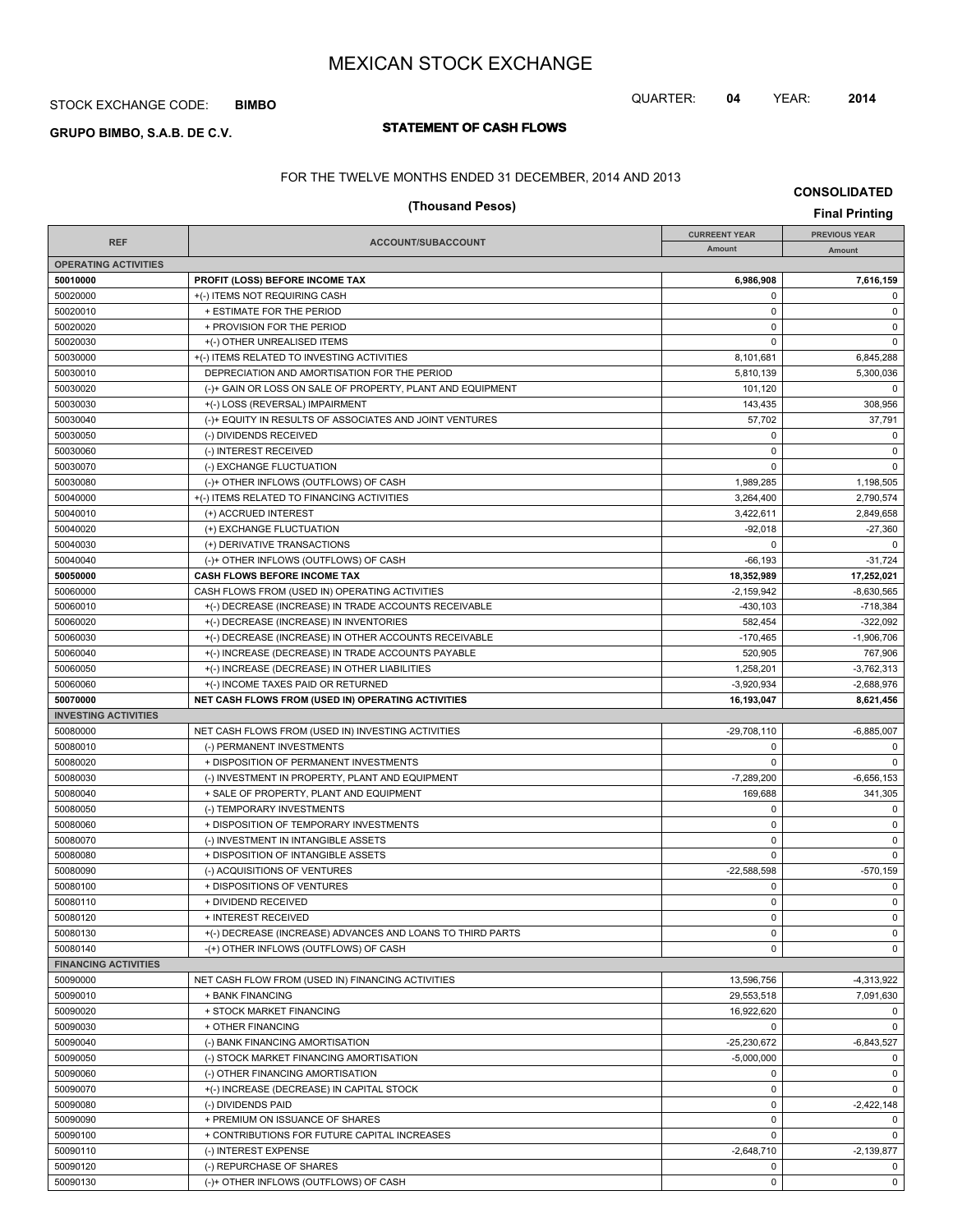# MEXICAN STOCK EXCHANGE

STOCK EXCHANGE CODE: **BIMBO**

QUARTER: **04** YEAR: **2014**

**GRUPO BIMBO, S.A.B. DE C.V.**

## STATEMENT OF CASH FLOWS

FOR THE TWELVE MONTHS ENDED 31 DECEMBER, 2014 AND 2013

**(Thousand Pesos)**

**CONSOLIDATED**

**Final Printing**

| REF | ACCOUNT/SUBACCOUNT | CURRENT YEAR Amount | PREVIOUS YEAR Amount |
|---|---|---|---|
| **OPERATING ACTIVITIES** | | | |
| **50010000** | **PROFIT (LOSS) BEFORE INCOME TAX** | **6,986,908** | **7,616,159** |
| 50020000 | +(-) ITEMS NOT REQUIRING CASH | 0 | 0 |
| 50020010 | + ESTIMATE FOR THE PERIOD | 0 | 0 |
| 50020020 | + PROVISION FOR THE PERIOD | 0 | 0 |
| 50020030 | +(-) OTHER UNREALISED ITEMS | 0 | 0 |
| 50030000 | +(-) ITEMS RELATED TO INVESTING ACTIVITIES | 8,101,681 | 6,845,288 |
| 50030010 | DEPRECIATION AND AMORTISATION FOR THE PERIOD | 5,810,139 | 5,300,036 |
| 50030020 | (-)+ GAIN OR LOSS ON SALE OF PROPERTY, PLANT AND EQUIPMENT | 101,120 | 0 |
| 50030030 | +(-) LOSS (REVERSAL) IMPAIRMENT | 143,435 | 308,956 |
| 50030040 | (-)+ EQUITY IN RESULTS OF ASSOCIATES AND JOINT VENTURES | 57,702 | 37,791 |
| 50030050 | (-) DIVIDENDS RECEIVED | 0 | 0 |
| 50030060 | (-) INTEREST RECEIVED | 0 | 0 |
| 50030070 | (-) EXCHANGE FLUCTUATION | 0 | 0 |
| 50030080 | (-)+ OTHER INFLOWS (OUTFLOWS) OF CASH | 1,989,285 | 1,198,505 |
| 50040000 | +(-) ITEMS RELATED TO FINANCING ACTIVITIES | 3,264,400 | 2,790,574 |
| 50040010 | (+) ACCRUED INTEREST | 3,422,611 | 2,849,658 |
| 50040020 | (+) EXCHANGE FLUCTUATION | -92,018 | -27,360 |
| 50040030 | (+) DERIVATIVE TRANSACTIONS | 0 | 0 |
| 50040040 | (-)+ OTHER INFLOWS (OUTFLOWS) OF CASH | -66,193 | -31,724 |
| **50050000** | **CASH FLOWS BEFORE INCOME TAX** | **18,352,989** | **17,252,021** |
| 50060000 | CASH FLOWS FROM (USED IN) OPERATING ACTIVITIES | -2,159,942 | -8,630,565 |
| 50060010 | +(-) DECREASE (INCREASE) IN TRADE ACCOUNTS RECEIVABLE | -430,103 | -718,384 |
| 50060020 | +(-) DECREASE (INCREASE) IN INVENTORIES | 582,454 | -322,092 |
| 50060030 | +(-) DECREASE (INCREASE) IN OTHER ACCOUNTS RECEIVABLE | -170,465 | -1,906,706 |
| 50060040 | +(-) INCREASE (DECREASE) IN TRADE ACCOUNTS PAYABLE | 520,905 | 767,906 |
| 50060050 | +(-) INCREASE (DECREASE) IN OTHER LIABILITIES | 1,258,201 | -3,762,313 |
| 50060060 | +(-) INCOME TAXES PAID OR RETURNED | -3,920,934 | -2,688,976 |
| **50070000** | **NET CASH FLOWS FROM (USED IN) OPERATING ACTIVITIES** | **16,193,047** | **8,621,456** |
| **INVESTING ACTIVITIES** | | | |
| 50080000 | NET CASH FLOWS FROM (USED IN) INVESTING ACTIVITIES | -29,708,110 | -6,885,007 |
| 50080010 | (-) PERMANENT INVESTMENTS | 0 | 0 |
| 50080020 | + DISPOSITION OF PERMANENT INVESTMENTS | 0 | 0 |
| 50080030 | (-) INVESTMENT IN PROPERTY, PLANT AND EQUIPMENT | -7,289,200 | -6,656,153 |
| 50080040 | + SALE OF PROPERTY, PLANT AND EQUIPMENT | 169,688 | 341,305 |
| 50080050 | (-) TEMPORARY INVESTMENTS | 0 | 0 |
| 50080060 | + DISPOSITION OF TEMPORARY INVESTMENTS | 0 | 0 |
| 50080070 | (-) INVESTMENT IN INTANGIBLE ASSETS | 0 | 0 |
| 50080080 | + DISPOSITION OF INTANGIBLE ASSETS | 0 | 0 |
| 50080090 | (-) ACQUISITIONS OF VENTURES | -22,588,598 | -570,159 |
| 50080100 | + DISPOSITIONS OF VENTURES | 0 | 0 |
| 50080110 | + DIVIDEND RECEIVED | 0 | 0 |
| 50080120 | + INTEREST RECEIVED | 0 | 0 |
| 50080130 | +(-) DECREASE (INCREASE) ADVANCES AND LOANS TO THIRD PARTS | 0 | 0 |
| 50080140 | -(+) OTHER INFLOWS (OUTFLOWS) OF CASH | 0 | 0 |
| **FINANCING ACTIVITIES** | | | |
| 50090000 | NET CASH FLOW FROM (USED IN) FINANCING ACTIVITIES | 13,596,756 | -4,313,922 |
| 50090010 | + BANK FINANCING | 29,553,518 | 7,091,630 |
| 50090020 | + STOCK MARKET FINANCING | 16,922,620 | 0 |
| 50090030 | + OTHER FINANCING | 0 | 0 |
| 50090040 | (-) BANK FINANCING AMORTISATION | -25,230,672 | -6,843,527 |
| 50090050 | (-) STOCK MARKET FINANCING AMORTISATION | -5,000,000 | 0 |
| 50090060 | (-) OTHER FINANCING AMORTISATION | 0 | 0 |
| 50090070 | +(-) INCREASE (DECREASE) IN CAPITAL STOCK | 0 | 0 |
| 50090080 | (-) DIVIDENDS PAID | 0 | -2,422,148 |
| 50090090 | + PREMIUM ON ISSUANCE OF SHARES | 0 | 0 |
| 50090100 | + CONTRIBUTIONS FOR FUTURE CAPITAL INCREASES | 0 | 0 |
| 50090110 | (-) INTEREST EXPENSE | -2,648,710 | -2,139,877 |
| 50090120 | (-) REPURCHASE OF SHARES | 0 | 0 |
| 50090130 | (-)+ OTHER INFLOWS (OUTFLOWS) OF CASH | 0 | 0 |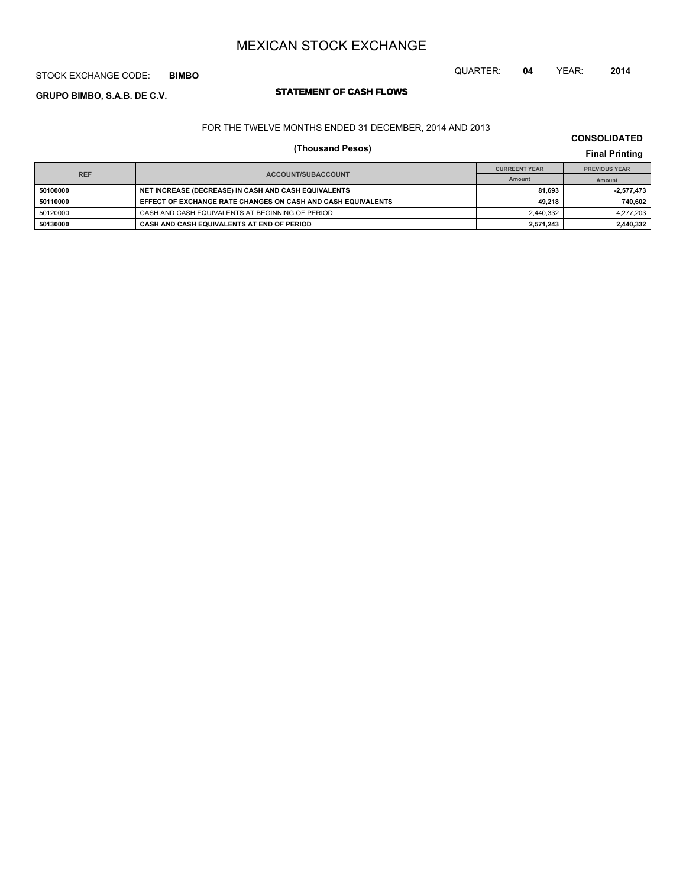# MEXICAN STOCK EXCHANGE

STOCK EXCHANGE CODE: **BIMBO**

QUARTER: **04** YEAR: **2014**

**GRUPO BIMBO, S.A.B. DE C.V.**

## STATEMENT OF CASH FLOWS

FOR THE TWELVE MONTHS ENDED 31 DECEMBER, 2014 AND 2013

**(Thousand Pesos)**

**CONSOLIDATED**

**Final Printing**

| REF | ACCOUNT/SUBACCOUNT | CURREENT YEAR | PREVIOUS YEAR |
|---|---|---|---|
| | | Amount | Amount |
| **50100000** | **NET INCREASE (DECREASE) IN CASH AND CASH EQUIVALENTS** | **81,693** | **-2,577,473** |
| **50110000** | **EFFECT OF EXCHANGE RATE CHANGES ON CASH AND CASH EQUIVALENTS** | **49,218** | **740,602** |
| 50120000 | CASH AND CASH EQUIVALENTS AT BEGINNING OF PERIOD | 2,440,332 | 4,277,203 |
| **50130000** | **CASH AND CASH EQUIVALENTS AT END OF PERIOD** | **2,571,243** | **2,440,332** |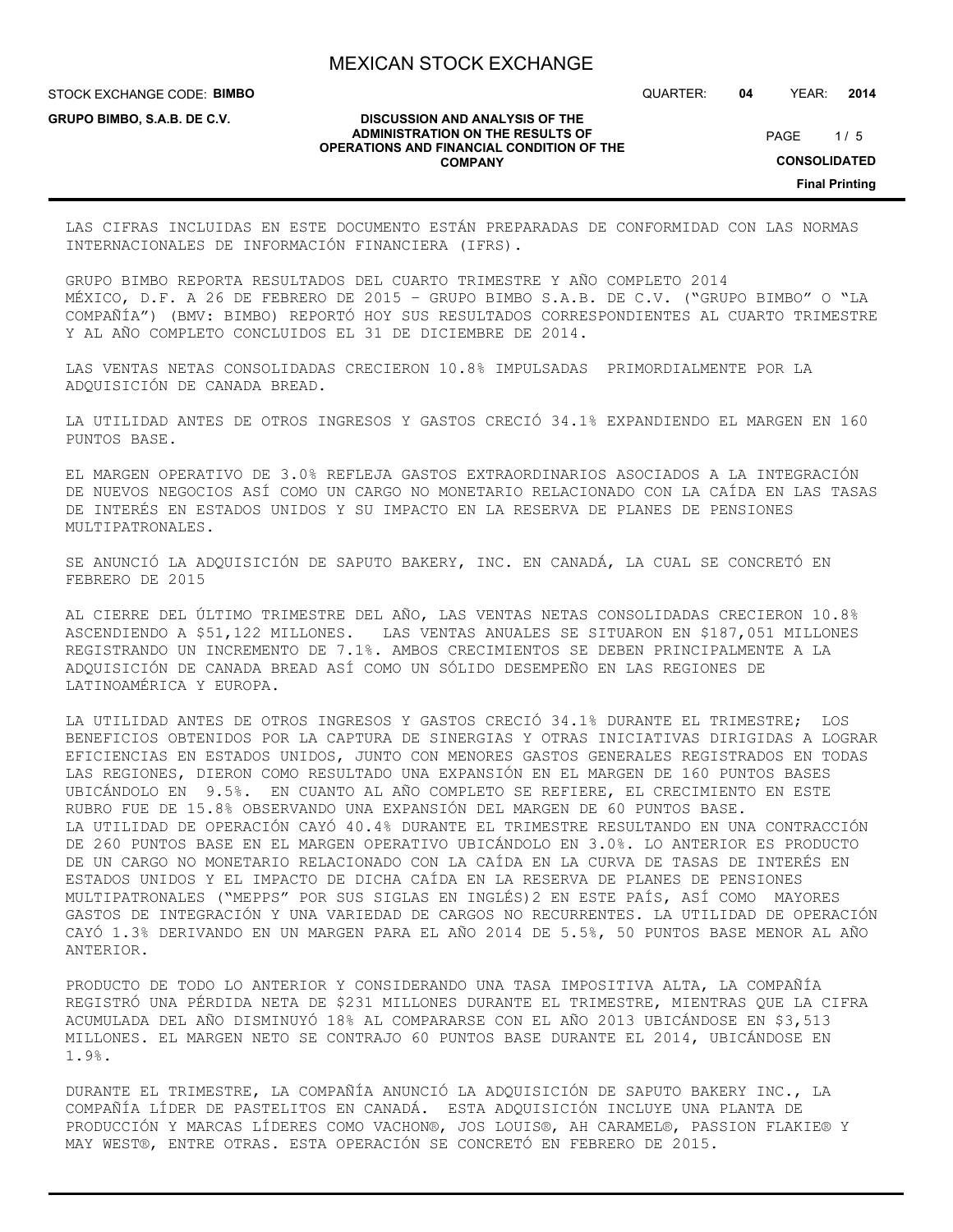LAS CIFRAS INCLUIDAS EN ESTE DOCUMENTO ESTÁN PREPARADAS DE CONFORMIDAD CON LAS NORMAS INTERNACIONALES DE INFORMACIÓN FINANCIERA (IFRS).

GRUPO BIMBO REPORTA RESULTADOS DEL CUARTO TRIMESTRE Y AÑO COMPLETO 2014
MÉXICO, D.F. A 26 DE FEBRERO DE 2015 – GRUPO BIMBO S.A.B. DE C.V. ("GRUPO BIMBO" O "LA COMPAÑÍA") (BMV: BIMBO) REPORTÓ HOY SUS RESULTADOS CORRESPONDIENTES AL CUARTO TRIMESTRE Y AL AÑO COMPLETO CONCLUIDOS EL 31 DE DICIEMBRE DE 2014.

LAS VENTAS NETAS CONSOLIDADAS CRECIERON 10.8% IMPULSADAS PRIMORDIALMENTE POR LA ADQUISICIÓN DE CANADA BREAD.

LA UTILIDAD ANTES DE OTROS INGRESOS Y GASTOS CRECIÓ 34.1% EXPANDIENDO EL MARGEN EN 160 PUNTOS BASE.

EL MARGEN OPERATIVO DE 3.0% REFLEJA GASTOS EXTRAORDINARIOS ASOCIADOS A LA INTEGRACIÓN DE NUEVOS NEGOCIOS ASÍ COMO UN CARGO NO MONETARIO RELACIONADO CON LA CAÍDA EN LAS TASAS DE INTERÉS EN ESTADOS UNIDOS Y SU IMPACTO EN LA RESERVA DE PLANES DE PENSIONES MULTIPATRONALES.

SE ANUNCIÓ LA ADQUISICIÓN DE SAPUTO BAKERY, INC. EN CANADÁ, LA CUAL SE CONCRETÓ EN FEBRERO DE 2015

AL CIERRE DEL ÚLTIMO TRIMESTRE DEL AÑO, LAS VENTAS NETAS CONSOLIDADAS CRECIERON 10.8% ASCENDIENDO A $51,122 MILLONES. LAS VENTAS ANUALES SE SITUARON EN $187,051 MILLONES REGISTRANDO UN INCREMENTO DE 7.1%. AMBOS CRECIMIENTOS SE DEBEN PRINCIPALMENTE A LA ADQUISICIÓN DE CANADA BREAD ASÍ COMO UN SÓLIDO DESEMPEÑO EN LAS REGIONES DE LATINOAMÉRICA Y EUROPA.

LA UTILIDAD ANTES DE OTROS INGRESOS Y GASTOS CRECIÓ 34.1% DURANTE EL TRIMESTRE; LOS BENEFICIOS OBTENIDOS POR LA CAPTURA DE SINERGIAS Y OTRAS INICIATIVAS DIRIGIDAS A LOGRAR EFICIENCIAS EN ESTADOS UNIDOS, JUNTO CON MENORES GASTOS GENERALES REGISTRADOS EN TODAS LAS REGIONES, DIERON COMO RESULTADO UNA EXPANSIÓN EN EL MARGEN DE 160 PUNTOS BASES UBICÁNDOLO EN 9.5%. EN CUANTO AL AÑO COMPLETO SE REFIERE, EL CRECIMIENTO EN ESTE RUBRO FUE DE 15.8% OBSERVANDO UNA EXPANSIÓN DEL MARGEN DE 60 PUNTOS BASE.
LA UTILIDAD DE OPERACIÓN CAYÓ 40.4% DURANTE EL TRIMESTRE RESULTANDO EN UNA CONTRACCIÓN DE 260 PUNTOS BASE EN EL MARGEN OPERATIVO UBICÁNDOLO EN 3.0%. LO ANTERIOR ES PRODUCTO DE UN CARGO NO MONETARIO RELACIONADO CON LA CAÍDA EN LA CURVA DE TASAS DE INTERÉS EN ESTADOS UNIDOS Y EL IMPACTO DE DICHA CAÍDA EN LA RESERVA DE PLANES DE PENSIONES MULTIPATRONALES ("MEPPS" POR SUS SIGLAS EN INGLÉS)2 EN ESTE PAÍS, ASÍ COMO MAYORES GASTOS DE INTEGRACIÓN Y UNA VARIEDAD DE CARGOS NO RECURRENTES. LA UTILIDAD DE OPERACIÓN CAYÓ 1.3% DERIVANDO EN UN MARGEN PARA EL AÑO 2014 DE 5.5%, 50 PUNTOS BASE MENOR AL AÑO ANTERIOR.

PRODUCTO DE TODO LO ANTERIOR Y CONSIDERANDO UNA TASA IMPOSITIVA ALTA, LA COMPAÑÍA REGISTRÓ UNA PÉRDIDA NETA DE $231 MILLONES DURANTE EL TRIMESTRE, MIENTRAS QUE LA CIFRA ACUMULADA DEL AÑO DISMINUYÓ 18% AL COMPARARSE CON EL AÑO 2013 UBICÁNDOSE EN $3,513 MILLONES. EL MARGEN NETO SE CONTRAJO 60 PUNTOS BASE DURANTE EL 2014, UBICÁNDOSE EN 1.9%.

DURANTE EL TRIMESTRE, LA COMPAÑÍA ANUNCIÓ LA ADQUISICIÓN DE SAPUTO BAKERY INC., LA COMPAÑÍA LÍDER DE PASTELITOS EN CANADÁ. ESTA ADQUISICIÓN INCLUYE UNA PLANTA DE PRODUCCIÓN Y MARCAS LÍDERES COMO VACHON®, JOS LOUIS®, AH CARAMEL®, PASSION FLAKIE® Y MAY WEST®, ENTRE OTRAS. ESTA OPERACIÓN SE CONCRETÓ EN FEBRERO DE 2015.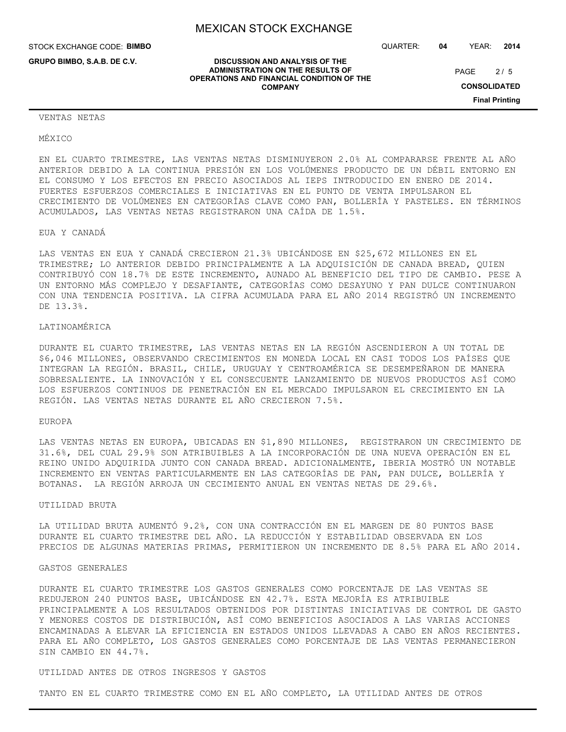## VENTAS NETAS

### MÉXICO

EN EL CUARTO TRIMESTRE, LAS VENTAS NETAS DISMINUYERON 2.0% AL COMPARARSE FRENTE AL AÑO ANTERIOR DEBIDO A LA CONTINUA PRESIÓN EN LOS VOLÚMENES PRODUCTO DE UN DÉBIL ENTORNO EN EL CONSUMO Y LOS EFECTOS EN PRECIO ASOCIADOS AL IEPS INTRODUCIDO EN ENERO DE 2014. FUERTES ESFUERZOS COMERCIALES E INICIATIVAS EN EL PUNTO DE VENTA IMPULSARON EL CRECIMIENTO DE VOLÚMENES EN CATEGORÍAS CLAVE COMO PAN, BOLLERÍA Y PASTELES. EN TÉRMINOS ACUMULADOS, LAS VENTAS NETAS REGISTRARON UNA CAÍDA DE 1.5%.

### EUA Y CANADÁ

LAS VENTAS EN EUA Y CANADÁ CRECIERON 21.3% UBICÁNDOSE EN $25,672 MILLONES EN EL TRIMESTRE; LO ANTERIOR DEBIDO PRINCIPALMENTE A LA ADQUISICIÓN DE CANADA BREAD, QUIEN CONTRIBUYÓ CON 18.7% DE ESTE INCREMENTO, AUNADO AL BENEFICIO DEL TIPO DE CAMBIO. PESE A UN ENTORNO MÁS COMPLEJO Y DESAFIANTE, CATEGORÍAS COMO DESAYUNO Y PAN DULCE CONTINUARON CON UNA TENDENCIA POSITIVA. LA CIFRA ACUMULADA PARA EL AÑO 2014 REGISTRÓ UN INCREMENTO DE 13.3%.

### LATINOAMÉRICA

DURANTE EL CUARTO TRIMESTRE, LAS VENTAS NETAS EN LA REGIÓN ASCENDIERON A UN TOTAL DE $6,046 MILLONES, OBSERVANDO CRECIMIENTOS EN MONEDA LOCAL EN CASI TODOS LOS PAÍSES QUE INTEGRAN LA REGIÓN. BRASIL, CHILE, URUGUAY Y CENTROAMÉRICA SE DESEMPEÑARON DE MANERA SOBRESALIENTE. LA INNOVACIÓN Y EL CONSECUENTE LANZAMIENTO DE NUEVOS PRODUCTOS ASÍ COMO LOS ESFUERZOS CONTINUOS DE PENETRACIÓN EN EL MERCADO IMPULSARON EL CRECIMIENTO EN LA REGIÓN. LAS VENTAS NETAS DURANTE EL AÑO CRECIERON 7.5%.

### EUROPA

LAS VENTAS NETAS EN EUROPA, UBICADAS EN $1,890 MILLONES, REGISTRARON UN CRECIMIENTO DE 31.6%, DEL CUAL 29.9% SON ATRIBUIBLES A LA INCORPORACIÓN DE UNA NUEVA OPERACIÓN EN EL REINO UNIDO ADQUIRIDA JUNTO CON CANADA BREAD. ADICIONALMENTE, IBERIA MOSTRÓ UN NOTABLE INCREMENTO EN VENTAS PARTICULARMENTE EN LAS CATEGORÍAS DE PAN, PAN DULCE, BOLLERÍA Y BOTANAS. LA REGIÓN ARROJA UN CECIMIENTO ANUAL EN VENTAS NETAS DE 29.6%.

## UTILIDAD BRUTA

LA UTILIDAD BRUTA AUMENTÓ 9.2%, CON UNA CONTRACCIÓN EN EL MARGEN DE 80 PUNTOS BASE DURANTE EL CUARTO TRIMESTRE DEL AÑO. LA REDUCCIÓN Y ESTABILIDAD OBSERVADA EN LOS PRECIOS DE ALGUNAS MATERIAS PRIMAS, PERMITIERON UN INCREMENTO DE 8.5% PARA EL AÑO 2014.

## GASTOS GENERALES

DURANTE EL CUARTO TRIMESTRE LOS GASTOS GENERALES COMO PORCENTAJE DE LAS VENTAS SE REDUJERON 240 PUNTOS BASE, UBICÁNDOSE EN 42.7%. ESTA MEJORÍA ES ATRIBUIBLE PRINCIPALMENTE A LOS RESULTADOS OBTENIDOS POR DISTINTAS INICIATIVAS DE CONTROL DE GASTO Y MENORES COSTOS DE DISTRIBUCIÓN, ASÍ COMO BENEFICIOS ASOCIADOS A LAS VARIAS ACCIONES ENCAMINADAS A ELEVAR LA EFICIENCIA EN ESTADOS UNIDOS LLEVADAS A CABO EN AÑOS RECIENTES. PARA EL AÑO COMPLETO, LOS GASTOS GENERALES COMO PORCENTAJE DE LAS VENTAS PERMANECIERON SIN CAMBIO EN 44.7%.

## UTILIDAD ANTES DE OTROS INGRESOS Y GASTOS

TANTO EN EL CUARTO TRIMESTRE COMO EN EL AÑO COMPLETO, LA UTILIDAD ANTES DE OTROS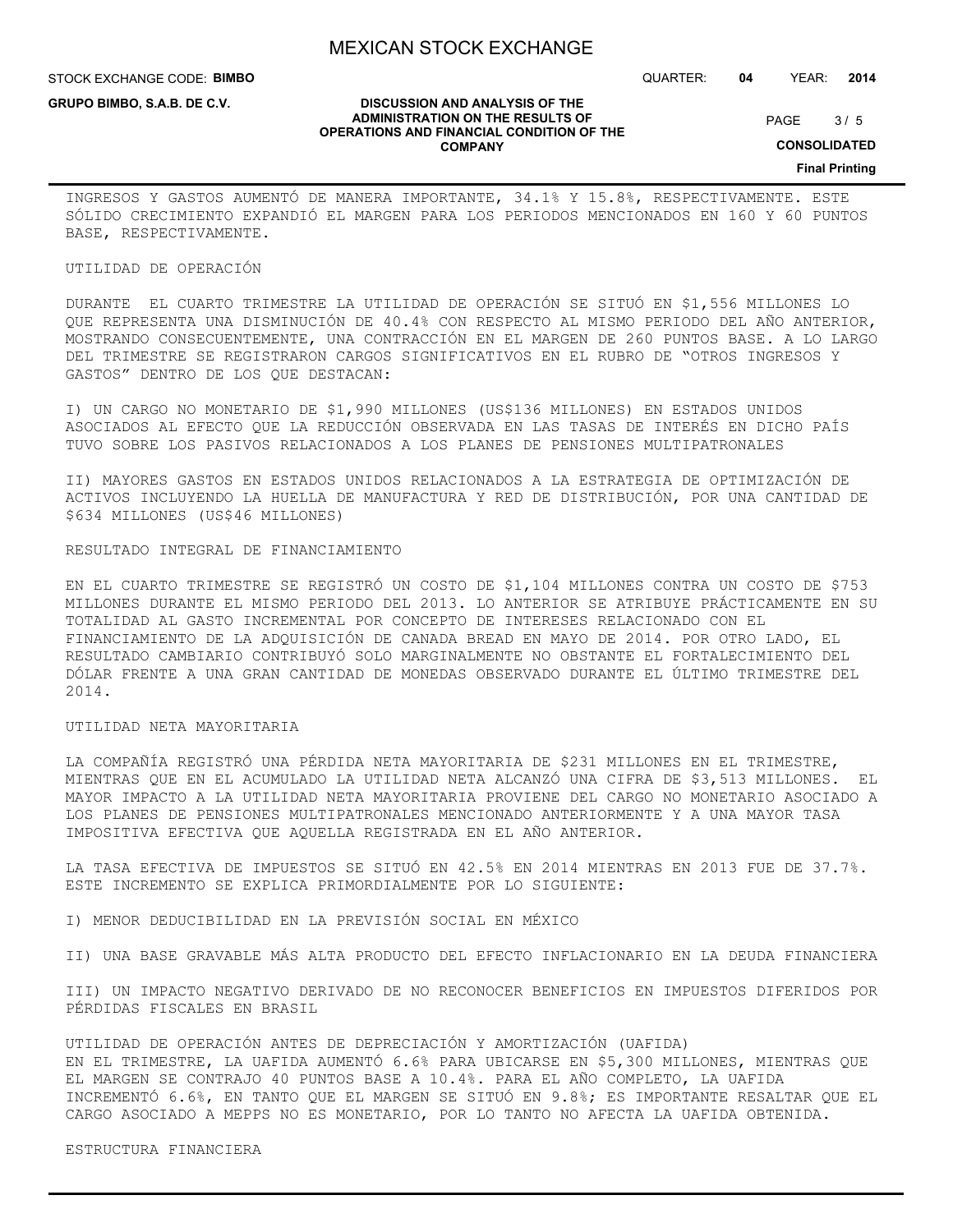INGRESOS Y GASTOS AUMENTÓ DE MANERA IMPORTANTE, 34.1% Y 15.8%, RESPECTIVAMENTE. ESTE SÓLIDO CRECIMIENTO EXPANDIÓ EL MARGEN PARA LOS PERIODOS MENCIONADOS EN 160 Y 60 PUNTOS BASE, RESPECTIVAMENTE.

UTILIDAD DE OPERACIÓN

DURANTE EL CUARTO TRIMESTRE LA UTILIDAD DE OPERACIÓN SE SITUÓ EN $1,556 MILLONES LO QUE REPRESENTA UNA DISMINUCIÓN DE 40.4% CON RESPECTO AL MISMO PERIODO DEL AÑO ANTERIOR, MOSTRANDO CONSECUENTEMENTE, UNA CONTRACCIÓN EN EL MARGEN DE 260 PUNTOS BASE. A LO LARGO DEL TRIMESTRE SE REGISTRARON CARGOS SIGNIFICATIVOS EN EL RUBRO DE "OTROS INGRESOS Y GASTOS" DENTRO DE LOS QUE DESTACAN:

I) UN CARGO NO MONETARIO DE $1,990 MILLONES (US$136 MILLONES) EN ESTADOS UNIDOS ASOCIADOS AL EFECTO QUE LA REDUCCIÓN OBSERVADA EN LAS TASAS DE INTERÉS EN DICHO PAÍS TUVO SOBRE LOS PASIVOS RELACIONADOS A LOS PLANES DE PENSIONES MULTIPATRONALES

II) MAYORES GASTOS EN ESTADOS UNIDOS RELACIONADOS A LA ESTRATEGIA DE OPTIMIZACIÓN DE ACTIVOS INCLUYENDO LA HUELLA DE MANUFACTURA Y RED DE DISTRIBUCIÓN, POR UNA CANTIDAD DE $634 MILLONES (US$46 MILLONES)

RESULTADO INTEGRAL DE FINANCIAMIENTO

EN EL CUARTO TRIMESTRE SE REGISTRÓ UN COSTO DE $1,104 MILLONES CONTRA UN COSTO DE $753 MILLONES DURANTE EL MISMO PERIODO DEL 2013. LO ANTERIOR SE ATRIBUYE PRÁCTICAMENTE EN SU TOTALIDAD AL GASTO INCREMENTAL POR CONCEPTO DE INTERESES RELACIONADO CON EL FINANCIAMIENTO DE LA ADQUISICIÓN DE CANADA BREAD EN MAYO DE 2014. POR OTRO LADO, EL RESULTADO CAMBIARIO CONTRIBUYÓ SOLO MARGINALMENTE NO OBSTANTE EL FORTALECIMIENTO DEL DÓLAR FRENTE A UNA GRAN CANTIDAD DE MONEDAS OBSERVADO DURANTE EL ÚLTIMO TRIMESTRE DEL 2014.

UTILIDAD NETA MAYORITARIA

LA COMPAÑÍA REGISTRÓ UNA PÉRDIDA NETA MAYORITARIA DE $231 MILLONES EN EL TRIMESTRE, MIENTRAS QUE EN EL ACUMULADO LA UTILIDAD NETA ALCANZÓ UNA CIFRA DE $3,513 MILLONES. EL MAYOR IMPACTO A LA UTILIDAD NETA MAYORITARIA PROVIENE DEL CARGO NO MONETARIO ASOCIADO A LOS PLANES DE PENSIONES MULTIPATRONALES MENCIONADO ANTERIORMENTE Y A UNA MAYOR TASA IMPOSITIVA EFECTIVA QUE AQUELLA REGISTRADA EN EL AÑO ANTERIOR.

LA TASA EFECTIVA DE IMPUESTOS SE SITUÓ EN 42.5% EN 2014 MIENTRAS EN 2013 FUE DE 37.7%. ESTE INCREMENTO SE EXPLICA PRIMORDIALMENTE POR LO SIGUIENTE:

I) MENOR DEDUCIBILIDAD EN LA PREVISIÓN SOCIAL EN MÉXICO

II) UNA BASE GRAVABLE MÁS ALTA PRODUCTO DEL EFECTO INFLACIONARIO EN LA DEUDA FINANCIERA

III) UN IMPACTO NEGATIVO DERIVADO DE NO RECONOCER BENEFICIOS EN IMPUESTOS DIFERIDOS POR PÉRDIDAS FISCALES EN BRASIL

UTILIDAD DE OPERACIÓN ANTES DE DEPRECIACIÓN Y AMORTIZACIÓN (UAFIDA)

EN EL TRIMESTRE, LA UAFIDA AUMENTÓ 6.6% PARA UBICARSE EN $5,300 MILLONES, MIENTRAS QUE EL MARGEN SE CONTRAJO 40 PUNTOS BASE A 10.4%. PARA EL AÑO COMPLETO, LA UAFIDA INCREMENTÓ 6.6%, EN TANTO QUE EL MARGEN SE SITUÓ EN 9.8%; ES IMPORTANTE RESALTAR QUE EL CARGO ASOCIADO A MEPPS NO ES MONETARIO, POR LO TANTO NO AFECTA LA UAFIDA OBTENIDA.

ESTRUCTURA FINANCIERA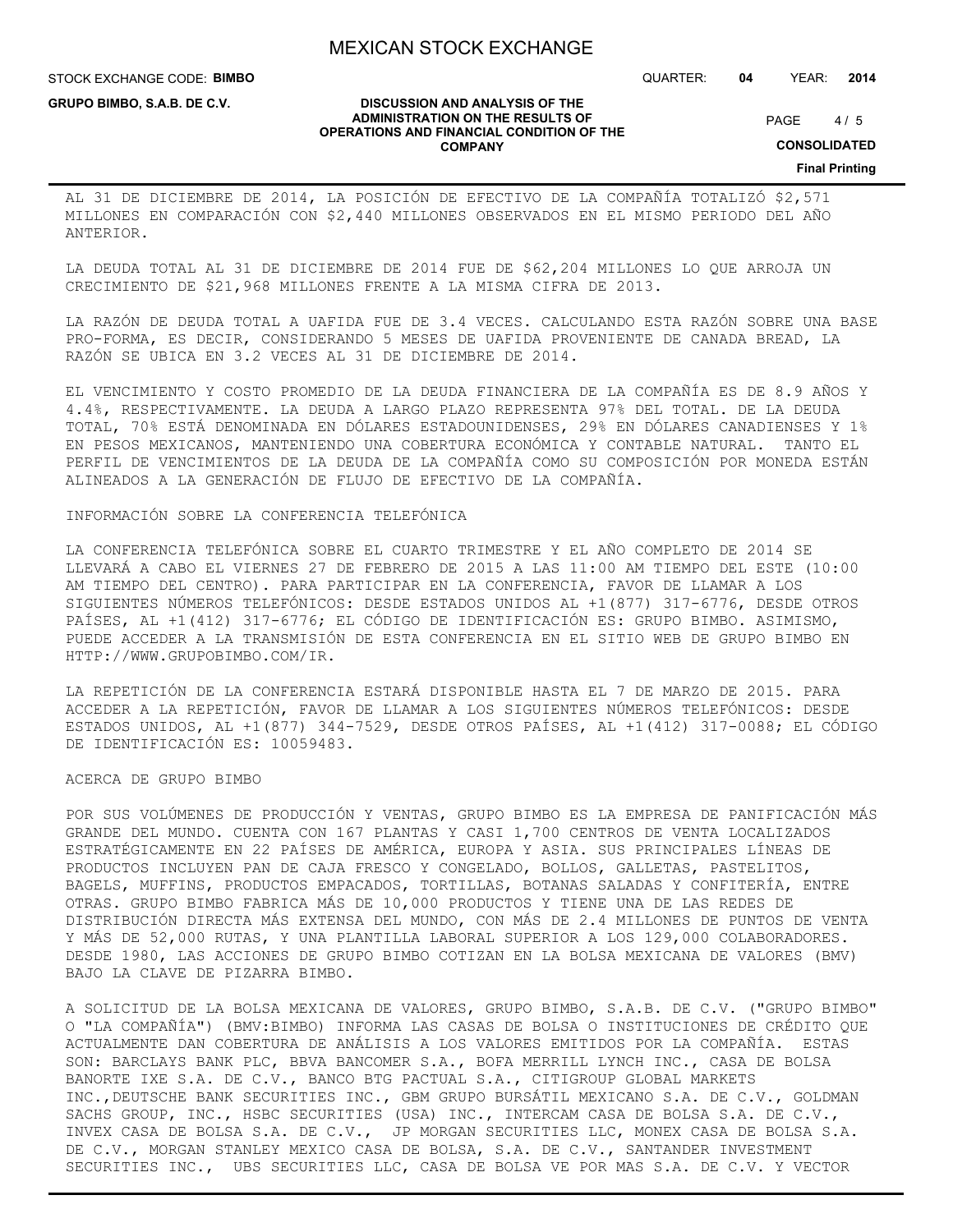AL 31 DE DICIEMBRE DE 2014, LA POSICIÓN DE EFECTIVO DE LA COMPAÑÍA TOTALIZÓ $2,571 MILLONES EN COMPARACIÓN CON $2,440 MILLONES OBSERVADOS EN EL MISMO PERIODO DEL AÑO ANTERIOR.

LA DEUDA TOTAL AL 31 DE DICIEMBRE DE 2014 FUE DE $62,204 MILLONES LO QUE ARROJA UN CRECIMIENTO DE $21,968 MILLONES FRENTE A LA MISMA CIFRA DE 2013.

LA RAZÓN DE DEUDA TOTAL A UAFIDA FUE DE 3.4 VECES. CALCULANDO ESTA RAZÓN SOBRE UNA BASE PRO-FORMA, ES DECIR, CONSIDERANDO 5 MESES DE UAFIDA PROVENIENTE DE CANADA BREAD, LA RAZÓN SE UBICA EN 3.2 VECES AL 31 DE DICIEMBRE DE 2014.

EL VENCIMIENTO Y COSTO PROMEDIO DE LA DEUDA FINANCIERA DE LA COMPAÑÍA ES DE 8.9 AÑOS Y 4.4%, RESPECTIVAMENTE. LA DEUDA A LARGO PLAZO REPRESENTA 97% DEL TOTAL. DE LA DEUDA TOTAL, 70% ESTÁ DENOMINADA EN DÓLARES ESTADOUNIDENSES, 29% EN DÓLARES CANADIENSES Y 1% EN PESOS MEXICANOS, MANTENIENDO UNA COBERTURA ECONÓMICA Y CONTABLE NATURAL. TANTO EL PERFIL DE VENCIMIENTOS DE LA DEUDA DE LA COMPAÑÍA COMO SU COMPOSICIÓN POR MONEDA ESTÁN ALINEADOS A LA GENERACIÓN DE FLUJO DE EFECTIVO DE LA COMPAÑÍA.

INFORMACIÓN SOBRE LA CONFERENCIA TELEFÓNICA

LA CONFERENCIA TELEFÓNICA SOBRE EL CUARTO TRIMESTRE Y EL AÑO COMPLETO DE 2014 SE LLEVARÁ A CABO EL VIERNES 27 DE FEBRERO DE 2015 A LAS 11:00 AM TIEMPO DEL ESTE (10:00 AM TIEMPO DEL CENTRO). PARA PARTICIPAR EN LA CONFERENCIA, FAVOR DE LLAMAR A LOS SIGUIENTES NÚMEROS TELEFÓNICOS: DESDE ESTADOS UNIDOS AL +1(877) 317-6776, DESDE OTROS PAÍSES, AL +1(412) 317-6776; EL CÓDIGO DE IDENTIFICACIÓN ES: GRUPO BIMBO. ASIMISMO, PUEDE ACCEDER A LA TRANSMISIÓN DE ESTA CONFERENCIA EN EL SITIO WEB DE GRUPO BIMBO EN HTTP://WWW.GRUPOBIMBO.COM/IR.

LA REPETICIÓN DE LA CONFERENCIA ESTARÁ DISPONIBLE HASTA EL 7 DE MARZO DE 2015. PARA ACCEDER A LA REPETICIÓN, FAVOR DE LLAMAR A LOS SIGUIENTES NÚMEROS TELEFÓNICOS: DESDE ESTADOS UNIDOS, AL +1(877) 344-7529, DESDE OTROS PAÍSES, AL +1(412) 317-0088; EL CÓDIGO DE IDENTIFICACIÓN ES: 10059483.

ACERCA DE GRUPO BIMBO

POR SUS VOLÚMENES DE PRODUCCIÓN Y VENTAS, GRUPO BIMBO ES LA EMPRESA DE PANIFICACIÓN MÁS GRANDE DEL MUNDO. CUENTA CON 167 PLANTAS Y CASI 1,700 CENTROS DE VENTA LOCALIZADOS ESTRATÉGICAMENTE EN 22 PAÍSES DE AMÉRICA, EUROPA Y ASIA. SUS PRINCIPALES LÍNEAS DE PRODUCTOS INCLUYEN PAN DE CAJA FRESCO Y CONGELADO, BOLLOS, GALLETAS, PASTELITOS, BAGELS, MUFFINS, PRODUCTOS EMPACADOS, TORTILLAS, BOTANAS SALADAS Y CONFITERÍA, ENTRE OTRAS. GRUPO BIMBO FABRICA MÁS DE 10,000 PRODUCTOS Y TIENE UNA DE LAS REDES DE DISTRIBUCIÓN DIRECTA MÁS EXTENSA DEL MUNDO, CON MÁS DE 2.4 MILLONES DE PUNTOS DE VENTA Y MÁS DE 52,000 RUTAS, Y UNA PLANTILLA LABORAL SUPERIOR A LOS 129,000 COLABORADORES. DESDE 1980, LAS ACCIONES DE GRUPO BIMBO COTIZAN EN LA BOLSA MEXICANA DE VALORES (BMV) BAJO LA CLAVE DE PIZARRA BIMBO.

A SOLICITUD DE LA BOLSA MEXICANA DE VALORES, GRUPO BIMBO, S.A.B. DE C.V. ("GRUPO BIMBO" O "LA COMPAÑÍA") (BMV:BIMBO) INFORMA LAS CASAS DE BOLSA O INSTITUCIONES DE CRÉDITO QUE ACTUALMENTE DAN COBERTURA DE ANÁLISIS A LOS VALORES EMITIDOS POR LA COMPAÑÍA. ESTAS SON: BARCLAYS BANK PLC, BBVA BANCOMER S.A., BOFA MERRILL LYNCH INC., CASA DE BOLSA BANORTE IXE S.A. DE C.V., BANCO BTG PACTUAL S.A., CITIGROUP GLOBAL MARKETS INC.,DEUTSCHE BANK SECURITIES INC., GBM GRUPO BURSÁTIL MEXICANO S.A. DE C.V., GOLDMAN SACHS GROUP, INC., HSBC SECURITIES (USA) INC., INTERCAM CASA DE BOLSA S.A. DE C.V., INVEX CASA DE BOLSA S.A. DE C.V., JP MORGAN SECURITIES LLC, MONEX CASA DE BOLSA S.A. DE C.V., MORGAN STANLEY MEXICO CASA DE BOLSA, S.A. DE C.V., SANTANDER INVESTMENT SECURITIES INC., UBS SECURITIES LLC, CASA DE BOLSA VE POR MAS S.A. DE C.V. Y VECTOR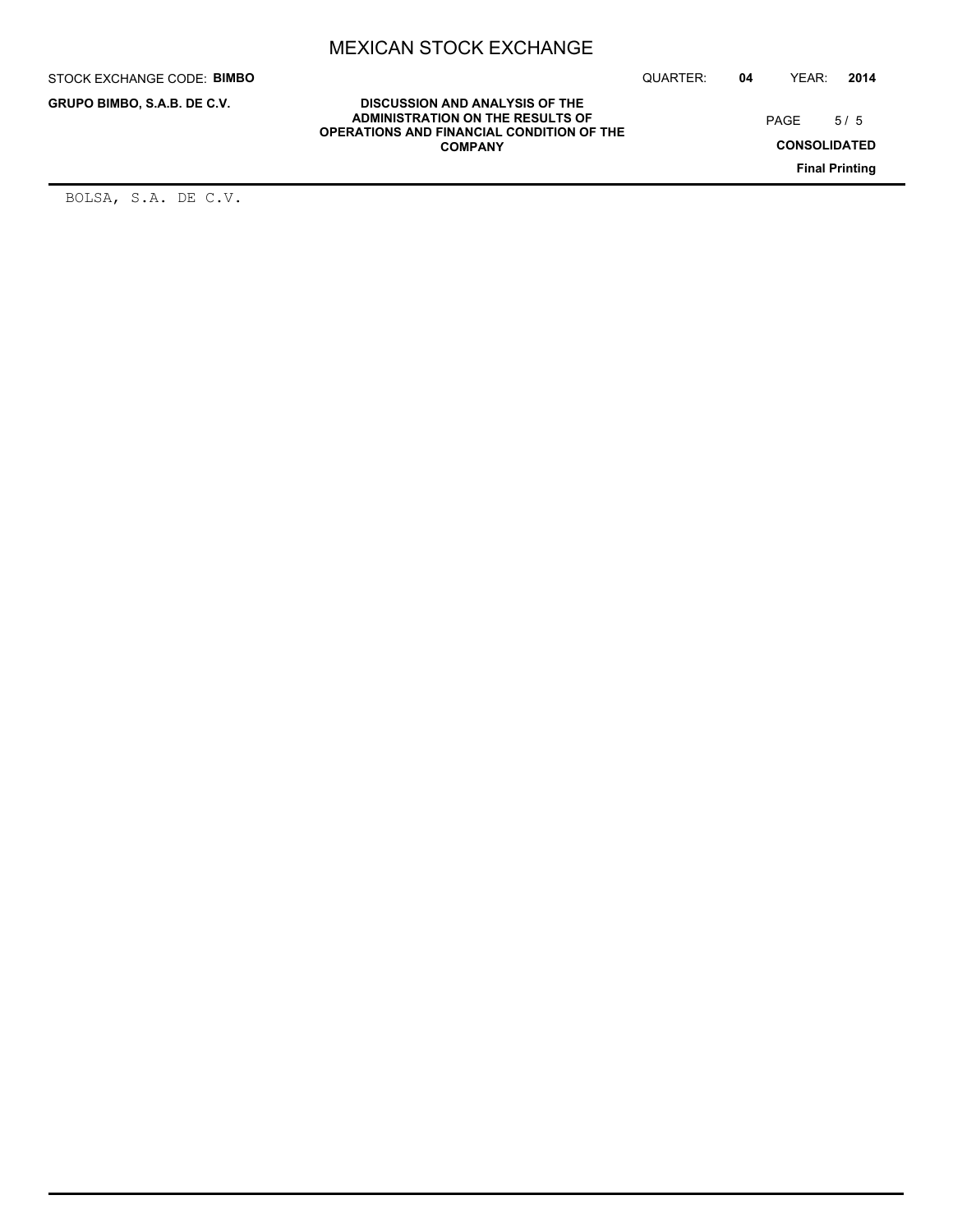BOLSA, S.A. DE C.V.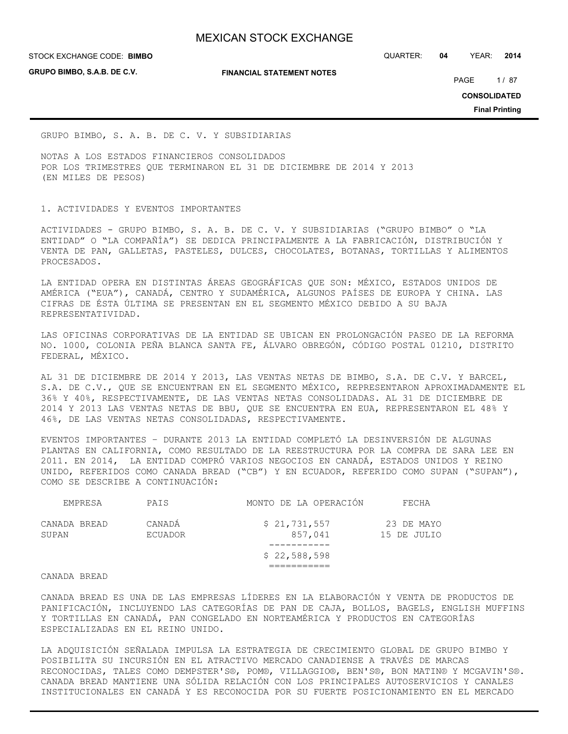GRUPO BIMBO, S. A. B. DE C. V. Y SUBSIDIARIAS

NOTAS A LOS ESTADOS FINANCIEROS CONSOLIDADOS
POR LOS TRIMESTRES QUE TERMINARON EL 31 DE DICIEMBRE DE 2014 Y 2013
(EN MILES DE PESOS)

## 1. ACTIVIDADES Y EVENTOS IMPORTANTES

ACTIVIDADES - GRUPO BIMBO, S. A. B. DE C. V. Y SUBSIDIARIAS ("GRUPO BIMBO" O "LA ENTIDAD" O "LA COMPAÑÍA") SE DEDICA PRINCIPALMENTE A LA FABRICACIÓN, DISTRIBUCIÓN Y VENTA DE PAN, GALLETAS, PASTELES, DULCES, CHOCOLATES, BOTANAS, TORTILLAS Y ALIMENTOS PROCESADOS.

LA ENTIDAD OPERA EN DISTINTAS ÁREAS GEOGRÁFICAS QUE SON: MÉXICO, ESTADOS UNIDOS DE AMÉRICA ("EUA"), CANADÁ, CENTRO Y SUDAMÉRICA, ALGUNOS PAÍSES DE EUROPA Y CHINA. LAS CIFRAS DE ÉSTA ÚLTIMA SE PRESENTAN EN EL SEGMENTO MÉXICO DEBIDO A SU BAJA REPRESENTATIVIDAD.

LAS OFICINAS CORPORATIVAS DE LA ENTIDAD SE UBICAN EN PROLONGACIÓN PASEO DE LA REFORMA NO. 1000, COLONIA PEÑA BLANCA SANTA FE, ÁLVARO OBREGÓN, CÓDIGO POSTAL 01210, DISTRITO FEDERAL, MÉXICO.

AL 31 DE DICIEMBRE DE 2014 Y 2013, LAS VENTAS NETAS DE BIMBO, S.A. DE C.V. Y BARCEL, S.A. DE C.V., QUE SE ENCUENTRAN EN EL SEGMENTO MÉXICO, REPRESENTARON APROXIMADAMENTE EL 36% Y 40%, RESPECTIVAMENTE, DE LAS VENTAS NETAS CONSOLIDADAS. AL 31 DE DICIEMBRE DE 2014 Y 2013 LAS VENTAS NETAS DE BBU, QUE SE ENCUENTRA EN EUA, REPRESENTARON EL 48% Y 46%, DE LAS VENTAS NETAS CONSOLIDADAS, RESPECTIVAMENTE.

EVENTOS IMPORTANTES – DURANTE 2013 LA ENTIDAD COMPLETÓ LA DESINVERSIÓN DE ALGUNAS PLANTAS EN CALIFORNIA, COMO RESULTADO DE LA REESTRUCTURA POR LA COMPRA DE SARA LEE EN 2011. EN 2014, LA ENTIDAD COMPRÓ VARIOS NEGOCIOS EN CANADÁ, ESTADOS UNIDOS Y REINO UNIDO, REFERIDOS COMO CANADA BREAD ("CB") Y EN ECUADOR, REFERIDO COMO SUPAN ("SUPAN"), COMO SE DESCRIBE A CONTINUACIÓN:

| EMPRESA | PAIS | MONTO DE LA OPERACIÓN | FECHA |
|---|---|---|---|
| CANADA BREAD | CANADÁ | $ 21,731,557 | 23 DE MAYO |
| SUPAN | ECUADOR | 857,041 | 15 DE JULIO |
| | | $ 22,588,598 | |

CANADA BREAD

CANADA BREAD ES UNA DE LAS EMPRESAS LÍDERES EN LA ELABORACIÓN Y VENTA DE PRODUCTOS DE PANIFICACIÓN, INCLUYENDO LAS CATEGORÍAS DE PAN DE CAJA, BOLLOS, BAGELS, ENGLISH MUFFINS Y TORTILLAS EN CANADÁ, PAN CONGELADO EN NORTEAMÉRICA Y PRODUCTOS EN CATEGORÍAS ESPECIALIZADAS EN EL REINO UNIDO.

LA ADQUISICIÓN SEÑALADA IMPULSA LA ESTRATEGIA DE CRECIMIENTO GLOBAL DE GRUPO BIMBO Y POSIBILITA SU INCURSIÓN EN EL ATRACTIVO MERCADO CANADIENSE A TRAVÉS DE MARCAS RECONOCIDAS, TALES COMO DEMPSTER'S®, POM®, VILLAGGIO®, BEN'S®, BON MATIN® Y MCGAVIN'S®. CANADA BREAD MANTIENE UNA SÓLIDA RELACIÓN CON LOS PRINCIPALES AUTOSERVICIOS Y CANALES INSTITUCIONALES EN CANADÁ Y ES RECONOCIDA POR SU FUERTE POSICIONAMIENTO EN EL MERCADO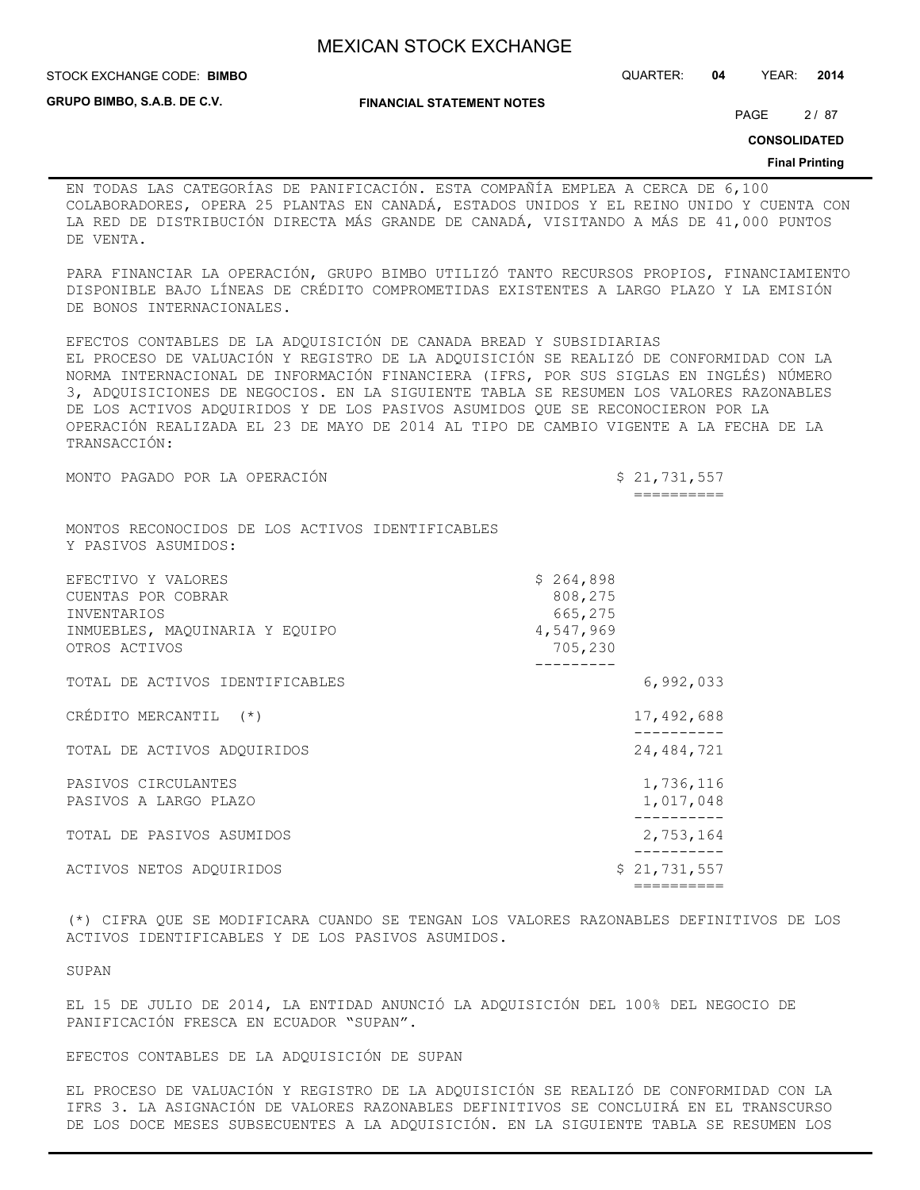EN TODAS LAS CATEGORÍAS DE PANIFICACIÓN. ESTA COMPAÑÍA EMPLEA A CERCA DE 6,100 COLABORADORES, OPERA 25 PLANTAS EN CANADÁ, ESTADOS UNIDOS Y EL REINO UNIDO Y CUENTA CON LA RED DE DISTRIBUCIÓN DIRECTA MÁS GRANDE DE CANADÁ, VISITANDO A MÁS DE 41,000 PUNTOS DE VENTA.

PARA FINANCIAR LA OPERACIÓN, GRUPO BIMBO UTILIZÓ TANTO RECURSOS PROPIOS, FINANCIAMIENTO DISPONIBLE BAJO LÍNEAS DE CRÉDITO COMPROMETIDAS EXISTENTES A LARGO PLAZO Y LA EMISIÓN DE BONOS INTERNACIONALES.

EFECTOS CONTABLES DE LA ADQUISICIÓN DE CANADA BREAD Y SUBSIDIARIAS
EL PROCESO DE VALUACIÓN Y REGISTRO DE LA ADQUISICIÓN SE REALIZÓ DE CONFORMIDAD CON LA NORMA INTERNACIONAL DE INFORMACIÓN FINANCIERA (IFRS, POR SUS SIGLAS EN INGLÉS) NÚMERO 3, ADQUISICIONES DE NEGOCIOS. EN LA SIGUIENTE TABLA SE RESUMEN LOS VALORES RAZONABLES DE LOS ACTIVOS ADQUIRIDOS Y DE LOS PASIVOS ASUMIDOS QUE SE RECONOCIERON POR LA OPERACIÓN REALIZADA EL 23 DE MAYO DE 2014 AL TIPO DE CAMBIO VIGENTE A LA FECHA DE LA TRANSACCIÓN:

| | | |
|---|---|---|
| MONTO PAGADO POR LA OPERACIÓN | | $ 21,731,557 |
| MONTOS RECONOCIDOS DE LOS ACTIVOS IDENTIFICABLES Y PASIVOS ASUMIDOS: | | |
| EFECTIVO Y VALORES | $ 264,898 | |
| CUENTAS POR COBRAR | 808,275 | |
| INVENTARIOS | 665,275 | |
| INMUEBLES, MAQUINARIA Y EQUIPO | 4,547,969 | |
| OTROS ACTIVOS | 705,230 | |
| TOTAL DE ACTIVOS IDENTIFICABLES | | 6,992,033 |
| CRÉDITO MERCANTIL (*) | | 17,492,688 |
| TOTAL DE ACTIVOS ADQUIRIDOS | | 24,484,721 |
| PASIVOS CIRCULANTES | | 1,736,116 |
| PASIVOS A LARGO PLAZO | | 1,017,048 |
| TOTAL DE PASIVOS ASUMIDOS | | 2,753,164 |
| ACTIVOS NETOS ADQUIRIDOS | | $ 21,731,557 |

(*) CIFRA QUE SE MODIFICARA CUANDO SE TENGAN LOS VALORES RAZONABLES DEFINITIVOS DE LOS ACTIVOS IDENTIFICABLES Y DE LOS PASIVOS ASUMIDOS.

SUPAN

EL 15 DE JULIO DE 2014, LA ENTIDAD ANUNCIÓ LA ADQUISICIÓN DEL 100% DEL NEGOCIO DE PANIFICACIÓN FRESCA EN ECUADOR "SUPAN".

EFECTOS CONTABLES DE LA ADQUISICIÓN DE SUPAN

EL PROCESO DE VALUACIÓN Y REGISTRO DE LA ADQUISICIÓN SE REALIZÓ DE CONFORMIDAD CON LA IFRS 3. LA ASIGNACIÓN DE VALORES RAZONABLES DEFINITIVOS SE CONCLUIRÁ EN EL TRANSCURSO DE LOS DOCE MESES SUBSECUENTES A LA ADQUISICIÓN. EN LA SIGUIENTE TABLA SE RESUMEN LOS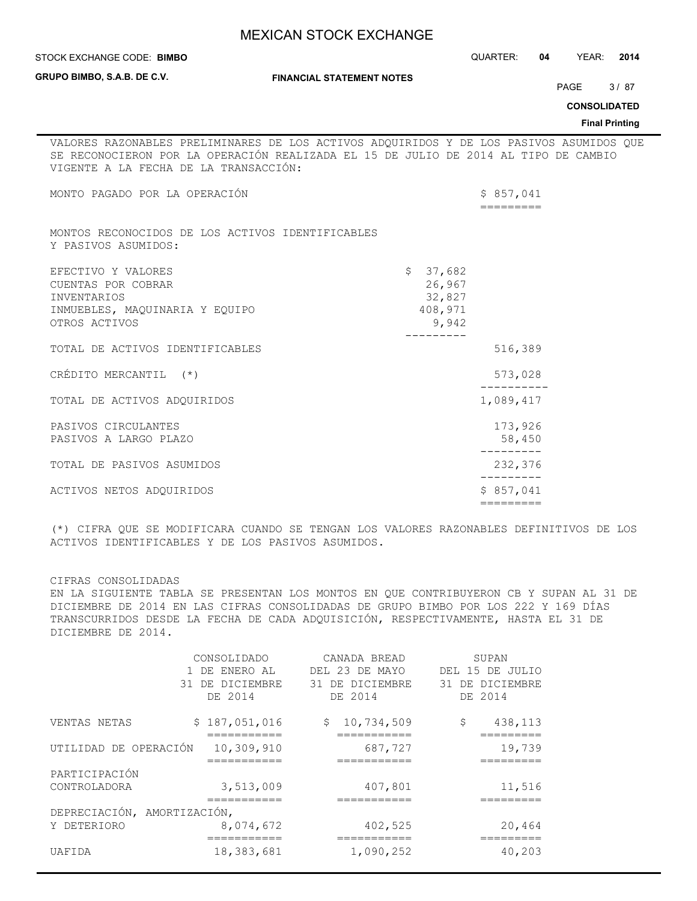VALORES RAZONABLES PRELIMINARES DE LOS ACTIVOS ADQUIRIDOS Y DE LOS PASIVOS ASUMIDOS QUE SE RECONOCIERON POR LA OPERACIÓN REALIZADA EL 15 DE JULIO DE 2014 AL TIPO DE CAMBIO VIGENTE A LA FECHA DE LA TRANSACCIÓN:

| | | |
|---|---|---|
| MONTO PAGADO POR LA OPERACIÓN | | $ 857,041 |
| MONTOS RECONOCIDOS DE LOS ACTIVOS IDENTIFICABLES Y PASIVOS ASUMIDOS: | | |
| EFECTIVO Y VALORES | $ 37,682 | |
| CUENTAS POR COBRAR | 26,967 | |
| INVENTARIOS | 32,827 | |
| INMUEBLES, MAQUINARIA Y EQUIPO | 408,971 | |
| OTROS ACTIVOS | 9,942 | |
| TOTAL DE ACTIVOS IDENTIFICABLES | | 516,389 |
| CRÉDITO MERCANTIL (*) | | 573,028 |
| TOTAL DE ACTIVOS ADQUIRIDOS | | 1,089,417 |
| PASIVOS CIRCULANTES | | 173,926 |
| PASIVOS A LARGO PLAZO | | 58,450 |
| TOTAL DE PASIVOS ASUMIDOS | | 232,376 |
| ACTIVOS NETOS ADQUIRIDOS | | $ 857,041 |

(*) CIFRA QUE SE MODIFICARA CUANDO SE TENGAN LOS VALORES RAZONABLES DEFINITIVOS DE LOS ACTIVOS IDENTIFICABLES Y DE LOS PASIVOS ASUMIDOS.

CIFRAS CONSOLIDADAS

EN LA SIGUIENTE TABLA SE PRESENTAN LOS MONTOS EN QUE CONTRIBUYERON CB Y SUPAN AL 31 DE DICIEMBRE DE 2014 EN LAS CIFRAS CONSOLIDADAS DE GRUPO BIMBO POR LOS 222 Y 169 DÍAS TRANSCURRIDOS DESDE LA FECHA DE CADA ADQUISICIÓN, RESPECTIVAMENTE, HASTA EL 31 DE DICIEMBRE DE 2014.

| | CONSOLIDADO 1 DE ENERO AL 31 DE DICIEMBRE DE 2014 | CANADA BREAD DEL 23 DE MAYO 31 DE DICIEMBRE DE 2014 | SUPAN DEL 15 DE JULIO 31 DE DICIEMBRE DE 2014 |
|---|---|---|---|
| VENTAS NETAS | $ 187,051,016 | $ 10,734,509 | $ 438,113 |
| UTILIDAD DE OPERACIÓN | 10,309,910 | 687,727 | 19,739 |
| PARTICIPACIÓN CONTROLADORA | 3,513,009 | 407,801 | 11,516 |
| DEPRECIACIÓN, AMORTIZACIÓN, Y DETERIORO | 8,074,672 | 402,525 | 20,464 |
| UAFIDA | 18,383,681 | 1,090,252 | 40,203 |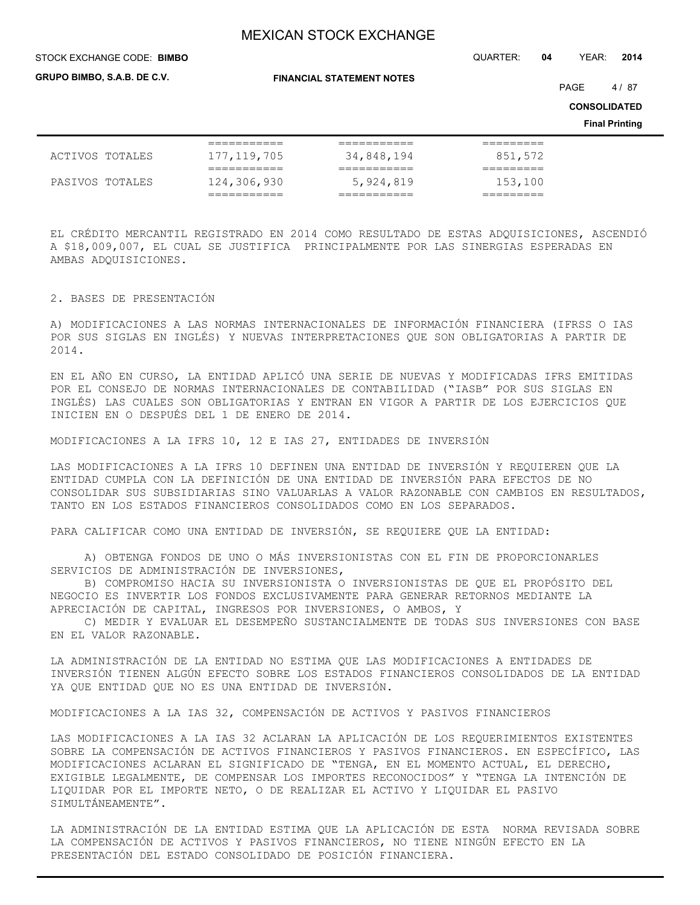| | | | |
|---|---|---|---|
| ACTIVOS TOTALES | 177,119,705 | 34,848,194 | 851,572 |
| PASIVOS TOTALES | 124,306,930 | 5,924,819 | 153,100 |

EL CRÉDITO MERCANTIL REGISTRADO EN 2014 COMO RESULTADO DE ESTAS ADQUISICIONES, ASCENDIÓ A $18,009,007, EL CUAL SE JUSTIFICA PRINCIPALMENTE POR LAS SINERGIAS ESPERADAS EN AMBAS ADQUISICIONES.

## 2. BASES DE PRESENTACIÓN

A) MODIFICACIONES A LAS NORMAS INTERNACIONALES DE INFORMACIÓN FINANCIERA (IFRSS O IAS POR SUS SIGLAS EN INGLÉS) Y NUEVAS INTERPRETACIONES QUE SON OBLIGATORIAS A PARTIR DE 2014.

EN EL AÑO EN CURSO, LA ENTIDAD APLICÓ UNA SERIE DE NUEVAS Y MODIFICADAS IFRS EMITIDAS POR EL CONSEJO DE NORMAS INTERNACIONALES DE CONTABILIDAD ("IASB" POR SUS SIGLAS EN INGLÉS) LAS CUALES SON OBLIGATORIAS Y ENTRAN EN VIGOR A PARTIR DE LOS EJERCICIOS QUE INICIEN EN O DESPUÉS DEL 1 DE ENERO DE 2014.

MODIFICACIONES A LA IFRS 10, 12 E IAS 27, ENTIDADES DE INVERSIÓN

LAS MODIFICACIONES A LA IFRS 10 DEFINEN UNA ENTIDAD DE INVERSIÓN Y REQUIEREN QUE LA ENTIDAD CUMPLA CON LA DEFINICIÓN DE UNA ENTIDAD DE INVERSIÓN PARA EFECTOS DE NO CONSOLIDAR SUS SUBSIDIARIAS SINO VALUARLAS A VALOR RAZONABLE CON CAMBIOS EN RESULTADOS, TANTO EN LOS ESTADOS FINANCIEROS CONSOLIDADOS COMO EN LOS SEPARADOS.

PARA CALIFICAR COMO UNA ENTIDAD DE INVERSIÓN, SE REQUIERE QUE LA ENTIDAD:

A) OBTENGA FONDOS DE UNO O MÁS INVERSIONISTAS CON EL FIN DE PROPORCIONARLES SERVICIOS DE ADMINISTRACIÓN DE INVERSIONES,
B) COMPROMISO HACIA SU INVERSIONISTA O INVERSIONISTAS DE QUE EL PROPÓSITO DEL NEGOCIO ES INVERTIR LOS FONDOS EXCLUSIVAMENTE PARA GENERAR RETORNOS MEDIANTE LA APRECIACIÓN DE CAPITAL, INGRESOS POR INVERSIONES, O AMBOS, Y
C) MEDIR Y EVALUAR EL DESEMPEÑO SUSTANCIALMENTE DE TODAS SUS INVERSIONES CON BASE EN EL VALOR RAZONABLE.

LA ADMINISTRACIÓN DE LA ENTIDAD NO ESTIMA QUE LAS MODIFICACIONES A ENTIDADES DE INVERSIÓN TIENEN ALGÚN EFECTO SOBRE LOS ESTADOS FINANCIEROS CONSOLIDADOS DE LA ENTIDAD YA QUE ENTIDAD QUE NO ES UNA ENTIDAD DE INVERSIÓN.

MODIFICACIONES A LA IAS 32, COMPENSACIÓN DE ACTIVOS Y PASIVOS FINANCIEROS

LAS MODIFICACIONES A LA IAS 32 ACLARAN LA APLICACIÓN DE LOS REQUERIMIENTOS EXISTENTES SOBRE LA COMPENSACIÓN DE ACTIVOS FINANCIEROS Y PASIVOS FINANCIEROS. EN ESPECÍFICO, LAS MODIFICACIONES ACLARAN EL SIGNIFICADO DE "TENGA, EN EL MOMENTO ACTUAL, EL DERECHO, EXIGIBLE LEGALMENTE, DE COMPENSAR LOS IMPORTES RECONOCIDOS" Y "TENGA LA INTENCIÓN DE LIQUIDAR POR EL IMPORTE NETO, O DE REALIZAR EL ACTIVO Y LIQUIDAR EL PASIVO SIMULTÁNEAMENTE".

LA ADMINISTRACIÓN DE LA ENTIDAD ESTIMA QUE LA APLICACIÓN DE ESTA NORMA REVISADA SOBRE LA COMPENSACIÓN DE ACTIVOS Y PASIVOS FINANCIEROS, NO TIENE NINGÚN EFECTO EN LA PRESENTACIÓN DEL ESTADO CONSOLIDADO DE POSICIÓN FINANCIERA.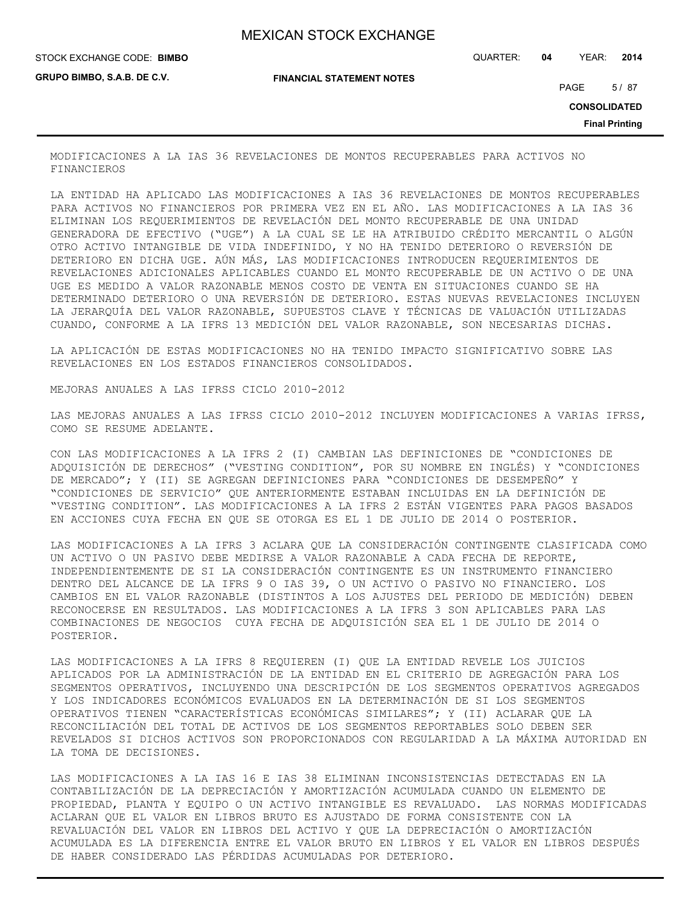MODIFICACIONES A LA IAS 36 REVELACIONES DE MONTOS RECUPERABLES PARA ACTIVOS NO FINANCIEROS

LA ENTIDAD HA APLICADO LAS MODIFICACIONES A IAS 36 REVELACIONES DE MONTOS RECUPERABLES PARA ACTIVOS NO FINANCIEROS POR PRIMERA VEZ EN EL AÑO. LAS MODIFICACIONES A LA IAS 36 ELIMINAN LOS REQUERIMIENTOS DE REVELACIÓN DEL MONTO RECUPERABLE DE UNA UNIDAD GENERADORA DE EFECTIVO ("UGE") A LA CUAL SE LE HA ATRIBUIDO CRÉDITO MERCANTIL O ALGÚN OTRO ACTIVO INTANGIBLE DE VIDA INDEFINIDO, Y NO HA TENIDO DETERIORO O REVERSIÓN DE DETERIORO EN DICHA UGE. AÚN MÁS, LAS MODIFICACIONES INTRODUCEN REQUERIMIENTOS DE REVELACIONES ADICIONALES APLICABLES CUANDO EL MONTO RECUPERABLE DE UN ACTIVO O DE UNA UGE ES MEDIDO A VALOR RAZONABLE MENOS COSTO DE VENTA EN SITUACIONES CUANDO SE HA DETERMINADO DETERIORO O UNA REVERSIÓN DE DETERIORO. ESTAS NUEVAS REVELACIONES INCLUYEN LA JERARQUÍA DEL VALOR RAZONABLE, SUPUESTOS CLAVE Y TÉCNICAS DE VALUACIÓN UTILIZADAS CUANDO, CONFORME A LA IFRS 13 MEDICIÓN DEL VALOR RAZONABLE, SON NECESARIAS DICHAS.

LA APLICACIÓN DE ESTAS MODIFICACIONES NO HA TENIDO IMPACTO SIGNIFICATIVO SOBRE LAS REVELACIONES EN LOS ESTADOS FINANCIEROS CONSOLIDADOS.

MEJORAS ANUALES A LAS IFRSS CICLO 2010-2012

LAS MEJORAS ANUALES A LAS IFRSS CICLO 2010-2012 INCLUYEN MODIFICACIONES A VARIAS IFRSS, COMO SE RESUME ADELANTE.

CON LAS MODIFICACIONES A LA IFRS 2 (I) CAMBIAN LAS DEFINICIONES DE "CONDICIONES DE ADQUISICIÓN DE DERECHOS" ("VESTING CONDITION", POR SU NOMBRE EN INGLÉS) Y "CONDICIONES DE MERCADO"; Y (II) SE AGREGAN DEFINICIONES PARA "CONDICIONES DE DESEMPEÑO" Y "CONDICIONES DE SERVICIO" QUE ANTERIORMENTE ESTABAN INCLUIDAS EN LA DEFINICIÓN DE "VESTING CONDITION". LAS MODIFICACIONES A LA IFRS 2 ESTÁN VIGENTES PARA PAGOS BASADOS EN ACCIONES CUYA FECHA EN QUE SE OTORGA ES EL 1 DE JULIO DE 2014 O POSTERIOR.

LAS MODIFICACIONES A LA IFRS 3 ACLARA QUE LA CONSIDERACIÓN CONTINGENTE CLASIFICADA COMO UN ACTIVO O UN PASIVO DEBE MEDIRSE A VALOR RAZONABLE A CADA FECHA DE REPORTE, INDEPENDIENTEMENTE DE SI LA CONSIDERACIÓN CONTINGENTE ES UN INSTRUMENTO FINANCIERO DENTRO DEL ALCANCE DE LA IFRS 9 O IAS 39, O UN ACTIVO O PASIVO NO FINANCIERO. LOS CAMBIOS EN EL VALOR RAZONABLE (DISTINTOS A LOS AJUSTES DEL PERIODO DE MEDICIÓN) DEBEN RECONOCERSE EN RESULTADOS. LAS MODIFICACIONES A LA IFRS 3 SON APLICABLES PARA LAS COMBINACIONES DE NEGOCIOS CUYA FECHA DE ADQUISICIÓN SEA EL 1 DE JULIO DE 2014 O POSTERIOR.

LAS MODIFICACIONES A LA IFRS 8 REQUIEREN (I) QUE LA ENTIDAD REVELE LOS JUICIOS APLICADOS POR LA ADMINISTRACIÓN DE LA ENTIDAD EN EL CRITERIO DE AGREGACIÓN PARA LOS SEGMENTOS OPERATIVOS, INCLUYENDO UNA DESCRIPCIÓN DE LOS SEGMENTOS OPERATIVOS AGREGADOS Y LOS INDICADORES ECONÓMICOS EVALUADOS EN LA DETERMINACIÓN DE SI LOS SEGMENTOS OPERATIVOS TIENEN "CARACTERÍSTICAS ECONÓMICAS SIMILARES"; Y (II) ACLARAR QUE LA RECONCILIACIÓN DEL TOTAL DE ACTIVOS DE LOS SEGMENTOS REPORTABLES SOLO DEBEN SER REVELADOS SI DICHOS ACTIVOS SON PROPORCIONADOS CON REGULARIDAD A LA MÁXIMA AUTORIDAD EN LA TOMA DE DECISIONES.

LAS MODIFICACIONES A LA IAS 16 E IAS 38 ELIMINAN INCONSISTENCIAS DETECTADAS EN LA CONTABILIZACIÓN DE LA DEPRECIACIÓN Y AMORTIZACIÓN ACUMULADA CUANDO UN ELEMENTO DE PROPIEDAD, PLANTA Y EQUIPO O UN ACTIVO INTANGIBLE ES REVALUADO. LAS NORMAS MODIFICADAS ACLARAN QUE EL VALOR EN LIBROS BRUTO ES AJUSTADO DE FORMA CONSISTENTE CON LA REVALUACIÓN DEL VALOR EN LIBROS DEL ACTIVO Y QUE LA DEPRECIACIÓN O AMORTIZACIÓN ACUMULADA ES LA DIFERENCIA ENTRE EL VALOR BRUTO EN LIBROS Y EL VALOR EN LIBROS DESPUÉS DE HABER CONSIDERADO LAS PÉRDIDAS ACUMULADAS POR DETERIORO.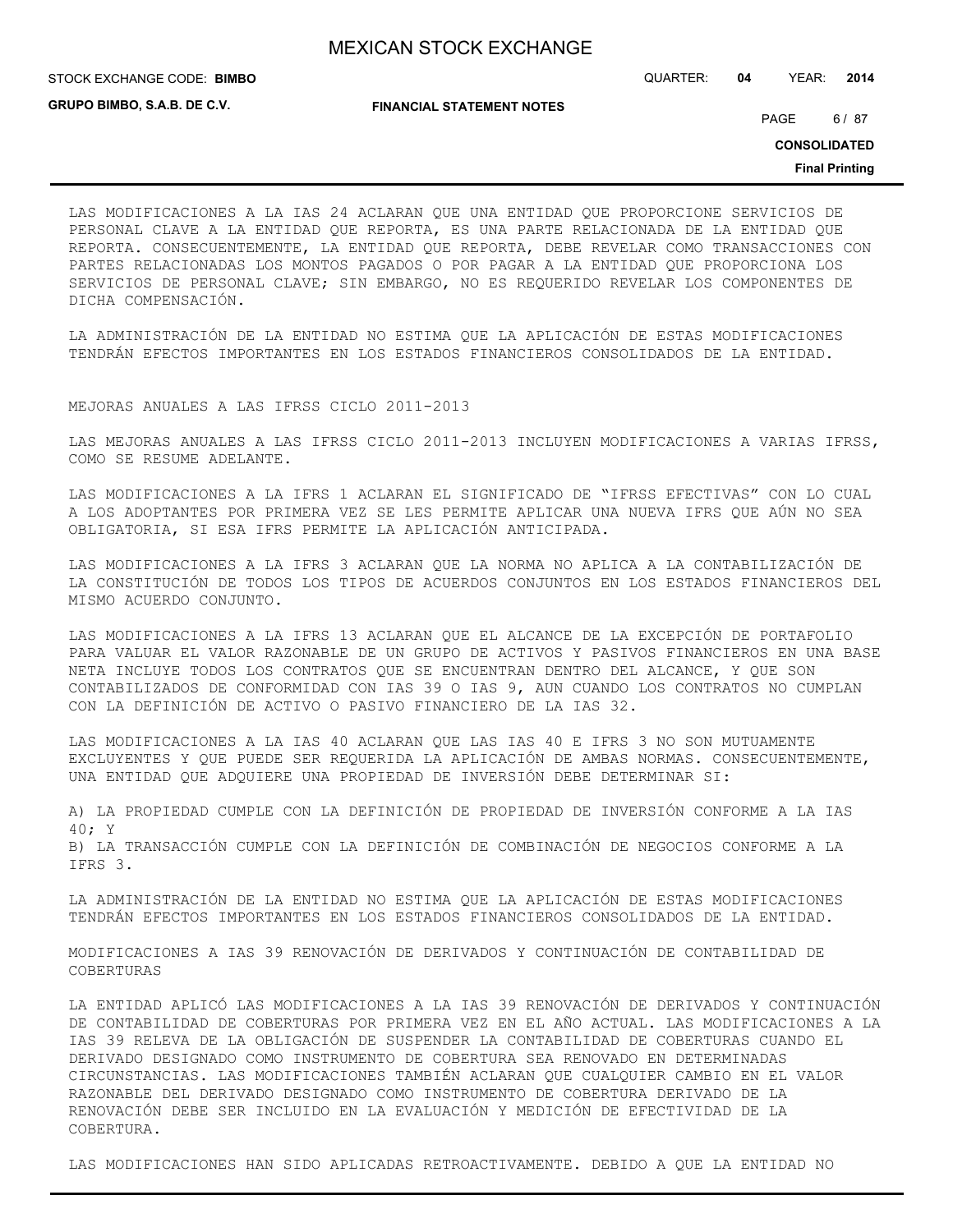LAS MODIFICACIONES A LA IAS 24 ACLARAN QUE UNA ENTIDAD QUE PROPORCIONE SERVICIOS DE PERSONAL CLAVE A LA ENTIDAD QUE REPORTA, ES UNA PARTE RELACIONADA DE LA ENTIDAD QUE REPORTA. CONSECUENTEMENTE, LA ENTIDAD QUE REPORTA, DEBE REVELAR COMO TRANSACCIONES CON PARTES RELACIONADAS LOS MONTOS PAGADOS O POR PAGAR A LA ENTIDAD QUE PROPORCIONA LOS SERVICIOS DE PERSONAL CLAVE; SIN EMBARGO, NO ES REQUERIDO REVELAR LOS COMPONENTES DE DICHA COMPENSACIÓN.

LA ADMINISTRACIÓN DE LA ENTIDAD NO ESTIMA QUE LA APLICACIÓN DE ESTAS MODIFICACIONES TENDRÁN EFECTOS IMPORTANTES EN LOS ESTADOS FINANCIEROS CONSOLIDADOS DE LA ENTIDAD.

MEJORAS ANUALES A LAS IFRSS CICLO 2011-2013

LAS MEJORAS ANUALES A LAS IFRSS CICLO 2011-2013 INCLUYEN MODIFICACIONES A VARIAS IFRSS, COMO SE RESUME ADELANTE.

LAS MODIFICACIONES A LA IFRS 1 ACLARAN EL SIGNIFICADO DE "IFRSS EFECTIVAS" CON LO CUAL A LOS ADOPTANTES POR PRIMERA VEZ SE LES PERMITE APLICAR UNA NUEVA IFRS QUE AÚN NO SEA OBLIGATORIA, SI ESA IFRS PERMITE LA APLICACIÓN ANTICIPADA.

LAS MODIFICACIONES A LA IFRS 3 ACLARAN QUE LA NORMA NO APLICA A LA CONTABILIZACIÓN DE LA CONSTITUCIÓN DE TODOS LOS TIPOS DE ACUERDOS CONJUNTOS EN LOS ESTADOS FINANCIEROS DEL MISMO ACUERDO CONJUNTO.

LAS MODIFICACIONES A LA IFRS 13 ACLARAN QUE EL ALCANCE DE LA EXCEPCIÓN DE PORTAFOLIO PARA VALUAR EL VALOR RAZONABLE DE UN GRUPO DE ACTIVOS Y PASIVOS FINANCIEROS EN UNA BASE NETA INCLUYE TODOS LOS CONTRATOS QUE SE ENCUENTRAN DENTRO DEL ALCANCE, Y QUE SON CONTABILIZADOS DE CONFORMIDAD CON IAS 39 O IAS 9, AUN CUANDO LOS CONTRATOS NO CUMPLAN CON LA DEFINICIÓN DE ACTIVO O PASIVO FINANCIERO DE LA IAS 32.

LAS MODIFICACIONES A LA IAS 40 ACLARAN QUE LAS IAS 40 E IFRS 3 NO SON MUTUAMENTE EXCLUYENTES Y QUE PUEDE SER REQUERIDA LA APLICACIÓN DE AMBAS NORMAS. CONSECUENTEMENTE, UNA ENTIDAD QUE ADQUIERE UNA PROPIEDAD DE INVERSIÓN DEBE DETERMINAR SI:

A) LA PROPIEDAD CUMPLE CON LA DEFINICIÓN DE PROPIEDAD DE INVERSIÓN CONFORME A LA IAS 40; Y
B) LA TRANSACCIÓN CUMPLE CON LA DEFINICIÓN DE COMBINACIÓN DE NEGOCIOS CONFORME A LA IFRS 3.

LA ADMINISTRACIÓN DE LA ENTIDAD NO ESTIMA QUE LA APLICACIÓN DE ESTAS MODIFICACIONES TENDRÁN EFECTOS IMPORTANTES EN LOS ESTADOS FINANCIEROS CONSOLIDADOS DE LA ENTIDAD.

MODIFICACIONES A IAS 39 RENOVACIÓN DE DERIVADOS Y CONTINUACIÓN DE CONTABILIDAD DE COBERTURAS

LA ENTIDAD APLICÓ LAS MODIFICACIONES A LA IAS 39 RENOVACIÓN DE DERIVADOS Y CONTINUACIÓN DE CONTABILIDAD DE COBERTURAS POR PRIMERA VEZ EN EL AÑO ACTUAL. LAS MODIFICACIONES A LA IAS 39 RELEVA DE LA OBLIGACIÓN DE SUSPENDER LA CONTABILIDAD DE COBERTURAS CUANDO EL DERIVADO DESIGNADO COMO INSTRUMENTO DE COBERTURA SEA RENOVADO EN DETERMINADAS CIRCUNSTANCIAS. LAS MODIFICACIONES TAMBIÉN ACLARAN QUE CUALQUIER CAMBIO EN EL VALOR RAZONABLE DEL DERIVADO DESIGNADO COMO INSTRUMENTO DE COBERTURA DERIVADO DE LA RENOVACIÓN DEBE SER INCLUIDO EN LA EVALUACIÓN Y MEDICIÓN DE EFECTIVIDAD DE LA COBERTURA.

LAS MODIFICACIONES HAN SIDO APLICADAS RETROACTIVAMENTE. DEBIDO A QUE LA ENTIDAD NO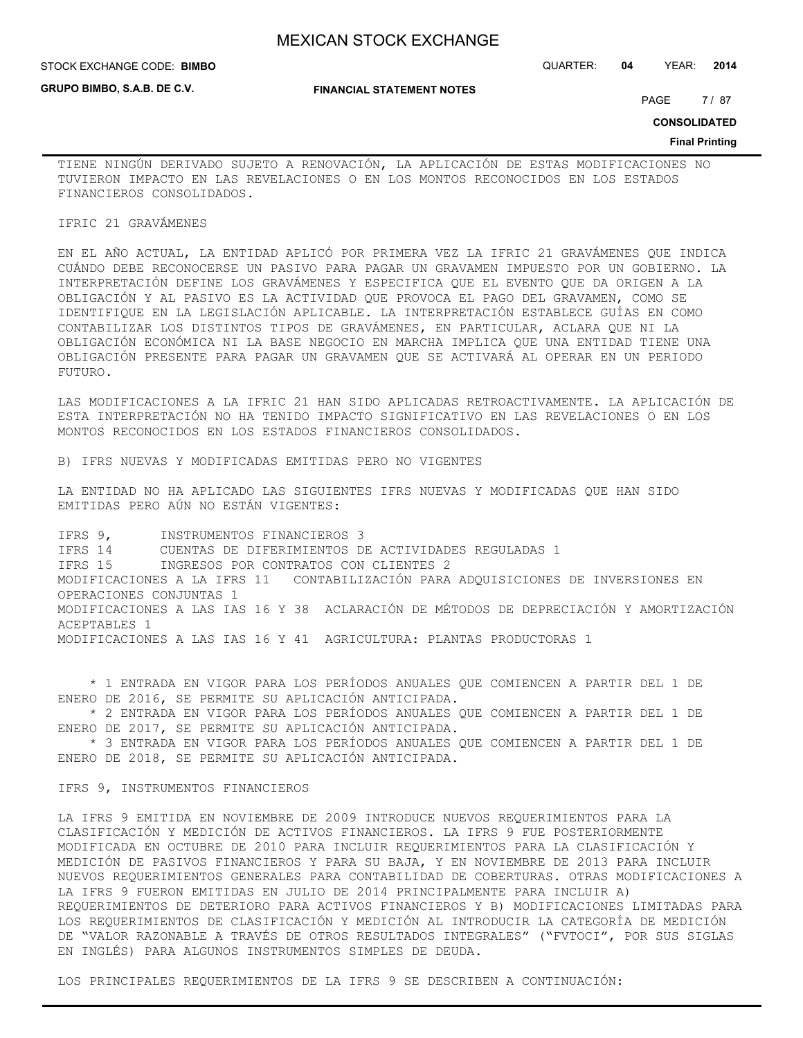TIENE NINGÚN DERIVADO SUJETO A RENOVACIÓN, LA APLICACIÓN DE ESTAS MODIFICACIONES NO TUVIERON IMPACTO EN LAS REVELACIONES O EN LOS MONTOS RECONOCIDOS EN LOS ESTADOS FINANCIEROS CONSOLIDADOS.

IFRIC 21 GRAVÁMENES

EN EL AÑO ACTUAL, LA ENTIDAD APLICÓ POR PRIMERA VEZ LA IFRIC 21 GRAVÁMENES QUE INDICA CUÁNDO DEBE RECONOCERSE UN PASIVO PARA PAGAR UN GRAVAMEN IMPUESTO POR UN GOBIERNO. LA INTERPRETACIÓN DEFINE LOS GRAVÁMENES Y ESPECIFICA QUE EL EVENTO QUE DA ORIGEN A LA OBLIGACIÓN Y AL PASIVO ES LA ACTIVIDAD QUE PROVOCA EL PAGO DEL GRAVAMEN, COMO SE IDENTIFIQUE EN LA LEGISLACIÓN APLICABLE. LA INTERPRETACIÓN ESTABLECE GUÍAS EN COMO CONTABILIZAR LOS DISTINTOS TIPOS DE GRAVÁMENES, EN PARTICULAR, ACLARA QUE NI LA OBLIGACIÓN ECONÓMICA NI LA BASE NEGOCIO EN MARCHA IMPLICA QUE UNA ENTIDAD TIENE UNA OBLIGACIÓN PRESENTE PARA PAGAR UN GRAVAMEN QUE SE ACTIVARÁ AL OPERAR EN UN PERIODO FUTURO.

LAS MODIFICACIONES A LA IFRIC 21 HAN SIDO APLICADAS RETROACTIVAMENTE. LA APLICACIÓN DE ESTA INTERPRETACIÓN NO HA TENIDO IMPACTO SIGNIFICATIVO EN LAS REVELACIONES O EN LOS MONTOS RECONOCIDOS EN LOS ESTADOS FINANCIEROS CONSOLIDADOS.

B) IFRS NUEVAS Y MODIFICADAS EMITIDAS PERO NO VIGENTES

LA ENTIDAD NO HA APLICADO LAS SIGUIENTES IFRS NUEVAS Y MODIFICADAS QUE HAN SIDO EMITIDAS PERO AÚN NO ESTÁN VIGENTES:

IFRS 9, INSTRUMENTOS FINANCIEROS 3
IFRS 14 CUENTAS DE DIFERIMIENTOS DE ACTIVIDADES REGULADAS 1
IFRS 15 INGRESOS POR CONTRATOS CON CLIENTES 2
MODIFICACIONES A LA IFRS 11 CONTABILIZACIÓN PARA ADQUISICIONES DE INVERSIONES EN OPERACIONES CONJUNTAS 1
MODIFICACIONES A LAS IAS 16 Y 38 ACLARACIÓN DE MÉTODOS DE DEPRECIACIÓN Y AMORTIZACIÓN ACEPTABLES 1
MODIFICACIONES A LAS IAS 16 Y 41 AGRICULTURA: PLANTAS PRODUCTORAS 1

* 1 ENTRADA EN VIGOR PARA LOS PERÍODOS ANUALES QUE COMIENCEN A PARTIR DEL 1 DE ENERO DE 2016, SE PERMITE SU APLICACIÓN ANTICIPADA.
* 2 ENTRADA EN VIGOR PARA LOS PERÍODOS ANUALES QUE COMIENCEN A PARTIR DEL 1 DE ENERO DE 2017, SE PERMITE SU APLICACIÓN ANTICIPADA.
* 3 ENTRADA EN VIGOR PARA LOS PERÍODOS ANUALES QUE COMIENCEN A PARTIR DEL 1 DE ENERO DE 2018, SE PERMITE SU APLICACIÓN ANTICIPADA.

IFRS 9, INSTRUMENTOS FINANCIEROS

LA IFRS 9 EMITIDA EN NOVIEMBRE DE 2009 INTRODUCE NUEVOS REQUERIMIENTOS PARA LA CLASIFICACIÓN Y MEDICIÓN DE ACTIVOS FINANCIEROS. LA IFRS 9 FUE POSTERIORMENTE MODIFICADA EN OCTUBRE DE 2010 PARA INCLUIR REQUERIMIENTOS PARA LA CLASIFICACIÓN Y MEDICIÓN DE PASIVOS FINANCIEROS Y PARA SU BAJA, Y EN NOVIEMBRE DE 2013 PARA INCLUIR NUEVOS REQUERIMIENTOS GENERALES PARA CONTABILIDAD DE COBERTURAS. OTRAS MODIFICACIONES A LA IFRS 9 FUERON EMITIDAS EN JULIO DE 2014 PRINCIPALMENTE PARA INCLUIR A) REQUERIMIENTOS DE DETERIORO PARA ACTIVOS FINANCIEROS Y B) MODIFICACIONES LIMITADAS PARA LOS REQUERIMIENTOS DE CLASIFICACIÓN Y MEDICIÓN AL INTRODUCIR LA CATEGORÍA DE MEDICIÓN DE "VALOR RAZONABLE A TRAVÉS DE OTROS RESULTADOS INTEGRALES" ("FVTOCI", POR SUS SIGLAS EN INGLÉS) PARA ALGUNOS INSTRUMENTOS SIMPLES DE DEUDA.

LOS PRINCIPALES REQUERIMIENTOS DE LA IFRS 9 SE DESCRIBEN A CONTINUACIÓN: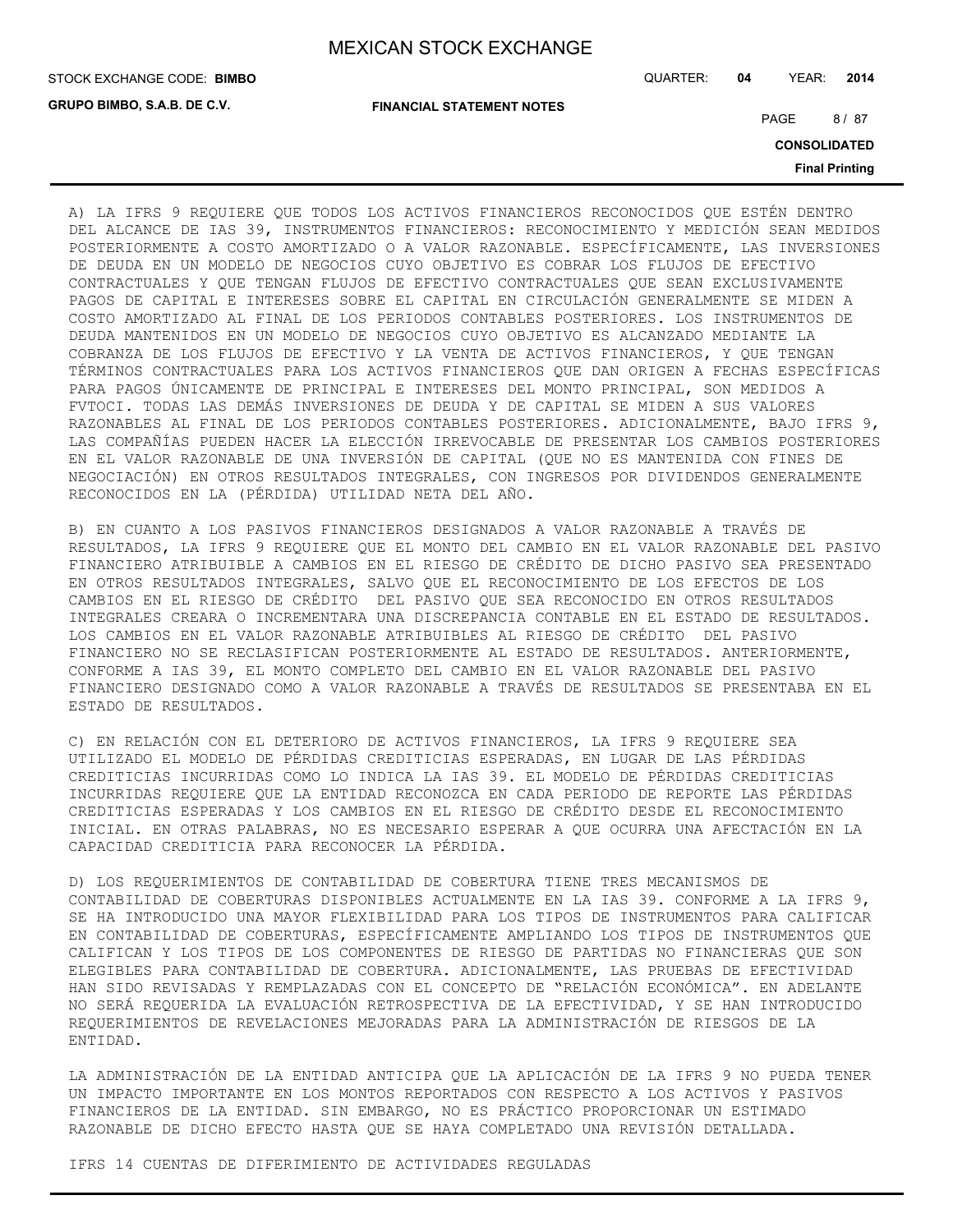A) LA IFRS 9 REQUIERE QUE TODOS LOS ACTIVOS FINANCIEROS RECONOCIDOS QUE ESTÉN DENTRO DEL ALCANCE DE IAS 39, INSTRUMENTOS FINANCIEROS: RECONOCIMIENTO Y MEDICIÓN SEAN MEDIDOS POSTERIORMENTE A COSTO AMORTIZADO O A VALOR RAZONABLE. ESPECÍFICAMENTE, LAS INVERSIONES DE DEUDA EN UN MODELO DE NEGOCIOS CUYO OBJETIVO ES COBRAR LOS FLUJOS DE EFECTIVO CONTRACTUALES Y QUE TENGAN FLUJOS DE EFECTIVO CONTRACTUALES QUE SEAN EXCLUSIVAMENTE PAGOS DE CAPITAL E INTERESES SOBRE EL CAPITAL EN CIRCULACIÓN GENERALMENTE SE MIDEN A COSTO AMORTIZADO AL FINAL DE LOS PERIODOS CONTABLES POSTERIORES. LOS INSTRUMENTOS DE DEUDA MANTENIDOS EN UN MODELO DE NEGOCIOS CUYO OBJETIVO ES ALCANZADO MEDIANTE LA COBRANZA DE LOS FLUJOS DE EFECTIVO Y LA VENTA DE ACTIVOS FINANCIEROS, Y QUE TENGAN TÉRMINOS CONTRACTUALES PARA LOS ACTIVOS FINANCIEROS QUE DAN ORIGEN A FECHAS ESPECÍFICAS PARA PAGOS ÚNICAMENTE DE PRINCIPAL E INTERESES DEL MONTO PRINCIPAL, SON MEDIDOS A FVTOCI. TODAS LAS DEMÁS INVERSIONES DE DEUDA Y DE CAPITAL SE MIDEN A SUS VALORES RAZONABLES AL FINAL DE LOS PERIODOS CONTABLES POSTERIORES. ADICIONALMENTE, BAJO IFRS 9, LAS COMPAÑÍAS PUEDEN HACER LA ELECCIÓN IRREVOCABLE DE PRESENTAR LOS CAMBIOS POSTERIORES EN EL VALOR RAZONABLE DE UNA INVERSIÓN DE CAPITAL (QUE NO ES MANTENIDA CON FINES DE NEGOCIACIÓN) EN OTROS RESULTADOS INTEGRALES, CON INGRESOS POR DIVIDENDOS GENERALMENTE RECONOCIDOS EN LA (PÉRDIDA) UTILIDAD NETA DEL AÑO.

B) EN CUANTO A LOS PASIVOS FINANCIEROS DESIGNADOS A VALOR RAZONABLE A TRAVÉS DE RESULTADOS, LA IFRS 9 REQUIERE QUE EL MONTO DEL CAMBIO EN EL VALOR RAZONABLE DEL PASIVO FINANCIERO ATRIBUIBLE A CAMBIOS EN EL RIESGO DE CRÉDITO DE DICHO PASIVO SEA PRESENTADO EN OTROS RESULTADOS INTEGRALES, SALVO QUE EL RECONOCIMIENTO DE LOS EFECTOS DE LOS CAMBIOS EN EL RIESGO DE CRÉDITO DEL PASIVO QUE SEA RECONOCIDO EN OTROS RESULTADOS INTEGRALES CREARA O INCREMENTARA UNA DISCREPANCIA CONTABLE EN EL ESTADO DE RESULTADOS. LOS CAMBIOS EN EL VALOR RAZONABLE ATRIBUIBLES AL RIESGO DE CRÉDITO DEL PASIVO FINANCIERO NO SE RECLASIFICAN POSTERIORMENTE AL ESTADO DE RESULTADOS. ANTERIORMENTE, CONFORME A IAS 39, EL MONTO COMPLETO DEL CAMBIO EN EL VALOR RAZONABLE DEL PASIVO FINANCIERO DESIGNADO COMO A VALOR RAZONABLE A TRAVÉS DE RESULTADOS SE PRESENTABA EN EL ESTADO DE RESULTADOS.

C) EN RELACIÓN CON EL DETERIORO DE ACTIVOS FINANCIEROS, LA IFRS 9 REQUIERE SEA UTILIZADO EL MODELO DE PÉRDIDAS CREDITICIAS ESPERADAS, EN LUGAR DE LAS PÉRDIDAS CREDITICIAS INCURRIDAS COMO LO INDICA LA IAS 39. EL MODELO DE PÉRDIDAS CREDITICIAS INCURRIDAS REQUIERE QUE LA ENTIDAD RECONOZCA EN CADA PERIODO DE REPORTE LAS PÉRDIDAS CREDITICIAS ESPERADAS Y LOS CAMBIOS EN EL RIESGO DE CRÉDITO DESDE EL RECONOCIMIENTO INICIAL. EN OTRAS PALABRAS, NO ES NECESARIO ESPERAR A QUE OCURRA UNA AFECTACIÓN EN LA CAPACIDAD CREDITICIA PARA RECONOCER LA PÉRDIDA.

D) LOS REQUERIMIENTOS DE CONTABILIDAD DE COBERTURA TIENE TRES MECANISMOS DE CONTABILIDAD DE COBERTURAS DISPONIBLES ACTUALMENTE EN LA IAS 39. CONFORME A LA IFRS 9, SE HA INTRODUCIDO UNA MAYOR FLEXIBILIDAD PARA LOS TIPOS DE INSTRUMENTOS PARA CALIFICAR EN CONTABILIDAD DE COBERTURAS, ESPECÍFICAMENTE AMPLIANDO LOS TIPOS DE INSTRUMENTOS QUE CALIFICAN Y LOS TIPOS DE LOS COMPONENTES DE RIESGO DE PARTIDAS NO FINANCIERAS QUE SON ELEGIBLES PARA CONTABILIDAD DE COBERTURA. ADICIONALMENTE, LAS PRUEBAS DE EFECTIVIDAD HAN SIDO REVISADAS Y REMPLAZADAS CON EL CONCEPTO DE "RELACIÓN ECONÓMICA". EN ADELANTE NO SERÁ REQUERIDA LA EVALUACIÓN RETROSPECTIVA DE LA EFECTIVIDAD, Y SE HAN INTRODUCIDO REQUERIMIENTOS DE REVELACIONES MEJORADAS PARA LA ADMINISTRACIÓN DE RIESGOS DE LA ENTIDAD.

LA ADMINISTRACIÓN DE LA ENTIDAD ANTICIPA QUE LA APLICACIÓN DE LA IFRS 9 NO PUEDA TENER UN IMPACTO IMPORTANTE EN LOS MONTOS REPORTADOS CON RESPECTO A LOS ACTIVOS Y PASIVOS FINANCIEROS DE LA ENTIDAD. SIN EMBARGO, NO ES PRÁCTICO PROPORCIONAR UN ESTIMADO RAZONABLE DE DICHO EFECTO HASTA QUE SE HAYA COMPLETADO UNA REVISIÓN DETALLADA.

IFRS 14 CUENTAS DE DIFERIMIENTO DE ACTIVIDADES REGULADAS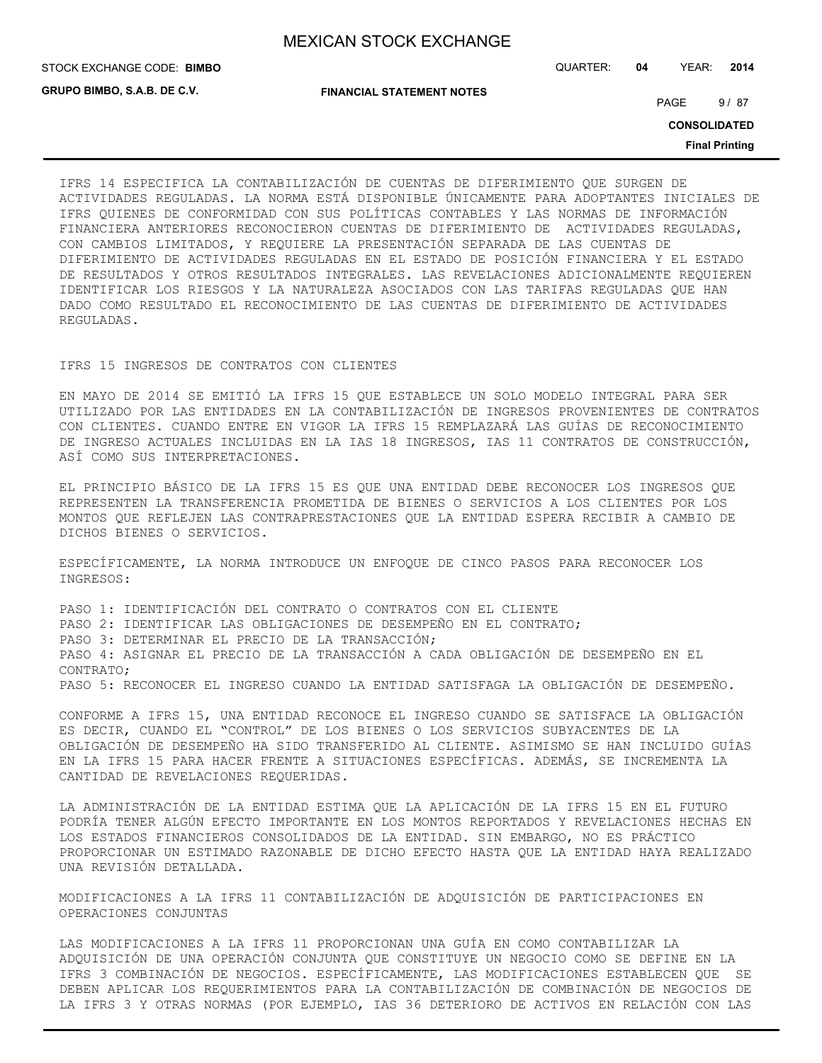IFRS 14 ESPECIFICA LA CONTABILIZACIÓN DE CUENTAS DE DIFERIMIENTO QUE SURGEN DE ACTIVIDADES REGULADAS. LA NORMA ESTÁ DISPONIBLE ÚNICAMENTE PARA ADOPTANTES INICIALES DE IFRS QUIENES DE CONFORMIDAD CON SUS POLÍTICAS CONTABLES Y LAS NORMAS DE INFORMACIÓN FINANCIERA ANTERIORES RECONOCIERON CUENTAS DE DIFERIMIENTO DE ACTIVIDADES REGULADAS, CON CAMBIOS LIMITADOS, Y REQUIERE LA PRESENTACIÓN SEPARADA DE LAS CUENTAS DE DIFERIMIENTO DE ACTIVIDADES REGULADAS EN EL ESTADO DE POSICIÓN FINANCIERA Y EL ESTADO DE RESULTADOS Y OTROS RESULTADOS INTEGRALES. LAS REVELACIONES ADICIONALMENTE REQUIEREN IDENTIFICAR LOS RIESGOS Y LA NATURALEZA ASOCIADOS CON LAS TARIFAS REGULADAS QUE HAN DADO COMO RESULTADO EL RECONOCIMIENTO DE LAS CUENTAS DE DIFERIMIENTO DE ACTIVIDADES REGULADAS.

IFRS 15 INGRESOS DE CONTRATOS CON CLIENTES

EN MAYO DE 2014 SE EMITIÓ LA IFRS 15 QUE ESTABLECE UN SOLO MODELO INTEGRAL PARA SER UTILIZADO POR LAS ENTIDADES EN LA CONTABILIZACIÓN DE INGRESOS PROVENIENTES DE CONTRATOS CON CLIENTES. CUANDO ENTRE EN VIGOR LA IFRS 15 REMPLAZARÁ LAS GUÍAS DE RECONOCIMIENTO DE INGRESO ACTUALES INCLUIDAS EN LA IAS 18 INGRESOS, IAS 11 CONTRATOS DE CONSTRUCCIÓN, ASÍ COMO SUS INTERPRETACIONES.

EL PRINCIPIO BÁSICO DE LA IFRS 15 ES QUE UNA ENTIDAD DEBE RECONOCER LOS INGRESOS QUE REPRESENTEN LA TRANSFERENCIA PROMETIDA DE BIENES O SERVICIOS A LOS CLIENTES POR LOS MONTOS QUE REFLEJEN LAS CONTRAPRESTACIONES QUE LA ENTIDAD ESPERA RECIBIR A CAMBIO DE DICHOS BIENES O SERVICIOS.

ESPECÍFICAMENTE, LA NORMA INTRODUCE UN ENFOQUE DE CINCO PASOS PARA RECONOCER LOS INGRESOS:

PASO 1: IDENTIFICACIÓN DEL CONTRATO O CONTRATOS CON EL CLIENTE
PASO 2: IDENTIFICAR LAS OBLIGACIONES DE DESEMPEÑO EN EL CONTRATO;
PASO 3: DETERMINAR EL PRECIO DE LA TRANSACCIÓN;
PASO 4: ASIGNAR EL PRECIO DE LA TRANSACCIÓN A CADA OBLIGACIÓN DE DESEMPEÑO EN EL CONTRATO;
PASO 5: RECONOCER EL INGRESO CUANDO LA ENTIDAD SATISFAGA LA OBLIGACIÓN DE DESEMPEÑO.

CONFORME A IFRS 15, UNA ENTIDAD RECONOCE EL INGRESO CUANDO SE SATISFACE LA OBLIGACIÓN ES DECIR, CUANDO EL "CONTROL" DE LOS BIENES O LOS SERVICIOS SUBYACENTES DE LA OBLIGACIÓN DE DESEMPEÑO HA SIDO TRANSFERIDO AL CLIENTE. ASIMISMO SE HAN INCLUIDO GUÍAS EN LA IFRS 15 PARA HACER FRENTE A SITUACIONES ESPECÍFICAS. ADEMÁS, SE INCREMENTA LA CANTIDAD DE REVELACIONES REQUERIDAS.

LA ADMINISTRACIÓN DE LA ENTIDAD ESTIMA QUE LA APLICACIÓN DE LA IFRS 15 EN EL FUTURO PODRÍA TENER ALGÚN EFECTO IMPORTANTE EN LOS MONTOS REPORTADOS Y REVELACIONES HECHAS EN LOS ESTADOS FINANCIEROS CONSOLIDADOS DE LA ENTIDAD. SIN EMBARGO, NO ES PRÁCTICO PROPORCIONAR UN ESTIMADO RAZONABLE DE DICHO EFECTO HASTA QUE LA ENTIDAD HAYA REALIZADO UNA REVISIÓN DETALLADA.

MODIFICACIONES A LA IFRS 11 CONTABILIZACIÓN DE ADQUISICIÓN DE PARTICIPACIONES EN OPERACIONES CONJUNTAS

LAS MODIFICACIONES A LA IFRS 11 PROPORCIONAN UNA GUÍA EN COMO CONTABILIZAR LA ADQUISICIÓN DE UNA OPERACIÓN CONJUNTA QUE CONSTITUYE UN NEGOCIO COMO SE DEFINE EN LA IFRS 3 COMBINACIÓN DE NEGOCIOS. ESPECÍFICAMENTE, LAS MODIFICACIONES ESTABLECEN QUE SE DEBEN APLICAR LOS REQUERIMIENTOS PARA LA CONTABILIZACIÓN DE COMBINACIÓN DE NEGOCIOS DE LA IFRS 3 Y OTRAS NORMAS (POR EJEMPLO, IAS 36 DETERIORO DE ACTIVOS EN RELACIÓN CON LAS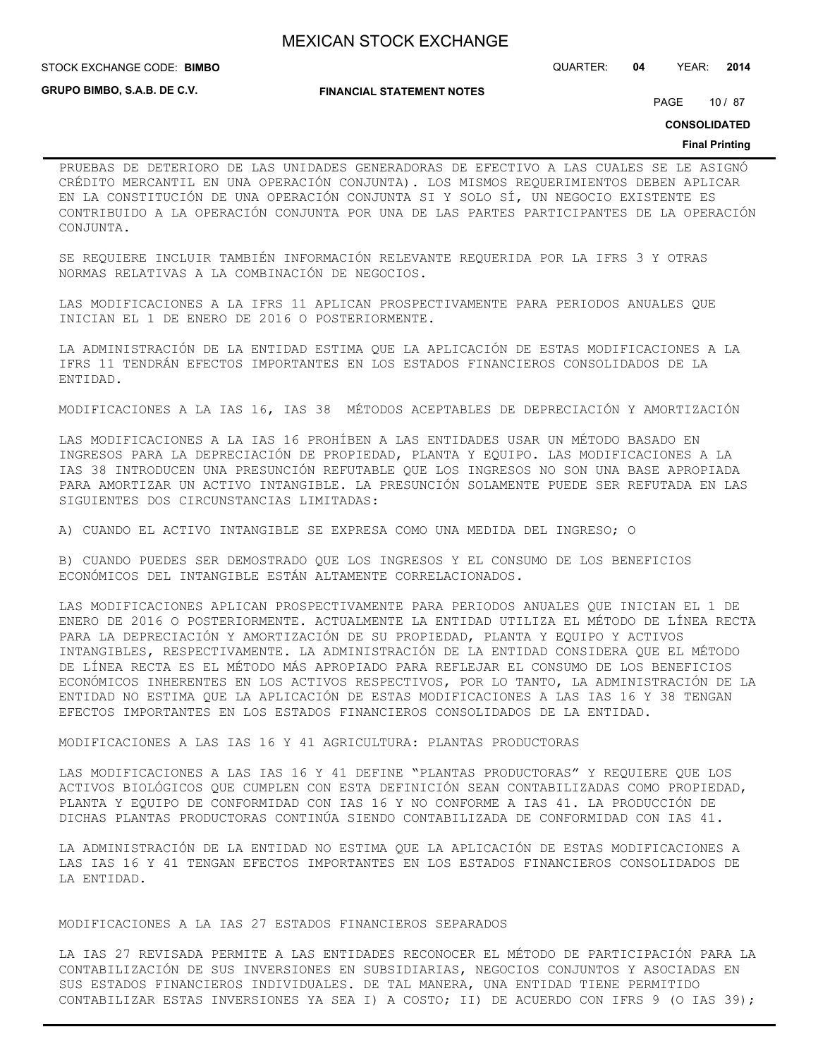PRUEBAS DE DETERIORO DE LAS UNIDADES GENERADORAS DE EFECTIVO A LAS CUALES SE LE ASIGNÓ CRÉDITO MERCANTIL EN UNA OPERACIÓN CONJUNTA). LOS MISMOS REQUERIMIENTOS DEBEN APLICAR EN LA CONSTITUCIÓN DE UNA OPERACIÓN CONJUNTA SI Y SOLO SÍ, UN NEGOCIO EXISTENTE ES CONTRIBUIDO A LA OPERACIÓN CONJUNTA POR UNA DE LAS PARTES PARTICIPANTES DE LA OPERACIÓN CONJUNTA.

SE REQUIERE INCLUIR TAMBIÉN INFORMACIÓN RELEVANTE REQUERIDA POR LA IFRS 3 Y OTRAS NORMAS RELATIVAS A LA COMBINACIÓN DE NEGOCIOS.

LAS MODIFICACIONES A LA IFRS 11 APLICAN PROSPECTIVAMENTE PARA PERIODOS ANUALES QUE INICIAN EL 1 DE ENERO DE 2016 O POSTERIORMENTE.

LA ADMINISTRACIÓN DE LA ENTIDAD ESTIMA QUE LA APLICACIÓN DE ESTAS MODIFICACIONES A LA IFRS 11 TENDRÁN EFECTOS IMPORTANTES EN LOS ESTADOS FINANCIEROS CONSOLIDADOS DE LA ENTIDAD.

MODIFICACIONES A LA IAS 16, IAS 38 MÉTODOS ACEPTABLES DE DEPRECIACIÓN Y AMORTIZACIÓN

LAS MODIFICACIONES A LA IAS 16 PROHÍBEN A LAS ENTIDADES USAR UN MÉTODO BASADO EN INGRESOS PARA LA DEPRECIACIÓN DE PROPIEDAD, PLANTA Y EQUIPO. LAS MODIFICACIONES A LA IAS 38 INTRODUCEN UNA PRESUNCIÓN REFUTABLE QUE LOS INGRESOS NO SON UNA BASE APROPIADA PARA AMORTIZAR UN ACTIVO INTANGIBLE. LA PRESUNCIÓN SOLAMENTE PUEDE SER REFUTADA EN LAS SIGUIENTES DOS CIRCUNSTANCIAS LIMITADAS:

A) CUANDO EL ACTIVO INTANGIBLE SE EXPRESA COMO UNA MEDIDA DEL INGRESO; O

B) CUANDO PUEDES SER DEMOSTRADO QUE LOS INGRESOS Y EL CONSUMO DE LOS BENEFICIOS ECONÓMICOS DEL INTANGIBLE ESTÁN ALTAMENTE CORRELACIONADOS.

LAS MODIFICACIONES APLICAN PROSPECTIVAMENTE PARA PERIODOS ANUALES QUE INICIAN EL 1 DE ENERO DE 2016 O POSTERIORMENTE. ACTUALMENTE LA ENTIDAD UTILIZA EL MÉTODO DE LÍNEA RECTA PARA LA DEPRECIACIÓN Y AMORTIZACIÓN DE SU PROPIEDAD, PLANTA Y EQUIPO Y ACTIVOS INTANGIBLES, RESPECTIVAMENTE. LA ADMINISTRACIÓN DE LA ENTIDAD CONSIDERA QUE EL MÉTODO DE LÍNEA RECTA ES EL MÉTODO MÁS APROPIADO PARA REFLEJAR EL CONSUMO DE LOS BENEFICIOS ECONÓMICOS INHERENTES EN LOS ACTIVOS RESPECTIVOS, POR LO TANTO, LA ADMINISTRACIÓN DE LA ENTIDAD NO ESTIMA QUE LA APLICACIÓN DE ESTAS MODIFICACIONES A LAS IAS 16 Y 38 TENGAN EFECTOS IMPORTANTES EN LOS ESTADOS FINANCIEROS CONSOLIDADOS DE LA ENTIDAD.

MODIFICACIONES A LAS IAS 16 Y 41 AGRICULTURA: PLANTAS PRODUCTORAS

LAS MODIFICACIONES A LAS IAS 16 Y 41 DEFINE "PLANTAS PRODUCTORAS" Y REQUIERE QUE LOS ACTIVOS BIOLÓGICOS QUE CUMPLEN CON ESTA DEFINICIÓN SEAN CONTABILIZADAS COMO PROPIEDAD, PLANTA Y EQUIPO DE CONFORMIDAD CON IAS 16 Y NO CONFORME A IAS 41. LA PRODUCCIÓN DE DICHAS PLANTAS PRODUCTORAS CONTINÚA SIENDO CONTABILIZADA DE CONFORMIDAD CON IAS 41.

LA ADMINISTRACIÓN DE LA ENTIDAD NO ESTIMA QUE LA APLICACIÓN DE ESTAS MODIFICACIONES A LAS IAS 16 Y 41 TENGAN EFECTOS IMPORTANTES EN LOS ESTADOS FINANCIEROS CONSOLIDADOS DE LA ENTIDAD.

MODIFICACIONES A LA IAS 27 ESTADOS FINANCIEROS SEPARADOS

LA IAS 27 REVISADA PERMITE A LAS ENTIDADES RECONOCER EL MÉTODO DE PARTICIPACIÓN PARA LA CONTABILIZACIÓN DE SUS INVERSIONES EN SUBSIDIARIAS, NEGOCIOS CONJUNTOS Y ASOCIADAS EN SUS ESTADOS FINANCIEROS INDIVIDUALES. DE TAL MANERA, UNA ENTIDAD TIENE PERMITIDO CONTABILIZAR ESTAS INVERSIONES YA SEA I) A COSTO; II) DE ACUERDO CON IFRS 9 (O IAS 39);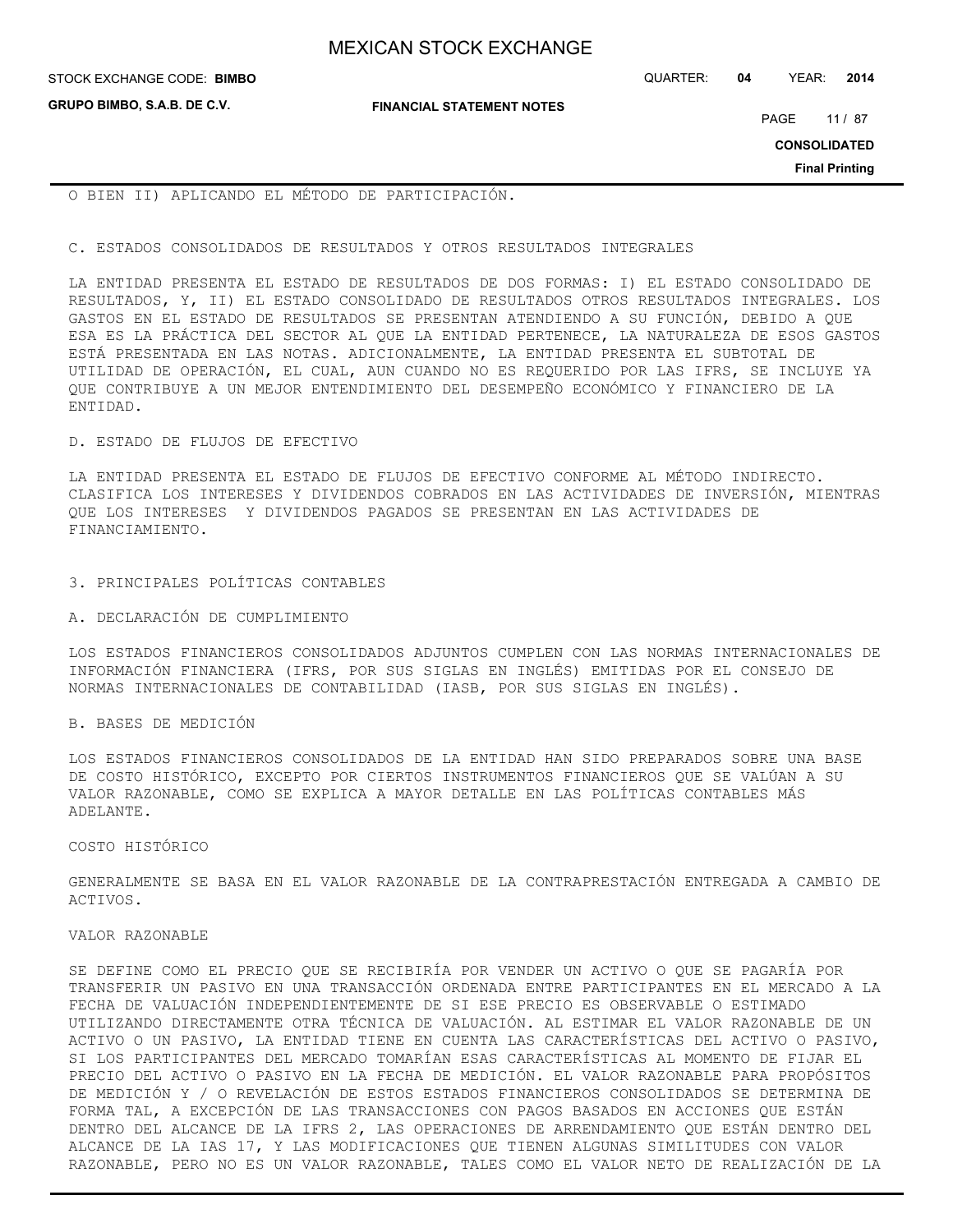O BIEN II) APLICANDO EL MÉTODO DE PARTICIPACIÓN.

C. ESTADOS CONSOLIDADOS DE RESULTADOS Y OTROS RESULTADOS INTEGRALES

LA ENTIDAD PRESENTA EL ESTADO DE RESULTADOS DE DOS FORMAS: I) EL ESTADO CONSOLIDADO DE RESULTADOS, Y, II) EL ESTADO CONSOLIDADO DE RESULTADOS OTROS RESULTADOS INTEGRALES. LOS GASTOS EN EL ESTADO DE RESULTADOS SE PRESENTAN ATENDIENDO A SU FUNCIÓN, DEBIDO A QUE ESA ES LA PRÁCTICA DEL SECTOR AL QUE LA ENTIDAD PERTENECE, LA NATURALEZA DE ESOS GASTOS ESTÁ PRESENTADA EN LAS NOTAS. ADICIONALMENTE, LA ENTIDAD PRESENTA EL SUBTOTAL DE UTILIDAD DE OPERACIÓN, EL CUAL, AUN CUANDO NO ES REQUERIDO POR LAS IFRS, SE INCLUYE YA QUE CONTRIBUYE A UN MEJOR ENTENDIMIENTO DEL DESEMPEÑO ECONÓMICO Y FINANCIERO DE LA ENTIDAD.

D. ESTADO DE FLUJOS DE EFECTIVO

LA ENTIDAD PRESENTA EL ESTADO DE FLUJOS DE EFECTIVO CONFORME AL MÉTODO INDIRECTO. CLASIFICA LOS INTERESES Y DIVIDENDOS COBRADOS EN LAS ACTIVIDADES DE INVERSIÓN, MIENTRAS QUE LOS INTERESES Y DIVIDENDOS PAGADOS SE PRESENTAN EN LAS ACTIVIDADES DE FINANCIAMIENTO.

3. PRINCIPALES POLÍTICAS CONTABLES

A. DECLARACIÓN DE CUMPLIMIENTO

LOS ESTADOS FINANCIEROS CONSOLIDADOS ADJUNTOS CUMPLEN CON LAS NORMAS INTERNACIONALES DE INFORMACIÓN FINANCIERA (IFRS, POR SUS SIGLAS EN INGLÉS) EMITIDAS POR EL CONSEJO DE NORMAS INTERNACIONALES DE CONTABILIDAD (IASB, POR SUS SIGLAS EN INGLÉS).

B. BASES DE MEDICIÓN

LOS ESTADOS FINANCIEROS CONSOLIDADOS DE LA ENTIDAD HAN SIDO PREPARADOS SOBRE UNA BASE DE COSTO HISTÓRICO, EXCEPTO POR CIERTOS INSTRUMENTOS FINANCIEROS QUE SE VALÚAN A SU VALOR RAZONABLE, COMO SE EXPLICA A MAYOR DETALLE EN LAS POLÍTICAS CONTABLES MÁS ADELANTE.

COSTO HISTÓRICO

GENERALMENTE SE BASA EN EL VALOR RAZONABLE DE LA CONTRAPRESTACIÓN ENTREGADA A CAMBIO DE ACTIVOS.

VALOR RAZONABLE

SE DEFINE COMO EL PRECIO QUE SE RECIBIRÍA POR VENDER UN ACTIVO O QUE SE PAGARÍA POR TRANSFERIR UN PASIVO EN UNA TRANSACCIÓN ORDENADA ENTRE PARTICIPANTES EN EL MERCADO A LA FECHA DE VALUACIÓN INDEPENDIENTEMENTE DE SI ESE PRECIO ES OBSERVABLE O ESTIMADO UTILIZANDO DIRECTAMENTE OTRA TÉCNICA DE VALUACIÓN. AL ESTIMAR EL VALOR RAZONABLE DE UN ACTIVO O UN PASIVO, LA ENTIDAD TIENE EN CUENTA LAS CARACTERÍSTICAS DEL ACTIVO O PASIVO, SI LOS PARTICIPANTES DEL MERCADO TOMARÍAN ESAS CARACTERÍSTICAS AL MOMENTO DE FIJAR EL PRECIO DEL ACTIVO O PASIVO EN LA FECHA DE MEDICIÓN. EL VALOR RAZONABLE PARA PROPÓSITOS DE MEDICIÓN Y / O REVELACIÓN DE ESTOS ESTADOS FINANCIEROS CONSOLIDADOS SE DETERMINA DE FORMA TAL, A EXCEPCIÓN DE LAS TRANSACCIONES CON PAGOS BASADOS EN ACCIONES QUE ESTÁN DENTRO DEL ALCANCE DE LA IFRS 2, LAS OPERACIONES DE ARRENDAMIENTO QUE ESTÁN DENTRO DEL ALCANCE DE LA IAS 17, Y LAS MODIFICACIONES QUE TIENEN ALGUNAS SIMILITUDES CON VALOR RAZONABLE, PERO NO ES UN VALOR RAZONABLE, TALES COMO EL VALOR NETO DE REALIZACIÓN DE LA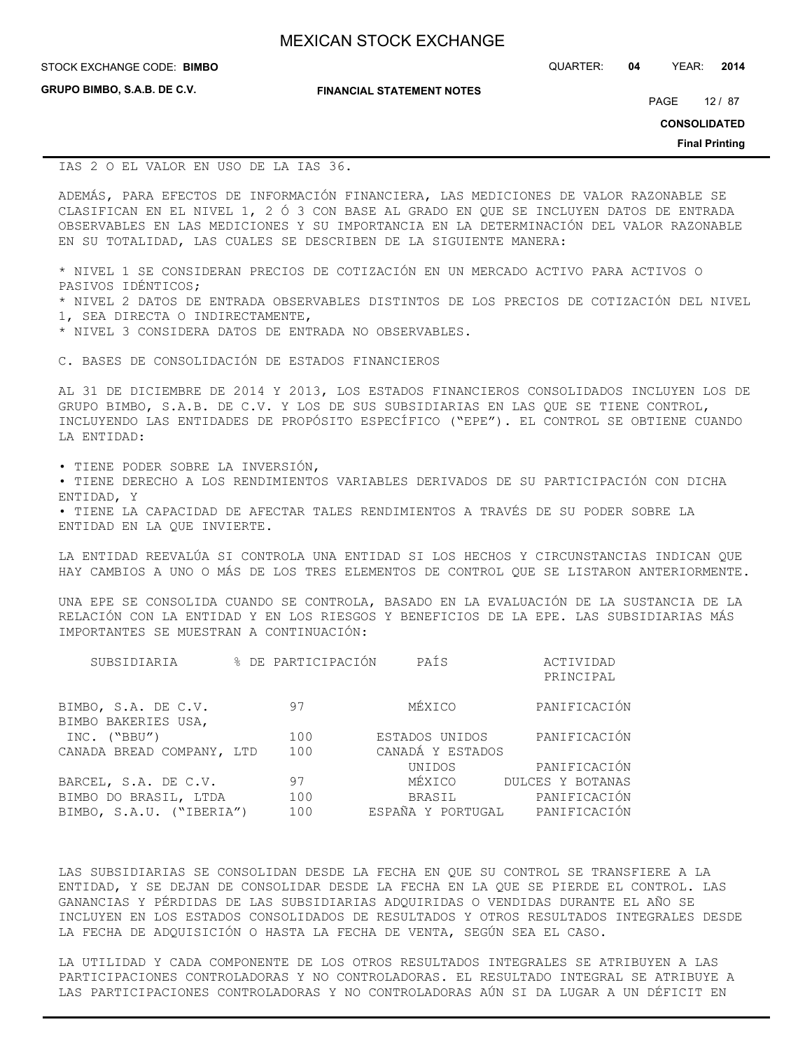IAS 2 O EL VALOR EN USO DE LA IAS 36.

ADEMÁS, PARA EFECTOS DE INFORMACIÓN FINANCIERA, LAS MEDICIONES DE VALOR RAZONABLE SE CLASIFICAN EN EL NIVEL 1, 2 Ó 3 CON BASE AL GRADO EN QUE SE INCLUYEN DATOS DE ENTRADA OBSERVABLES EN LAS MEDICIONES Y SU IMPORTANCIA EN LA DETERMINACIÓN DEL VALOR RAZONABLE EN SU TOTALIDAD, LAS CUALES SE DESCRIBEN DE LA SIGUIENTE MANERA:

* NIVEL 1 SE CONSIDERAN PRECIOS DE COTIZACIÓN EN UN MERCADO ACTIVO PARA ACTIVOS O PASIVOS IDÉNTICOS;
* NIVEL 2 DATOS DE ENTRADA OBSERVABLES DISTINTOS DE LOS PRECIOS DE COTIZACIÓN DEL NIVEL 1, SEA DIRECTA O INDIRECTAMENTE,
* NIVEL 3 CONSIDERA DATOS DE ENTRADA NO OBSERVABLES.

C. BASES DE CONSOLIDACIÓN DE ESTADOS FINANCIEROS

AL 31 DE DICIEMBRE DE 2014 Y 2013, LOS ESTADOS FINANCIEROS CONSOLIDADOS INCLUYEN LOS DE GRUPO BIMBO, S.A.B. DE C.V. Y LOS DE SUS SUBSIDIARIAS EN LAS QUE SE TIENE CONTROL, INCLUYENDO LAS ENTIDADES DE PROPÓSITO ESPECÍFICO ("EPE"). EL CONTROL SE OBTIENE CUANDO LA ENTIDAD:

- TIENE PODER SOBRE LA INVERSIÓN,
- TIENE DERECHO A LOS RENDIMIENTOS VARIABLES DERIVADOS DE SU PARTICIPACIÓN CON DICHA ENTIDAD, Y
- TIENE LA CAPACIDAD DE AFECTAR TALES RENDIMIENTOS A TRAVÉS DE SU PODER SOBRE LA ENTIDAD EN LA QUE INVIERTE.

LA ENTIDAD REEVALÚA SI CONTROLA UNA ENTIDAD SI LOS HECHOS Y CIRCUNSTANCIAS INDICAN QUE HAY CAMBIOS A UNO O MÁS DE LOS TRES ELEMENTOS DE CONTROL QUE SE LISTARON ANTERIORMENTE.

UNA EPE SE CONSOLIDA CUANDO SE CONTROLA, BASADO EN LA EVALUACIÓN DE LA SUSTANCIA DE LA RELACIÓN CON LA ENTIDAD Y EN LOS RIESGOS Y BENEFICIOS DE LA EPE. LAS SUBSIDIARIAS MÁS IMPORTANTES SE MUESTRAN A CONTINUACIÓN:

| SUBSIDIARIA | % DE PARTICIPACIÓN | PAÍS | ACTIVIDAD PRINCIPAL |
|---|---|---|---|
| BIMBO, S.A. DE C.V. | 97 | MÉXICO | PANIFICACIÓN |
| BIMBO BAKERIES USA, INC. ("BBU") | 100 | ESTADOS UNIDOS | PANIFICACIÓN |
| CANADA BREAD COMPANY, LTD | 100 | CANADÁ Y ESTADOS UNIDOS | PANIFICACIÓN |
| BARCEL, S.A. DE C.V. | 97 | MÉXICO | DULCES Y BOTANAS |
| BIMBO DO BRASIL, LTDA | 100 | BRASIL | PANIFICACIÓN |
| BIMBO, S.A.U. ("IBERIA") | 100 | ESPAÑA Y PORTUGAL | PANIFICACIÓN |

LAS SUBSIDIARIAS SE CONSOLIDAN DESDE LA FECHA EN QUE SU CONTROL SE TRANSFIERE A LA ENTIDAD, Y SE DEJAN DE CONSOLIDAR DESDE LA FECHA EN LA QUE SE PIERDE EL CONTROL. LAS GANANCIAS Y PÉRDIDAS DE LAS SUBSIDIARIAS ADQUIRIDAS O VENDIDAS DURANTE EL AÑO SE INCLUYEN EN LOS ESTADOS CONSOLIDADOS DE RESULTADOS Y OTROS RESULTADOS INTEGRALES DESDE LA FECHA DE ADQUISICIÓN O HASTA LA FECHA DE VENTA, SEGÚN SEA EL CASO.

LA UTILIDAD Y CADA COMPONENTE DE LOS OTROS RESULTADOS INTEGRALES SE ATRIBUYEN A LAS PARTICIPACIONES CONTROLADORAS Y NO CONTROLADORAS. EL RESULTADO INTEGRAL SE ATRIBUYE A LAS PARTICIPACIONES CONTROLADORAS Y NO CONTROLADORAS AÚN SI DA LUGAR A UN DÉFICIT EN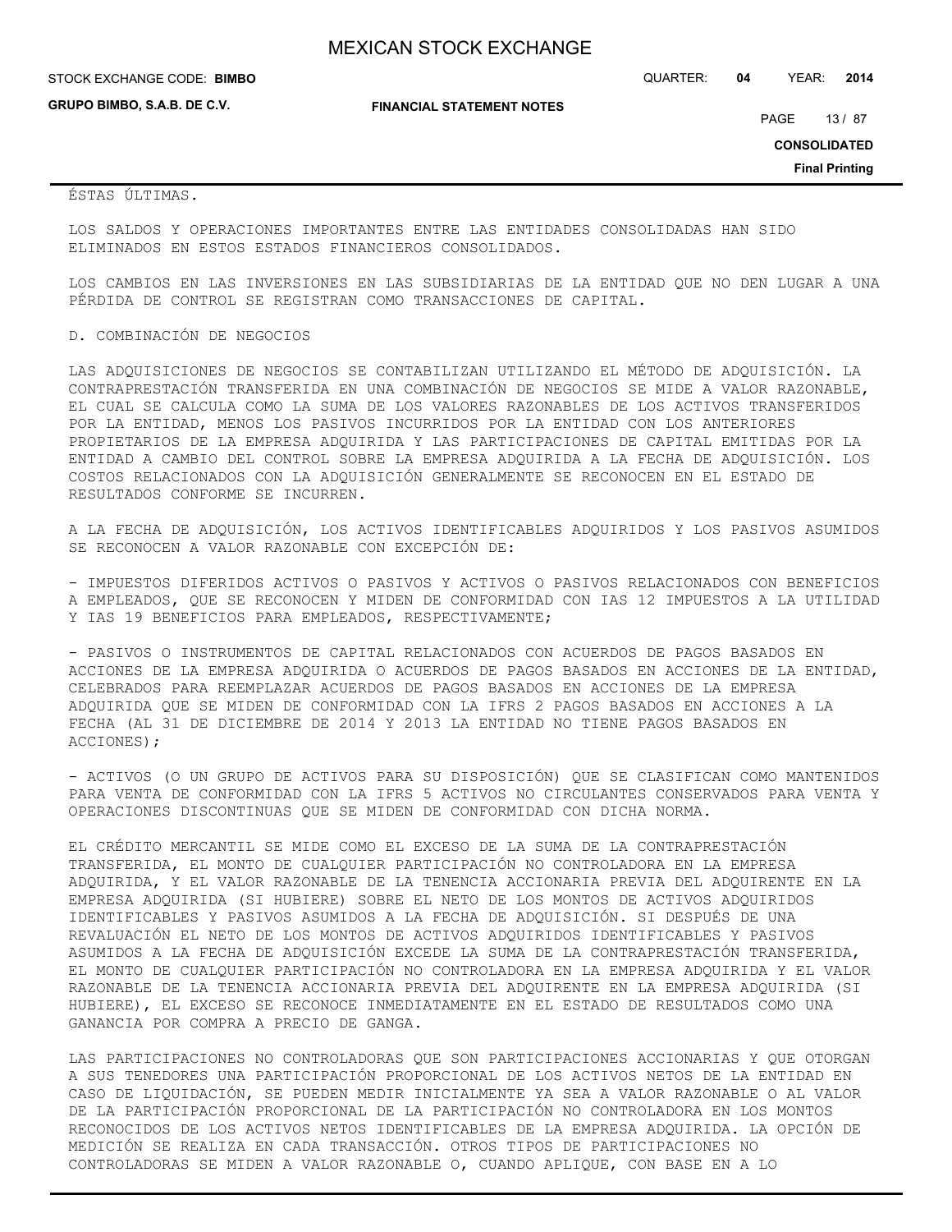ÉSTAS ÚLTIMAS.

LOS SALDOS Y OPERACIONES IMPORTANTES ENTRE LAS ENTIDADES CONSOLIDADAS HAN SIDO ELIMINADOS EN ESTOS ESTADOS FINANCIEROS CONSOLIDADOS.

LOS CAMBIOS EN LAS INVERSIONES EN LAS SUBSIDIARIAS DE LA ENTIDAD QUE NO DEN LUGAR A UNA PÉRDIDA DE CONTROL SE REGISTRAN COMO TRANSACCIONES DE CAPITAL.

D. COMBINACIÓN DE NEGOCIOS

LAS ADQUISICIONES DE NEGOCIOS SE CONTABILIZAN UTILIZANDO EL MÉTODO DE ADQUISICIÓN. LA CONTRAPRESTACIÓN TRANSFERIDA EN UNA COMBINACIÓN DE NEGOCIOS SE MIDE A VALOR RAZONABLE, EL CUAL SE CALCULA COMO LA SUMA DE LOS VALORES RAZONABLES DE LOS ACTIVOS TRANSFERIDOS POR LA ENTIDAD, MENOS LOS PASIVOS INCURRIDOS POR LA ENTIDAD CON LOS ANTERIORES PROPIETARIOS DE LA EMPRESA ADQUIRIDA Y LAS PARTICIPACIONES DE CAPITAL EMITIDAS POR LA ENTIDAD A CAMBIO DEL CONTROL SOBRE LA EMPRESA ADQUIRIDA A LA FECHA DE ADQUISICIÓN. LOS COSTOS RELACIONADOS CON LA ADQUISICIÓN GENERALMENTE SE RECONOCEN EN EL ESTADO DE RESULTADOS CONFORME SE INCURREN.

A LA FECHA DE ADQUISICIÓN, LOS ACTIVOS IDENTIFICABLES ADQUIRIDOS Y LOS PASIVOS ASUMIDOS SE RECONOCEN A VALOR RAZONABLE CON EXCEPCIÓN DE:

- IMPUESTOS DIFERIDOS ACTIVOS O PASIVOS Y ACTIVOS O PASIVOS RELACIONADOS CON BENEFICIOS A EMPLEADOS, QUE SE RECONOCEN Y MIDEN DE CONFORMIDAD CON IAS 12 IMPUESTOS A LA UTILIDAD Y IAS 19 BENEFICIOS PARA EMPLEADOS, RESPECTIVAMENTE;

- PASIVOS O INSTRUMENTOS DE CAPITAL RELACIONADOS CON ACUERDOS DE PAGOS BASADOS EN ACCIONES DE LA EMPRESA ADQUIRIDA O ACUERDOS DE PAGOS BASADOS EN ACCIONES DE LA ENTIDAD, CELEBRADOS PARA REEMPLAZAR ACUERDOS DE PAGOS BASADOS EN ACCIONES DE LA EMPRESA ADQUIRIDA QUE SE MIDEN DE CONFORMIDAD CON LA IFRS 2 PAGOS BASADOS EN ACCIONES A LA FECHA (AL 31 DE DICIEMBRE DE 2014 Y 2013 LA ENTIDAD NO TIENE PAGOS BASADOS EN ACCIONES);

- ACTIVOS (O UN GRUPO DE ACTIVOS PARA SU DISPOSICIÓN) QUE SE CLASIFICAN COMO MANTENIDOS PARA VENTA DE CONFORMIDAD CON LA IFRS 5 ACTIVOS NO CIRCULANTES CONSERVADOS PARA VENTA Y OPERACIONES DISCONTINUAS QUE SE MIDEN DE CONFORMIDAD CON DICHA NORMA.

EL CRÉDITO MERCANTIL SE MIDE COMO EL EXCESO DE LA SUMA DE LA CONTRAPRESTACIÓN TRANSFERIDA, EL MONTO DE CUALQUIER PARTICIPACIÓN NO CONTROLADORA EN LA EMPRESA ADQUIRIDA, Y EL VALOR RAZONABLE DE LA TENENCIA ACCIONARIA PREVIA DEL ADQUIRENTE EN LA EMPRESA ADQUIRIDA (SI HUBIERE) SOBRE EL NETO DE LOS MONTOS DE ACTIVOS ADQUIRIDOS IDENTIFICABLES Y PASIVOS ASUMIDOS A LA FECHA DE ADQUISICIÓN. SI DESPUÉS DE UNA REVALUACIÓN EL NETO DE LOS MONTOS DE ACTIVOS ADQUIRIDOS IDENTIFICABLES Y PASIVOS ASUMIDOS A LA FECHA DE ADQUISICIÓN EXCEDE LA SUMA DE LA CONTRAPRESTACIÓN TRANSFERIDA, EL MONTO DE CUALQUIER PARTICIPACIÓN NO CONTROLADORA EN LA EMPRESA ADQUIRIDA Y EL VALOR RAZONABLE DE LA TENENCIA ACCIONARIA PREVIA DEL ADQUIRENTE EN LA EMPRESA ADQUIRIDA (SI HUBIERE), EL EXCESO SE RECONOCE INMEDIATAMENTE EN EL ESTADO DE RESULTADOS COMO UNA GANANCIA POR COMPRA A PRECIO DE GANGA.

LAS PARTICIPACIONES NO CONTROLADORAS QUE SON PARTICIPACIONES ACCIONARIAS Y QUE OTORGAN A SUS TENEDORES UNA PARTICIPACIÓN PROPORCIONAL DE LOS ACTIVOS NETOS DE LA ENTIDAD EN CASO DE LIQUIDACIÓN, SE PUEDEN MEDIR INICIALMENTE YA SEA A VALOR RAZONABLE O AL VALOR DE LA PARTICIPACIÓN PROPORCIONAL DE LA PARTICIPACIÓN NO CONTROLADORA EN LOS MONTOS RECONOCIDOS DE LOS ACTIVOS NETOS IDENTIFICABLES DE LA EMPRESA ADQUIRIDA. LA OPCIÓN DE MEDICIÓN SE REALIZA EN CADA TRANSACCIÓN. OTROS TIPOS DE PARTICIPACIONES NO CONTROLADORAS SE MIDEN A VALOR RAZONABLE O, CUANDO APLIQUE, CON BASE EN A LO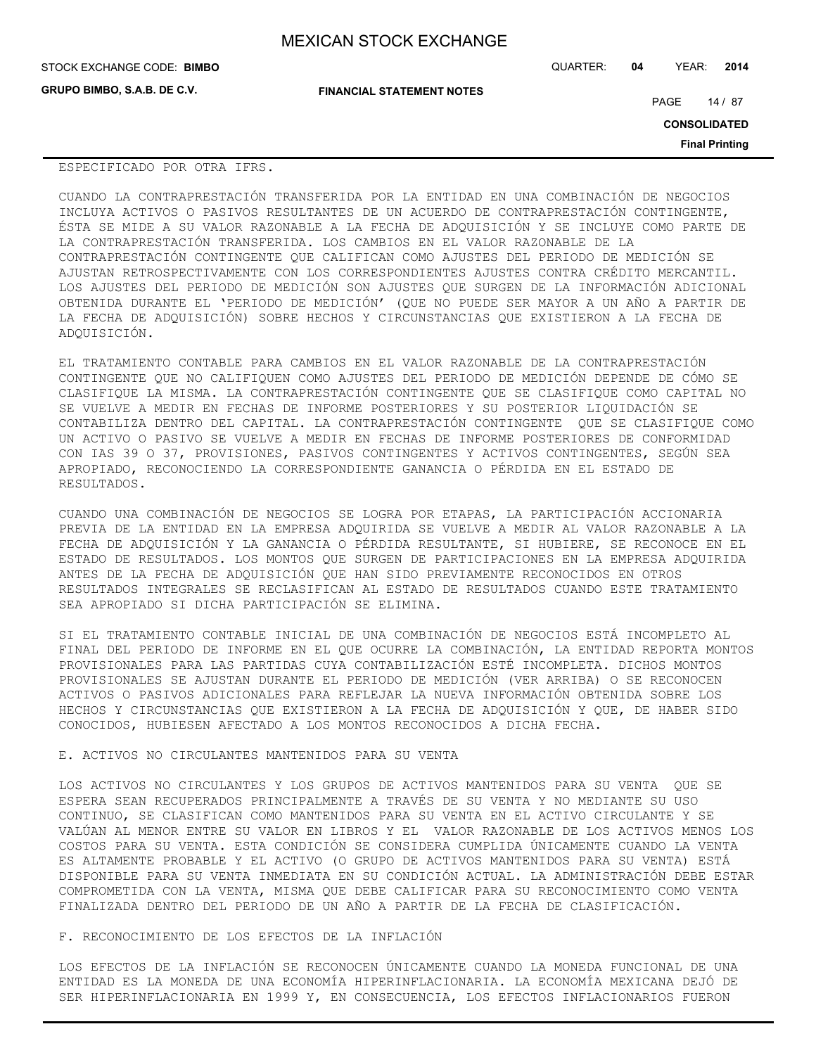ESPECIFICADO POR OTRA IFRS.

CUANDO LA CONTRAPRESTACIÓN TRANSFERIDA POR LA ENTIDAD EN UNA COMBINACIÓN DE NEGOCIOS INCLUYA ACTIVOS O PASIVOS RESULTANTES DE UN ACUERDO DE CONTRAPRESTACIÓN CONTINGENTE, ÉSTA SE MIDE A SU VALOR RAZONABLE A LA FECHA DE ADQUISICIÓN Y SE INCLUYE COMO PARTE DE LA CONTRAPRESTACIÓN TRANSFERIDA. LOS CAMBIOS EN EL VALOR RAZONABLE DE LA CONTRAPRESTACIÓN CONTINGENTE QUE CALIFICAN COMO AJUSTES DEL PERIODO DE MEDICIÓN SE AJUSTAN RETROSPECTIVAMENTE CON LOS CORRESPONDIENTES AJUSTES CONTRA CRÉDITO MERCANTIL. LOS AJUSTES DEL PERIODO DE MEDICIÓN SON AJUSTES QUE SURGEN DE LA INFORMACIÓN ADICIONAL OBTENIDA DURANTE EL 'PERIODO DE MEDICIÓN' (QUE NO PUEDE SER MAYOR A UN AÑO A PARTIR DE LA FECHA DE ADQUISICIÓN) SOBRE HECHOS Y CIRCUNSTANCIAS QUE EXISTIERON A LA FECHA DE ADQUISICIÓN.

EL TRATAMIENTO CONTABLE PARA CAMBIOS EN EL VALOR RAZONABLE DE LA CONTRAPRESTACIÓN CONTINGENTE QUE NO CALIFIQUEN COMO AJUSTES DEL PERIODO DE MEDICIÓN DEPENDE DE CÓMO SE CLASIFIQUE LA MISMA. LA CONTRAPRESTACIÓN CONTINGENTE QUE SE CLASIFIQUE COMO CAPITAL NO SE VUELVE A MEDIR EN FECHAS DE INFORME POSTERIORES Y SU POSTERIOR LIQUIDACIÓN SE CONTABILIZA DENTRO DEL CAPITAL. LA CONTRAPRESTACIÓN CONTINGENTE QUE SE CLASIFIQUE COMO UN ACTIVO O PASIVO SE VUELVE A MEDIR EN FECHAS DE INFORME POSTERIORES DE CONFORMIDAD CON IAS 39 O 37, PROVISIONES, PASIVOS CONTINGENTES Y ACTIVOS CONTINGENTES, SEGÚN SEA APROPIADO, RECONOCIENDO LA CORRESPONDIENTE GANANCIA O PÉRDIDA EN EL ESTADO DE RESULTADOS.

CUANDO UNA COMBINACIÓN DE NEGOCIOS SE LOGRA POR ETAPAS, LA PARTICIPACIÓN ACCIONARIA PREVIA DE LA ENTIDAD EN LA EMPRESA ADQUIRIDA SE VUELVE A MEDIR AL VALOR RAZONABLE A LA FECHA DE ADQUISICIÓN Y LA GANANCIA O PÉRDIDA RESULTANTE, SI HUBIERE, SE RECONOCE EN EL ESTADO DE RESULTADOS. LOS MONTOS QUE SURGEN DE PARTICIPACIONES EN LA EMPRESA ADQUIRIDA ANTES DE LA FECHA DE ADQUISICIÓN QUE HAN SIDO PREVIAMENTE RECONOCIDOS EN OTROS RESULTADOS INTEGRALES SE RECLASIFICAN AL ESTADO DE RESULTADOS CUANDO ESTE TRATAMIENTO SEA APROPIADO SI DICHA PARTICIPACIÓN SE ELIMINA.

SI EL TRATAMIENTO CONTABLE INICIAL DE UNA COMBINACIÓN DE NEGOCIOS ESTÁ INCOMPLETO AL FINAL DEL PERIODO DE INFORME EN EL QUE OCURRE LA COMBINACIÓN, LA ENTIDAD REPORTA MONTOS PROVISIONALES PARA LAS PARTIDAS CUYA CONTABILIZACIÓN ESTÉ INCOMPLETA. DICHOS MONTOS PROVISIONALES SE AJUSTAN DURANTE EL PERIODO DE MEDICIÓN (VER ARRIBA) O SE RECONOCEN ACTIVOS O PASIVOS ADICIONALES PARA REFLEJAR LA NUEVA INFORMACIÓN OBTENIDA SOBRE LOS HECHOS Y CIRCUNSTANCIAS QUE EXISTIERON A LA FECHA DE ADQUISICIÓN Y QUE, DE HABER SIDO CONOCIDOS, HUBIESEN AFECTADO A LOS MONTOS RECONOCIDOS A DICHA FECHA.

E. ACTIVOS NO CIRCULANTES MANTENIDOS PARA SU VENTA

LOS ACTIVOS NO CIRCULANTES Y LOS GRUPOS DE ACTIVOS MANTENIDOS PARA SU VENTA QUE SE ESPERA SEAN RECUPERADOS PRINCIPALMENTE A TRAVÉS DE SU VENTA Y NO MEDIANTE SU USO CONTINUO, SE CLASIFICAN COMO MANTENIDOS PARA SU VENTA EN EL ACTIVO CIRCULANTE Y SE VALÚAN AL MENOR ENTRE SU VALOR EN LIBROS Y EL VALOR RAZONABLE DE LOS ACTIVOS MENOS LOS COSTOS PARA SU VENTA. ESTA CONDICIÓN SE CONSIDERA CUMPLIDA ÚNICAMENTE CUANDO LA VENTA ES ALTAMENTE PROBABLE Y EL ACTIVO (O GRUPO DE ACTIVOS MANTENIDOS PARA SU VENTA) ESTÁ DISPONIBLE PARA SU VENTA INMEDIATA EN SU CONDICIÓN ACTUAL. LA ADMINISTRACIÓN DEBE ESTAR COMPROMETIDA CON LA VENTA, MISMA QUE DEBE CALIFICAR PARA SU RECONOCIMIENTO COMO VENTA FINALIZADA DENTRO DEL PERIODO DE UN AÑO A PARTIR DE LA FECHA DE CLASIFICACIÓN.

F. RECONOCIMIENTO DE LOS EFECTOS DE LA INFLACIÓN

LOS EFECTOS DE LA INFLACIÓN SE RECONOCEN ÚNICAMENTE CUANDO LA MONEDA FUNCIONAL DE UNA ENTIDAD ES LA MONEDA DE UNA ECONOMÍA HIPERINFLACIONARIA. LA ECONOMÍA MEXICANA DEJÓ DE SER HIPERINFLACIONARIA EN 1999 Y, EN CONSECUENCIA, LOS EFECTOS INFLACIONARIOS FUERON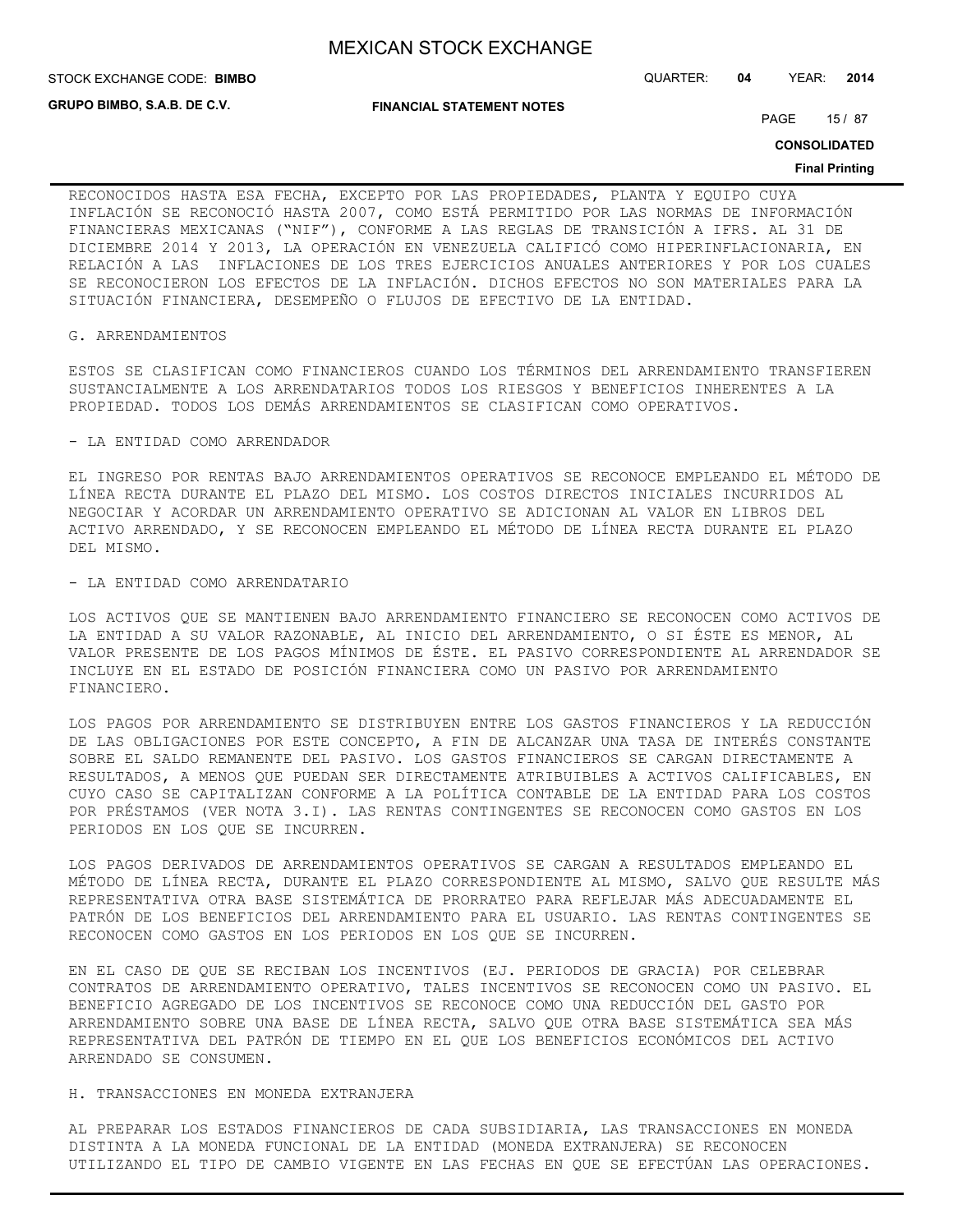RECONOCIDOS HASTA ESA FECHA, EXCEPTO POR LAS PROPIEDADES, PLANTA Y EQUIPO CUYA INFLACIÓN SE RECONOCIÓ HASTA 2007, COMO ESTÁ PERMITIDO POR LAS NORMAS DE INFORMACIÓN FINANCIERAS MEXICANAS ("NIF"), CONFORME A LAS REGLAS DE TRANSICIÓN A IFRS. AL 31 DE DICIEMBRE 2014 Y 2013, LA OPERACIÓN EN VENEZUELA CALIFICÓ COMO HIPERINFLACIONARIA, EN RELACIÓN A LAS INFLACIONES DE LOS TRES EJERCICIOS ANUALES ANTERIORES Y POR LOS CUALES SE RECONOCIERON LOS EFECTOS DE LA INFLACIÓN. DICHOS EFECTOS NO SON MATERIALES PARA LA SITUACIÓN FINANCIERA, DESEMPEÑO O FLUJOS DE EFECTIVO DE LA ENTIDAD.

G. ARRENDAMIENTOS

ESTOS SE CLASIFICAN COMO FINANCIEROS CUANDO LOS TÉRMINOS DEL ARRENDAMIENTO TRANSFIEREN SUSTANCIALMENTE A LOS ARRENDATARIOS TODOS LOS RIESGOS Y BENEFICIOS INHERENTES A LA PROPIEDAD. TODOS LOS DEMÁS ARRENDAMIENTOS SE CLASIFICAN COMO OPERATIVOS.

- LA ENTIDAD COMO ARRENDADOR

EL INGRESO POR RENTAS BAJO ARRENDAMIENTOS OPERATIVOS SE RECONOCE EMPLEANDO EL MÉTODO DE LÍNEA RECTA DURANTE EL PLAZO DEL MISMO. LOS COSTOS DIRECTOS INICIALES INCURRIDOS AL NEGOCIAR Y ACORDAR UN ARRENDAMIENTO OPERATIVO SE ADICIONAN AL VALOR EN LIBROS DEL ACTIVO ARRENDADO, Y SE RECONOCEN EMPLEANDO EL MÉTODO DE LÍNEA RECTA DURANTE EL PLAZO DEL MISMO.

- LA ENTIDAD COMO ARRENDATARIO

LOS ACTIVOS QUE SE MANTIENEN BAJO ARRENDAMIENTO FINANCIERO SE RECONOCEN COMO ACTIVOS DE LA ENTIDAD A SU VALOR RAZONABLE, AL INICIO DEL ARRENDAMIENTO, O SI ÉSTE ES MENOR, AL VALOR PRESENTE DE LOS PAGOS MÍNIMOS DE ÉSTE. EL PASIVO CORRESPONDIENTE AL ARRENDADOR SE INCLUYE EN EL ESTADO DE POSICIÓN FINANCIERA COMO UN PASIVO POR ARRENDAMIENTO FINANCIERO.

LOS PAGOS POR ARRENDAMIENTO SE DISTRIBUYEN ENTRE LOS GASTOS FINANCIEROS Y LA REDUCCIÓN DE LAS OBLIGACIONES POR ESTE CONCEPTO, A FIN DE ALCANZAR UNA TASA DE INTERÉS CONSTANTE SOBRE EL SALDO REMANENTE DEL PASIVO. LOS GASTOS FINANCIEROS SE CARGAN DIRECTAMENTE A RESULTADOS, A MENOS QUE PUEDAN SER DIRECTAMENTE ATRIBUIBLES A ACTIVOS CALIFICABLES, EN CUYO CASO SE CAPITALIZAN CONFORME A LA POLÍTICA CONTABLE DE LA ENTIDAD PARA LOS COSTOS POR PRÉSTAMOS (VER NOTA 3.I). LAS RENTAS CONTINGENTES SE RECONOCEN COMO GASTOS EN LOS PERIODOS EN LOS QUE SE INCURREN.

LOS PAGOS DERIVADOS DE ARRENDAMIENTOS OPERATIVOS SE CARGAN A RESULTADOS EMPLEANDO EL MÉTODO DE LÍNEA RECTA, DURANTE EL PLAZO CORRESPONDIENTE AL MISMO, SALVO QUE RESULTE MÁS REPRESENTATIVA OTRA BASE SISTEMÁTICA DE PRORRATEO PARA REFLEJAR MÁS ADECUADAMENTE EL PATRÓN DE LOS BENEFICIOS DEL ARRENDAMIENTO PARA EL USUARIO. LAS RENTAS CONTINGENTES SE RECONOCEN COMO GASTOS EN LOS PERIODOS EN LOS QUE SE INCURREN.

EN EL CASO DE QUE SE RECIBAN LOS INCENTIVOS (EJ. PERIODOS DE GRACIA) POR CELEBRAR CONTRATOS DE ARRENDAMIENTO OPERATIVO, TALES INCENTIVOS SE RECONOCEN COMO UN PASIVO. EL BENEFICIO AGREGADO DE LOS INCENTIVOS SE RECONOCE COMO UNA REDUCCIÓN DEL GASTO POR ARRENDAMIENTO SOBRE UNA BASE DE LÍNEA RECTA, SALVO QUE OTRA BASE SISTEMÁTICA SEA MÁS REPRESENTATIVA DEL PATRÓN DE TIEMPO EN EL QUE LOS BENEFICIOS ECONÓMICOS DEL ACTIVO ARRENDADO SE CONSUMEN.

H. TRANSACCIONES EN MONEDA EXTRANJERA

AL PREPARAR LOS ESTADOS FINANCIEROS DE CADA SUBSIDIARIA, LAS TRANSACCIONES EN MONEDA DISTINTA A LA MONEDA FUNCIONAL DE LA ENTIDAD (MONEDA EXTRANJERA) SE RECONOCEN UTILIZANDO EL TIPO DE CAMBIO VIGENTE EN LAS FECHAS EN QUE SE EFECTÚAN LAS OPERACIONES.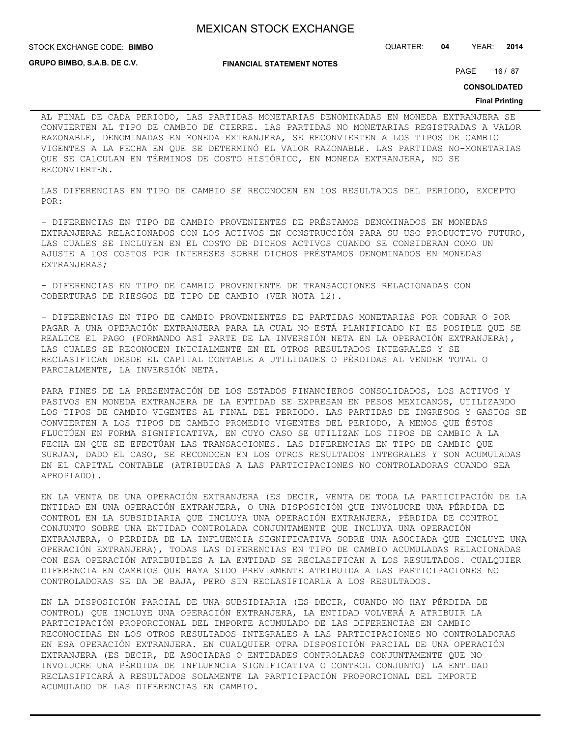AL FINAL DE CADA PERIODO, LAS PARTIDAS MONETARIAS DENOMINADAS EN MONEDA EXTRANJERA SE CONVIERTEN AL TIPO DE CAMBIO DE CIERRE. LAS PARTIDAS NO MONETARIAS REGISTRADAS A VALOR RAZONABLE, DENOMINADAS EN MONEDA EXTRANJERA, SE RECONVIERTEN A LOS TIPOS DE CAMBIO VIGENTES A LA FECHA EN QUE SE DETERMINÓ EL VALOR RAZONABLE. LAS PARTIDAS NO-MONETARIAS QUE SE CALCULAN EN TÉRMINOS DE COSTO HISTÓRICO, EN MONEDA EXTRANJERA, NO SE RECONVIERTEN.

LAS DIFERENCIAS EN TIPO DE CAMBIO SE RECONOCEN EN LOS RESULTADOS DEL PERIODO, EXCEPTO POR:

- DIFERENCIAS EN TIPO DE CAMBIO PROVENIENTES DE PRÉSTAMOS DENOMINADOS EN MONEDAS EXTRANJERAS RELACIONADOS CON LOS ACTIVOS EN CONSTRUCCIÓN PARA SU USO PRODUCTIVO FUTURO, LAS CUALES SE INCLUYEN EN EL COSTO DE DICHOS ACTIVOS CUANDO SE CONSIDERAN COMO UN AJUSTE A LOS COSTOS POR INTERESES SOBRE DICHOS PRÉSTAMOS DENOMINADOS EN MONEDAS EXTRANJERAS;

- DIFERENCIAS EN TIPO DE CAMBIO PROVENIENTE DE TRANSACCIONES RELACIONADAS CON COBERTURAS DE RIESGOS DE TIPO DE CAMBIO (VER NOTA 12).

- DIFERENCIAS EN TIPO DE CAMBIO PROVENIENTES DE PARTIDAS MONETARIAS POR COBRAR O POR PAGAR A UNA OPERACIÓN EXTRANJERA PARA LA CUAL NO ESTÁ PLANIFICADO NI ES POSIBLE QUE SE REALICE EL PAGO (FORMANDO ASÍ PARTE DE LA INVERSIÓN NETA EN LA OPERACIÓN EXTRANJERA), LAS CUALES SE RECONOCEN INICIALMENTE EN EL OTROS RESULTADOS INTEGRALES Y SE RECLASIFICAN DESDE EL CAPITAL CONTABLE A UTILIDADES O PÉRDIDAS AL VENDER TOTAL O PARCIALMENTE, LA INVERSIÓN NETA.

PARA FINES DE LA PRESENTACIÓN DE LOS ESTADOS FINANCIEROS CONSOLIDADOS, LOS ACTIVOS Y PASIVOS EN MONEDA EXTRANJERA DE LA ENTIDAD SE EXPRESAN EN PESOS MEXICANOS, UTILIZANDO LOS TIPOS DE CAMBIO VIGENTES AL FINAL DEL PERIODO. LAS PARTIDAS DE INGRESOS Y GASTOS SE CONVIERTEN A LOS TIPOS DE CAMBIO PROMEDIO VIGENTES DEL PERIODO, A MENOS QUE ÉSTOS FLUCTÚEN EN FORMA SIGNIFICATIVA, EN CUYO CASO SE UTILIZAN LOS TIPOS DE CAMBIO A LA FECHA EN QUE SE EFECTÚAN LAS TRANSACCIONES. LAS DIFERENCIAS EN TIPO DE CAMBIO QUE SURJAN, DADO EL CASO, SE RECONOCEN EN LOS OTROS RESULTADOS INTEGRALES Y SON ACUMULADAS EN EL CAPITAL CONTABLE (ATRIBUIDAS A LAS PARTICIPACIONES NO CONTROLADORAS CUANDO SEA APROPIADO).

EN LA VENTA DE UNA OPERACIÓN EXTRANJERA (ES DECIR, VENTA DE TODA LA PARTICIPACIÓN DE LA ENTIDAD EN UNA OPERACIÓN EXTRANJERA, O UNA DISPOSICIÓN QUE INVOLUCRE UNA PÉRDIDA DE CONTROL EN LA SUBSIDIARIA QUE INCLUYA UNA OPERACIÓN EXTRANJERA, PÉRDIDA DE CONTROL CONJUNTO SOBRE UNA ENTIDAD CONTROLADA CONJUNTAMENTE QUE INCLUYA UNA OPERACIÓN EXTRANJERA, O PÉRDIDA DE LA INFLUENCIA SIGNIFICATIVA SOBRE UNA ASOCIADA QUE INCLUYE UNA OPERACIÓN EXTRANJERA), TODAS LAS DIFERENCIAS EN TIPO DE CAMBIO ACUMULADAS RELACIONADAS CON ESA OPERACIÓN ATRIBUIBLES A LA ENTIDAD SE RECLASIFICAN A LOS RESULTADOS. CUALQUIER DIFERENCIA EN CAMBIOS QUE HAYA SIDO PREVIAMENTE ATRIBUIDA A LAS PARTICIPACIONES NO CONTROLADORAS SE DA DE BAJA, PERO SIN RECLASIFICARLA A LOS RESULTADOS.

EN LA DISPOSICIÓN PARCIAL DE UNA SUBSIDIARIA (ES DECIR, CUANDO NO HAY PÉRDIDA DE CONTROL) QUE INCLUYE UNA OPERACIÓN EXTRANJERA, LA ENTIDAD VOLVERÁ A ATRIBUIR LA PARTICIPACIÓN PROPORCIONAL DEL IMPORTE ACUMULADO DE LAS DIFERENCIAS EN CAMBIO RECONOCIDAS EN LOS OTROS RESULTADOS INTEGRALES A LAS PARTICIPACIONES NO CONTROLADORAS EN ESA OPERACIÓN EXTRANJERA. EN CUALQUIER OTRA DISPOSICIÓN PARCIAL DE UNA OPERACIÓN EXTRANJERA (ES DECIR, DE ASOCIADAS O ENTIDADES CONTROLADAS CONJUNTAMENTE QUE NO INVOLUCRE UNA PÉRDIDA DE INFLUENCIA SIGNIFICATIVA O CONTROL CONJUNTO) LA ENTIDAD RECLASIFICARÁ A RESULTADOS SOLAMENTE LA PARTICIPACIÓN PROPORCIONAL DEL IMPORTE ACUMULADO DE LAS DIFERENCIAS EN CAMBIO.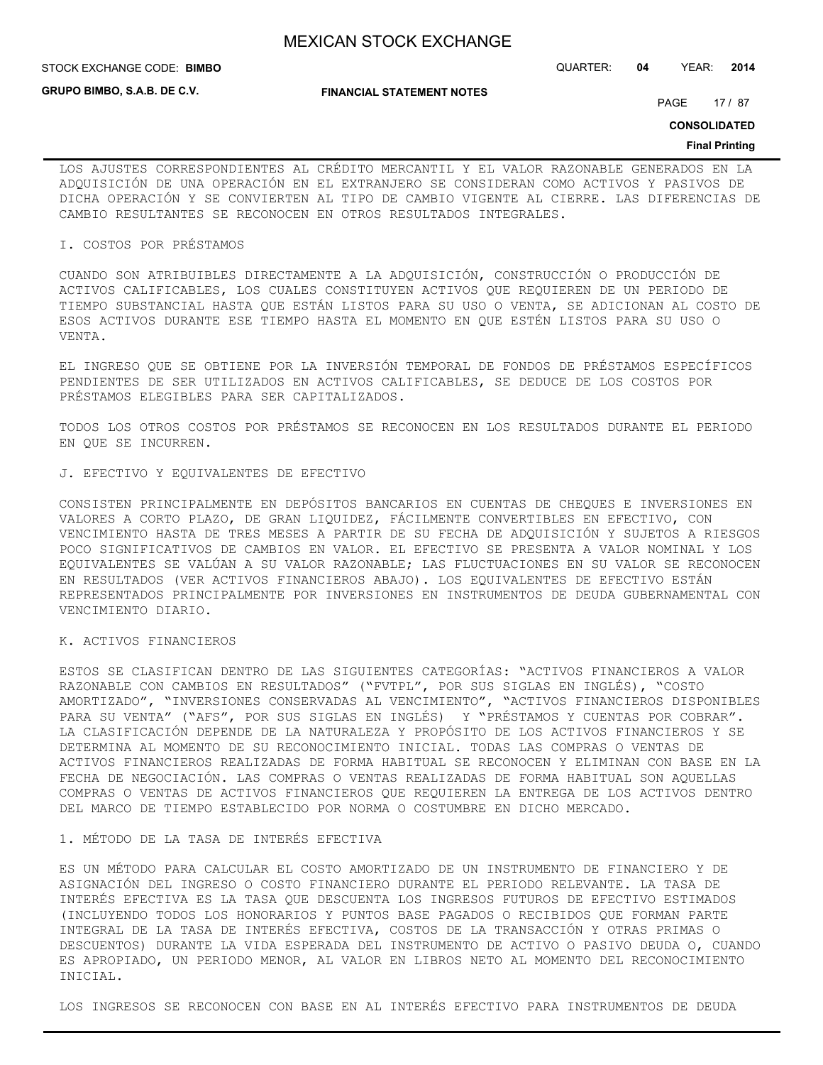LOS AJUSTES CORRESPONDIENTES AL CRÉDITO MERCANTIL Y EL VALOR RAZONABLE GENERADOS EN LA ADQUISICIÓN DE UNA OPERACIÓN EN EL EXTRANJERO SE CONSIDERAN COMO ACTIVOS Y PASIVOS DE DICHA OPERACIÓN Y SE CONVIERTEN AL TIPO DE CAMBIO VIGENTE AL CIERRE. LAS DIFERENCIAS DE CAMBIO RESULTANTES SE RECONOCEN EN OTROS RESULTADOS INTEGRALES.

## I. COSTOS POR PRÉSTAMOS

CUANDO SON ATRIBUIBLES DIRECTAMENTE A LA ADQUISICIÓN, CONSTRUCCIÓN O PRODUCCIÓN DE ACTIVOS CALIFICABLES, LOS CUALES CONSTITUYEN ACTIVOS QUE REQUIEREN DE UN PERIODO DE TIEMPO SUBSTANCIAL HASTA QUE ESTÁN LISTOS PARA SU USO O VENTA, SE ADICIONAN AL COSTO DE ESOS ACTIVOS DURANTE ESE TIEMPO HASTA EL MOMENTO EN QUE ESTÉN LISTOS PARA SU USO O VENTA.

EL INGRESO QUE SE OBTIENE POR LA INVERSIÓN TEMPORAL DE FONDOS DE PRÉSTAMOS ESPECÍFICOS PENDIENTES DE SER UTILIZADOS EN ACTIVOS CALIFICABLES, SE DEDUCE DE LOS COSTOS POR PRÉSTAMOS ELEGIBLES PARA SER CAPITALIZADOS.

TODOS LOS OTROS COSTOS POR PRÉSTAMOS SE RECONOCEN EN LOS RESULTADOS DURANTE EL PERIODO EN QUE SE INCURREN.

## J. EFECTIVO Y EQUIVALENTES DE EFECTIVO

CONSISTEN PRINCIPALMENTE EN DEPÓSITOS BANCARIOS EN CUENTAS DE CHEQUES E INVERSIONES EN VALORES A CORTO PLAZO, DE GRAN LIQUIDEZ, FÁCILMENTE CONVERTIBLES EN EFECTIVO, CON VENCIMIENTO HASTA DE TRES MESES A PARTIR DE SU FECHA DE ADQUISICIÓN Y SUJETOS A RIESGOS POCO SIGNIFICATIVOS DE CAMBIOS EN VALOR. EL EFECTIVO SE PRESENTA A VALOR NOMINAL Y LOS EQUIVALENTES SE VALÚAN A SU VALOR RAZONABLE; LAS FLUCTUACIONES EN SU VALOR SE RECONOCEN EN RESULTADOS (VER ACTIVOS FINANCIEROS ABAJO). LOS EQUIVALENTES DE EFECTIVO ESTÁN REPRESENTADOS PRINCIPALMENTE POR INVERSIONES EN INSTRUMENTOS DE DEUDA GUBERNAMENTAL CON VENCIMIENTO DIARIO.

## K. ACTIVOS FINANCIEROS

ESTOS SE CLASIFICAN DENTRO DE LAS SIGUIENTES CATEGORÍAS: "ACTIVOS FINANCIEROS A VALOR RAZONABLE CON CAMBIOS EN RESULTADOS" ("FVTPL", POR SUS SIGLAS EN INGLÉS), "COSTO AMORTIZADO", "INVERSIONES CONSERVADAS AL VENCIMIENTO", "ACTIVOS FINANCIEROS DISPONIBLES PARA SU VENTA" ("AFS", POR SUS SIGLAS EN INGLÉS) Y "PRÉSTAMOS Y CUENTAS POR COBRAR". LA CLASIFICACIÓN DEPENDE DE LA NATURALEZA Y PROPÓSITO DE LOS ACTIVOS FINANCIEROS Y SE DETERMINA AL MOMENTO DE SU RECONOCIMIENTO INICIAL. TODAS LAS COMPRAS O VENTAS DE ACTIVOS FINANCIEROS REALIZADAS DE FORMA HABITUAL SE RECONOCEN Y ELIMINAN CON BASE EN LA FECHA DE NEGOCIACIÓN. LAS COMPRAS O VENTAS REALIZADAS DE FORMA HABITUAL SON AQUELLAS COMPRAS O VENTAS DE ACTIVOS FINANCIEROS QUE REQUIEREN LA ENTREGA DE LOS ACTIVOS DENTRO DEL MARCO DE TIEMPO ESTABLECIDO POR NORMA O COSTUMBRE EN DICHO MERCADO.

### 1. MÉTODO DE LA TASA DE INTERÉS EFECTIVA

ES UN MÉTODO PARA CALCULAR EL COSTO AMORTIZADO DE UN INSTRUMENTO DE FINANCIERO Y DE ASIGNACIÓN DEL INGRESO O COSTO FINANCIERO DURANTE EL PERIODO RELEVANTE. LA TASA DE INTERÉS EFECTIVA ES LA TASA QUE DESCUENTA LOS INGRESOS FUTUROS DE EFECTIVO ESTIMADOS (INCLUYENDO TODOS LOS HONORARIOS Y PUNTOS BASE PAGADOS O RECIBIDOS QUE FORMAN PARTE INTEGRAL DE LA TASA DE INTERÉS EFECTIVA, COSTOS DE LA TRANSACCIÓN Y OTRAS PRIMAS O DESCUENTOS) DURANTE LA VIDA ESPERADA DEL INSTRUMENTO DE ACTIVO O PASIVO DEUDA O, CUANDO ES APROPIADO, UN PERIODO MENOR, AL VALOR EN LIBROS NETO AL MOMENTO DEL RECONOCIMIENTO INICIAL.

LOS INGRESOS SE RECONOCEN CON BASE EN AL INTERÉS EFECTIVO PARA INSTRUMENTOS DE DEUDA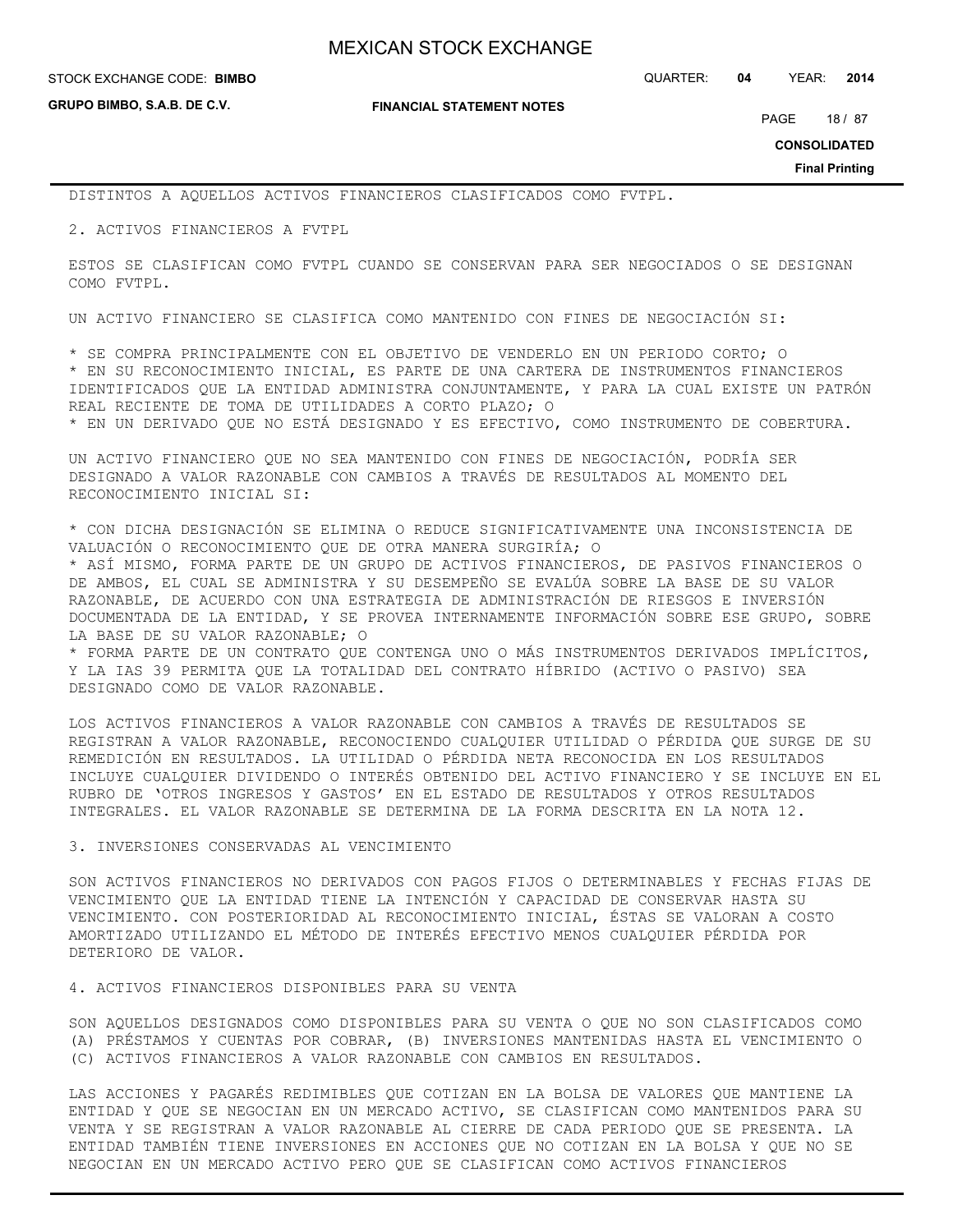DISTINTOS A AQUELLOS ACTIVOS FINANCIEROS CLASIFICADOS COMO FVTPL.

2. ACTIVOS FINANCIEROS A FVTPL

ESTOS SE CLASIFICAN COMO FVTPL CUANDO SE CONSERVAN PARA SER NEGOCIADOS O SE DESIGNAN COMO FVTPL.

UN ACTIVO FINANCIERO SE CLASIFICA COMO MANTENIDO CON FINES DE NEGOCIACIÓN SI:

* SE COMPRA PRINCIPALMENTE CON EL OBJETIVO DE VENDERLO EN UN PERIODO CORTO; O
* EN SU RECONOCIMIENTO INICIAL, ES PARTE DE UNA CARTERA DE INSTRUMENTOS FINANCIEROS IDENTIFICADOS QUE LA ENTIDAD ADMINISTRA CONJUNTAMENTE, Y PARA LA CUAL EXISTE UN PATRÓN REAL RECIENTE DE TOMA DE UTILIDADES A CORTO PLAZO; O
* EN UN DERIVADO QUE NO ESTÁ DESIGNADO Y ES EFECTIVO, COMO INSTRUMENTO DE COBERTURA.

UN ACTIVO FINANCIERO QUE NO SEA MANTENIDO CON FINES DE NEGOCIACIÓN, PODRÍA SER DESIGNADO A VALOR RAZONABLE CON CAMBIOS A TRAVÉS DE RESULTADOS AL MOMENTO DEL RECONOCIMIENTO INICIAL SI:

* CON DICHA DESIGNACIÓN SE ELIMINA O REDUCE SIGNIFICATIVAMENTE UNA INCONSISTENCIA DE VALUACIÓN O RECONOCIMIENTO QUE DE OTRA MANERA SURGIRÍA; O
* ASÍ MISMO, FORMA PARTE DE UN GRUPO DE ACTIVOS FINANCIEROS, DE PASIVOS FINANCIEROS O DE AMBOS, EL CUAL SE ADMINISTRA Y SU DESEMPEÑO SE EVALÚA SOBRE LA BASE DE SU VALOR RAZONABLE, DE ACUERDO CON UNA ESTRATEGIA DE ADMINISTRACIÓN DE RIESGOS E INVERSIÓN DOCUMENTADA DE LA ENTIDAD, Y SE PROVEA INTERNAMENTE INFORMACIÓN SOBRE ESE GRUPO, SOBRE LA BASE DE SU VALOR RAZONABLE; O
* FORMA PARTE DE UN CONTRATO QUE CONTENGA UNO O MÁS INSTRUMENTOS DERIVADOS IMPLÍCITOS, Y LA IAS 39 PERMITA QUE LA TOTALIDAD DEL CONTRATO HÍBRIDO (ACTIVO O PASIVO) SEA DESIGNADO COMO DE VALOR RAZONABLE.

LOS ACTIVOS FINANCIEROS A VALOR RAZONABLE CON CAMBIOS A TRAVÉS DE RESULTADOS SE REGISTRAN A VALOR RAZONABLE, RECONOCIENDO CUALQUIER UTILIDAD O PÉRDIDA QUE SURGE DE SU REMEDICIÓN EN RESULTADOS. LA UTILIDAD O PÉRDIDA NETA RECONOCIDA EN LOS RESULTADOS INCLUYE CUALQUIER DIVIDENDO O INTERÉS OBTENIDO DEL ACTIVO FINANCIERO Y SE INCLUYE EN EL RUBRO DE 'OTROS INGRESOS Y GASTOS' EN EL ESTADO DE RESULTADOS Y OTROS RESULTADOS INTEGRALES. EL VALOR RAZONABLE SE DETERMINA DE LA FORMA DESCRITA EN LA NOTA 12.

3. INVERSIONES CONSERVADAS AL VENCIMIENTO

SON ACTIVOS FINANCIEROS NO DERIVADOS CON PAGOS FIJOS O DETERMINABLES Y FECHAS FIJAS DE VENCIMIENTO QUE LA ENTIDAD TIENE LA INTENCIÓN Y CAPACIDAD DE CONSERVAR HASTA SU VENCIMIENTO. CON POSTERIORIDAD AL RECONOCIMIENTO INICIAL, ÉSTAS SE VALORAN A COSTO AMORTIZADO UTILIZANDO EL MÉTODO DE INTERÉS EFECTIVO MENOS CUALQUIER PÉRDIDA POR DETERIORO DE VALOR.

4. ACTIVOS FINANCIEROS DISPONIBLES PARA SU VENTA

SON AQUELLOS DESIGNADOS COMO DISPONIBLES PARA SU VENTA O QUE NO SON CLASIFICADOS COMO (A) PRÉSTAMOS Y CUENTAS POR COBRAR, (B) INVERSIONES MANTENIDAS HASTA EL VENCIMIENTO O (C) ACTIVOS FINANCIEROS A VALOR RAZONABLE CON CAMBIOS EN RESULTADOS.

LAS ACCIONES Y PAGARÉS REDIMIBLES QUE COTIZAN EN LA BOLSA DE VALORES QUE MANTIENE LA ENTIDAD Y QUE SE NEGOCIAN EN UN MERCADO ACTIVO, SE CLASIFICAN COMO MANTENIDOS PARA SU VENTA Y SE REGISTRAN A VALOR RAZONABLE AL CIERRE DE CADA PERIODO QUE SE PRESENTA. LA ENTIDAD TAMBIÉN TIENE INVERSIONES EN ACCIONES QUE NO COTIZAN EN LA BOLSA Y QUE NO SE NEGOCIAN EN UN MERCADO ACTIVO PERO QUE SE CLASIFICAN COMO ACTIVOS FINANCIEROS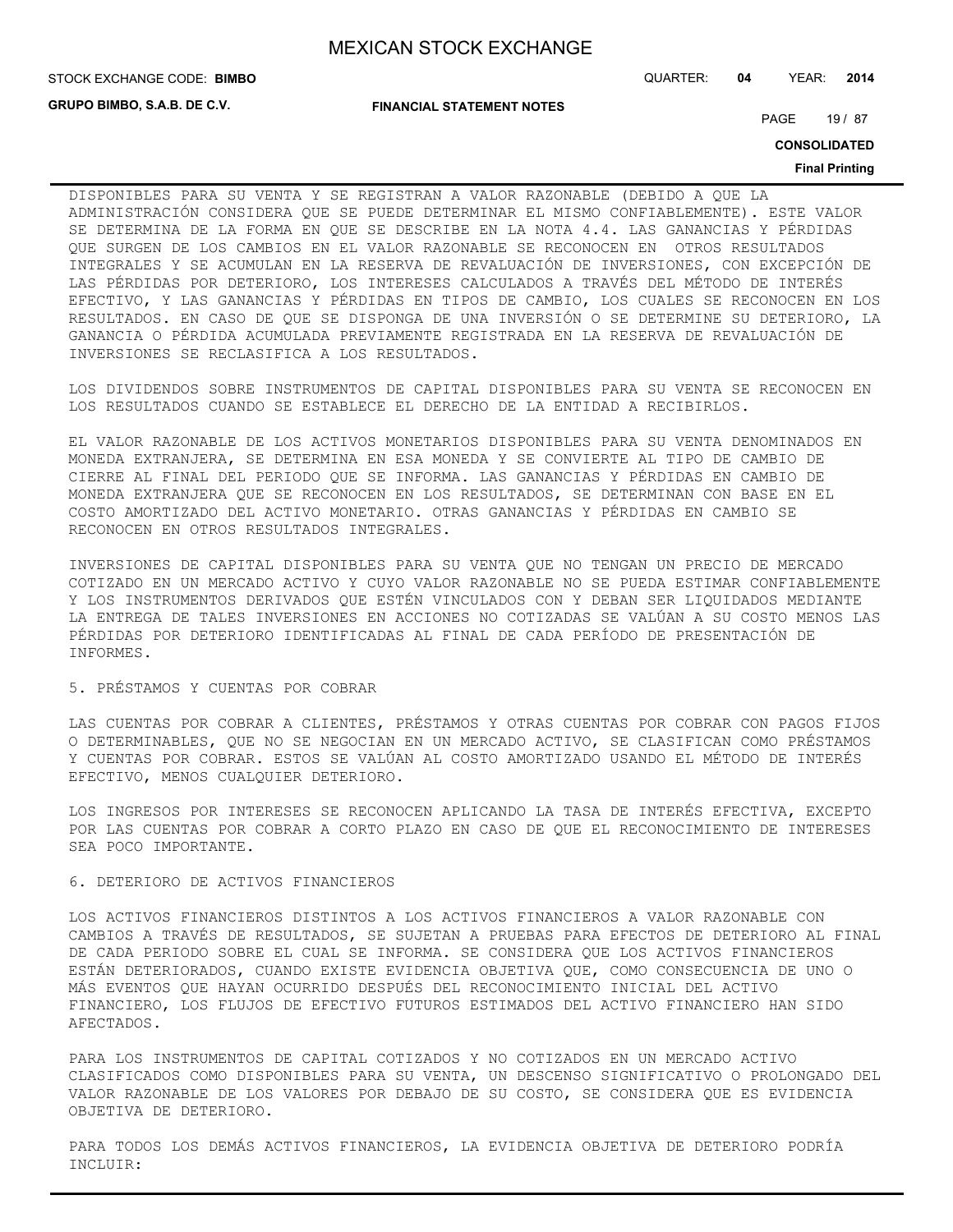DISPONIBLES PARA SU VENTA Y SE REGISTRAN A VALOR RAZONABLE (DEBIDO A QUE LA ADMINISTRACIÓN CONSIDERA QUE SE PUEDE DETERMINAR EL MISMO CONFIABLEMENTE). ESTE VALOR SE DETERMINA DE LA FORMA EN QUE SE DESCRIBE EN LA NOTA 4.4. LAS GANANCIAS Y PÉRDIDAS QUE SURGEN DE LOS CAMBIOS EN EL VALOR RAZONABLE SE RECONOCEN EN OTROS RESULTADOS INTEGRALES Y SE ACUMULAN EN LA RESERVA DE REVALUACIÓN DE INVERSIONES, CON EXCEPCIÓN DE LAS PÉRDIDAS POR DETERIORO, LOS INTERESES CALCULADOS A TRAVÉS DEL MÉTODO DE INTERÉS EFECTIVO, Y LAS GANANCIAS Y PÉRDIDAS EN TIPOS DE CAMBIO, LOS CUALES SE RECONOCEN EN LOS RESULTADOS. EN CASO DE QUE SE DISPONGA DE UNA INVERSIÓN O SE DETERMINE SU DETERIORO, LA GANANCIA O PÉRDIDA ACUMULADA PREVIAMENTE REGISTRADA EN LA RESERVA DE REVALUACIÓN DE INVERSIONES SE RECLASIFICA A LOS RESULTADOS.

LOS DIVIDENDOS SOBRE INSTRUMENTOS DE CAPITAL DISPONIBLES PARA SU VENTA SE RECONOCEN EN LOS RESULTADOS CUANDO SE ESTABLECE EL DERECHO DE LA ENTIDAD A RECIBIRLOS.

EL VALOR RAZONABLE DE LOS ACTIVOS MONETARIOS DISPONIBLES PARA SU VENTA DENOMINADOS EN MONEDA EXTRANJERA, SE DETERMINA EN ESA MONEDA Y SE CONVIERTE AL TIPO DE CAMBIO DE CIERRE AL FINAL DEL PERIODO QUE SE INFORMA. LAS GANANCIAS Y PÉRDIDAS EN CAMBIO DE MONEDA EXTRANJERA QUE SE RECONOCEN EN LOS RESULTADOS, SE DETERMINAN CON BASE EN EL COSTO AMORTIZADO DEL ACTIVO MONETARIO. OTRAS GANANCIAS Y PÉRDIDAS EN CAMBIO SE RECONOCEN EN OTROS RESULTADOS INTEGRALES.

INVERSIONES DE CAPITAL DISPONIBLES PARA SU VENTA QUE NO TENGAN UN PRECIO DE MERCADO COTIZADO EN UN MERCADO ACTIVO Y CUYO VALOR RAZONABLE NO SE PUEDA ESTIMAR CONFIABLEMENTE Y LOS INSTRUMENTOS DERIVADOS QUE ESTÉN VINCULADOS CON Y DEBAN SER LIQUIDADOS MEDIANTE LA ENTREGA DE TALES INVERSIONES EN ACCIONES NO COTIZADAS SE VALÚAN A SU COSTO MENOS LAS PÉRDIDAS POR DETERIORO IDENTIFICADAS AL FINAL DE CADA PERÍODO DE PRESENTACIÓN DE INFORMES.

5. PRÉSTAMOS Y CUENTAS POR COBRAR

LAS CUENTAS POR COBRAR A CLIENTES, PRÉSTAMOS Y OTRAS CUENTAS POR COBRAR CON PAGOS FIJOS O DETERMINABLES, QUE NO SE NEGOCIAN EN UN MERCADO ACTIVO, SE CLASIFICAN COMO PRÉSTAMOS Y CUENTAS POR COBRAR. ESTOS SE VALÚAN AL COSTO AMORTIZADO USANDO EL MÉTODO DE INTERÉS EFECTIVO, MENOS CUALQUIER DETERIORO.

LOS INGRESOS POR INTERESES SE RECONOCEN APLICANDO LA TASA DE INTERÉS EFECTIVA, EXCEPTO POR LAS CUENTAS POR COBRAR A CORTO PLAZO EN CASO DE QUE EL RECONOCIMIENTO DE INTERESES SEA POCO IMPORTANTE.

6. DETERIORO DE ACTIVOS FINANCIEROS

LOS ACTIVOS FINANCIEROS DISTINTOS A LOS ACTIVOS FINANCIEROS A VALOR RAZONABLE CON CAMBIOS A TRAVÉS DE RESULTADOS, SE SUJETAN A PRUEBAS PARA EFECTOS DE DETERIORO AL FINAL DE CADA PERIODO SOBRE EL CUAL SE INFORMA. SE CONSIDERA QUE LOS ACTIVOS FINANCIEROS ESTÁN DETERIORADOS, CUANDO EXISTE EVIDENCIA OBJETIVA QUE, COMO CONSECUENCIA DE UNO O MÁS EVENTOS QUE HAYAN OCURRIDO DESPUÉS DEL RECONOCIMIENTO INICIAL DEL ACTIVO FINANCIERO, LOS FLUJOS DE EFECTIVO FUTUROS ESTIMADOS DEL ACTIVO FINANCIERO HAN SIDO AFECTADOS.

PARA LOS INSTRUMENTOS DE CAPITAL COTIZADOS Y NO COTIZADOS EN UN MERCADO ACTIVO CLASIFICADOS COMO DISPONIBLES PARA SU VENTA, UN DESCENSO SIGNIFICATIVO O PROLONGADO DEL VALOR RAZONABLE DE LOS VALORES POR DEBAJO DE SU COSTO, SE CONSIDERA QUE ES EVIDENCIA OBJETIVA DE DETERIORO.

PARA TODOS LOS DEMÁS ACTIVOS FINANCIEROS, LA EVIDENCIA OBJETIVA DE DETERIORO PODRÍA INCLUIR: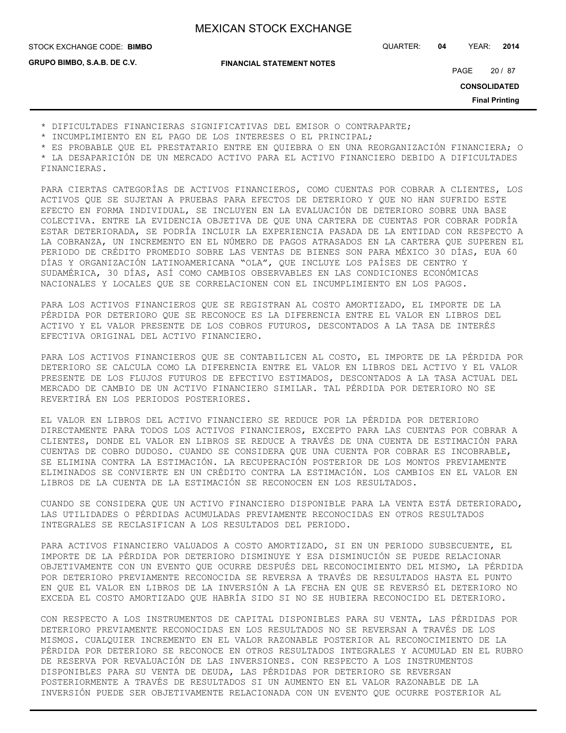* DIFICULTADES FINANCIERAS SIGNIFICATIVAS DEL EMISOR O CONTRAPARTE;
* INCUMPLIMIENTO EN EL PAGO DE LOS INTERESES O EL PRINCIPAL;
* ES PROBABLE QUE EL PRESTATARIO ENTRE EN QUIEBRA O EN UNA REORGANIZACIÓN FINANCIERA; O
* LA DESAPARICIÓN DE UN MERCADO ACTIVO PARA EL ACTIVO FINANCIERO DEBIDO A DIFICULTADES FINANCIERAS.

PARA CIERTAS CATEGORÍAS DE ACTIVOS FINANCIEROS, COMO CUENTAS POR COBRAR A CLIENTES, LOS ACTIVOS QUE SE SUJETAN A PRUEBAS PARA EFECTOS DE DETERIORO Y QUE NO HAN SUFRIDO ESTE EFECTO EN FORMA INDIVIDUAL, SE INCLUYEN EN LA EVALUACIÓN DE DETERIORO SOBRE UNA BASE COLECTIVA. ENTRE LA EVIDENCIA OBJETIVA DE QUE UNA CARTERA DE CUENTAS POR COBRAR PODRÍA ESTAR DETERIORADA, SE PODRÍA INCLUIR LA EXPERIENCIA PASADA DE LA ENTIDAD CON RESPECTO A LA COBRANZA, UN INCREMENTO EN EL NÚMERO DE PAGOS ATRASADOS EN LA CARTERA QUE SUPEREN EL PERIODO DE CRÉDITO PROMEDIO SOBRE LAS VENTAS DE BIENES SON PARA MÉXICO 30 DÍAS, EUA 60 DÍAS Y ORGANIZACIÓN LATINOAMERICANA "OLA", QUE INCLUYE LOS PAÍSES DE CENTRO Y SUDAMÉRICA, 30 DÍAS, ASÍ COMO CAMBIOS OBSERVABLES EN LAS CONDICIONES ECONÓMICAS NACIONALES Y LOCALES QUE SE CORRELACIONEN CON EL INCUMPLIMIENTO EN LOS PAGOS.

PARA LOS ACTIVOS FINANCIEROS QUE SE REGISTRAN AL COSTO AMORTIZADO, EL IMPORTE DE LA PÉRDIDA POR DETERIORO QUE SE RECONOCE ES LA DIFERENCIA ENTRE EL VALOR EN LIBROS DEL ACTIVO Y EL VALOR PRESENTE DE LOS COBROS FUTUROS, DESCONTADOS A LA TASA DE INTERÉS EFECTIVA ORIGINAL DEL ACTIVO FINANCIERO.

PARA LOS ACTIVOS FINANCIEROS QUE SE CONTABILICEN AL COSTO, EL IMPORTE DE LA PÉRDIDA POR DETERIORO SE CALCULA COMO LA DIFERENCIA ENTRE EL VALOR EN LIBROS DEL ACTIVO Y EL VALOR PRESENTE DE LOS FLUJOS FUTUROS DE EFECTIVO ESTIMADOS, DESCONTADOS A LA TASA ACTUAL DEL MERCADO DE CAMBIO DE UN ACTIVO FINANCIERO SIMILAR. TAL PÉRDIDA POR DETERIORO NO SE REVERTIRÁ EN LOS PERIODOS POSTERIORES.

EL VALOR EN LIBROS DEL ACTIVO FINANCIERO SE REDUCE POR LA PÉRDIDA POR DETERIORO DIRECTAMENTE PARA TODOS LOS ACTIVOS FINANCIEROS, EXCEPTO PARA LAS CUENTAS POR COBRAR A CLIENTES, DONDE EL VALOR EN LIBROS SE REDUCE A TRAVÉS DE UNA CUENTA DE ESTIMACIÓN PARA CUENTAS DE COBRO DUDOSO. CUANDO SE CONSIDERA QUE UNA CUENTA POR COBRAR ES INCOBRABLE, SE ELIMINA CONTRA LA ESTIMACIÓN. LA RECUPERACIÓN POSTERIOR DE LOS MONTOS PREVIAMENTE ELIMINADOS SE CONVIERTE EN UN CRÉDITO CONTRA LA ESTIMACIÓN. LOS CAMBIOS EN EL VALOR EN LIBROS DE LA CUENTA DE LA ESTIMACIÓN SE RECONOCEN EN LOS RESULTADOS.

CUANDO SE CONSIDERA QUE UN ACTIVO FINANCIERO DISPONIBLE PARA LA VENTA ESTÁ DETERIORADO, LAS UTILIDADES O PÉRDIDAS ACUMULADAS PREVIAMENTE RECONOCIDAS EN OTROS RESULTADOS INTEGRALES SE RECLASIFICAN A LOS RESULTADOS DEL PERIODO.

PARA ACTIVOS FINANCIERO VALUADOS A COSTO AMORTIZADO, SI EN UN PERIODO SUBSECUENTE, EL IMPORTE DE LA PÉRDIDA POR DETERIORO DISMINUYE Y ESA DISMINUCIÓN SE PUEDE RELACIONAR OBJETIVAMENTE CON UN EVENTO QUE OCURRE DESPUÉS DEL RECONOCIMIENTO DEL MISMO, LA PÉRDIDA POR DETERIORO PREVIAMENTE RECONOCIDA SE REVERSA A TRAVÉS DE RESULTADOS HASTA EL PUNTO EN QUE EL VALOR EN LIBROS DE LA INVERSIÓN A LA FECHA EN QUE SE REVERSÓ EL DETERIORO NO EXCEDA EL COSTO AMORTIZADO QUE HABRÍA SIDO SI NO SE HUBIERA RECONOCIDO EL DETERIORO.

CON RESPECTO A LOS INSTRUMENTOS DE CAPITAL DISPONIBLES PARA SU VENTA, LAS PÉRDIDAS POR DETERIORO PREVIAMENTE RECONOCIDAS EN LOS RESULTADOS NO SE REVERSAN A TRAVÉS DE LOS MISMOS. CUALQUIER INCREMENTO EN EL VALOR RAZONABLE POSTERIOR AL RECONOCIMIENTO DE LA PÉRDIDA POR DETERIORO SE RECONOCE EN OTROS RESULTADOS INTEGRALES Y ACUMULAD EN EL RUBRO DE RESERVA POR REVALUACIÓN DE LAS INVERSIONES. CON RESPECTO A LOS INSTRUMENTOS DISPONIBLES PARA SU VENTA DE DEUDA, LAS PÉRDIDAS POR DETERIORO SE REVERSAN POSTERIORMENTE A TRAVÉS DE RESULTADOS SI UN AUMENTO EN EL VALOR RAZONABLE DE LA INVERSIÓN PUEDE SER OBJETIVAMENTE RELACIONADA CON UN EVENTO QUE OCURRE POSTERIOR AL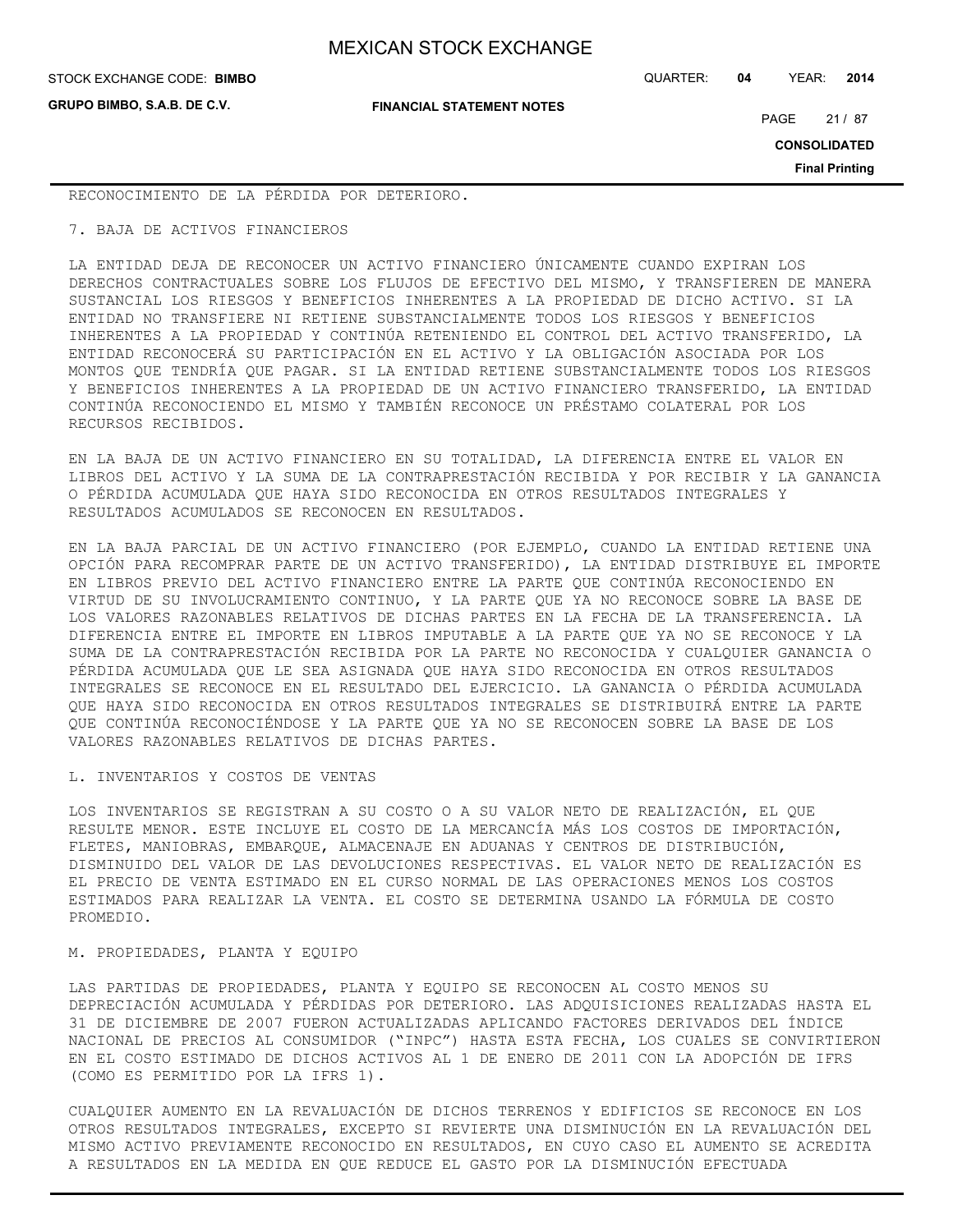RECONOCIMIENTO DE LA PÉRDIDA POR DETERIORO.

7. BAJA DE ACTIVOS FINANCIEROS

LA ENTIDAD DEJA DE RECONOCER UN ACTIVO FINANCIERO ÚNICAMENTE CUANDO EXPIRAN LOS DERECHOS CONTRACTUALES SOBRE LOS FLUJOS DE EFECTIVO DEL MISMO, Y TRANSFIEREN DE MANERA SUSTANCIAL LOS RIESGOS Y BENEFICIOS INHERENTES A LA PROPIEDAD DE DICHO ACTIVO. SI LA ENTIDAD NO TRANSFIERE NI RETIENE SUBSTANCIALMENTE TODOS LOS RIESGOS Y BENEFICIOS INHERENTES A LA PROPIEDAD Y CONTINÚA RETENIENDO EL CONTROL DEL ACTIVO TRANSFERIDO, LA ENTIDAD RECONOCERÁ SU PARTICIPACIÓN EN EL ACTIVO Y LA OBLIGACIÓN ASOCIADA POR LOS MONTOS QUE TENDRÍA QUE PAGAR. SI LA ENTIDAD RETIENE SUBSTANCIALMENTE TODOS LOS RIESGOS Y BENEFICIOS INHERENTES A LA PROPIEDAD DE UN ACTIVO FINANCIERO TRANSFERIDO, LA ENTIDAD CONTINÚA RECONOCIENDO EL MISMO Y TAMBIÉN RECONOCE UN PRÉSTAMO COLATERAL POR LOS RECURSOS RECIBIDOS.

EN LA BAJA DE UN ACTIVO FINANCIERO EN SU TOTALIDAD, LA DIFERENCIA ENTRE EL VALOR EN LIBROS DEL ACTIVO Y LA SUMA DE LA CONTRAPRESTACIÓN RECIBIDA Y POR RECIBIR Y LA GANANCIA O PÉRDIDA ACUMULADA QUE HAYA SIDO RECONOCIDA EN OTROS RESULTADOS INTEGRALES Y RESULTADOS ACUMULADOS SE RECONOCEN EN RESULTADOS.

EN LA BAJA PARCIAL DE UN ACTIVO FINANCIERO (POR EJEMPLO, CUANDO LA ENTIDAD RETIENE UNA OPCIÓN PARA RECOMPRAR PARTE DE UN ACTIVO TRANSFERIDO), LA ENTIDAD DISTRIBUYE EL IMPORTE EN LIBROS PREVIO DEL ACTIVO FINANCIERO ENTRE LA PARTE QUE CONTINÚA RECONOCIENDO EN VIRTUD DE SU INVOLUCRAMIENTO CONTINUO, Y LA PARTE QUE YA NO RECONOCE SOBRE LA BASE DE LOS VALORES RAZONABLES RELATIVOS DE DICHAS PARTES EN LA FECHA DE LA TRANSFERENCIA. LA DIFERENCIA ENTRE EL IMPORTE EN LIBROS IMPUTABLE A LA PARTE QUE YA NO SE RECONOCE Y LA SUMA DE LA CONTRAPRESTACIÓN RECIBIDA POR LA PARTE NO RECONOCIDA Y CUALQUIER GANANCIA O PÉRDIDA ACUMULADA QUE LE SEA ASIGNADA QUE HAYA SIDO RECONOCIDA EN OTROS RESULTADOS INTEGRALES SE RECONOCE EN EL RESULTADO DEL EJERCICIO. LA GANANCIA O PÉRDIDA ACUMULADA QUE HAYA SIDO RECONOCIDA EN OTROS RESULTADOS INTEGRALES SE DISTRIBUIRÁ ENTRE LA PARTE QUE CONTINÚA RECONOCIÉNDOSE Y LA PARTE QUE YA NO SE RECONOCEN SOBRE LA BASE DE LOS VALORES RAZONABLES RELATIVOS DE DICHAS PARTES.

L. INVENTARIOS Y COSTOS DE VENTAS

LOS INVENTARIOS SE REGISTRAN A SU COSTO O A SU VALOR NETO DE REALIZACIÓN, EL QUE RESULTE MENOR. ESTE INCLUYE EL COSTO DE LA MERCANCÍA MÁS LOS COSTOS DE IMPORTACIÓN, FLETES, MANIOBRAS, EMBARQUE, ALMACENAJE EN ADUANAS Y CENTROS DE DISTRIBUCIÓN, DISMINUIDO DEL VALOR DE LAS DEVOLUCIONES RESPECTIVAS. EL VALOR NETO DE REALIZACIÓN ES EL PRECIO DE VENTA ESTIMADO EN EL CURSO NORMAL DE LAS OPERACIONES MENOS LOS COSTOS ESTIMADOS PARA REALIZAR LA VENTA. EL COSTO SE DETERMINA USANDO LA FÓRMULA DE COSTO PROMEDIO.

M. PROPIEDADES, PLANTA Y EQUIPO

LAS PARTIDAS DE PROPIEDADES, PLANTA Y EQUIPO SE RECONOCEN AL COSTO MENOS SU DEPRECIACIÓN ACUMULADA Y PÉRDIDAS POR DETERIORO. LAS ADQUISICIONES REALIZADAS HASTA EL 31 DE DICIEMBRE DE 2007 FUERON ACTUALIZADAS APLICANDO FACTORES DERIVADOS DEL ÍNDICE NACIONAL DE PRECIOS AL CONSUMIDOR ("INPC") HASTA ESTA FECHA, LOS CUALES SE CONVIRTIERON EN EL COSTO ESTIMADO DE DICHOS ACTIVOS AL 1 DE ENERO DE 2011 CON LA ADOPCIÓN DE IFRS (COMO ES PERMITIDO POR LA IFRS 1).

CUALQUIER AUMENTO EN LA REVALUACIÓN DE DICHOS TERRENOS Y EDIFICIOS SE RECONOCE EN LOS OTROS RESULTADOS INTEGRALES, EXCEPTO SI REVIERTE UNA DISMINUCIÓN EN LA REVALUACIÓN DEL MISMO ACTIVO PREVIAMENTE RECONOCIDO EN RESULTADOS, EN CUYO CASO EL AUMENTO SE ACREDITA A RESULTADOS EN LA MEDIDA EN QUE REDUCE EL GASTO POR LA DISMINUCIÓN EFECTUADA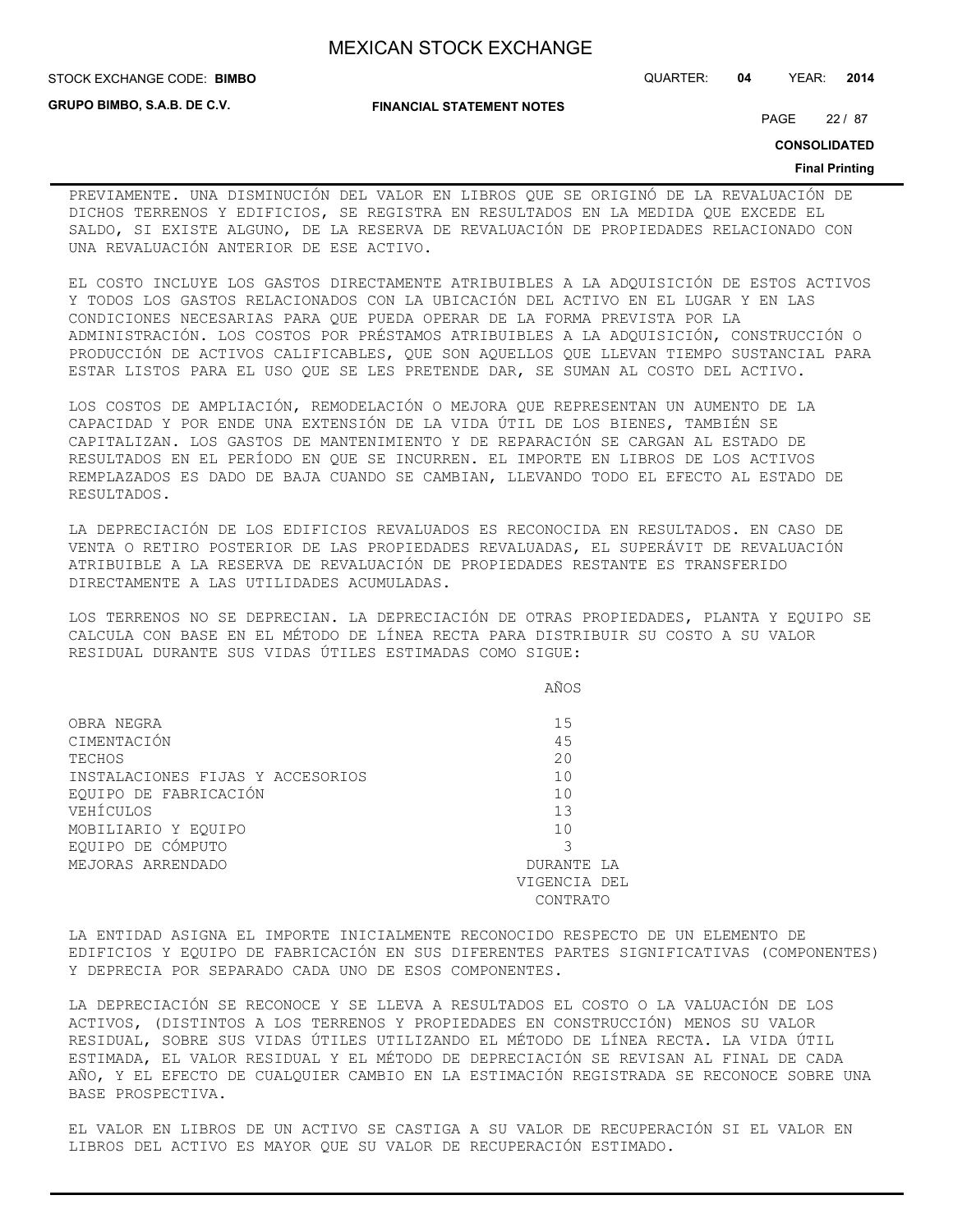PREVIAMENTE. UNA DISMINUCIÓN DEL VALOR EN LIBROS QUE SE ORIGINÓ DE LA REVALUACIÓN DE DICHOS TERRENOS Y EDIFICIOS, SE REGISTRA EN RESULTADOS EN LA MEDIDA QUE EXCEDE EL SALDO, SI EXISTE ALGUNO, DE LA RESERVA DE REVALUACIÓN DE PROPIEDADES RELACIONADO CON UNA REVALUACIÓN ANTERIOR DE ESE ACTIVO.

EL COSTO INCLUYE LOS GASTOS DIRECTAMENTE ATRIBUIBLES A LA ADQUISICIÓN DE ESTOS ACTIVOS Y TODOS LOS GASTOS RELACIONADOS CON LA UBICACIÓN DEL ACTIVO EN EL LUGAR Y EN LAS CONDICIONES NECESARIAS PARA QUE PUEDA OPERAR DE LA FORMA PREVISTA POR LA ADMINISTRACIÓN. LOS COSTOS POR PRÉSTAMOS ATRIBUIBLES A LA ADQUISICIÓN, CONSTRUCCIÓN O PRODUCCIÓN DE ACTIVOS CALIFICABLES, QUE SON AQUELLOS QUE LLEVAN TIEMPO SUSTANCIAL PARA ESTAR LISTOS PARA EL USO QUE SE LES PRETENDE DAR, SE SUMAN AL COSTO DEL ACTIVO.

LOS COSTOS DE AMPLIACIÓN, REMODELACIÓN O MEJORA QUE REPRESENTAN UN AUMENTO DE LA CAPACIDAD Y POR ENDE UNA EXTENSIÓN DE LA VIDA ÚTIL DE LOS BIENES, TAMBIÉN SE CAPITALIZAN. LOS GASTOS DE MANTENIMIENTO Y DE REPARACIÓN SE CARGAN AL ESTADO DE RESULTADOS EN EL PERÍODO EN QUE SE INCURREN. EL IMPORTE EN LIBROS DE LOS ACTIVOS REMPLAZADOS ES DADO DE BAJA CUANDO SE CAMBIAN, LLEVANDO TODO EL EFECTO AL ESTADO DE RESULTADOS.

LA DEPRECIACIÓN DE LOS EDIFICIOS REVALUADOS ES RECONOCIDA EN RESULTADOS. EN CASO DE VENTA O RETIRO POSTERIOR DE LAS PROPIEDADES REVALUADAS, EL SUPERÁVIT DE REVALUACIÓN ATRIBUIBLE A LA RESERVA DE REVALUACIÓN DE PROPIEDADES RESTANTE ES TRANSFERIDO DIRECTAMENTE A LAS UTILIDADES ACUMULADAS.

LOS TERRENOS NO SE DEPRECIAN. LA DEPRECIACIÓN DE OTRAS PROPIEDADES, PLANTA Y EQUIPO SE CALCULA CON BASE EN EL MÉTODO DE LÍNEA RECTA PARA DISTRIBUIR SU COSTO A SU VALOR RESIDUAL DURANTE SUS VIDAS ÚTILES ESTIMADAS COMO SIGUE:

| | AÑOS |
|---|---|
| OBRA NEGRA | 15 |
| CIMENTACIÓN | 45 |
| TECHOS | 20 |
| INSTALACIONES FIJAS Y ACCESORIOS | 10 |
| EQUIPO DE FABRICACIÓN | 10 |
| VEHÍCULOS | 13 |
| MOBILIARIO Y EQUIPO | 10 |
| EQUIPO DE CÓMPUTO | 3 |
| MEJORAS ARRENDADO | DURANTE LA VIGENCIA DEL CONTRATO |

LA ENTIDAD ASIGNA EL IMPORTE INICIALMENTE RECONOCIDO RESPECTO DE UN ELEMENTO DE EDIFICIOS Y EQUIPO DE FABRICACIÓN EN SUS DIFERENTES PARTES SIGNIFICATIVAS (COMPONENTES) Y DEPRECIA POR SEPARADO CADA UNO DE ESOS COMPONENTES.

LA DEPRECIACIÓN SE RECONOCE Y SE LLEVA A RESULTADOS EL COSTO O LA VALUACIÓN DE LOS ACTIVOS, (DISTINTOS A LOS TERRENOS Y PROPIEDADES EN CONSTRUCCIÓN) MENOS SU VALOR RESIDUAL, SOBRE SUS VIDAS ÚTILES UTILIZANDO EL MÉTODO DE LÍNEA RECTA. LA VIDA ÚTIL ESTIMADA, EL VALOR RESIDUAL Y EL MÉTODO DE DEPRECIACIÓN SE REVISAN AL FINAL DE CADA AÑO, Y EL EFECTO DE CUALQUIER CAMBIO EN LA ESTIMACIÓN REGISTRADA SE RECONOCE SOBRE UNA BASE PROSPECTIVA.

EL VALOR EN LIBROS DE UN ACTIVO SE CASTIGA A SU VALOR DE RECUPERACIÓN SI EL VALOR EN LIBROS DEL ACTIVO ES MAYOR QUE SU VALOR DE RECUPERACIÓN ESTIMADO.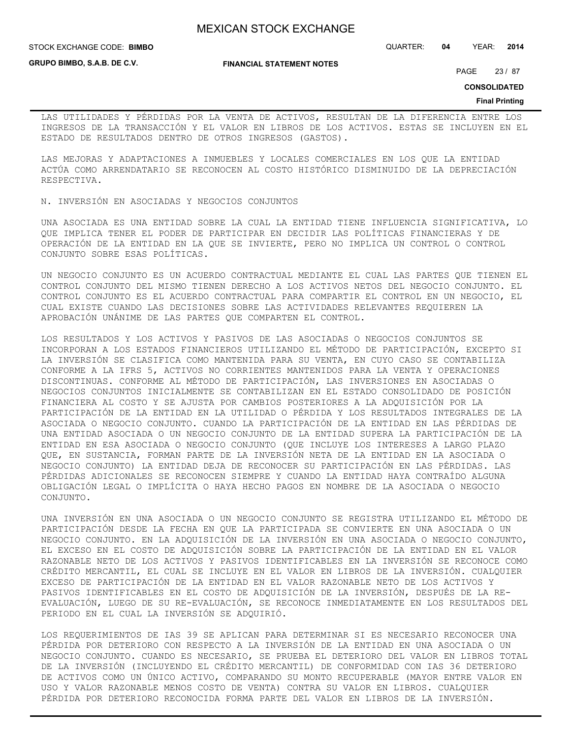LAS UTILIDADES Y PÉRDIDAS POR LA VENTA DE ACTIVOS, RESULTAN DE LA DIFERENCIA ENTRE LOS INGRESOS DE LA TRANSACCIÓN Y EL VALOR EN LIBROS DE LOS ACTIVOS. ESTAS SE INCLUYEN EN EL ESTADO DE RESULTADOS DENTRO DE OTROS INGRESOS (GASTOS).

LAS MEJORAS Y ADAPTACIONES A INMUEBLES Y LOCALES COMERCIALES EN LOS QUE LA ENTIDAD ACTÚA COMO ARRENDATARIO SE RECONOCEN AL COSTO HISTÓRICO DISMINUIDO DE LA DEPRECIACIÓN RESPECTIVA.

N. INVERSIÓN EN ASOCIADAS Y NEGOCIOS CONJUNTOS

UNA ASOCIADA ES UNA ENTIDAD SOBRE LA CUAL LA ENTIDAD TIENE INFLUENCIA SIGNIFICATIVA, LO QUE IMPLICA TENER EL PODER DE PARTICIPAR EN DECIDIR LAS POLÍTICAS FINANCIERAS Y DE OPERACIÓN DE LA ENTIDAD EN LA QUE SE INVIERTE, PERO NO IMPLICA UN CONTROL O CONTROL CONJUNTO SOBRE ESAS POLÍTICAS.

UN NEGOCIO CONJUNTO ES UN ACUERDO CONTRACTUAL MEDIANTE EL CUAL LAS PARTES QUE TIENEN EL CONTROL CONJUNTO DEL MISMO TIENEN DERECHO A LOS ACTIVOS NETOS DEL NEGOCIO CONJUNTO. EL CONTROL CONJUNTO ES EL ACUERDO CONTRACTUAL PARA COMPARTIR EL CONTROL EN UN NEGOCIO, EL CUAL EXISTE CUANDO LAS DECISIONES SOBRE LAS ACTIVIDADES RELEVANTES REQUIEREN LA APROBACIÓN UNÁNIME DE LAS PARTES QUE COMPARTEN EL CONTROL.

LOS RESULTADOS Y LOS ACTIVOS Y PASIVOS DE LAS ASOCIADAS O NEGOCIOS CONJUNTOS SE INCORPORAN A LOS ESTADOS FINANCIEROS UTILIZANDO EL MÉTODO DE PARTICIPACIÓN, EXCEPTO SI LA INVERSIÓN SE CLASIFICA COMO MANTENIDA PARA SU VENTA, EN CUYO CASO SE CONTABILIZA CONFORME A LA IFRS 5, ACTIVOS NO CORRIENTES MANTENIDOS PARA LA VENTA Y OPERACIONES DISCONTINUAS. CONFORME AL MÉTODO DE PARTICIPACIÓN, LAS INVERSIONES EN ASOCIADAS O NEGOCIOS CONJUNTOS INICIALMENTE SE CONTABILIZAN EN EL ESTADO CONSOLIDADO DE POSICIÓN FINANCIERA AL COSTO Y SE AJUSTA POR CAMBIOS POSTERIORES A LA ADQUISICIÓN POR LA PARTICIPACIÓN DE LA ENTIDAD EN LA UTILIDAD O PÉRDIDA Y LOS RESULTADOS INTEGRALES DE LA ASOCIADA O NEGOCIO CONJUNTO. CUANDO LA PARTICIPACIÓN DE LA ENTIDAD EN LAS PÉRDIDAS DE UNA ENTIDAD ASOCIADA O UN NEGOCIO CONJUNTO DE LA ENTIDAD SUPERA LA PARTICIPACIÓN DE LA ENTIDAD EN ESA ASOCIADA O NEGOCIO CONJUNTO (QUE INCLUYE LOS INTERESES A LARGO PLAZO QUE, EN SUSTANCIA, FORMAN PARTE DE LA INVERSIÓN NETA DE LA ENTIDAD EN LA ASOCIADA O NEGOCIO CONJUNTO) LA ENTIDAD DEJA DE RECONOCER SU PARTICIPACIÓN EN LAS PÉRDIDAS. LAS PÉRDIDAS ADICIONALES SE RECONOCEN SIEMPRE Y CUANDO LA ENTIDAD HAYA CONTRAÍDO ALGUNA OBLIGACIÓN LEGAL O IMPLÍCITA O HAYA HECHO PAGOS EN NOMBRE DE LA ASOCIADA O NEGOCIO CONJUNTO.

UNA INVERSIÓN EN UNA ASOCIADA O UN NEGOCIO CONJUNTO SE REGISTRA UTILIZANDO EL MÉTODO DE PARTICIPACIÓN DESDE LA FECHA EN QUE LA PARTICIPADA SE CONVIERTE EN UNA ASOCIADA O UN NEGOCIO CONJUNTO. EN LA ADQUISICIÓN DE LA INVERSIÓN EN UNA ASOCIADA O NEGOCIO CONJUNTO, EL EXCESO EN EL COSTO DE ADQUISICIÓN SOBRE LA PARTICIPACIÓN DE LA ENTIDAD EN EL VALOR RAZONABLE NETO DE LOS ACTIVOS Y PASIVOS IDENTIFICABLES EN LA INVERSIÓN SE RECONOCE COMO CRÉDITO MERCANTIL, EL CUAL SE INCLUYE EN EL VALOR EN LIBROS DE LA INVERSIÓN. CUALQUIER EXCESO DE PARTICIPACIÓN DE LA ENTIDAD EN EL VALOR RAZONABLE NETO DE LOS ACTIVOS Y PASIVOS IDENTIFICABLES EN EL COSTO DE ADQUISICIÓN DE LA INVERSIÓN, DESPUÉS DE LA RE-EVALUACIÓN, LUEGO DE SU RE-EVALUACIÓN, SE RECONOCE INMEDIATAMENTE EN LOS RESULTADOS DEL PERIODO EN EL CUAL LA INVERSIÓN SE ADQUIRIÓ.

LOS REQUERIMIENTOS DE IAS 39 SE APLICAN PARA DETERMINAR SI ES NECESARIO RECONOCER UNA PÉRDIDA POR DETERIORO CON RESPECTO A LA INVERSIÓN DE LA ENTIDAD EN UNA ASOCIADA O UN NEGOCIO CONJUNTO. CUANDO ES NECESARIO, SE PRUEBA EL DETERIORO DEL VALOR EN LIBROS TOTAL DE LA INVERSIÓN (INCLUYENDO EL CRÉDITO MERCANTIL) DE CONFORMIDAD CON IAS 36 DETERIORO DE ACTIVOS COMO UN ÚNICO ACTIVO, COMPARANDO SU MONTO RECUPERABLE (MAYOR ENTRE VALOR EN USO Y VALOR RAZONABLE MENOS COSTO DE VENTA) CONTRA SU VALOR EN LIBROS. CUALQUIER PÉRDIDA POR DETERIORO RECONOCIDA FORMA PARTE DEL VALOR EN LIBROS DE LA INVERSIÓN.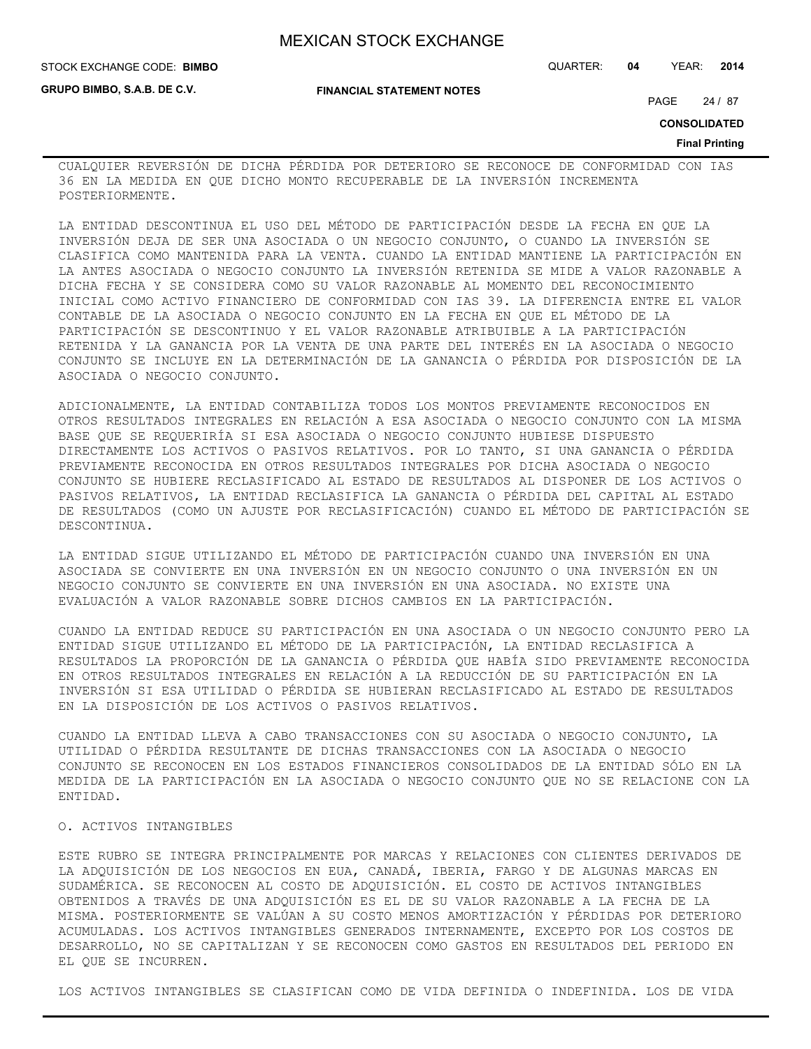CUALQUIER REVERSIÓN DE DICHA PÉRDIDA POR DETERIORO SE RECONOCE DE CONFORMIDAD CON IAS 36 EN LA MEDIDA EN QUE DICHO MONTO RECUPERABLE DE LA INVERSIÓN INCREMENTA POSTERIORMENTE.

LA ENTIDAD DESCONTINUA EL USO DEL MÉTODO DE PARTICIPACIÓN DESDE LA FECHA EN QUE LA INVERSIÓN DEJA DE SER UNA ASOCIADA O UN NEGOCIO CONJUNTO, O CUANDO LA INVERSIÓN SE CLASIFICA COMO MANTENIDA PARA LA VENTA. CUANDO LA ENTIDAD MANTIENE LA PARTICIPACIÓN EN LA ANTES ASOCIADA O NEGOCIO CONJUNTO LA INVERSIÓN RETENIDA SE MIDE A VALOR RAZONABLE A DICHA FECHA Y SE CONSIDERA COMO SU VALOR RAZONABLE AL MOMENTO DEL RECONOCIMIENTO INICIAL COMO ACTIVO FINANCIERO DE CONFORMIDAD CON IAS 39. LA DIFERENCIA ENTRE EL VALOR CONTABLE DE LA ASOCIADA O NEGOCIO CONJUNTO EN LA FECHA EN QUE EL MÉTODO DE LA PARTICIPACIÓN SE DESCONTINUO Y EL VALOR RAZONABLE ATRIBUIBLE A LA PARTICIPACIÓN RETENIDA Y LA GANANCIA POR LA VENTA DE UNA PARTE DEL INTERÉS EN LA ASOCIADA O NEGOCIO CONJUNTO SE INCLUYE EN LA DETERMINACIÓN DE LA GANANCIA O PÉRDIDA POR DISPOSICIÓN DE LA ASOCIADA O NEGOCIO CONJUNTO.

ADICIONALMENTE, LA ENTIDAD CONTABILIZA TODOS LOS MONTOS PREVIAMENTE RECONOCIDOS EN OTROS RESULTADOS INTEGRALES EN RELACIÓN A ESA ASOCIADA O NEGOCIO CONJUNTO CON LA MISMA BASE QUE SE REQUERIRÍA SI ESA ASOCIADA O NEGOCIO CONJUNTO HUBIESE DISPUESTO DIRECTAMENTE LOS ACTIVOS O PASIVOS RELATIVOS. POR LO TANTO, SI UNA GANANCIA O PÉRDIDA PREVIAMENTE RECONOCIDA EN OTROS RESULTADOS INTEGRALES POR DICHA ASOCIADA O NEGOCIO CONJUNTO SE HUBIERE RECLASIFICADO AL ESTADO DE RESULTADOS AL DISPONER DE LOS ACTIVOS O PASIVOS RELATIVOS, LA ENTIDAD RECLASIFICA LA GANANCIA O PÉRDIDA DEL CAPITAL AL ESTADO DE RESULTADOS (COMO UN AJUSTE POR RECLASIFICACIÓN) CUANDO EL MÉTODO DE PARTICIPACIÓN SE DESCONTINUA.

LA ENTIDAD SIGUE UTILIZANDO EL MÉTODO DE PARTICIPACIÓN CUANDO UNA INVERSIÓN EN UNA ASOCIADA SE CONVIERTE EN UNA INVERSIÓN EN UN NEGOCIO CONJUNTO O UNA INVERSIÓN EN UN NEGOCIO CONJUNTO SE CONVIERTE EN UNA INVERSIÓN EN UNA ASOCIADA. NO EXISTE UNA EVALUACIÓN A VALOR RAZONABLE SOBRE DICHOS CAMBIOS EN LA PARTICIPACIÓN.

CUANDO LA ENTIDAD REDUCE SU PARTICIPACIÓN EN UNA ASOCIADA O UN NEGOCIO CONJUNTO PERO LA ENTIDAD SIGUE UTILIZANDO EL MÉTODO DE LA PARTICIPACIÓN, LA ENTIDAD RECLASIFICA A RESULTADOS LA PROPORCIÓN DE LA GANANCIA O PÉRDIDA QUE HABÍA SIDO PREVIAMENTE RECONOCIDA EN OTROS RESULTADOS INTEGRALES EN RELACIÓN A LA REDUCCIÓN DE SU PARTICIPACIÓN EN LA INVERSIÓN SI ESA UTILIDAD O PÉRDIDA SE HUBIERAN RECLASIFICADO AL ESTADO DE RESULTADOS EN LA DISPOSICIÓN DE LOS ACTIVOS O PASIVOS RELATIVOS.

CUANDO LA ENTIDAD LLEVA A CABO TRANSACCIONES CON SU ASOCIADA O NEGOCIO CONJUNTO, LA UTILIDAD O PÉRDIDA RESULTANTE DE DICHAS TRANSACCIONES CON LA ASOCIADA O NEGOCIO CONJUNTO SE RECONOCEN EN LOS ESTADOS FINANCIEROS CONSOLIDADOS DE LA ENTIDAD SÓLO EN LA MEDIDA DE LA PARTICIPACIÓN EN LA ASOCIADA O NEGOCIO CONJUNTO QUE NO SE RELACIONE CON LA ENTIDAD.

O. ACTIVOS INTANGIBLES

ESTE RUBRO SE INTEGRA PRINCIPALMENTE POR MARCAS Y RELACIONES CON CLIENTES DERIVADOS DE LA ADQUISICIÓN DE LOS NEGOCIOS EN EUA, CANADÁ, IBERIA, FARGO Y DE ALGUNAS MARCAS EN SUDAMÉRICA. SE RECONOCEN AL COSTO DE ADQUISICIÓN. EL COSTO DE ACTIVOS INTANGIBLES OBTENIDOS A TRAVÉS DE UNA ADQUISICIÓN ES EL DE SU VALOR RAZONABLE A LA FECHA DE LA MISMA. POSTERIORMENTE SE VALÚAN A SU COSTO MENOS AMORTIZACIÓN Y PÉRDIDAS POR DETERIORO ACUMULADAS. LOS ACTIVOS INTANGIBLES GENERADOS INTERNAMENTE, EXCEPTO POR LOS COSTOS DE DESARROLLO, NO SE CAPITALIZAN Y SE RECONOCEN COMO GASTOS EN RESULTADOS DEL PERIODO EN EL QUE SE INCURREN.

LOS ACTIVOS INTANGIBLES SE CLASIFICAN COMO DE VIDA DEFINIDA O INDEFINIDA. LOS DE VIDA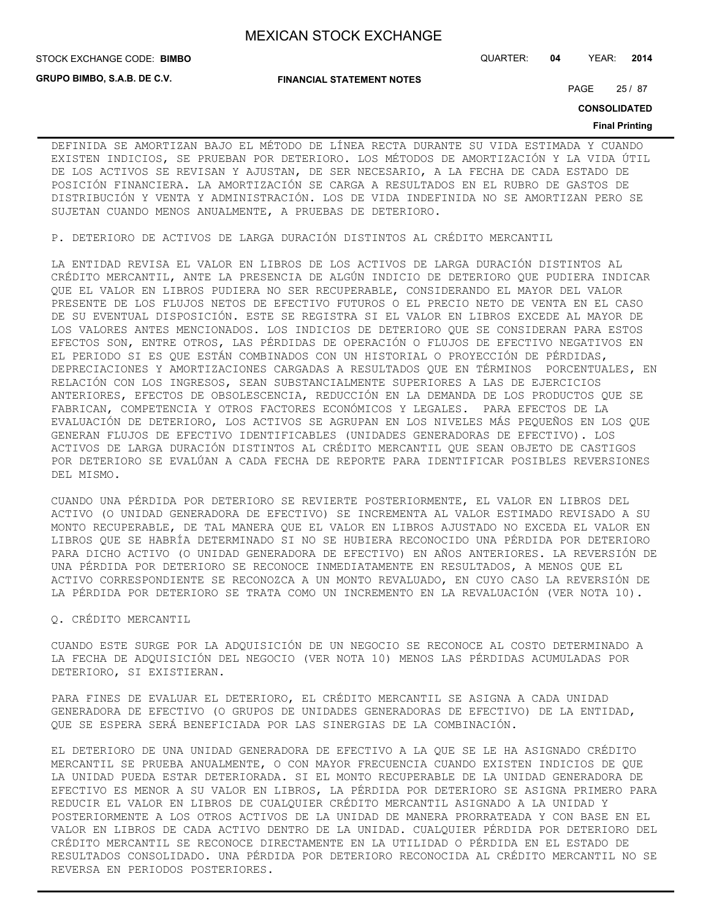DEFINIDA SE AMORTIZAN BAJO EL MÉTODO DE LÍNEA RECTA DURANTE SU VIDA ESTIMADA Y CUANDO EXISTEN INDICIOS, SE PRUEBAN POR DETERIORO. LOS MÉTODOS DE AMORTIZACIÓN Y LA VIDA ÚTIL DE LOS ACTIVOS SE REVISAN Y AJUSTAN, DE SER NECESARIO, A LA FECHA DE CADA ESTADO DE POSICIÓN FINANCIERA. LA AMORTIZACIÓN SE CARGA A RESULTADOS EN EL RUBRO DE GASTOS DE DISTRIBUCIÓN Y VENTA Y ADMINISTRACIÓN. LOS DE VIDA INDEFINIDA NO SE AMORTIZAN PERO SE SUJETAN CUANDO MENOS ANUALMENTE, A PRUEBAS DE DETERIORO.

P. DETERIORO DE ACTIVOS DE LARGA DURACIÓN DISTINTOS AL CRÉDITO MERCANTIL

LA ENTIDAD REVISA EL VALOR EN LIBROS DE LOS ACTIVOS DE LARGA DURACIÓN DISTINTOS AL CRÉDITO MERCANTIL, ANTE LA PRESENCIA DE ALGÚN INDICIO DE DETERIORO QUE PUDIERA INDICAR QUE EL VALOR EN LIBROS PUDIERA NO SER RECUPERABLE, CONSIDERANDO EL MAYOR DEL VALOR PRESENTE DE LOS FLUJOS NETOS DE EFECTIVO FUTUROS O EL PRECIO NETO DE VENTA EN EL CASO DE SU EVENTUAL DISPOSICIÓN. ESTE SE REGISTRA SI EL VALOR EN LIBROS EXCEDE AL MAYOR DE LOS VALORES ANTES MENCIONADOS. LOS INDICIOS DE DETERIORO QUE SE CONSIDERAN PARA ESTOS EFECTOS SON, ENTRE OTROS, LAS PÉRDIDAS DE OPERACIÓN O FLUJOS DE EFECTIVO NEGATIVOS EN EL PERIODO SI ES QUE ESTÁN COMBINADOS CON UN HISTORIAL O PROYECCIÓN DE PÉRDIDAS, DEPRECIACIONES Y AMORTIZACIONES CARGADAS A RESULTADOS QUE EN TÉRMINOS PORCENTUALES, EN RELACIÓN CON LOS INGRESOS, SEAN SUBSTANCIALMENTE SUPERIORES A LAS DE EJERCICIOS ANTERIORES, EFECTOS DE OBSOLESCENCIA, REDUCCIÓN EN LA DEMANDA DE LOS PRODUCTOS QUE SE FABRICAN, COMPETENCIA Y OTROS FACTORES ECONÓMICOS Y LEGALES. PARA EFECTOS DE LA EVALUACIÓN DE DETERIORO, LOS ACTIVOS SE AGRUPAN EN LOS NIVELES MÁS PEQUEÑOS EN LOS QUE GENERAN FLUJOS DE EFECTIVO IDENTIFICABLES (UNIDADES GENERADORAS DE EFECTIVO). LOS ACTIVOS DE LARGA DURACIÓN DISTINTOS AL CRÉDITO MERCANTIL QUE SEAN OBJETO DE CASTIGOS POR DETERIORO SE EVALÚAN A CADA FECHA DE REPORTE PARA IDENTIFICAR POSIBLES REVERSIONES DEL MISMO.

CUANDO UNA PÉRDIDA POR DETERIORO SE REVIERTE POSTERIORMENTE, EL VALOR EN LIBROS DEL ACTIVO (O UNIDAD GENERADORA DE EFECTIVO) SE INCREMENTA AL VALOR ESTIMADO REVISADO A SU MONTO RECUPERABLE, DE TAL MANERA QUE EL VALOR EN LIBROS AJUSTADO NO EXCEDA EL VALOR EN LIBROS QUE SE HABRÍA DETERMINADO SI NO SE HUBIERA RECONOCIDO UNA PÉRDIDA POR DETERIORO PARA DICHO ACTIVO (O UNIDAD GENERADORA DE EFECTIVO) EN AÑOS ANTERIORES. LA REVERSIÓN DE UNA PÉRDIDA POR DETERIORO SE RECONOCE INMEDIATAMENTE EN RESULTADOS, A MENOS QUE EL ACTIVO CORRESPONDIENTE SE RECONOZCA A UN MONTO REVALUADO, EN CUYO CASO LA REVERSIÓN DE LA PÉRDIDA POR DETERIORO SE TRATA COMO UN INCREMENTO EN LA REVALUACIÓN (VER NOTA 10).

Q. CRÉDITO MERCANTIL

CUANDO ESTE SURGE POR LA ADQUISICIÓN DE UN NEGOCIO SE RECONOCE AL COSTO DETERMINADO A LA FECHA DE ADQUISICIÓN DEL NEGOCIO (VER NOTA 10) MENOS LAS PÉRDIDAS ACUMULADAS POR DETERIORO, SI EXISTIERAN.

PARA FINES DE EVALUAR EL DETERIORO, EL CRÉDITO MERCANTIL SE ASIGNA A CADA UNIDAD GENERADORA DE EFECTIVO (O GRUPOS DE UNIDADES GENERADORAS DE EFECTIVO) DE LA ENTIDAD, QUE SE ESPERA SERÁ BENEFICIADA POR LAS SINERGIAS DE LA COMBINACIÓN.

EL DETERIORO DE UNA UNIDAD GENERADORA DE EFECTIVO A LA QUE SE LE HA ASIGNADO CRÉDITO MERCANTIL SE PRUEBA ANUALMENTE, O CON MAYOR FRECUENCIA CUANDO EXISTEN INDICIOS DE QUE LA UNIDAD PUEDA ESTAR DETERIORADA. SI EL MONTO RECUPERABLE DE LA UNIDAD GENERADORA DE EFECTIVO ES MENOR A SU VALOR EN LIBROS, LA PÉRDIDA POR DETERIORO SE ASIGNA PRIMERO PARA REDUCIR EL VALOR EN LIBROS DE CUALQUIER CRÉDITO MERCANTIL ASIGNADO A LA UNIDAD Y POSTERIORMENTE A LOS OTROS ACTIVOS DE LA UNIDAD DE MANERA PRORRATEADA Y CON BASE EN EL VALOR EN LIBROS DE CADA ACTIVO DENTRO DE LA UNIDAD. CUALQUIER PÉRDIDA POR DETERIORO DEL CRÉDITO MERCANTIL SE RECONOCE DIRECTAMENTE EN LA UTILIDAD O PÉRDIDA EN EL ESTADO DE RESULTADOS CONSOLIDADO. UNA PÉRDIDA POR DETERIORO RECONOCIDA AL CRÉDITO MERCANTIL NO SE REVERSA EN PERIODOS POSTERIORES.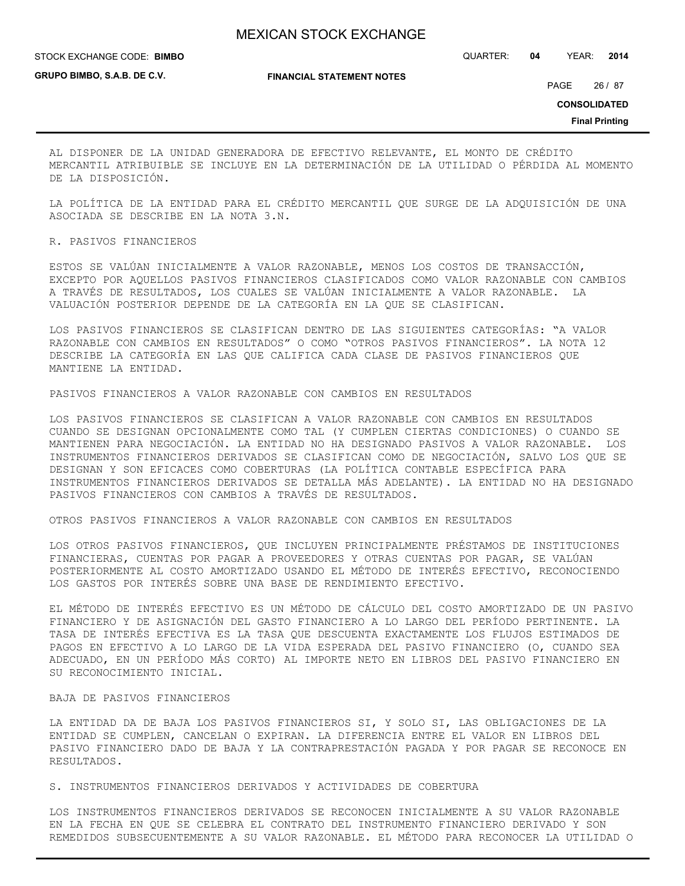AL DISPONER DE LA UNIDAD GENERADORA DE EFECTIVO RELEVANTE, EL MONTO DE CRÉDITO MERCANTIL ATRIBUIBLE SE INCLUYE EN LA DETERMINACIÓN DE LA UTILIDAD O PÉRDIDA AL MOMENTO DE LA DISPOSICIÓN.

LA POLÍTICA DE LA ENTIDAD PARA EL CRÉDITO MERCANTIL QUE SURGE DE LA ADQUISICIÓN DE UNA ASOCIADA SE DESCRIBE EN LA NOTA 3.N.

R. PASIVOS FINANCIEROS

ESTOS SE VALÚAN INICIALMENTE A VALOR RAZONABLE, MENOS LOS COSTOS DE TRANSACCIÓN, EXCEPTO POR AQUELLOS PASIVOS FINANCIEROS CLASIFICADOS COMO VALOR RAZONABLE CON CAMBIOS A TRAVÉS DE RESULTADOS, LOS CUALES SE VALÚAN INICIALMENTE A VALOR RAZONABLE. LA VALUACIÓN POSTERIOR DEPENDE DE LA CATEGORÍA EN LA QUE SE CLASIFICAN.

LOS PASIVOS FINANCIEROS SE CLASIFICAN DENTRO DE LAS SIGUIENTES CATEGORÍAS: "A VALOR RAZONABLE CON CAMBIOS EN RESULTADOS" O COMO "OTROS PASIVOS FINANCIEROS". LA NOTA 12 DESCRIBE LA CATEGORÍA EN LAS QUE CALIFICA CADA CLASE DE PASIVOS FINANCIEROS QUE MANTIENE LA ENTIDAD.

PASIVOS FINANCIEROS A VALOR RAZONABLE CON CAMBIOS EN RESULTADOS

LOS PASIVOS FINANCIEROS SE CLASIFICAN A VALOR RAZONABLE CON CAMBIOS EN RESULTADOS CUANDO SE DESIGNAN OPCIONALMENTE COMO TAL (Y CUMPLEN CIERTAS CONDICIONES) O CUANDO SE MANTIENEN PARA NEGOCIACIÓN. LA ENTIDAD NO HA DESIGNADO PASIVOS A VALOR RAZONABLE. LOS INSTRUMENTOS FINANCIEROS DERIVADOS SE CLASIFICAN COMO DE NEGOCIACIÓN, SALVO LOS QUE SE DESIGNAN Y SON EFICACES COMO COBERTURAS (LA POLÍTICA CONTABLE ESPECÍFICA PARA INSTRUMENTOS FINANCIEROS DERIVADOS SE DETALLA MÁS ADELANTE). LA ENTIDAD NO HA DESIGNADO PASIVOS FINANCIEROS CON CAMBIOS A TRAVÉS DE RESULTADOS.

OTROS PASIVOS FINANCIEROS A VALOR RAZONABLE CON CAMBIOS EN RESULTADOS

LOS OTROS PASIVOS FINANCIEROS, QUE INCLUYEN PRINCIPALMENTE PRÉSTAMOS DE INSTITUCIONES FINANCIERAS, CUENTAS POR PAGAR A PROVEEDORES Y OTRAS CUENTAS POR PAGAR, SE VALÚAN POSTERIORMENTE AL COSTO AMORTIZADO USANDO EL MÉTODO DE INTERÉS EFECTIVO, RECONOCIENDO LOS GASTOS POR INTERÉS SOBRE UNA BASE DE RENDIMIENTO EFECTIVO.

EL MÉTODO DE INTERÉS EFECTIVO ES UN MÉTODO DE CÁLCULO DEL COSTO AMORTIZADO DE UN PASIVO FINANCIERO Y DE ASIGNACIÓN DEL GASTO FINANCIERO A LO LARGO DEL PERÍODO PERTINENTE. LA TASA DE INTERÉS EFECTIVA ES LA TASA QUE DESCUENTA EXACTAMENTE LOS FLUJOS ESTIMADOS DE PAGOS EN EFECTIVO A LO LARGO DE LA VIDA ESPERADA DEL PASIVO FINANCIERO (O, CUANDO SEA ADECUADO, EN UN PERÍODO MÁS CORTO) AL IMPORTE NETO EN LIBROS DEL PASIVO FINANCIERO EN SU RECONOCIMIENTO INICIAL.

BAJA DE PASIVOS FINANCIEROS

LA ENTIDAD DA DE BAJA LOS PASIVOS FINANCIEROS SI, Y SOLO SI, LAS OBLIGACIONES DE LA ENTIDAD SE CUMPLEN, CANCELAN O EXPIRAN. LA DIFERENCIA ENTRE EL VALOR EN LIBROS DEL PASIVO FINANCIERO DADO DE BAJA Y LA CONTRAPRESTACIÓN PAGADA Y POR PAGAR SE RECONOCE EN RESULTADOS.

S. INSTRUMENTOS FINANCIEROS DERIVADOS Y ACTIVIDADES DE COBERTURA

LOS INSTRUMENTOS FINANCIEROS DERIVADOS SE RECONOCEN INICIALMENTE A SU VALOR RAZONABLE EN LA FECHA EN QUE SE CELEBRA EL CONTRATO DEL INSTRUMENTO FINANCIERO DERIVADO Y SON REMEDIDOS SUBSECUENTEMENTE A SU VALOR RAZONABLE. EL MÉTODO PARA RECONOCER LA UTILIDAD O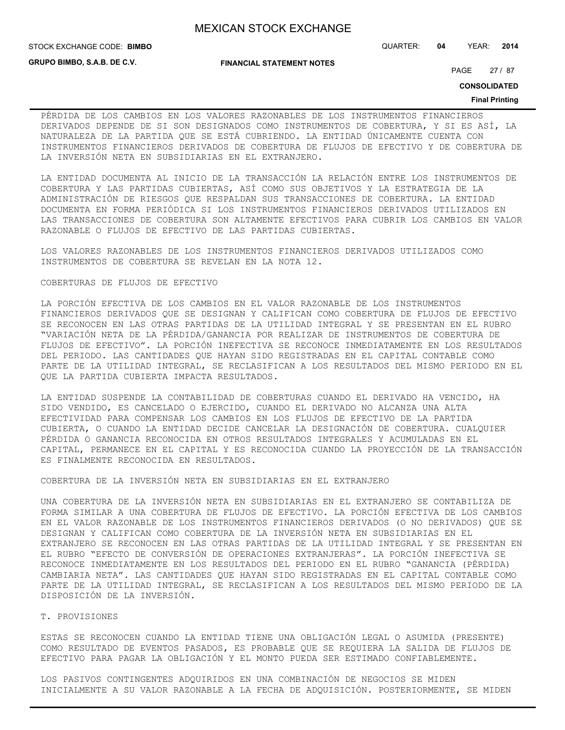PÉRDIDA DE LOS CAMBIOS EN LOS VALORES RAZONABLES DE LOS INSTRUMENTOS FINANCIEROS DERIVADOS DEPENDE DE SI SON DESIGNADOS COMO INSTRUMENTOS DE COBERTURA, Y SI ES ASÍ, LA NATURALEZA DE LA PARTIDA QUE SE ESTÁ CUBRIENDO. LA ENTIDAD ÚNICAMENTE CUENTA CON INSTRUMENTOS FINANCIEROS DERIVADOS DE COBERTURA DE FLUJOS DE EFECTIVO Y DE COBERTURA DE LA INVERSIÓN NETA EN SUBSIDIARIAS EN EL EXTRANJERO.

LA ENTIDAD DOCUMENTA AL INICIO DE LA TRANSACCIÓN LA RELACIÓN ENTRE LOS INSTRUMENTOS DE COBERTURA Y LAS PARTIDAS CUBIERTAS, ASÍ COMO SUS OBJETIVOS Y LA ESTRATEGIA DE LA ADMINISTRACIÓN DE RIESGOS QUE RESPALDAN SUS TRANSACCIONES DE COBERTURA. LA ENTIDAD DOCUMENTA EN FORMA PERIÓDICA SI LOS INSTRUMENTOS FINANCIEROS DERIVADOS UTILIZADOS EN LAS TRANSACCIONES DE COBERTURA SON ALTAMENTE EFECTIVOS PARA CUBRIR LOS CAMBIOS EN VALOR RAZONABLE O FLUJOS DE EFECTIVO DE LAS PARTIDAS CUBIERTAS.

LOS VALORES RAZONABLES DE LOS INSTRUMENTOS FINANCIEROS DERIVADOS UTILIZADOS COMO INSTRUMENTOS DE COBERTURA SE REVELAN EN LA NOTA 12.

COBERTURAS DE FLUJOS DE EFECTIVO

LA PORCIÓN EFECTIVA DE LOS CAMBIOS EN EL VALOR RAZONABLE DE LOS INSTRUMENTOS FINANCIEROS DERIVADOS QUE SE DESIGNAN Y CALIFICAN COMO COBERTURA DE FLUJOS DE EFECTIVO SE RECONOCEN EN LAS OTRAS PARTIDAS DE LA UTILIDAD INTEGRAL Y SE PRESENTAN EN EL RUBRO "VARIACIÓN NETA DE LA PÉRDIDA/GANANCIA POR REALIZAR DE INSTRUMENTOS DE COBERTURA DE FLUJOS DE EFECTIVO". LA PORCIÓN INEFECTIVA SE RECONOCE INMEDIATAMENTE EN LOS RESULTADOS DEL PERIODO. LAS CANTIDADES QUE HAYAN SIDO REGISTRADAS EN EL CAPITAL CONTABLE COMO PARTE DE LA UTILIDAD INTEGRAL, SE RECLASIFICAN A LOS RESULTADOS DEL MISMO PERIODO EN EL QUE LA PARTIDA CUBIERTA IMPACTA RESULTADOS.

LA ENTIDAD SUSPENDE LA CONTABILIDAD DE COBERTURAS CUANDO EL DERIVADO HA VENCIDO, HA SIDO VENDIDO, ES CANCELADO O EJERCIDO, CUANDO EL DERIVADO NO ALCANZA UNA ALTA EFECTIVIDAD PARA COMPENSAR LOS CAMBIOS EN LOS FLUJOS DE EFECTIVO DE LA PARTIDA CUBIERTA, O CUANDO LA ENTIDAD DECIDE CANCELAR LA DESIGNACIÓN DE COBERTURA. CUALQUIER PÉRDIDA O GANANCIA RECONOCIDA EN OTROS RESULTADOS INTEGRALES Y ACUMULADAS EN EL CAPITAL, PERMANECE EN EL CAPITAL Y ES RECONOCIDA CUANDO LA PROYECCIÓN DE LA TRANSACCIÓN ES FINALMENTE RECONOCIDA EN RESULTADOS.

COBERTURA DE LA INVERSIÓN NETA EN SUBSIDIARIAS EN EL EXTRANJERO

UNA COBERTURA DE LA INVERSIÓN NETA EN SUBSIDIARIAS EN EL EXTRANJERO SE CONTABILIZA DE FORMA SIMILAR A UNA COBERTURA DE FLUJOS DE EFECTIVO. LA PORCIÓN EFECTIVA DE LOS CAMBIOS EN EL VALOR RAZONABLE DE LOS INSTRUMENTOS FINANCIEROS DERIVADOS (O NO DERIVADOS) QUE SE DESIGNAN Y CALIFICAN COMO COBERTURA DE LA INVERSIÓN NETA EN SUBSIDIARIAS EN EL EXTRANJERO SE RECONOCEN EN LAS OTRAS PARTIDAS DE LA UTILIDAD INTEGRAL Y SE PRESENTAN EN EL RUBRO "EFECTO DE CONVERSIÓN DE OPERACIONES EXTRANJERAS". LA PORCIÓN INEFECTIVA SE RECONOCE INMEDIATAMENTE EN LOS RESULTADOS DEL PERIODO EN EL RUBRO "GANANCIA (PÉRDIDA) CAMBIARIA NETA". LAS CANTIDADES QUE HAYAN SIDO REGISTRADAS EN EL CAPITAL CONTABLE COMO PARTE DE LA UTILIDAD INTEGRAL, SE RECLASIFICAN A LOS RESULTADOS DEL MISMO PERIODO DE LA DISPOSICIÓN DE LA INVERSIÓN.

T. PROVISIONES

ESTAS SE RECONOCEN CUANDO LA ENTIDAD TIENE UNA OBLIGACIÓN LEGAL O ASUMIDA (PRESENTE) COMO RESULTADO DE EVENTOS PASADOS, ES PROBABLE QUE SE REQUIERA LA SALIDA DE FLUJOS DE EFECTIVO PARA PAGAR LA OBLIGACIÓN Y EL MONTO PUEDA SER ESTIMADO CONFIABLEMENTE.

LOS PASIVOS CONTINGENTES ADQUIRIDOS EN UNA COMBINACIÓN DE NEGOCIOS SE MIDEN INICIALMENTE A SU VALOR RAZONABLE A LA FECHA DE ADQUISICIÓN. POSTERIORMENTE, SE MIDEN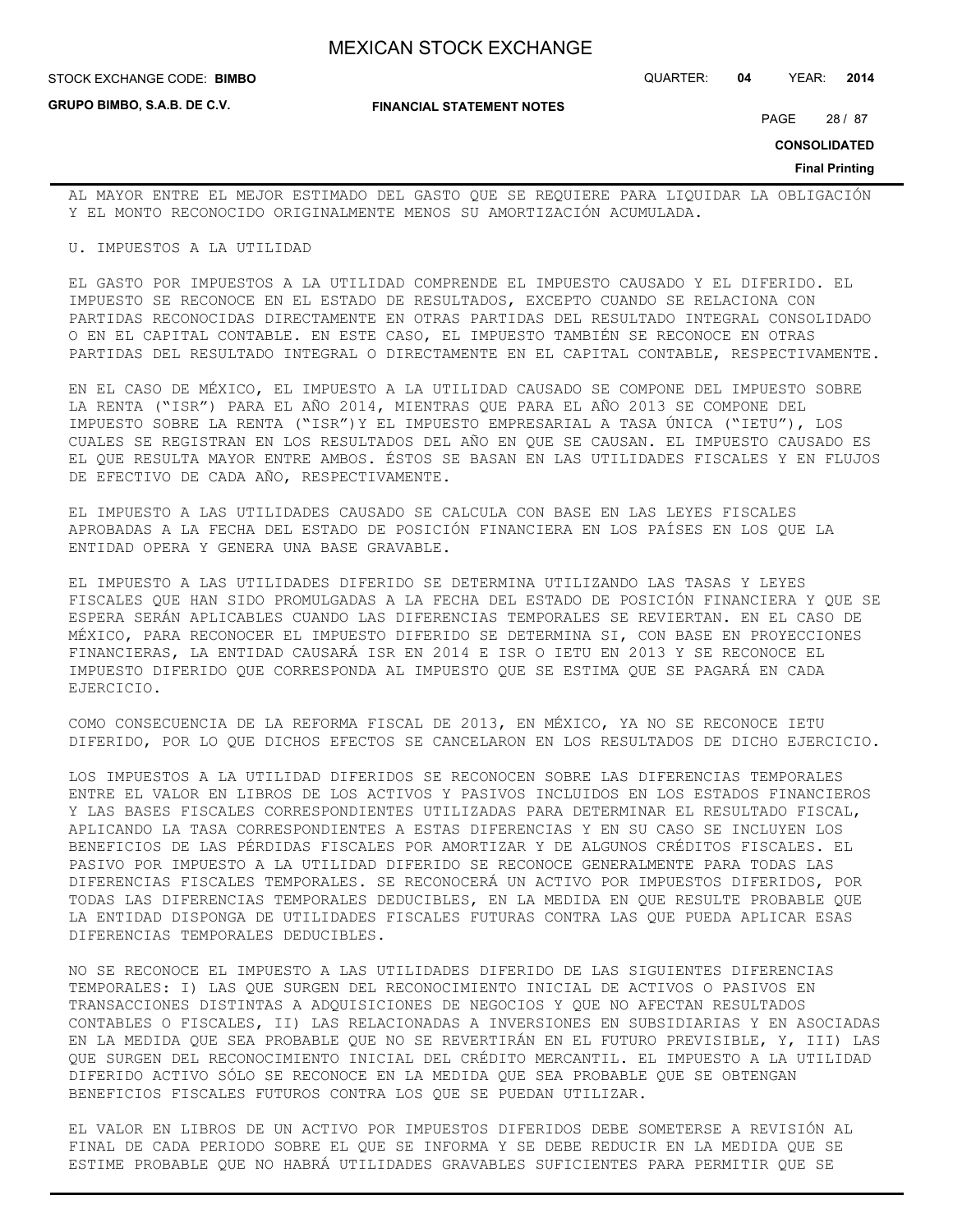AL MAYOR ENTRE EL MEJOR ESTIMADO DEL GASTO QUE SE REQUIERE PARA LIQUIDAR LA OBLIGACIÓN Y EL MONTO RECONOCIDO ORIGINALMENTE MENOS SU AMORTIZACIÓN ACUMULADA.

U. IMPUESTOS A LA UTILIDAD

EL GASTO POR IMPUESTOS A LA UTILIDAD COMPRENDE EL IMPUESTO CAUSADO Y EL DIFERIDO. EL IMPUESTO SE RECONOCE EN EL ESTADO DE RESULTADOS, EXCEPTO CUANDO SE RELACIONA CON PARTIDAS RECONOCIDAS DIRECTAMENTE EN OTRAS PARTIDAS DEL RESULTADO INTEGRAL CONSOLIDADO O EN EL CAPITAL CONTABLE. EN ESTE CASO, EL IMPUESTO TAMBIÉN SE RECONOCE EN OTRAS PARTIDAS DEL RESULTADO INTEGRAL O DIRECTAMENTE EN EL CAPITAL CONTABLE, RESPECTIVAMENTE.

EN EL CASO DE MÉXICO, EL IMPUESTO A LA UTILIDAD CAUSADO SE COMPONE DEL IMPUESTO SOBRE LA RENTA ("ISR") PARA EL AÑO 2014, MIENTRAS QUE PARA EL AÑO 2013 SE COMPONE DEL IMPUESTO SOBRE LA RENTA ("ISR") Y EL IMPUESTO EMPRESARIAL A TASA ÚNICA ("IETU"), LOS CUALES SE REGISTRAN EN LOS RESULTADOS DEL AÑO EN QUE SE CAUSAN. EL IMPUESTO CAUSADO ES EL QUE RESULTA MAYOR ENTRE AMBOS. ÉSTOS SE BASAN EN LAS UTILIDADES FISCALES Y EN FLUJOS DE EFECTIVO DE CADA AÑO, RESPECTIVAMENTE.

EL IMPUESTO A LAS UTILIDADES CAUSADO SE CALCULA CON BASE EN LAS LEYES FISCALES APROBADAS A LA FECHA DEL ESTADO DE POSICIÓN FINANCIERA EN LOS PAÍSES EN LOS QUE LA ENTIDAD OPERA Y GENERA UNA BASE GRAVABLE.

EL IMPUESTO A LAS UTILIDADES DIFERIDO SE DETERMINA UTILIZANDO LAS TASAS Y LEYES FISCALES QUE HAN SIDO PROMULGADAS A LA FECHA DEL ESTADO DE POSICIÓN FINANCIERA Y QUE SE ESPERA SERÁN APLICABLES CUANDO LAS DIFERENCIAS TEMPORALES SE REVIERTAN. EN EL CASO DE MÉXICO, PARA RECONOCER EL IMPUESTO DIFERIDO SE DETERMINA SI, CON BASE EN PROYECCIONES FINANCIERAS, LA ENTIDAD CAUSARÁ ISR EN 2014 E ISR O IETU EN 2013 Y SE RECONOCE EL IMPUESTO DIFERIDO QUE CORRESPONDA AL IMPUESTO QUE SE ESTIMA QUE SE PAGARÁ EN CADA EJERCICIO.

COMO CONSECUENCIA DE LA REFORMA FISCAL DE 2013, EN MÉXICO, YA NO SE RECONOCE IETU DIFERIDO, POR LO QUE DICHOS EFECTOS SE CANCELARON EN LOS RESULTADOS DE DICHO EJERCICIO.

LOS IMPUESTOS A LA UTILIDAD DIFERIDOS SE RECONOCEN SOBRE LAS DIFERENCIAS TEMPORALES ENTRE EL VALOR EN LIBROS DE LOS ACTIVOS Y PASIVOS INCLUIDOS EN LOS ESTADOS FINANCIEROS Y LAS BASES FISCALES CORRESPONDIENTES UTILIZADAS PARA DETERMINAR EL RESULTADO FISCAL, APLICANDO LA TASA CORRESPONDIENTES A ESTAS DIFERENCIAS Y EN SU CASO SE INCLUYEN LOS BENEFICIOS DE LAS PÉRDIDAS FISCALES POR AMORTIZAR Y DE ALGUNOS CRÉDITOS FISCALES. EL PASIVO POR IMPUESTO A LA UTILIDAD DIFERIDO SE RECONOCE GENERALMENTE PARA TODAS LAS DIFERENCIAS FISCALES TEMPORALES. SE RECONOCERÁ UN ACTIVO POR IMPUESTOS DIFERIDOS, POR TODAS LAS DIFERENCIAS TEMPORALES DEDUCIBLES, EN LA MEDIDA EN QUE RESULTE PROBABLE QUE LA ENTIDAD DISPONGA DE UTILIDADES FISCALES FUTURAS CONTRA LAS QUE PUEDA APLICAR ESAS DIFERENCIAS TEMPORALES DEDUCIBLES.

NO SE RECONOCE EL IMPUESTO A LAS UTILIDADES DIFERIDO DE LAS SIGUIENTES DIFERENCIAS TEMPORALES: I) LAS QUE SURGEN DEL RECONOCIMIENTO INICIAL DE ACTIVOS O PASIVOS EN TRANSACCIONES DISTINTAS A ADQUISICIONES DE NEGOCIOS Y QUE NO AFECTAN RESULTADOS CONTABLES O FISCALES, II) LAS RELACIONADAS A INVERSIONES EN SUBSIDIARIAS Y EN ASOCIADAS EN LA MEDIDA QUE SEA PROBABLE QUE NO SE REVERTIRÁN EN EL FUTURO PREVISIBLE, Y, III) LAS QUE SURGEN DEL RECONOCIMIENTO INICIAL DEL CRÉDITO MERCANTIL. EL IMPUESTO A LA UTILIDAD DIFERIDO ACTIVO SÓLO SE RECONOCE EN LA MEDIDA QUE SEA PROBABLE QUE SE OBTENGAN BENEFICIOS FISCALES FUTUROS CONTRA LOS QUE SE PUEDAN UTILIZAR.

EL VALOR EN LIBROS DE UN ACTIVO POR IMPUESTOS DIFERIDOS DEBE SOMETERSE A REVISIÓN AL FINAL DE CADA PERIODO SOBRE EL QUE SE INFORMA Y SE DEBE REDUCIR EN LA MEDIDA QUE SE ESTIME PROBABLE QUE NO HABRÁ UTILIDADES GRAVABLES SUFICIENTES PARA PERMITIR QUE SE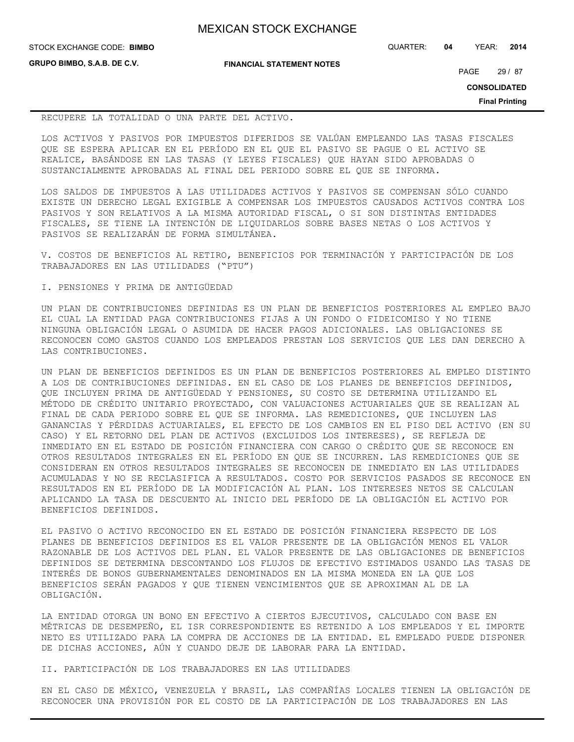RECUPERE LA TOTALIDAD O UNA PARTE DEL ACTIVO.

LOS ACTIVOS Y PASIVOS POR IMPUESTOS DIFERIDOS SE VALÚAN EMPLEANDO LAS TASAS FISCALES QUE SE ESPERA APLICAR EN EL PERÍODO EN EL QUE EL PASIVO SE PAGUE O EL ACTIVO SE REALICE, BASÁNDOSE EN LAS TASAS (Y LEYES FISCALES) QUE HAYAN SIDO APROBADAS O SUSTANCIALMENTE APROBADAS AL FINAL DEL PERIODO SOBRE EL QUE SE INFORMA.

LOS SALDOS DE IMPUESTOS A LAS UTILIDADES ACTIVOS Y PASIVOS SE COMPENSAN SÓLO CUANDO EXISTE UN DERECHO LEGAL EXIGIBLE A COMPENSAR LOS IMPUESTOS CAUSADOS ACTIVOS CONTRA LOS PASIVOS Y SON RELATIVOS A LA MISMA AUTORIDAD FISCAL, O SI SON DISTINTAS ENTIDADES FISCALES, SE TIENE LA INTENCIÓN DE LIQUIDARLOS SOBRE BASES NETAS O LOS ACTIVOS Y PASIVOS SE REALIZARÁN DE FORMA SIMULTÁNEA.

V. COSTOS DE BENEFICIOS AL RETIRO, BENEFICIOS POR TERMINACIÓN Y PARTICIPACIÓN DE LOS TRABAJADORES EN LAS UTILIDADES ("PTU")

I. PENSIONES Y PRIMA DE ANTIGÜEDAD

UN PLAN DE CONTRIBUCIONES DEFINIDAS ES UN PLAN DE BENEFICIOS POSTERIORES AL EMPLEO BAJO EL CUAL LA ENTIDAD PAGA CONTRIBUCIONES FIJAS A UN FONDO O FIDEICOMISO Y NO TIENE NINGUNA OBLIGACIÓN LEGAL O ASUMIDA DE HACER PAGOS ADICIONALES. LAS OBLIGACIONES SE RECONOCEN COMO GASTOS CUANDO LOS EMPLEADOS PRESTAN LOS SERVICIOS QUE LES DAN DERECHO A LAS CONTRIBUCIONES.

UN PLAN DE BENEFICIOS DEFINIDOS ES UN PLAN DE BENEFICIOS POSTERIORES AL EMPLEO DISTINTO A LOS DE CONTRIBUCIONES DEFINIDAS. EN EL CASO DE LOS PLANES DE BENEFICIOS DEFINIDOS, QUE INCLUYEN PRIMA DE ANTIGÜEDAD Y PENSIONES, SU COSTO SE DETERMINA UTILIZANDO EL MÉTODO DE CRÉDITO UNITARIO PROYECTADO, CON VALUACIONES ACTUARIALES QUE SE REALIZAN AL FINAL DE CADA PERIODO SOBRE EL QUE SE INFORMA. LAS REMEDICIONES, QUE INCLUYEN LAS GANANCIAS Y PÉRDIDAS ACTUARIALES, EL EFECTO DE LOS CAMBIOS EN EL PISO DEL ACTIVO (EN SU CASO) Y EL RETORNO DEL PLAN DE ACTIVOS (EXCLUIDOS LOS INTERESES), SE REFLEJA DE INMEDIATO EN EL ESTADO DE POSICIÓN FINANCIERA CON CARGO O CRÉDITO QUE SE RECONOCE EN OTROS RESULTADOS INTEGRALES EN EL PERÍODO EN QUE SE INCURREN. LAS REMEDICIONES QUE SE CONSIDERAN EN OTROS RESULTADOS INTEGRALES SE RECONOCEN DE INMEDIATO EN LAS UTILIDADES ACUMULADAS Y NO SE RECLASIFICA A RESULTADOS. COSTO POR SERVICIOS PASADOS SE RECONOCE EN RESULTADOS EN EL PERÍODO DE LA MODIFICACIÓN AL PLAN. LOS INTERESES NETOS SE CALCULAN APLICANDO LA TASA DE DESCUENTO AL INICIO DEL PERÍODO DE LA OBLIGACIÓN EL ACTIVO POR BENEFICIOS DEFINIDOS.

EL PASIVO O ACTIVO RECONOCIDO EN EL ESTADO DE POSICIÓN FINANCIERA RESPECTO DE LOS PLANES DE BENEFICIOS DEFINIDOS ES EL VALOR PRESENTE DE LA OBLIGACIÓN MENOS EL VALOR RAZONABLE DE LOS ACTIVOS DEL PLAN. EL VALOR PRESENTE DE LAS OBLIGACIONES DE BENEFICIOS DEFINIDOS SE DETERMINA DESCONTANDO LOS FLUJOS DE EFECTIVO ESTIMADOS USANDO LAS TASAS DE INTERÉS DE BONOS GUBERNAMENTALES DENOMINADOS EN LA MISMA MONEDA EN LA QUE LOS BENEFICIOS SERÁN PAGADOS Y QUE TIENEN VENCIMIENTOS QUE SE APROXIMAN AL DE LA OBLIGACIÓN.

LA ENTIDAD OTORGA UN BONO EN EFECTIVO A CIERTOS EJECUTIVOS, CALCULADO CON BASE EN MÉTRICAS DE DESEMPEÑO, EL ISR CORRESPONDIENTE ES RETENIDO A LOS EMPLEADOS Y EL IMPORTE NETO ES UTILIZADO PARA LA COMPRA DE ACCIONES DE LA ENTIDAD. EL EMPLEADO PUEDE DISPONER DE DICHAS ACCIONES, AÚN Y CUANDO DEJE DE LABORAR PARA LA ENTIDAD.

II. PARTICIPACIÓN DE LOS TRABAJADORES EN LAS UTILIDADES

EN EL CASO DE MÉXICO, VENEZUELA Y BRASIL, LAS COMPAÑÍAS LOCALES TIENEN LA OBLIGACIÓN DE RECONOCER UNA PROVISIÓN POR EL COSTO DE LA PARTICIPACIÓN DE LOS TRABAJADORES EN LAS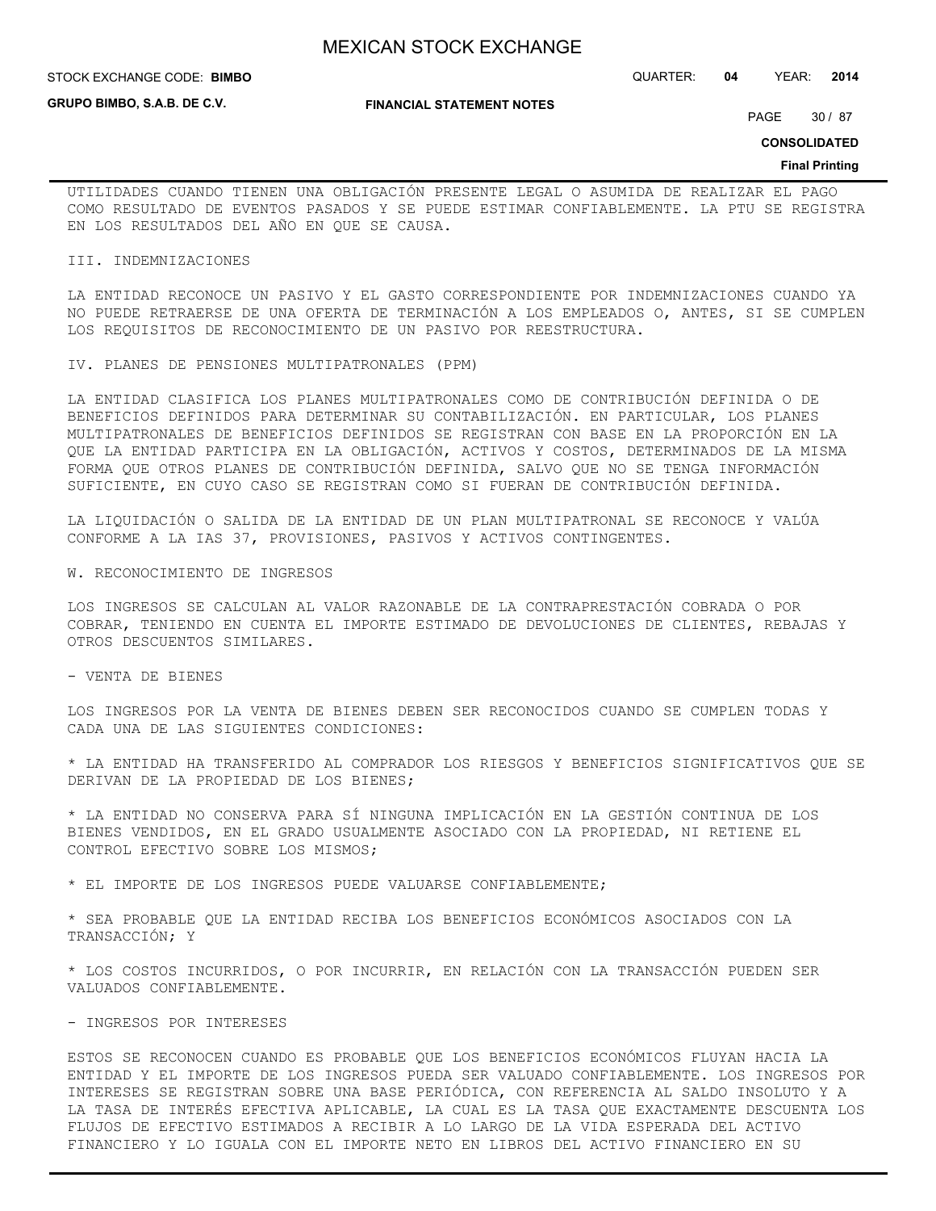UTILIDADES CUANDO TIENEN UNA OBLIGACIÓN PRESENTE LEGAL O ASUMIDA DE REALIZAR EL PAGO COMO RESULTADO DE EVENTOS PASADOS Y SE PUEDE ESTIMAR CONFIABLEMENTE. LA PTU SE REGISTRA EN LOS RESULTADOS DEL AÑO EN QUE SE CAUSA.

III. INDEMNIZACIONES

LA ENTIDAD RECONOCE UN PASIVO Y EL GASTO CORRESPONDIENTE POR INDEMNIZACIONES CUANDO YA NO PUEDE RETRAERSE DE UNA OFERTA DE TERMINACIÓN A LOS EMPLEADOS O, ANTES, SI SE CUMPLEN LOS REQUISITOS DE RECONOCIMIENTO DE UN PASIVO POR REESTRUCTURA.

IV. PLANES DE PENSIONES MULTIPATRONALES (PPM)

LA ENTIDAD CLASIFICA LOS PLANES MULTIPATRONALES COMO DE CONTRIBUCIÓN DEFINIDA O DE BENEFICIOS DEFINIDOS PARA DETERMINAR SU CONTABILIZACIÓN. EN PARTICULAR, LOS PLANES MULTIPATRONALES DE BENEFICIOS DEFINIDOS SE REGISTRAN CON BASE EN LA PROPORCIÓN EN LA QUE LA ENTIDAD PARTICIPA EN LA OBLIGACIÓN, ACTIVOS Y COSTOS, DETERMINADOS DE LA MISMA FORMA QUE OTROS PLANES DE CONTRIBUCIÓN DEFINIDA, SALVO QUE NO SE TENGA INFORMACIÓN SUFICIENTE, EN CUYO CASO SE REGISTRAN COMO SI FUERAN DE CONTRIBUCIÓN DEFINIDA.

LA LIQUIDACIÓN O SALIDA DE LA ENTIDAD DE UN PLAN MULTIPATRONAL SE RECONOCE Y VALÚA CONFORME A LA IAS 37, PROVISIONES, PASIVOS Y ACTIVOS CONTINGENTES.

W. RECONOCIMIENTO DE INGRESOS

LOS INGRESOS SE CALCULAN AL VALOR RAZONABLE DE LA CONTRAPRESTACIÓN COBRADA O POR COBRAR, TENIENDO EN CUENTA EL IMPORTE ESTIMADO DE DEVOLUCIONES DE CLIENTES, REBAJAS Y OTROS DESCUENTOS SIMILARES.

- VENTA DE BIENES

LOS INGRESOS POR LA VENTA DE BIENES DEBEN SER RECONOCIDOS CUANDO SE CUMPLEN TODAS Y CADA UNA DE LAS SIGUIENTES CONDICIONES:

* LA ENTIDAD HA TRANSFERIDO AL COMPRADOR LOS RIESGOS Y BENEFICIOS SIGNIFICATIVOS QUE SE DERIVAN DE LA PROPIEDAD DE LOS BIENES;

* LA ENTIDAD NO CONSERVA PARA SÍ NINGUNA IMPLICACIÓN EN LA GESTIÓN CONTINUA DE LOS BIENES VENDIDOS, EN EL GRADO USUALMENTE ASOCIADO CON LA PROPIEDAD, NI RETIENE EL CONTROL EFECTIVO SOBRE LOS MISMOS;

* EL IMPORTE DE LOS INGRESOS PUEDE VALUARSE CONFIABLEMENTE;

* SEA PROBABLE QUE LA ENTIDAD RECIBA LOS BENEFICIOS ECONÓMICOS ASOCIADOS CON LA TRANSACCIÓN; Y

* LOS COSTOS INCURRIDOS, O POR INCURRIR, EN RELACIÓN CON LA TRANSACCIÓN PUEDEN SER VALUADOS CONFIABLEMENTE.

- INGRESOS POR INTERESES

ESTOS SE RECONOCEN CUANDO ES PROBABLE QUE LOS BENEFICIOS ECONÓMICOS FLUYAN HACIA LA ENTIDAD Y EL IMPORTE DE LOS INGRESOS PUEDA SER VALUADO CONFIABLEMENTE. LOS INGRESOS POR INTERESES SE REGISTRAN SOBRE UNA BASE PERIÓDICA, CON REFERENCIA AL SALDO INSOLUTO Y A LA TASA DE INTERÉS EFECTIVA APLICABLE, LA CUAL ES LA TASA QUE EXACTAMENTE DESCUENTA LOS FLUJOS DE EFECTIVO ESTIMADOS A RECIBIR A LO LARGO DE LA VIDA ESPERADA DEL ACTIVO FINANCIERO Y LO IGUALA CON EL IMPORTE NETO EN LIBROS DEL ACTIVO FINANCIERO EN SU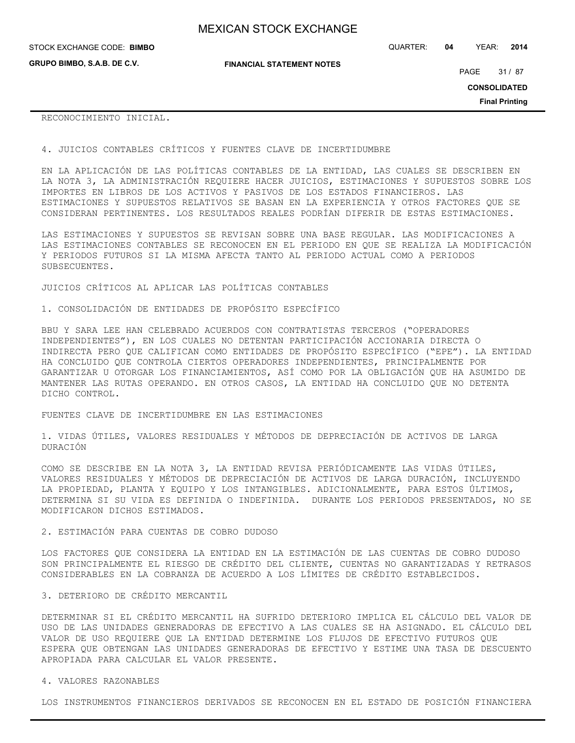RECONOCIMIENTO INICIAL.

## 4. JUICIOS CONTABLES CRÍTICOS Y FUENTES CLAVE DE INCERTIDUMBRE

EN LA APLICACIÓN DE LAS POLÍTICAS CONTABLES DE LA ENTIDAD, LAS CUALES SE DESCRIBEN EN LA NOTA 3, LA ADMINISTRACIÓN REQUIERE HACER JUICIOS, ESTIMACIONES Y SUPUESTOS SOBRE LOS IMPORTES EN LIBROS DE LOS ACTIVOS Y PASIVOS DE LOS ESTADOS FINANCIEROS. LAS ESTIMACIONES Y SUPUESTOS RELATIVOS SE BASAN EN LA EXPERIENCIA Y OTROS FACTORES QUE SE CONSIDERAN PERTINENTES. LOS RESULTADOS REALES PODRÍAN DIFERIR DE ESTAS ESTIMACIONES.

LAS ESTIMACIONES Y SUPUESTOS SE REVISAN SOBRE UNA BASE REGULAR. LAS MODIFICACIONES A LAS ESTIMACIONES CONTABLES SE RECONOCEN EN EL PERIODO EN QUE SE REALIZA LA MODIFICACIÓN Y PERIODOS FUTUROS SI LA MISMA AFECTA TANTO AL PERIODO ACTUAL COMO A PERIODOS SUBSECUENTES.

### JUICIOS CRÍTICOS AL APLICAR LAS POLÍTICAS CONTABLES

1. CONSOLIDACIÓN DE ENTIDADES DE PROPÓSITO ESPECÍFICO

BBU Y SARA LEE HAN CELEBRADO ACUERDOS CON CONTRATISTAS TERCEROS ("OPERADORES INDEPENDIENTES"), EN LOS CUALES NO DETENTAN PARTICIPACIÓN ACCIONARIA DIRECTA O INDIRECTA PERO QUE CALIFICAN COMO ENTIDADES DE PROPÓSITO ESPECÍFICO ("EPE"). LA ENTIDAD HA CONCLUIDO QUE CONTROLA CIERTOS OPERADORES INDEPENDIENTES, PRINCIPALMENTE POR GARANTIZAR U OTORGAR LOS FINANCIAMIENTOS, ASÍ COMO POR LA OBLIGACIÓN QUE HA ASUMIDO DE MANTENER LAS RUTAS OPERANDO. EN OTROS CASOS, LA ENTIDAD HA CONCLUIDO QUE NO DETENTA DICHO CONTROL.

### FUENTES CLAVE DE INCERTIDUMBRE EN LAS ESTIMACIONES

1. VIDAS ÚTILES, VALORES RESIDUALES Y MÉTODOS DE DEPRECIACIÓN DE ACTIVOS DE LARGA DURACIÓN

COMO SE DESCRIBE EN LA NOTA 3, LA ENTIDAD REVISA PERIÓDICAMENTE LAS VIDAS ÚTILES, VALORES RESIDUALES Y MÉTODOS DE DEPRECIACIÓN DE ACTIVOS DE LARGA DURACIÓN, INCLUYENDO LA PROPIEDAD, PLANTA Y EQUIPO Y LOS INTANGIBLES. ADICIONALMENTE, PARA ESTOS ÚLTIMOS, DETERMINA SI SU VIDA ES DEFINIDA O INDEFINIDA. DURANTE LOS PERIODOS PRESENTADOS, NO SE MODIFICARON DICHOS ESTIMADOS.

2. ESTIMACIÓN PARA CUENTAS DE COBRO DUDOSO

LOS FACTORES QUE CONSIDERA LA ENTIDAD EN LA ESTIMACIÓN DE LAS CUENTAS DE COBRO DUDOSO SON PRINCIPALMENTE EL RIESGO DE CRÉDITO DEL CLIENTE, CUENTAS NO GARANTIZADAS Y RETRASOS CONSIDERABLES EN LA COBRANZA DE ACUERDO A LOS LÍMITES DE CRÉDITO ESTABLECIDOS.

3. DETERIORO DE CRÉDITO MERCANTIL

DETERMINAR SI EL CRÉDITO MERCANTIL HA SUFRIDO DETERIORO IMPLICA EL CÁLCULO DEL VALOR DE USO DE LAS UNIDADES GENERADORAS DE EFECTIVO A LAS CUALES SE HA ASIGNADO. EL CÁLCULO DEL VALOR DE USO REQUIERE QUE LA ENTIDAD DETERMINE LOS FLUJOS DE EFECTIVO FUTUROS QUE ESPERA QUE OBTENGAN LAS UNIDADES GENERADORAS DE EFECTIVO Y ESTIME UNA TASA DE DESCUENTO APROPIADA PARA CALCULAR EL VALOR PRESENTE.

4. VALORES RAZONABLES

LOS INSTRUMENTOS FINANCIEROS DERIVADOS SE RECONOCEN EN EL ESTADO DE POSICIÓN FINANCIERA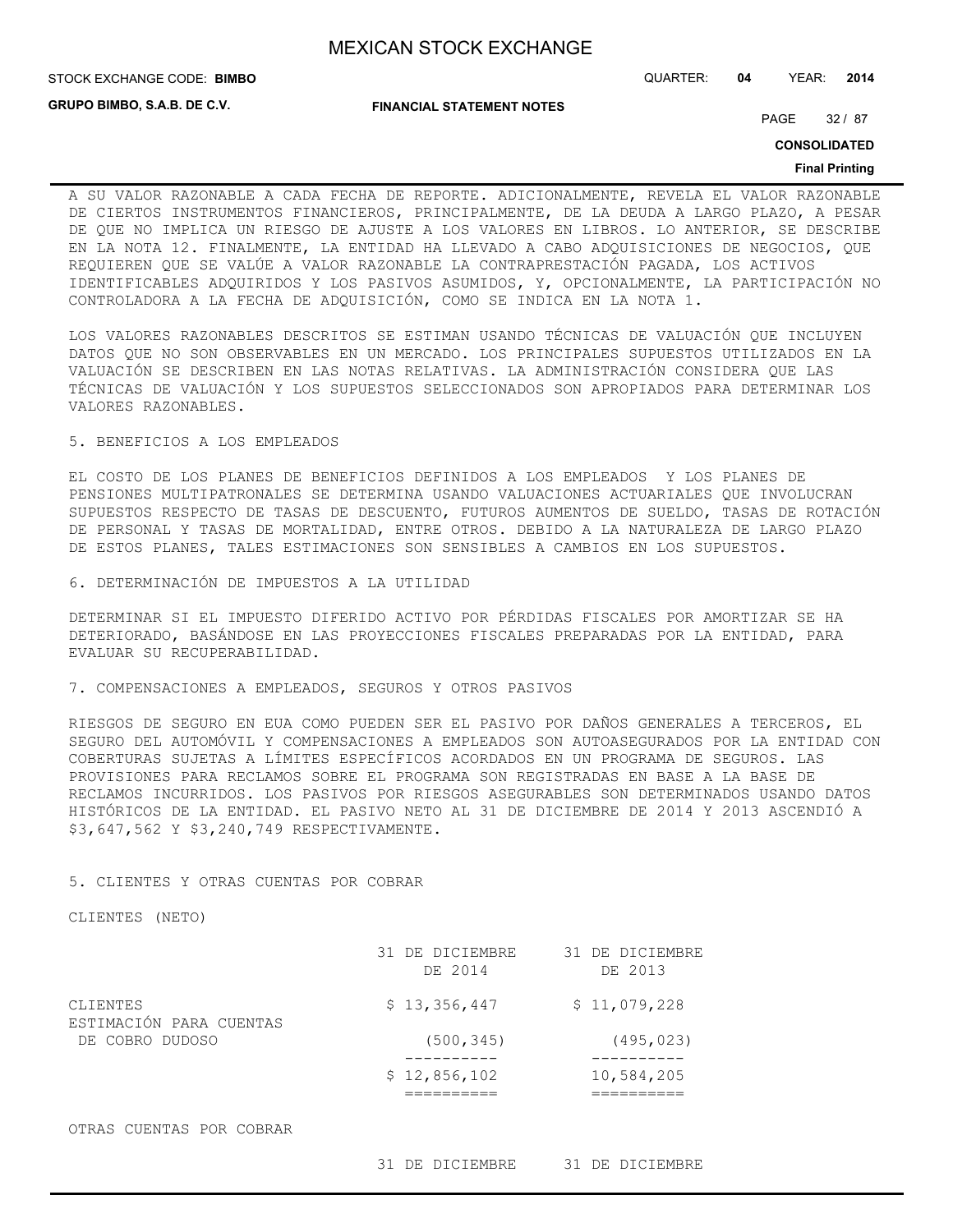A SU VALOR RAZONABLE A CADA FECHA DE REPORTE. ADICIONALMENTE, REVELA EL VALOR RAZONABLE DE CIERTOS INSTRUMENTOS FINANCIEROS, PRINCIPALMENTE, DE LA DEUDA A LARGO PLAZO, A PESAR DE QUE NO IMPLICA UN RIESGO DE AJUSTE A LOS VALORES EN LIBROS. LO ANTERIOR, SE DESCRIBE EN LA NOTA 12. FINALMENTE, LA ENTIDAD HA LLEVADO A CABO ADQUISICIONES DE NEGOCIOS, QUE REQUIEREN QUE SE VALÚE A VALOR RAZONABLE LA CONTRAPRESTACIÓN PAGADA, LOS ACTIVOS IDENTIFICABLES ADQUIRIDOS Y LOS PASIVOS ASUMIDOS, Y, OPCIONALMENTE, LA PARTICIPACIÓN NO CONTROLADORA A LA FECHA DE ADQUISICIÓN, COMO SE INDICA EN LA NOTA 1.

LOS VALORES RAZONABLES DESCRITOS SE ESTIMAN USANDO TÉCNICAS DE VALUACIÓN QUE INCLUYEN DATOS QUE NO SON OBSERVABLES EN UN MERCADO. LOS PRINCIPALES SUPUESTOS UTILIZADOS EN LA VALUACIÓN SE DESCRIBEN EN LAS NOTAS RELATIVAS. LA ADMINISTRACIÓN CONSIDERA QUE LAS TÉCNICAS DE VALUACIÓN Y LOS SUPUESTOS SELECCIONADOS SON APROPIADOS PARA DETERMINAR LOS VALORES RAZONABLES.

5. BENEFICIOS A LOS EMPLEADOS

EL COSTO DE LOS PLANES DE BENEFICIOS DEFINIDOS A LOS EMPLEADOS Y LOS PLANES DE PENSIONES MULTIPATRONALES SE DETERMINA USANDO VALUACIONES ACTUARIALES QUE INVOLUCRAN SUPUESTOS RESPECTO DE TASAS DE DESCUENTO, FUTUROS AUMENTOS DE SUELDO, TASAS DE ROTACIÓN DE PERSONAL Y TASAS DE MORTALIDAD, ENTRE OTROS. DEBIDO A LA NATURALEZA DE LARGO PLAZO DE ESTOS PLANES, TALES ESTIMACIONES SON SENSIBLES A CAMBIOS EN LOS SUPUESTOS.

6. DETERMINACIÓN DE IMPUESTOS A LA UTILIDAD

DETERMINAR SI EL IMPUESTO DIFERIDO ACTIVO POR PÉRDIDAS FISCALES POR AMORTIZAR SE HA DETERIORADO, BASÁNDOSE EN LAS PROYECCIONES FISCALES PREPARADAS POR LA ENTIDAD, PARA EVALUAR SU RECUPERABILIDAD.

7. COMPENSACIONES A EMPLEADOS, SEGUROS Y OTROS PASIVOS

RIESGOS DE SEGURO EN EUA COMO PUEDEN SER EL PASIVO POR DAÑOS GENERALES A TERCEROS, EL SEGURO DEL AUTOMÓVIL Y COMPENSACIONES A EMPLEADOS SON AUTOASEGURADOS POR LA ENTIDAD CON COBERTURAS SUJETAS A LÍMITES ESPECÍFICOS ACORDADOS EN UN PROGRAMA DE SEGUROS. LAS PROVISIONES PARA RECLAMOS SOBRE EL PROGRAMA SON REGISTRADAS EN BASE A LA BASE DE RECLAMOS INCURRIDOS. LOS PASIVOS POR RIESGOS ASEGURABLES SON DETERMINADOS USANDO DATOS HISTÓRICOS DE LA ENTIDAD. EL PASIVO NETO AL 31 DE DICIEMBRE DE 2014 Y 2013 ASCENDIÓ A $3,647,562 Y $3,240,749 RESPECTIVAMENTE.

5. CLIENTES Y OTRAS CUENTAS POR COBRAR

CLIENTES (NETO)

| | 31 DE DICIEMBRE DE 2014 | 31 DE DICIEMBRE DE 2013 |
|---|---|---|
| CLIENTES | $ 13,356,447 | $ 11,079,228 |
| ESTIMACIÓN PARA CUENTAS DE COBRO DUDOSO | (500,345) | (495,023) |
| | $ 12,856,102 | 10,584,205 |

OTRAS CUENTAS POR COBRAR

| | 31 DE DICIEMBRE | 31 DE DICIEMBRE |
|---|---|---|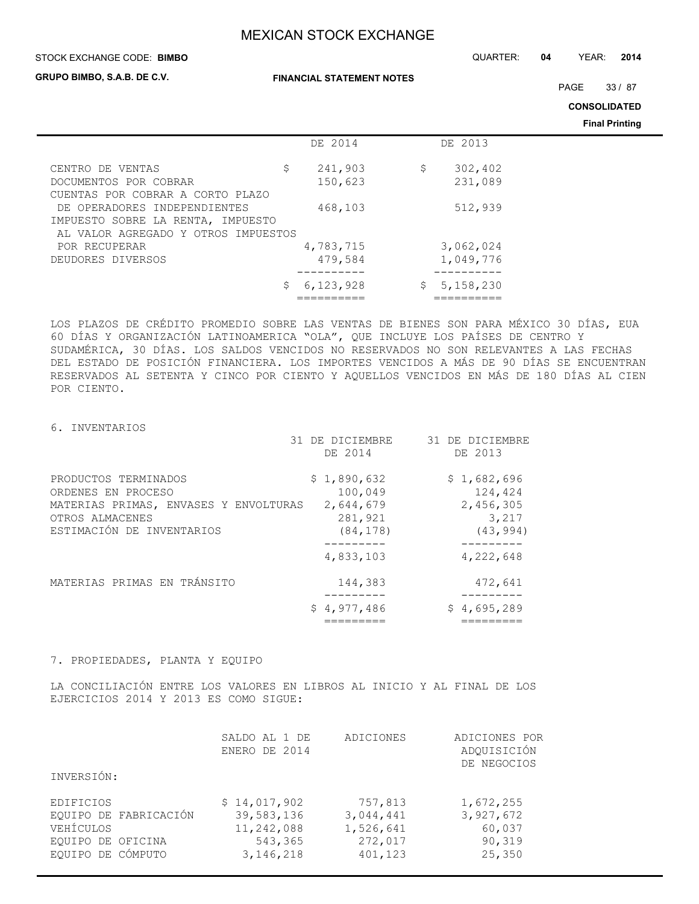| | DE 2014 | DE 2013 |
|---|---|---|
| CENTRO DE VENTAS | $ 241,903 | $ 302,402 |
| DOCUMENTOS POR COBRAR | 150,623 | 231,089 |
| CUENTAS POR COBRAR A CORTO PLAZO DE OPERADORES INDEPENDIENTES | 468,103 | 512,939 |
| IMPUESTO SOBRE LA RENTA, IMPUESTO AL VALOR AGREGADO Y OTROS IMPUESTOS POR RECUPERAR | 4,783,715 | 3,062,024 |
| DEUDORES DIVERSOS | 479,584 | 1,049,776 |
| | $ 6,123,928 | $ 5,158,230 |

LOS PLAZOS DE CRÉDITO PROMEDIO SOBRE LAS VENTAS DE BIENES SON PARA MÉXICO 30 DÍAS, EUA 60 DÍAS Y ORGANIZACIÓN LATINOAMERICA "OLA", QUE INCLUYE LOS PAÍSES DE CENTRO Y SUDAMÉRICA, 30 DÍAS. LOS SALDOS VENCIDOS NO RESERVADOS NO SON RELEVANTES A LAS FECHAS DEL ESTADO DE POSICIÓN FINANCIERA. LOS IMPORTES VENCIDOS A MÁS DE 90 DÍAS SE ENCUENTRAN RESERVADOS AL SETENTA Y CINCO POR CIENTO Y AQUELLOS VENCIDOS EN MÁS DE 180 DÍAS AL CIEN POR CIENTO.

## 6. INVENTARIOS

| | 31 DE DICIEMBRE DE 2014 | 31 DE DICIEMBRE DE 2013 |
|---|---|---|
| PRODUCTOS TERMINADOS | $ 1,890,632 | $ 1,682,696 |
| ORDENES EN PROCESO | 100,049 | 124,424 |
| MATERIAS PRIMAS, ENVASES Y ENVOLTURAS | 2,644,679 | 2,456,305 |
| OTROS ALMACENES | 281,921 | 3,217 |
| ESTIMACIÓN DE INVENTARIOS | (84,178) | (43,994) |
| | 4,833,103 | 4,222,648 |
| MATERIAS PRIMAS EN TRÁNSITO | 144,383 | 472,641 |
| | $ 4,977,486 | $ 4,695,289 |

## 7. PROPIEDADES, PLANTA Y EQUIPO

LA CONCILIACIÓN ENTRE LOS VALORES EN LIBROS AL INICIO Y AL FINAL DE LOS EJERCICIOS 2014 Y 2013 ES COMO SIGUE:

| INVERSIÓN: | SALDO AL 1 DE ENERO DE 2014 | ADICIONES | ADICIONES POR ADQUISICIÓN DE NEGOCIOS |
|---|---|---|---|
| EDIFICIOS | $ 14,017,902 | 757,813 | 1,672,255 |
| EQUIPO DE FABRICACIÓN | 39,583,136 | 3,044,441 | 3,927,672 |
| VEHÍCULOS | 11,242,088 | 1,526,641 | 60,037 |
| EQUIPO DE OFICINA | 543,365 | 272,017 | 90,319 |
| EQUIPO DE CÓMPUTO | 3,146,218 | 401,123 | 25,350 |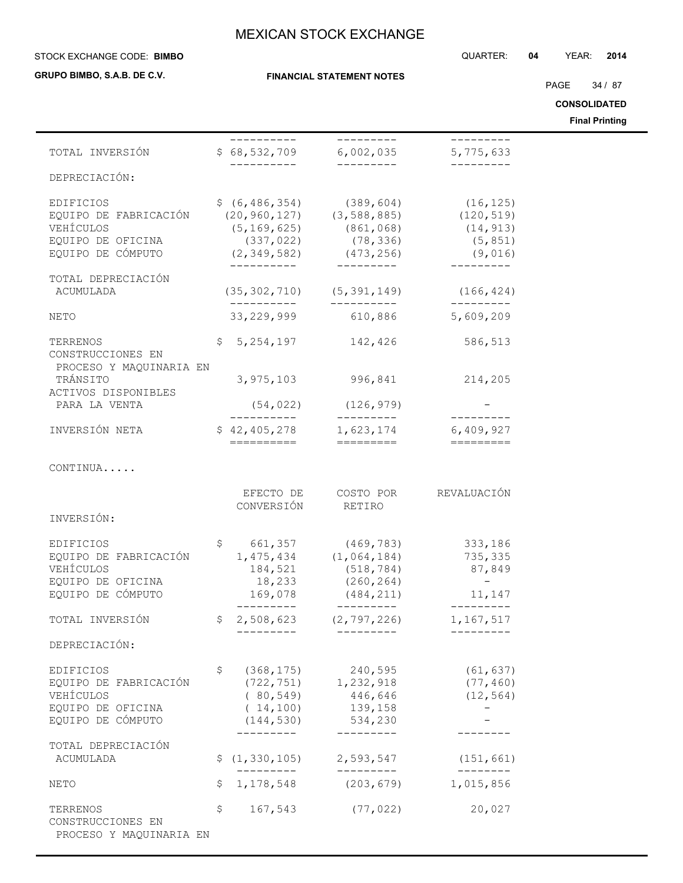| | | | |
|---|---|---|---|
| TOTAL INVERSIÓN | $ 68,532,709 | 6,002,035 | 5,775,633 |
| DEPRECIACIÓN: | | | |
| EDIFICIOS | $ (6,486,354) | (389,604) | (16,125) |
| EQUIPO DE FABRICACIÓN | (20,960,127) | (3,588,885) | (120,519) |
| VEHÍCULOS | (5,169,625) | (861,068) | (14,913) |
| EQUIPO DE OFICINA | (337,022) | (78,336) | (5,851) |
| EQUIPO DE CÓMPUTO | (2,349,582) | (473,256) | (9,016) |
| TOTAL DEPRECIACIÓN ACUMULADA | (35,302,710) | (5,391,149) | (166,424) |
| NETO | 33,229,999 | 610,886 | 5,609,209 |
| TERRENOS | $ 5,254,197 | 142,426 | 586,513 |
| CONSTRUCCIONES EN PROCESO Y MAQUINARIA EN TRÁNSITO | 3,975,103 | 996,841 | 214,205 |
| ACTIVOS DISPONIBLES PARA LA VENTA | (54,022) | (126,979) | - |
| INVERSIÓN NETA | $ 42,405,278 | 1,623,174 | 6,409,927 |

CONTINUA.....

| | EFECTO DE CONVERSIÓN | COSTO POR RETIRO | REVALUACIÓN |
|---|---|---|---|
| INVERSIÓN: | | | |
| EDIFICIOS | $ 661,357 | (469,783) | 333,186 |
| EQUIPO DE FABRICACIÓN | 1,475,434 | (1,064,184) | 735,335 |
| VEHÍCULOS | 184,521 | (518,784) | 87,849 |
| EQUIPO DE OFICINA | 18,233 | (260,264) | - |
| EQUIPO DE CÓMPUTO | 169,078 | (484,211) | 11,147 |
| TOTAL INVERSIÓN | $ 2,508,623 | (2,797,226) | 1,167,517 |
| DEPRECIACIÓN: | | | |
| EDIFICIOS | $ (368,175) | 240,595 | (61,637) |
| EQUIPO DE FABRICACIÓN | (722,751) | 1,232,918 | (77,460) |
| VEHÍCULOS | ( 80,549) | 446,646 | (12,564) |
| EQUIPO DE OFICINA | ( 14,100) | 139,158 | - |
| EQUIPO DE CÓMPUTO | (144,530) | 534,230 | - |
| TOTAL DEPRECIACIÓN ACUMULADA | $ (1,330,105) | 2,593,547 | (151,661) |
| NETO | $ 1,178,548 | (203,679) | 1,015,856 |
| TERRENOS | $ 167,543 | (77,022) | 20,027 |
| CONSTRUCCIONES EN PROCESO Y MAQUINARIA EN | | | |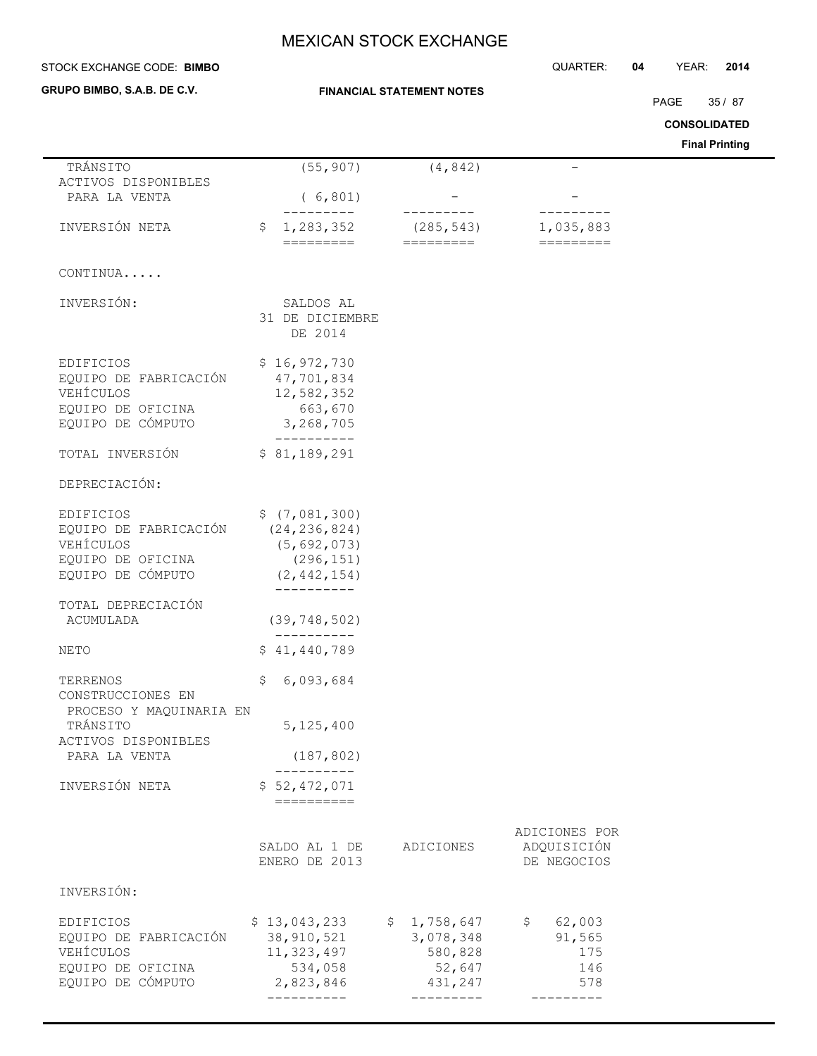| | | | |
|---|---|---|---|
| TRÁNSITO | (55,907) | (4,842) | - |
| ACTIVOS DISPONIBLES PARA LA VENTA | ( 6,801) | - | - |
| INVERSIÓN NETA | $ 1,283,352 | (285,543) | 1,035,883 |

CONTINUA.....

| INVERSIÓN: | SALDOS AL 31 DE DICIEMBRE DE 2014 |
|---|---|
| EDIFICIOS | $ 16,972,730 |
| EQUIPO DE FABRICACIÓN | 47,701,834 |
| VEHÍCULOS | 12,582,352 |
| EQUIPO DE OFICINA | 663,670 |
| EQUIPO DE CÓMPUTO | 3,268,705 |
| TOTAL INVERSIÓN | $ 81,189,291 |
| DEPRECIACIÓN: | |
| EDIFICIOS | $ (7,081,300) |
| EQUIPO DE FABRICACIÓN | (24,236,824) |
| VEHÍCULOS | (5,692,073) |
| EQUIPO DE OFICINA | (296,151) |
| EQUIPO DE CÓMPUTO | (2,442,154) |
| TOTAL DEPRECIACIÓN ACUMULADA | (39,748,502) |
| NETO | $ 41,440,789 |
| TERRENOS | $ 6,093,684 |
| CONSTRUCCIONES EN PROCESO Y MAQUINARIA EN TRÁNSITO | 5,125,400 |
| ACTIVOS DISPONIBLES PARA LA VENTA | (187,802) |
| INVERSIÓN NETA | $ 52,472,071 |

| | SALDO AL 1 DE ENERO DE 2013 | ADICIONES | ADICIONES POR ADQUISICIÓN DE NEGOCIOS |
|---|---|---|---|
| INVERSIÓN: | | | |
| EDIFICIOS | $ 13,043,233 | $ 1,758,647 | $ 62,003 |
| EQUIPO DE FABRICACIÓN | 38,910,521 | 3,078,348 | 91,565 |
| VEHÍCULOS | 11,323,497 | 580,828 | 175 |
| EQUIPO DE OFICINA | 534,058 | 52,647 | 146 |
| EQUIPO DE CÓMPUTO | 2,823,846 | 431,247 | 578 |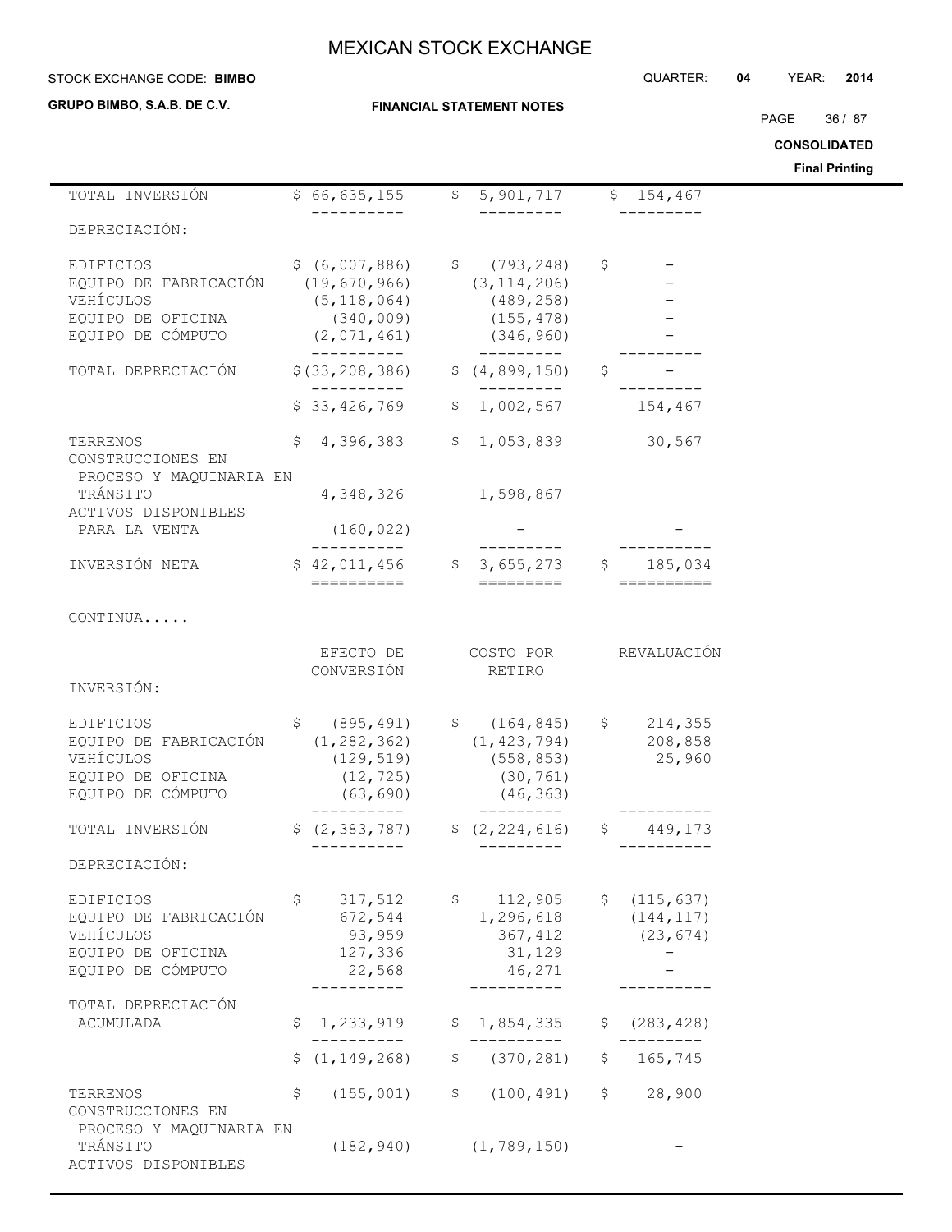| | | | |
|---|---|---|---|
| TOTAL INVERSIÓN | $ 66,635,155 | $ 5,901,717 | $ 154,467 |
| DEPRECIACIÓN: | | | |
| EDIFICIOS | $ (6,007,886) | $ (793,248) | $ - |
| EQUIPO DE FABRICACIÓN | (19,670,966) | (3,114,206) | - |
| VEHÍCULOS | (5,118,064) | (489,258) | - |
| EQUIPO DE OFICINA | (340,009) | (155,478) | - |
| EQUIPO DE CÓMPUTO | (2,071,461) | (346,960) | - |
| TOTAL DEPRECIACIÓN | $(33,208,386) | $ (4,899,150) | $ - |
| | $ 33,426,769 | $ 1,002,567 | 154,467 |
| TERRENOS | $ 4,396,383 | $ 1,053,839 | 30,567 |
| CONSTRUCCIONES EN PROCESO Y MAQUINARIA EN TRÁNSITO | 4,348,326 | 1,598,867 | |
| ACTIVOS DISPONIBLES PARA LA VENTA | (160,022) | - | - |
| INVERSIÓN NETA | $ 42,011,456 | $ 3,655,273 | $ 185,034 |

CONTINUA.....

| | EFECTO DE CONVERSIÓN | COSTO POR RETIRO | REVALUACIÓN |
|---|---|---|---|
| INVERSIÓN: | | | |
| EDIFICIOS | $ (895,491) | $ (164,845) | $ 214,355 |
| EQUIPO DE FABRICACIÓN | (1,282,362) | (1,423,794) | 208,858 |
| VEHÍCULOS | (129,519) | (558,853) | 25,960 |
| EQUIPO DE OFICINA | (12,725) | (30,761) | |
| EQUIPO DE CÓMPUTO | (63,690) | (46,363) | |
| TOTAL INVERSIÓN | $ (2,383,787) | $ (2,224,616) | $ 449,173 |
| DEPRECIACIÓN: | | | |
| EDIFICIOS | $ 317,512 | $ 112,905 | $ (115,637) |
| EQUIPO DE FABRICACIÓN | 672,544 | 1,296,618 | (144,117) |
| VEHÍCULOS | 93,959 | 367,412 | (23,674) |
| EQUIPO DE OFICINA | 127,336 | 31,129 | - |
| EQUIPO DE CÓMPUTO | 22,568 | 46,271 | - |
| TOTAL DEPRECIACIÓN ACUMULADA | $ 1,233,919 | $ 1,854,335 | $ (283,428) |
| | $ (1,149,268) | $ (370,281) | $ 165,745 |
| TERRENOS | $ (155,001) | $ (100,491) | $ 28,900 |
| CONSTRUCCIONES EN PROCESO Y MAQUINARIA EN TRÁNSITO | (182,940) | (1,789,150) | - |
| ACTIVOS DISPONIBLES | | | |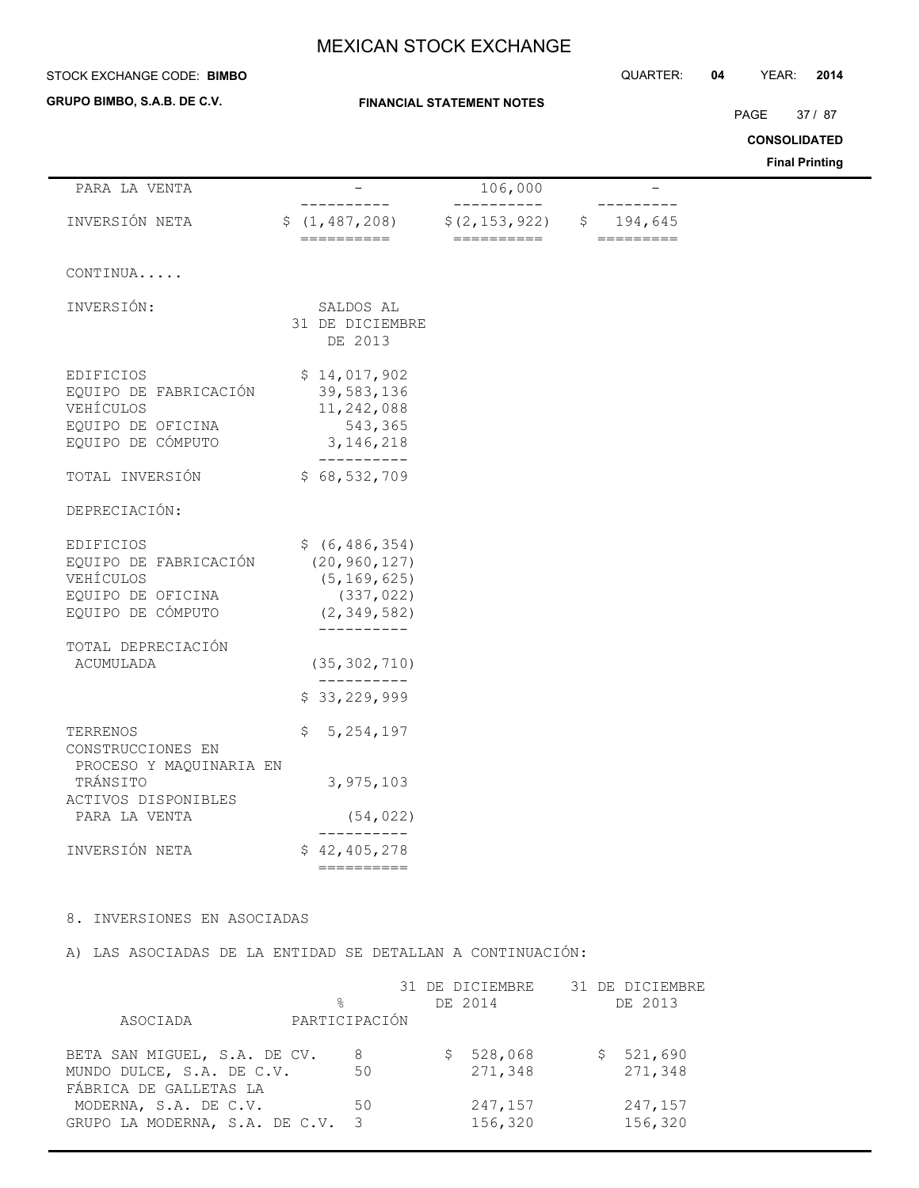| | | | |
|---|---|---|---|
| PARA LA VENTA | - | 106,000 | - |
| INVERSIÓN NETA | $ (1,487,208) | $(2,153,922) | $ 194,645 |

CONTINUA.....

| INVERSIÓN: | SALDOS AL 31 DE DICIEMBRE DE 2013 |
|---|---|
| EDIFICIOS | $ 14,017,902 |
| EQUIPO DE FABRICACIÓN | 39,583,136 |
| VEHÍCULOS | 11,242,088 |
| EQUIPO DE OFICINA | 543,365 |
| EQUIPO DE CÓMPUTO | 3,146,218 |
| TOTAL INVERSIÓN | $ 68,532,709 |
| DEPRECIACIÓN: | |
| EDIFICIOS | $ (6,486,354) |
| EQUIPO DE FABRICACIÓN | (20,960,127) |
| VEHÍCULOS | (5,169,625) |
| EQUIPO DE OFICINA | (337,022) |
| EQUIPO DE CÓMPUTO | (2,349,582) |
| TOTAL DEPRECIACIÓN ACUMULADA | (35,302,710) |
| | $ 33,229,999 |
| TERRENOS | $ 5,254,197 |
| CONSTRUCCIONES EN PROCESO Y MAQUINARIA EN TRÁNSITO | 3,975,103 |
| ACTIVOS DISPONIBLES PARA LA VENTA | (54,022) |
| INVERSIÓN NETA | $ 42,405,278 |

8. INVERSIONES EN ASOCIADAS

A) LAS ASOCIADAS DE LA ENTIDAD SE DETALLAN A CONTINUACIÓN:

| ASOCIADA | % PARTICIPACIÓN | 31 DE DICIEMBRE DE 2014 | 31 DE DICIEMBRE DE 2013 |
|---|---|---|---|
| BETA SAN MIGUEL, S.A. DE CV. | 8 | $ 528,068 | $ 521,690 |
| MUNDO DULCE, S.A. DE C.V. | 50 | 271,348 | 271,348 |
| FÁBRICA DE GALLETAS LA MODERNA, S.A. DE C.V. | 50 | 247,157 | 247,157 |
| GRUPO LA MODERNA, S.A. DE C.V. | 3 | 156,320 | 156,320 |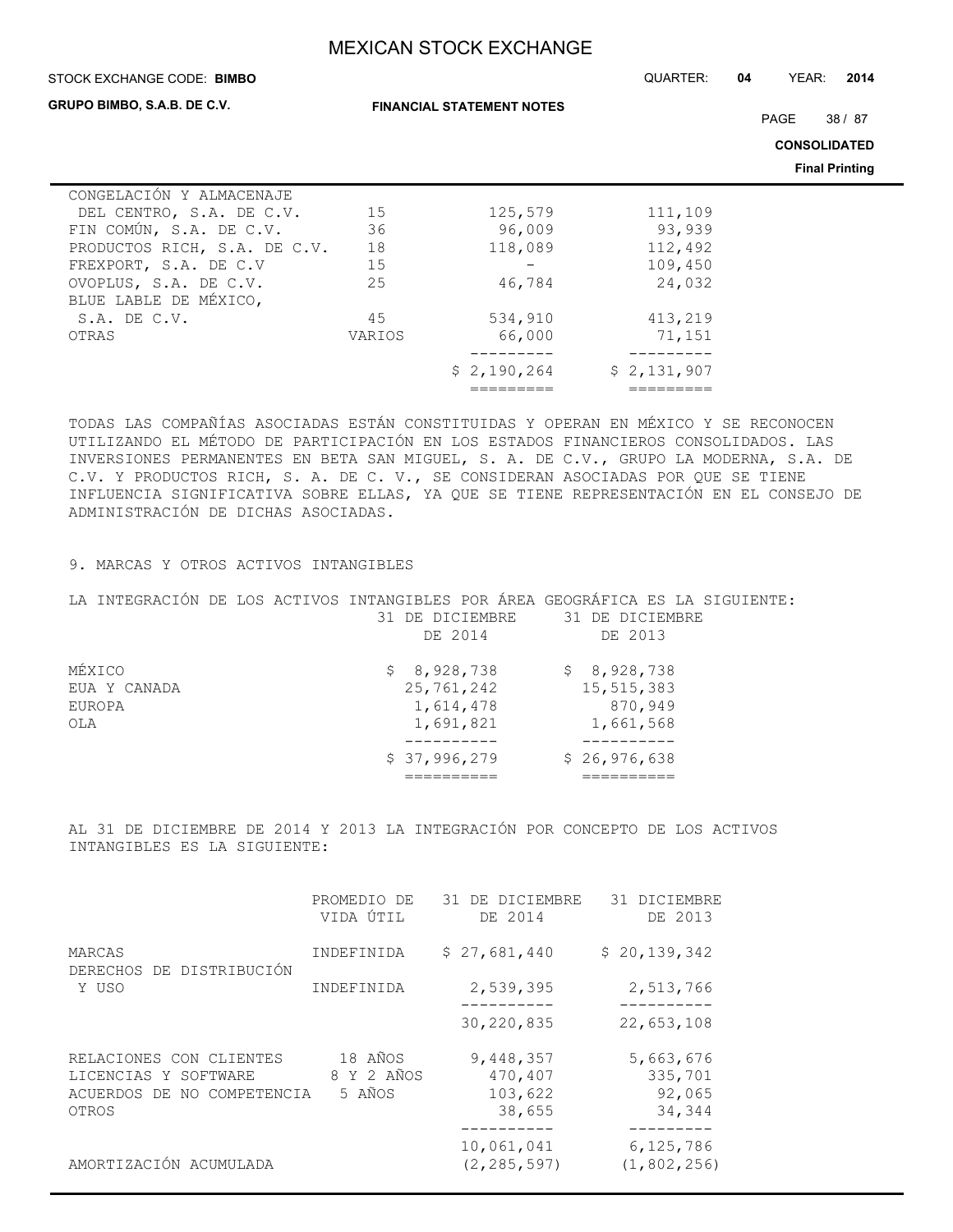| | | | |
|---|---|---|---|
| CONGELACIÓN Y ALMACENAJE DEL CENTRO, S.A. DE C.V. | 15 | 125,579 | 111,109 |
| FIN COMÚN, S.A. DE C.V. | 36 | 96,009 | 93,939 |
| PRODUCTOS RICH, S.A. DE C.V. | 18 | 118,089 | 112,492 |
| FREXPORT, S.A. DE C.V | 15 | - | 109,450 |
| OVOPLUS, S.A. DE C.V. | 25 | 46,784 | 24,032 |
| BLUE LABLE DE MÉXICO, S.A. DE C.V. | 45 | 534,910 | 413,219 |
| OTRAS | VARIOS | 66,000 | 71,151 |
| | | $ 2,190,264 | $ 2,131,907 |

TODAS LAS COMPAÑÍAS ASOCIADAS ESTÁN CONSTITUIDAS Y OPERAN EN MÉXICO Y SE RECONOCEN UTILIZANDO EL MÉTODO DE PARTICIPACIÓN EN LOS ESTADOS FINANCIEROS CONSOLIDADOS. LAS INVERSIONES PERMANENTES EN BETA SAN MIGUEL, S. A. DE C.V., GRUPO LA MODERNA, S.A. DE C.V. Y PRODUCTOS RICH, S. A. DE C. V., SE CONSIDERAN ASOCIADAS POR QUE SE TIENE INFLUENCIA SIGNIFICATIVA SOBRE ELLAS, YA QUE SE TIENE REPRESENTACIÓN EN EL CONSEJO DE ADMINISTRACIÓN DE DICHAS ASOCIADAS.

## 9. MARCAS Y OTROS ACTIVOS INTANGIBLES

LA INTEGRACIÓN DE LOS ACTIVOS INTANGIBLES POR ÁREA GEOGRÁFICA ES LA SIGUIENTE:

| | 31 DE DICIEMBRE DE 2014 | 31 DE DICIEMBRE DE 2013 |
|---|---|---|
| MÉXICO | $ 8,928,738 | $ 8,928,738 |
| EUA Y CANADA | 25,761,242 | 15,515,383 |
| EUROPA | 1,614,478 | 870,949 |
| OLA | 1,691,821 | 1,661,568 |
| | $ 37,996,279 | $ 26,976,638 |

AL 31 DE DICIEMBRE DE 2014 Y 2013 LA INTEGRACIÓN POR CONCEPTO DE LOS ACTIVOS INTANGIBLES ES LA SIGUIENTE:

| | PROMEDIO DE VIDA ÚTIL | 31 DE DICIEMBRE DE 2014 | 31 DICIEMBRE DE 2013 |
|---|---|---|---|
| MARCAS | INDEFINIDA | $ 27,681,440 | $ 20,139,342 |
| DERECHOS DE DISTRIBUCIÓN Y USO | INDEFINIDA | 2,539,395 | 2,513,766 |
| | | 30,220,835 | 22,653,108 |
| RELACIONES CON CLIENTES | 18 AÑOS | 9,448,357 | 5,663,676 |
| LICENCIAS Y SOFTWARE | 8 Y 2 AÑOS | 470,407 | 335,701 |
| ACUERDOS DE NO COMPETENCIA | 5 AÑOS | 103,622 | 92,065 |
| OTROS | | 38,655 | 34,344 |
| | | 10,061,041 | 6,125,786 |
| AMORTIZACIÓN ACUMULADA | | (2,285,597) | (1,802,256) |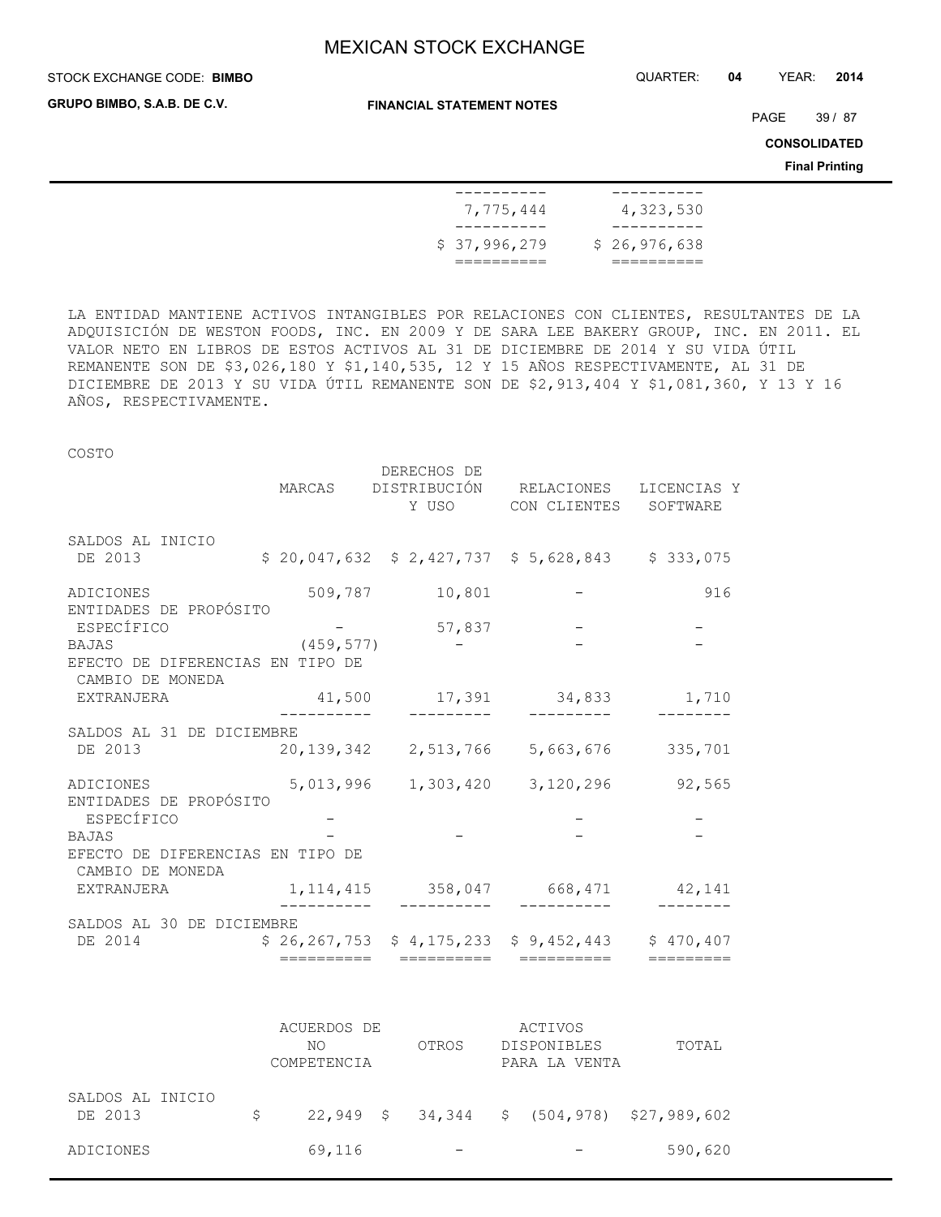| | | |
|---|---|---|
| | 7,775,444 | 4,323,530 |
| | $ 37,996,279 | $ 26,976,638 |

LA ENTIDAD MANTIENE ACTIVOS INTANGIBLES POR RELACIONES CON CLIENTES, RESULTANTES DE LA ADQUISICIÓN DE WESTON FOODS, INC. EN 2009 Y DE SARA LEE BAKERY GROUP, INC. EN 2011. EL VALOR NETO EN LIBROS DE ESTOS ACTIVOS AL 31 DE DICIEMBRE DE 2014 Y SU VIDA ÚTIL REMANENTE SON DE $3,026,180 Y $1,140,535, 12 Y 15 AÑOS RESPECTIVAMENTE, AL 31 DE DICIEMBRE DE 2013 Y SU VIDA ÚTIL REMANENTE SON DE $2,913,404 Y $1,081,360, Y 13 Y 16 AÑOS, RESPECTIVAMENTE.

COSTO

| | MARCAS | DERECHOS DE DISTRIBUCIÓN Y USO | RELACIONES CON CLIENTES | LICENCIAS Y SOFTWARE |
|---|---|---|---|---|
| SALDOS AL INICIO DE 2013 | $ 20,047,632 | $ 2,427,737 | $ 5,628,843 | $ 333,075 |
| ADICIONES | 509,787 | 10,801 | - | 916 |
| ENTIDADES DE PROPÓSITO ESPECÍFICO | - | 57,837 | - | - |
| BAJAS | (459,577) | - | - | - |
| EFECTO DE DIFERENCIAS EN TIPO DE CAMBIO DE MONEDA EXTRANJERA | 41,500 | 17,391 | 34,833 | 1,710 |
| SALDOS AL 31 DE DICIEMBRE DE 2013 | 20,139,342 | 2,513,766 | 5,663,676 | 335,701 |
| ADICIONES | 5,013,996 | 1,303,420 | 3,120,296 | 92,565 |
| ENTIDADES DE PROPÓSITO ESPECÍFICO | - | | - | - |
| BAJAS | - | - | - | - |
| EFECTO DE DIFERENCIAS EN TIPO DE CAMBIO DE MONEDA EXTRANJERA | 1,114,415 | 358,047 | 668,471 | 42,141 |
| SALDOS AL 30 DE DICIEMBRE DE 2014 | $ 26,267,753 | $ 4,175,233 | $ 9,452,443 | $ 470,407 |

| | ACUERDOS DE NO COMPETENCIA | OTROS | ACTIVOS DISPONIBLES PARA LA VENTA | TOTAL |
|---|---|---|---|---|
| SALDOS AL INICIO DE 2013 | $ 22,949 | $ 34,344 | $ (504,978) | $27,989,602 |
| ADICIONES | 69,116 | - | - | 590,620 |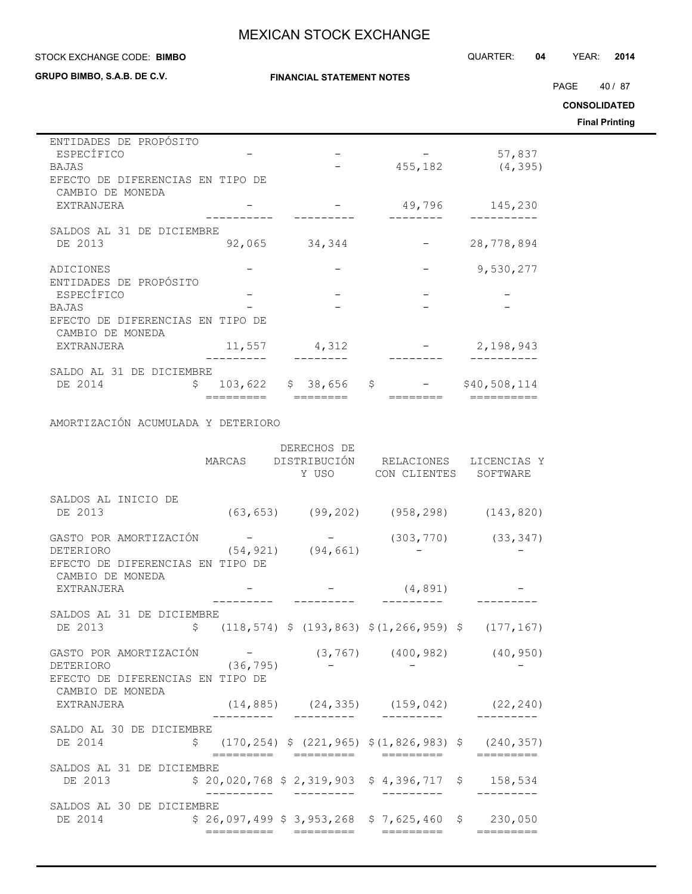| | MARCAS | DERECHOS DE DISTRIBUCIÓN Y USO | RELACIONES CON CLIENTES | LICENCIAS Y SOFTWARE |
|---|---|---|---|---|
| ENTIDADES DE PROPÓSITO ESPECÍFICO | - | - | - | 57,837 |
| BAJAS | | - | 455,182 | (4,395) |
| EFECTO DE DIFERENCIAS EN TIPO DE CAMBIO DE MONEDA EXTRANJERA | - | - | 49,796 | 145,230 |
| SALDOS AL 31 DE DICIEMBRE DE 2013 | 92,065 | 34,344 | - | 28,778,894 |
| ADICIONES | - | - | - | 9,530,277 |
| ENTIDADES DE PROPÓSITO ESPECÍFICO | - | - | - | - |
| BAJAS | - | - | - | - |
| EFECTO DE DIFERENCIAS EN TIPO DE CAMBIO DE MONEDA EXTRANJERA | 11,557 | 4,312 | - | 2,198,943 |
| SALDO AL 31 DE DICIEMBRE DE 2014 | $ 103,622 | $ 38,656 | $ - | $40,508,114 |

AMORTIZACIÓN ACUMULADA Y DETERIORO

| | MARCAS | DERECHOS DE DISTRIBUCIÓN Y USO | RELACIONES CON CLIENTES | LICENCIAS Y SOFTWARE |
|---|---|---|---|---|
| SALDOS AL INICIO DE 2013 | (63,653) | (99,202) | (958,298) | (143,820) |
| GASTO POR AMORTIZACIÓN | - | - | (303,770) | (33,347) |
| DETERIORO | (54,921) | (94,661) | - | - |
| EFECTO DE DIFERENCIAS EN TIPO DE CAMBIO DE MONEDA EXTRANJERA | - | - | (4,891) | - |
| SALDOS AL 31 DE DICIEMBRE DE 2013 | $ (118,574) | $ (193,863) | $(1,266,959) | $ (177,167) |
| GASTO POR AMORTIZACIÓN | - | (3,767) | (400,982) | (40,950) |
| DETERIORO | (36,795) | - | - | - |
| EFECTO DE DIFERENCIAS EN TIPO DE CAMBIO DE MONEDA EXTRANJERA | (14,885) | (24,335) | (159,042) | (22,240) |
| SALDO AL 30 DE DICIEMBRE DE 2014 | $ (170,254) | $ (221,965) | $(1,826,983) | $ (240,357) |
| SALDOS AL 31 DE DICIEMBRE DE 2013 | $ 20,020,768 | $ 2,319,903 | $ 4,396,717 | $ 158,534 |
| SALDOS AL 30 DE DICIEMBRE DE 2014 | $ 26,097,499 | $ 3,953,268 | $ 7,625,460 | $ 230,050 |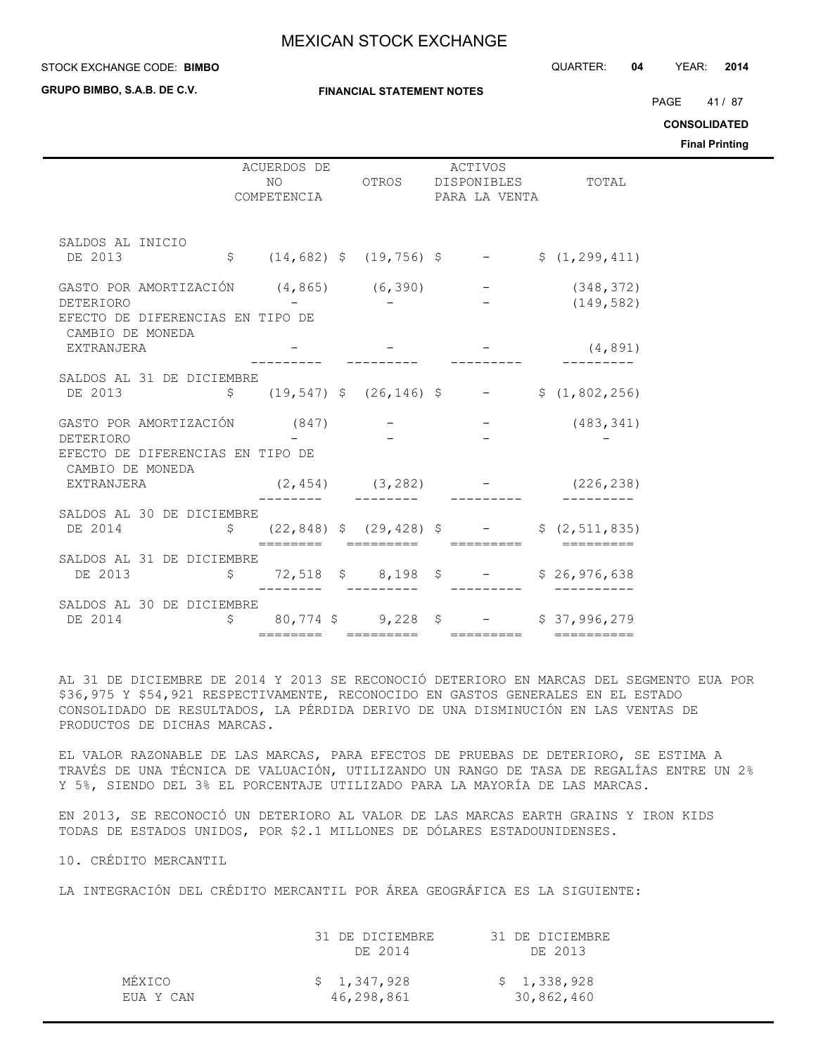| | ACUERDOS DE NO COMPETENCIA | OTROS | ACTIVOS DISPONIBLES PARA LA VENTA | TOTAL |
|---|---|---|---|---|
| SALDOS AL INICIO DE 2013 | $ (14,682) | $ (19,756) | $ - | $ (1,299,411) |
| GASTO POR AMORTIZACIÓN | (4,865) | (6,390) | - | (348,372) |
| DETERIORO | - | - | - | (149,582) |
| EFECTO DE DIFERENCIAS EN TIPO DE CAMBIO DE MONEDA EXTRANJERA | - | - | - | (4,891) |
| SALDOS AL 31 DE DICIEMBRE DE 2013 | $ (19,547) | $ (26,146) | $ - | $ (1,802,256) |
| GASTO POR AMORTIZACIÓN | (847) | - | - | (483,341) |
| DETERIORO | - | - | - | - |
| EFECTO DE DIFERENCIAS EN TIPO DE CAMBIO DE MONEDA EXTRANJERA | (2,454) | (3,282) | - | (226,238) |
| SALDOS AL 30 DE DICIEMBRE DE 2014 | $ (22,848) | $ (29,428) | $ - | $ (2,511,835) |
| SALDOS AL 31 DE DICIEMBRE DE 2013 | $ 72,518 | $ 8,198 | $ - | $ 26,976,638 |
| SALDOS AL 30 DE DICIEMBRE DE 2014 | $ 80,774 | $ 9,228 | $ - | $ 37,996,279 |

AL 31 DE DICIEMBRE DE 2014 Y 2013 SE RECONOCIÓ DETERIORO EN MARCAS DEL SEGMENTO EUA POR $36,975 Y $54,921 RESPECTIVAMENTE, RECONOCIDO EN GASTOS GENERALES EN EL ESTADO CONSOLIDADO DE RESULTADOS, LA PÉRDIDA DERIVO DE UNA DISMINUCIÓN EN LAS VENTAS DE PRODUCTOS DE DICHAS MARCAS.

EL VALOR RAZONABLE DE LAS MARCAS, PARA EFECTOS DE PRUEBAS DE DETERIORO, SE ESTIMA A TRAVÉS DE UNA TÉCNICA DE VALUACIÓN, UTILIZANDO UN RANGO DE TASA DE REGALÍAS ENTRE UN 2% Y 5%, SIENDO DEL 3% EL PORCENTAJE UTILIZADO PARA LA MAYORÍA DE LAS MARCAS.

EN 2013, SE RECONOCIÓ UN DETERIORO AL VALOR DE LAS MARCAS EARTH GRAINS Y IRON KIDS TODAS DE ESTADOS UNIDOS, POR $2.1 MILLONES DE DÓLARES ESTADOUNIDENSES.

## 10. CRÉDITO MERCANTIL

LA INTEGRACIÓN DEL CRÉDITO MERCANTIL POR ÁREA GEOGRÁFICA ES LA SIGUIENTE:

| | 31 DE DICIEMBRE DE 2014 | 31 DE DICIEMBRE DE 2013 |
|---|---|---|
| MÉXICO | $ 1,347,928 | $ 1,338,928 |
| EUA Y CAN | 46,298,861 | 30,862,460 |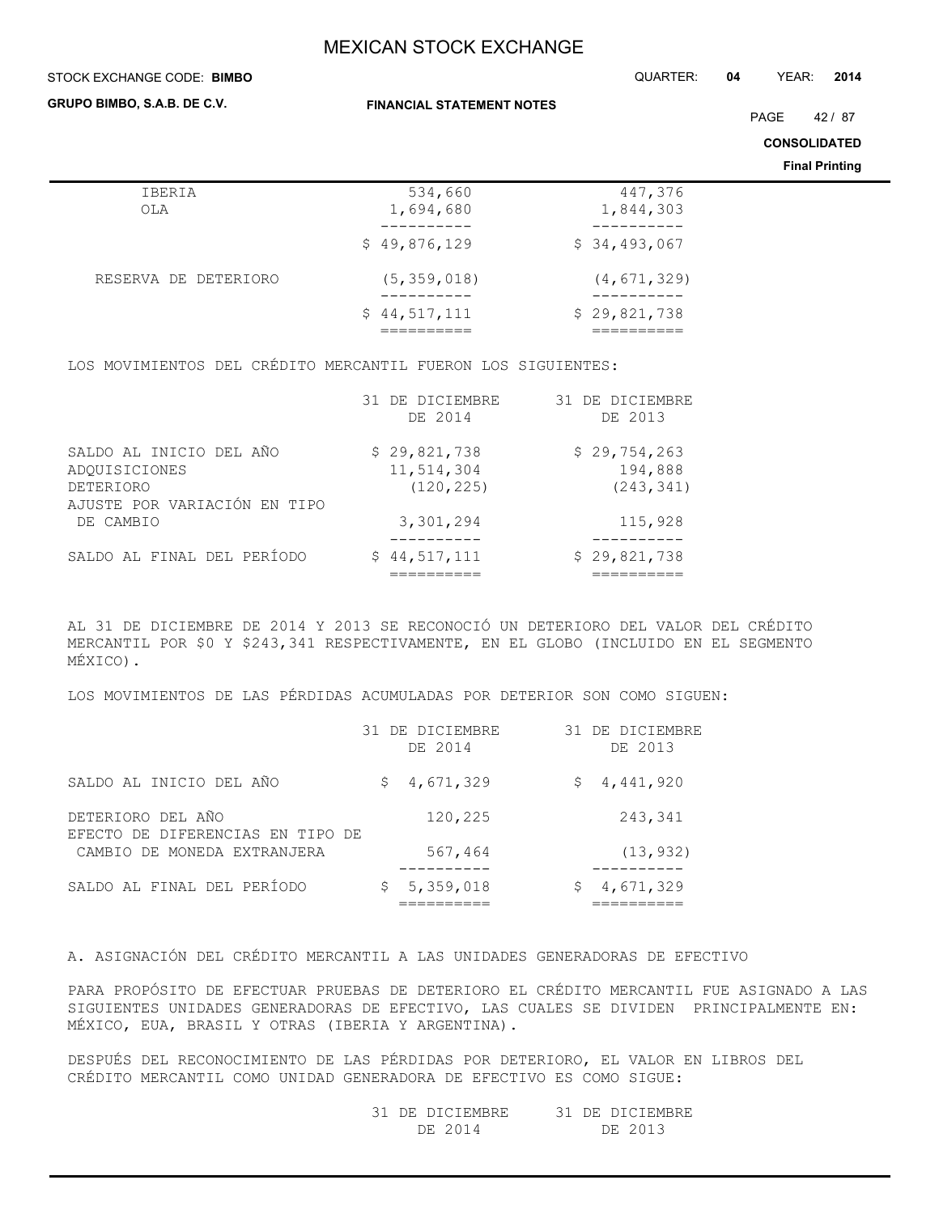| | | |
|---|---|---|
| IBERIA | 534,660 | 447,376 |
| OLA | 1,694,680 | 1,844,303 |
| | $ 49,876,129 | $ 34,493,067 |
| RESERVA DE DETERIORO | (5,359,018) | (4,671,329) |
| | $ 44,517,111 | $ 29,821,738 |

LOS MOVIMIENTOS DEL CRÉDITO MERCANTIL FUERON LOS SIGUIENTES:

| | 31 DE DICIEMBRE DE 2014 | 31 DE DICIEMBRE DE 2013 |
|---|---|---|
| SALDO AL INICIO DEL AÑO | $ 29,821,738 | $ 29,754,263 |
| ADQUISICIONES | 11,514,304 | 194,888 |
| DETERIORO | (120,225) | (243,341) |
| AJUSTE POR VARIACIÓN EN TIPO DE CAMBIO | 3,301,294 | 115,928 |
| SALDO AL FINAL DEL PERÍODO | $ 44,517,111 | $ 29,821,738 |

AL 31 DE DICIEMBRE DE 2014 Y 2013 SE RECONOCIÓ UN DETERIORO DEL VALOR DEL CRÉDITO MERCANTIL POR $0 Y $243,341 RESPECTIVAMENTE, EN EL GLOBO (INCLUIDO EN EL SEGMENTO MÉXICO).

LOS MOVIMIENTOS DE LAS PÉRDIDAS ACUMULADAS POR DETERIOR SON COMO SIGUEN:

| | 31 DE DICIEMBRE DE 2014 | 31 DE DICIEMBRE DE 2013 |
|---|---|---|
| SALDO AL INICIO DEL AÑO | $ 4,671,329 | $ 4,441,920 |
| DETERIORO DEL AÑO | 120,225 | 243,341 |
| EFECTO DE DIFERENCIAS EN TIPO DE CAMBIO DE MONEDA EXTRANJERA | 567,464 | (13,932) |
| SALDO AL FINAL DEL PERÍODO | $ 5,359,018 | $ 4,671,329 |

A. ASIGNACIÓN DEL CRÉDITO MERCANTIL A LAS UNIDADES GENERADORAS DE EFECTIVO

PARA PROPÓSITO DE EFECTUAR PRUEBAS DE DETERIORO EL CRÉDITO MERCANTIL FUE ASIGNADO A LAS SIGUIENTES UNIDADES GENERADORAS DE EFECTIVO, LAS CUALES SE DIVIDEN PRINCIPALMENTE EN: MÉXICO, EUA, BRASIL Y OTRAS (IBERIA Y ARGENTINA).

DESPUÉS DEL RECONOCIMIENTO DE LAS PÉRDIDAS POR DETERIORO, EL VALOR EN LIBROS DEL CRÉDITO MERCANTIL COMO UNIDAD GENERADORA DE EFECTIVO ES COMO SIGUE:

| | 31 DE DICIEMBRE DE 2014 | 31 DE DICIEMBRE DE 2013 |
|---|---|---|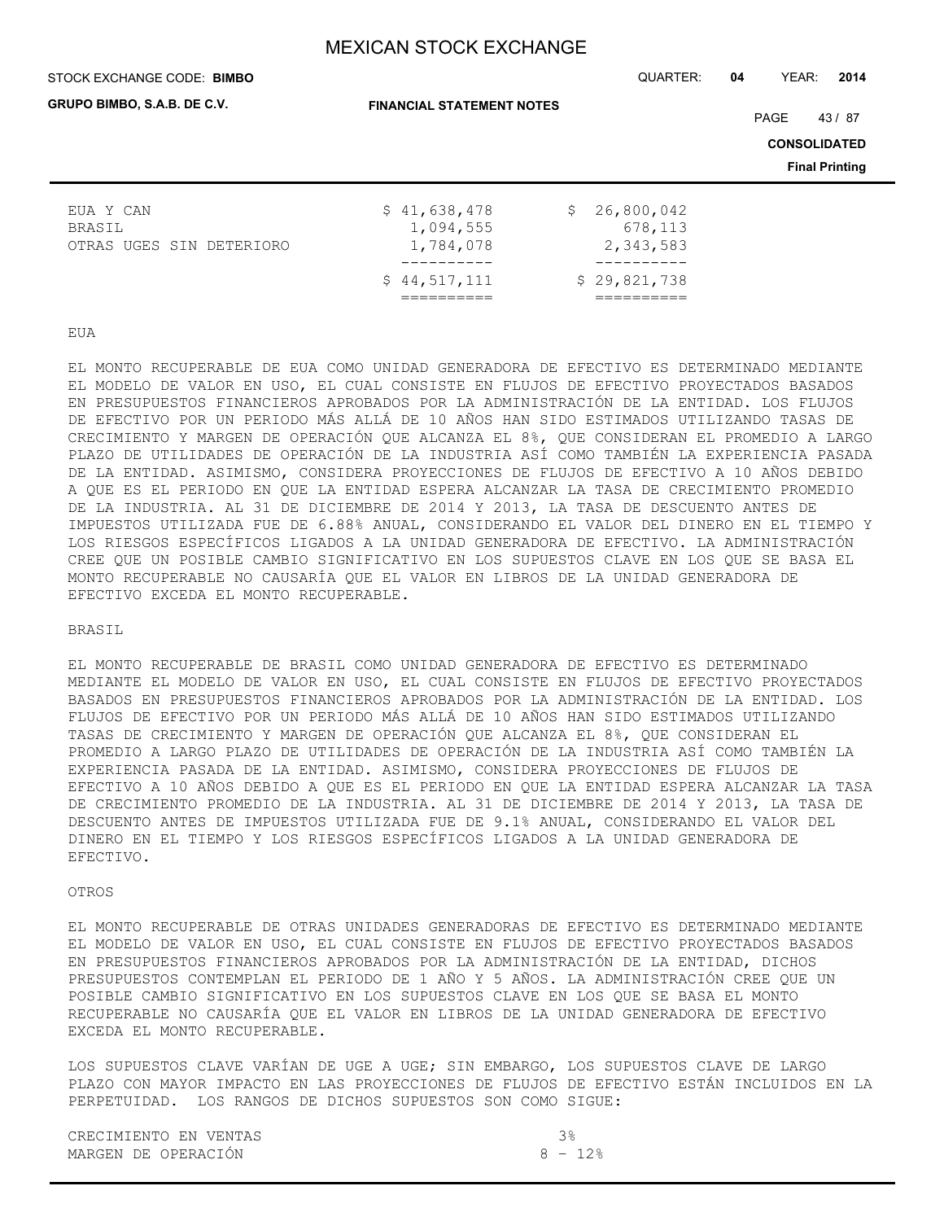| | | |
|---|---|---|
| EUA Y CAN | $ 41,638,478 | $ 26,800,042 |
| BRASIL | 1,094,555 | 678,113 |
| OTRAS UGES SIN DETERIORO | 1,784,078 | 2,343,583 |
| | $ 44,517,111 | $ 29,821,738 |

EUA

EL MONTO RECUPERABLE DE EUA COMO UNIDAD GENERADORA DE EFECTIVO ES DETERMINADO MEDIANTE EL MODELO DE VALOR EN USO, EL CUAL CONSISTE EN FLUJOS DE EFECTIVO PROYECTADOS BASADOS EN PRESUPUESTOS FINANCIEROS APROBADOS POR LA ADMINISTRACIÓN DE LA ENTIDAD. LOS FLUJOS DE EFECTIVO POR UN PERIODO MÁS ALLÁ DE 10 AÑOS HAN SIDO ESTIMADOS UTILIZANDO TASAS DE CRECIMIENTO Y MARGEN DE OPERACIÓN QUE ALCANZA EL 8%, QUE CONSIDERAN EL PROMEDIO A LARGO PLAZO DE UTILIDADES DE OPERACIÓN DE LA INDUSTRIA ASÍ COMO TAMBIÉN LA EXPERIENCIA PASADA DE LA ENTIDAD. ASIMISMO, CONSIDERA PROYECCIONES DE FLUJOS DE EFECTIVO A 10 AÑOS DEBIDO A QUE ES EL PERIODO EN QUE LA ENTIDAD ESPERA ALCANZAR LA TASA DE CRECIMIENTO PROMEDIO DE LA INDUSTRIA. AL 31 DE DICIEMBRE DE 2014 Y 2013, LA TASA DE DESCUENTO ANTES DE IMPUESTOS UTILIZADA FUE DE 6.88% ANUAL, CONSIDERANDO EL VALOR DEL DINERO EN EL TIEMPO Y LOS RIESGOS ESPECÍFICOS LIGADOS A LA UNIDAD GENERADORA DE EFECTIVO. LA ADMINISTRACIÓN CREE QUE UN POSIBLE CAMBIO SIGNIFICATIVO EN LOS SUPUESTOS CLAVE EN LOS QUE SE BASA EL MONTO RECUPERABLE NO CAUSARÍA QUE EL VALOR EN LIBROS DE LA UNIDAD GENERADORA DE EFECTIVO EXCEDA EL MONTO RECUPERABLE.

BRASIL

EL MONTO RECUPERABLE DE BRASIL COMO UNIDAD GENERADORA DE EFECTIVO ES DETERMINADO MEDIANTE EL MODELO DE VALOR EN USO, EL CUAL CONSISTE EN FLUJOS DE EFECTIVO PROYECTADOS BASADOS EN PRESUPUESTOS FINANCIEROS APROBADOS POR LA ADMINISTRACIÓN DE LA ENTIDAD. LOS FLUJOS DE EFECTIVO POR UN PERIODO MÁS ALLÁ DE 10 AÑOS HAN SIDO ESTIMADOS UTILIZANDO TASAS DE CRECIMIENTO Y MARGEN DE OPERACIÓN QUE ALCANZA EL 8%, QUE CONSIDERAN EL PROMEDIO A LARGO PLAZO DE UTILIDADES DE OPERACIÓN DE LA INDUSTRIA ASÍ COMO TAMBIÉN LA EXPERIENCIA PASADA DE LA ENTIDAD. ASIMISMO, CONSIDERA PROYECCIONES DE FLUJOS DE EFECTIVO A 10 AÑOS DEBIDO A QUE ES EL PERIODO EN QUE LA ENTIDAD ESPERA ALCANZAR LA TASA DE CRECIMIENTO PROMEDIO DE LA INDUSTRIA. AL 31 DE DICIEMBRE DE 2014 Y 2013, LA TASA DE DESCUENTO ANTES DE IMPUESTOS UTILIZADA FUE DE 9.1% ANUAL, CONSIDERANDO EL VALOR DEL DINERO EN EL TIEMPO Y LOS RIESGOS ESPECÍFICOS LIGADOS A LA UNIDAD GENERADORA DE EFECTIVO.

OTROS

EL MONTO RECUPERABLE DE OTRAS UNIDADES GENERADORAS DE EFECTIVO ES DETERMINADO MEDIANTE EL MODELO DE VALOR EN USO, EL CUAL CONSISTE EN FLUJOS DE EFECTIVO PROYECTADOS BASADOS EN PRESUPUESTOS FINANCIEROS APROBADOS POR LA ADMINISTRACIÓN DE LA ENTIDAD, DICHOS PRESUPUESTOS CONTEMPLAN EL PERIODO DE 1 AÑO Y 5 AÑOS. LA ADMINISTRACIÓN CREE QUE UN POSIBLE CAMBIO SIGNIFICATIVO EN LOS SUPUESTOS CLAVE EN LOS QUE SE BASA EL MONTO RECUPERABLE NO CAUSARÍA QUE EL VALOR EN LIBROS DE LA UNIDAD GENERADORA DE EFECTIVO EXCEDA EL MONTO RECUPERABLE.

LOS SUPUESTOS CLAVE VARÍAN DE UGE A UGE; SIN EMBARGO, LOS SUPUESTOS CLAVE DE LARGO PLAZO CON MAYOR IMPACTO EN LAS PROYECCIONES DE FLUJOS DE EFECTIVO ESTÁN INCLUIDOS EN LA PERPETUIDAD. LOS RANGOS DE DICHOS SUPUESTOS SON COMO SIGUE:

| | |
|---|---|
| CRECIMIENTO EN VENTAS | 3% |
| MARGEN DE OPERACIÓN | 8 - 12% |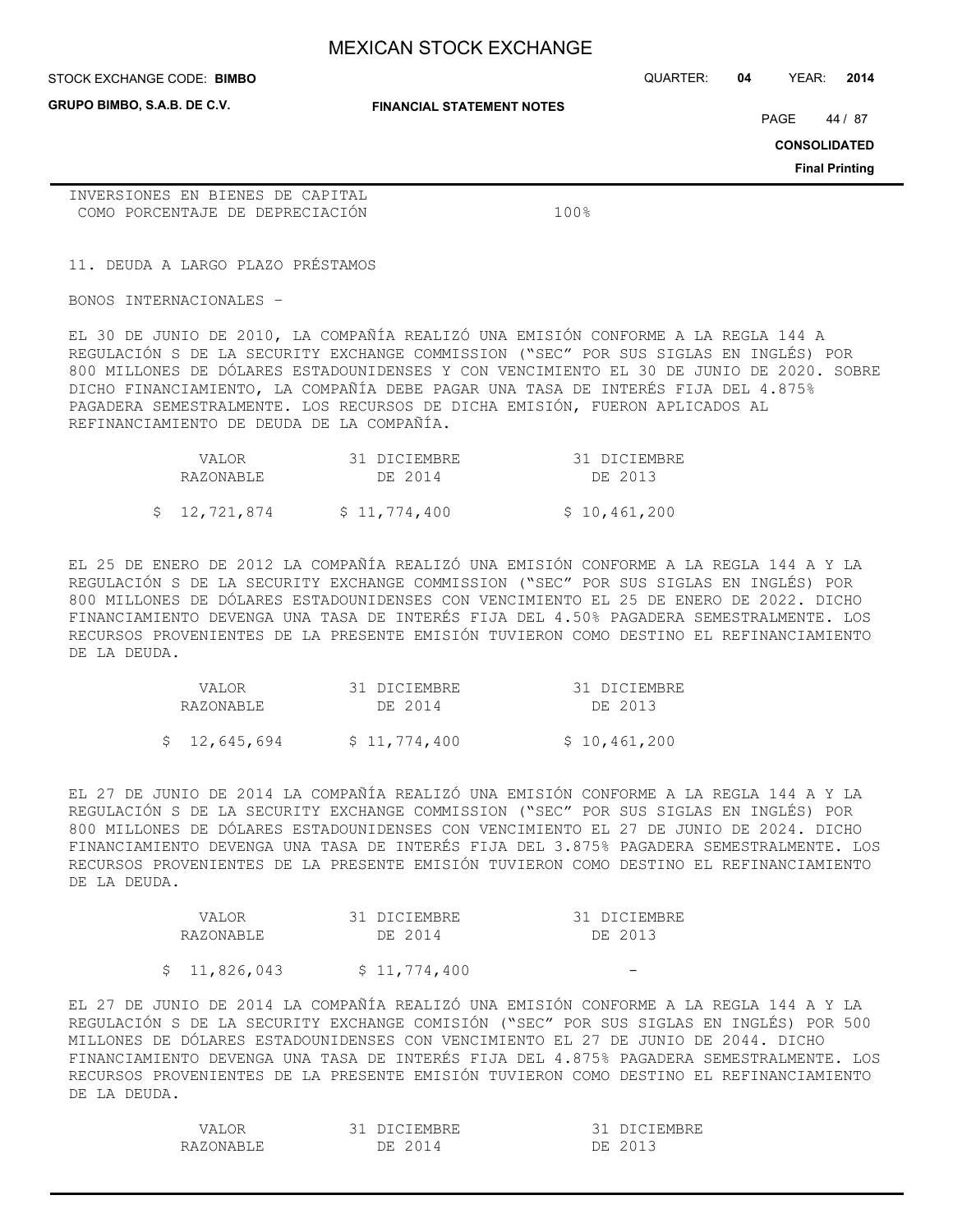INVERSIONES EN BIENES DE CAPITAL COMO PORCENTAJE DE DEPRECIACIÓN 100%

## 11. DEUDA A LARGO PLAZO PRÉSTAMOS

BONOS INTERNACIONALES –

EL 30 DE JUNIO DE 2010, LA COMPAÑÍA REALIZÓ UNA EMISIÓN CONFORME A LA REGLA 144 A REGULACIÓN S DE LA SECURITY EXCHANGE COMMISSION ("SEC" POR SUS SIGLAS EN INGLÉS) POR 800 MILLONES DE DÓLARES ESTADOUNIDENSES Y CON VENCIMIENTO EL 30 DE JUNIO DE 2020. SOBRE DICHO FINANCIAMIENTO, LA COMPAÑÍA DEBE PAGAR UNA TASA DE INTERÉS FIJA DEL 4.875% PAGADERA SEMESTRALMENTE. LOS RECURSOS DE DICHA EMISIÓN, FUERON APLICADOS AL REFINANCIAMIENTO DE DEUDA DE LA COMPAÑÍA.

| VALOR RAZONABLE | 31 DICIEMBRE DE 2014 | 31 DICIEMBRE DE 2013 |
|---|---|---|
| $ 12,721,874 | $ 11,774,400 | $ 10,461,200 |

EL 25 DE ENERO DE 2012 LA COMPAÑÍA REALIZÓ UNA EMISIÓN CONFORME A LA REGLA 144 A Y LA REGULACIÓN S DE LA SECURITY EXCHANGE COMMISSION ("SEC" POR SUS SIGLAS EN INGLÉS) POR 800 MILLONES DE DÓLARES ESTADOUNIDENSES CON VENCIMIENTO EL 25 DE ENERO DE 2022. DICHO FINANCIAMIENTO DEVENGA UNA TASA DE INTERÉS FIJA DEL 4.50% PAGADERA SEMESTRALMENTE. LOS RECURSOS PROVENIENTES DE LA PRESENTE EMISIÓN TUVIERON COMO DESTINO EL REFINANCIAMIENTO DE LA DEUDA.

| VALOR RAZONABLE | 31 DICIEMBRE DE 2014 | 31 DICIEMBRE DE 2013 |
|---|---|---|
| $ 12,645,694 | $ 11,774,400 | $ 10,461,200 |

EL 27 DE JUNIO DE 2014 LA COMPAÑÍA REALIZÓ UNA EMISIÓN CONFORME A LA REGLA 144 A Y LA REGULACIÓN S DE LA SECURITY EXCHANGE COMMISSION ("SEC" POR SUS SIGLAS EN INGLÉS) POR 800 MILLONES DE DÓLARES ESTADOUNIDENSES CON VENCIMIENTO EL 27 DE JUNIO DE 2024. DICHO FINANCIAMIENTO DEVENGA UNA TASA DE INTERÉS FIJA DEL 3.875% PAGADERA SEMESTRALMENTE. LOS RECURSOS PROVENIENTES DE LA PRESENTE EMISIÓN TUVIERON COMO DESTINO EL REFINANCIAMIENTO DE LA DEUDA.

| VALOR RAZONABLE | 31 DICIEMBRE DE 2014 | 31 DICIEMBRE DE 2013 |
|---|---|---|
| $ 11,826,043 | $ 11,774,400 | - |

EL 27 DE JUNIO DE 2014 LA COMPAÑÍA REALIZÓ UNA EMISIÓN CONFORME A LA REGLA 144 A Y LA REGULACIÓN S DE LA SECURITY EXCHANGE COMISIÓN ("SEC" POR SUS SIGLAS EN INGLÉS) POR 500 MILLONES DE DÓLARES ESTADOUNIDENSES CON VENCIMIENTO EL 27 DE JUNIO DE 2044. DICHO FINANCIAMIENTO DEVENGA UNA TASA DE INTERÉS FIJA DEL 4.875% PAGADERA SEMESTRALMENTE. LOS RECURSOS PROVENIENTES DE LA PRESENTE EMISIÓN TUVIERON COMO DESTINO EL REFINANCIAMIENTO DE LA DEUDA.

| VALOR RAZONABLE | 31 DICIEMBRE DE 2014 | 31 DICIEMBRE DE 2013 |
|---|---|---|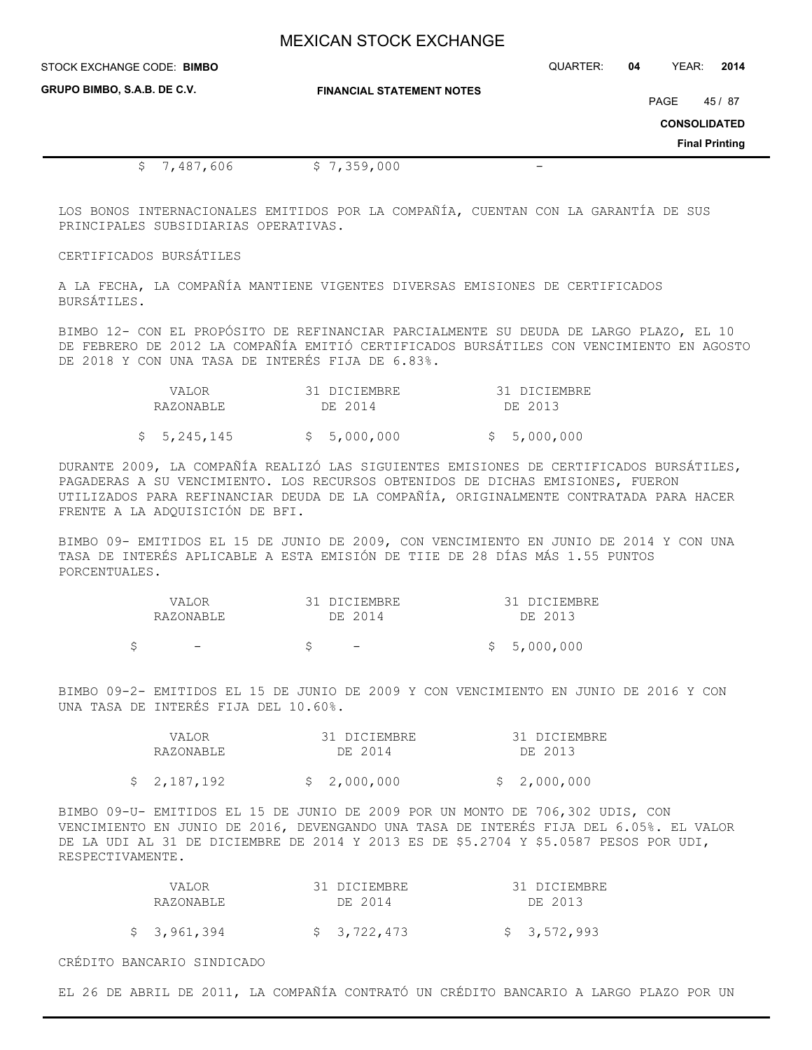| | | |
|---|---|---|
| $ 7,487,606 | $ 7,359,000 | - |

LOS BONOS INTERNACIONALES EMITIDOS POR LA COMPAÑÍA, CUENTAN CON LA GARANTÍA DE SUS PRINCIPALES SUBSIDIARIAS OPERATIVAS.

CERTIFICADOS BURSÁTILES

A LA FECHA, LA COMPAÑÍA MANTIENE VIGENTES DIVERSAS EMISIONES DE CERTIFICADOS BURSÁTILES.

BIMBO 12- CON EL PROPÓSITO DE REFINANCIAR PARCIALMENTE SU DEUDA DE LARGO PLAZO, EL 10 DE FEBRERO DE 2012 LA COMPAÑÍA EMITIÓ CERTIFICADOS BURSÁTILES CON VENCIMIENTO EN AGOSTO DE 2018 Y CON UNA TASA DE INTERÉS FIJA DE 6.83%.

| VALOR RAZONABLE | 31 DICIEMBRE DE 2014 | 31 DICIEMBRE DE 2013 |
|---|---|---|
| $ 5,245,145 | $ 5,000,000 | $ 5,000,000 |

DURANTE 2009, LA COMPAÑÍA REALIZÓ LAS SIGUIENTES EMISIONES DE CERTIFICADOS BURSÁTILES, PAGADERAS A SU VENCIMIENTO. LOS RECURSOS OBTENIDOS DE DICHAS EMISIONES, FUERON UTILIZADOS PARA REFINANCIAR DEUDA DE LA COMPAÑÍA, ORIGINALMENTE CONTRATADA PARA HACER FRENTE A LA ADQUISICIÓN DE BFI.

BIMBO 09- EMITIDOS EL 15 DE JUNIO DE 2009, CON VENCIMIENTO EN JUNIO DE 2014 Y CON UNA TASA DE INTERÉS APLICABLE A ESTA EMISIÓN DE TIIE DE 28 DÍAS MÁS 1.55 PUNTOS PORCENTUALES.

| VALOR RAZONABLE | 31 DICIEMBRE DE 2014 | 31 DICIEMBRE DE 2013 |
|---|---|---|
| $ - | $ - | $ 5,000,000 |

BIMBO 09-2- EMITIDOS EL 15 DE JUNIO DE 2009 Y CON VENCIMIENTO EN JUNIO DE 2016 Y CON UNA TASA DE INTERÉS FIJA DEL 10.60%.

| VALOR RAZONABLE | 31 DICIEMBRE DE 2014 | 31 DICIEMBRE DE 2013 |
|---|---|---|
| $ 2,187,192 | $ 2,000,000 | $ 2,000,000 |

BIMBO 09-U- EMITIDOS EL 15 DE JUNIO DE 2009 POR UN MONTO DE 706,302 UDIS, CON VENCIMIENTO EN JUNIO DE 2016, DEVENGANDO UNA TASA DE INTERÉS FIJA DEL 6.05%. EL VALOR DE LA UDI AL 31 DE DICIEMBRE DE 2014 Y 2013 ES DE $5.2704 Y $5.0587 PESOS POR UDI, RESPECTIVAMENTE.

| VALOR RAZONABLE | 31 DICIEMBRE DE 2014 | 31 DICIEMBRE DE 2013 |
|---|---|---|
| $ 3,961,394 | $ 3,722,473 | $ 3,572,993 |

CRÉDITO BANCARIO SINDICADO

EL 26 DE ABRIL DE 2011, LA COMPAÑÍA CONTRATÓ UN CRÉDITO BANCARIO A LARGO PLAZO POR UN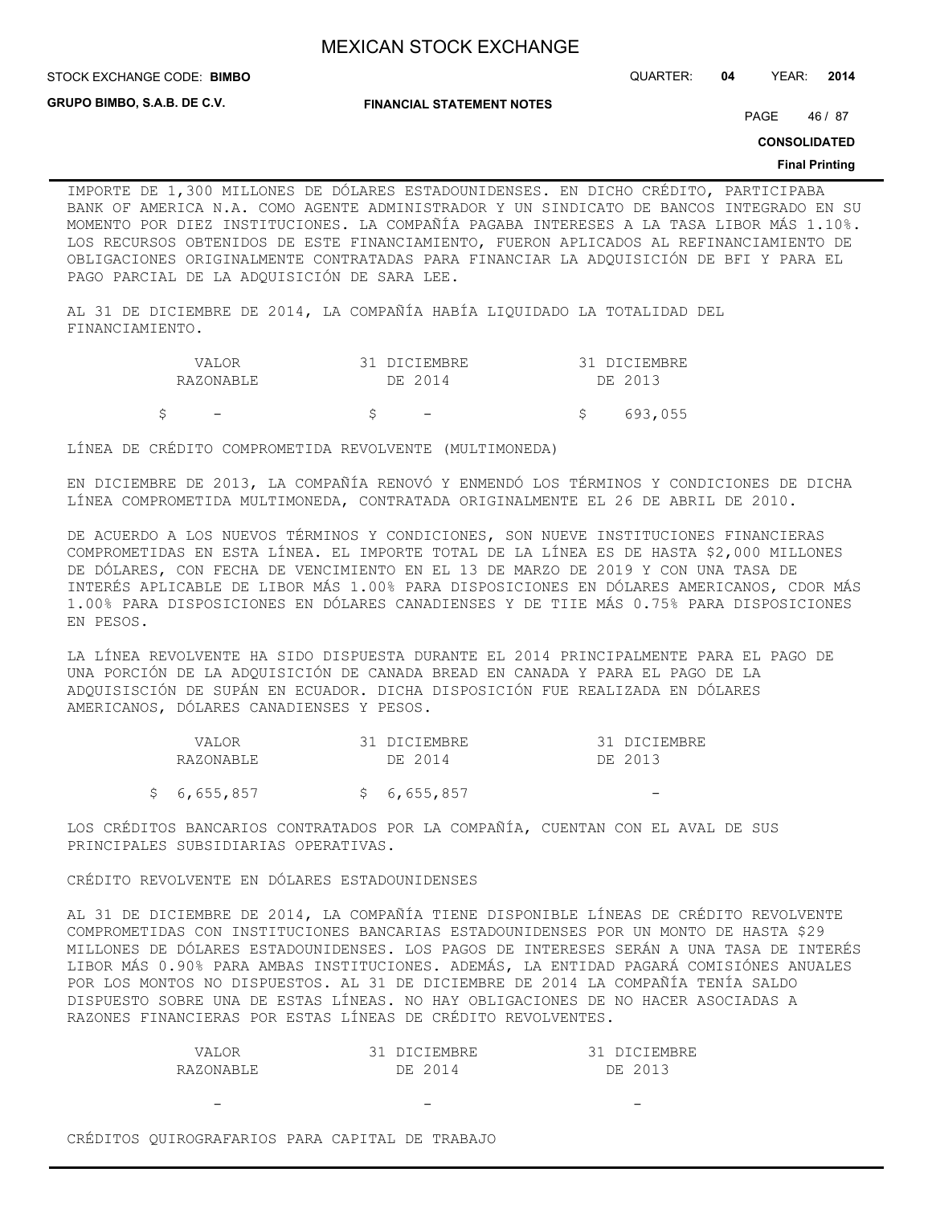IMPORTE DE 1,300 MILLONES DE DÓLARES ESTADOUNIDENSES. EN DICHO CRÉDITO, PARTICIPABA BANK OF AMERICA N.A. COMO AGENTE ADMINISTRADOR Y UN SINDICATO DE BANCOS INTEGRADO EN SU MOMENTO POR DIEZ INSTITUCIONES. LA COMPAÑÍA PAGABA INTERESES A LA TASA LIBOR MÁS 1.10%. LOS RECURSOS OBTENIDOS DE ESTE FINANCIAMIENTO, FUERON APLICADOS AL REFINANCIAMIENTO DE OBLIGACIONES ORIGINALMENTE CONTRATADAS PARA FINANCIAR LA ADQUISICIÓN DE BFI Y PARA EL PAGO PARCIAL DE LA ADQUISICIÓN DE SARA LEE.

AL 31 DE DICIEMBRE DE 2014, LA COMPAÑÍA HABÍA LIQUIDADO LA TOTALIDAD DEL FINANCIAMIENTO.

| VALOR RAZONABLE | 31 DICIEMBRE DE 2014 | 31 DICIEMBRE DE 2013 |
|---|---|---|
| $ - | $ - | $ 693,055 |

LÍNEA DE CRÉDITO COMPROMETIDA REVOLVENTE (MULTIMONEDA)

EN DICIEMBRE DE 2013, LA COMPAÑÍA RENOVÓ Y ENMENDÓ LOS TÉRMINOS Y CONDICIONES DE DICHA LÍNEA COMPROMETIDA MULTIMONEDA, CONTRATADA ORIGINALMENTE EL 26 DE ABRIL DE 2010.

DE ACUERDO A LOS NUEVOS TÉRMINOS Y CONDICIONES, SON NUEVE INSTITUCIONES FINANCIERAS COMPROMETIDAS EN ESTA LÍNEA. EL IMPORTE TOTAL DE LA LÍNEA ES DE HASTA $2,000 MILLONES DE DÓLARES, CON FECHA DE VENCIMIENTO EN EL 13 DE MARZO DE 2019 Y CON UNA TASA DE INTERÉS APLICABLE DE LIBOR MÁS 1.00% PARA DISPOSICIONES EN DÓLARES AMERICANOS, CDOR MÁS 1.00% PARA DISPOSICIONES EN DÓLARES CANADIENSES Y DE TIIE MÁS 0.75% PARA DISPOSICIONES EN PESOS.

LA LÍNEA REVOLVENTE HA SIDO DISPUESTA DURANTE EL 2014 PRINCIPALMENTE PARA EL PAGO DE UNA PORCIÓN DE LA ADQUIRICIÓN DE CANADA BREAD EN CANADA Y PARA EL PAGO DE LA ADQUISISCIÓN DE SUPÁN EN ECUADOR. DICHA DISPOSICIÓN FUE REALIZADA EN DÓLARES AMERICANOS, DÓLARES CANADIENSES Y PESOS.

| VALOR RAZONABLE | 31 DICIEMBRE DE 2014 | 31 DICIEMBRE DE 2013 |
|---|---|---|
| $ 6,655,857 | $ 6,655,857 | - |

LOS CRÉDITOS BANCARIOS CONTRATADOS POR LA COMPAÑÍA, CUENTAN CON EL AVAL DE SUS PRINCIPALES SUBSIDIARIAS OPERATIVAS.

CRÉDITO REVOLVENTE EN DÓLARES ESTADOUNIDENSES

AL 31 DE DICIEMBRE DE 2014, LA COMPAÑÍA TIENE DISPONIBLE LÍNEAS DE CRÉDITO REVOLVENTE COMPROMETIDAS CON INSTITUCIONES BANCARIAS ESTADOUNIDENSES POR UN MONTO DE HASTA $29 MILLONES DE DÓLARES ESTADOUNIDENSES. LOS PAGOS DE INTERESES SERÁN A UNA TASA DE INTERÉS LIBOR MÁS 0.90% PARA AMBAS INSTITUCIONES. ADEMÁS, LA ENTIDAD PAGARÁ COMISIÓNES ANUALES POR LOS MONTOS NO DISPUESTOS. AL 31 DE DICIEMBRE DE 2014 LA COMPAÑÍA TENÍA SALDO DISPUESTO SOBRE UNA DE ESTAS LÍNEAS. NO HAY OBLIGACIONES DE NO HACER ASOCIADAS A RAZONES FINANCIERAS POR ESTAS LÍNEAS DE CRÉDITO REVOLVENTES.

| VALOR RAZONABLE | 31 DICIEMBRE DE 2014 | 31 DICIEMBRE DE 2013 |
|---|---|---|
| - | - | - |

CRÉDITOS QUIROGRAFARIOS PARA CAPITAL DE TRABAJO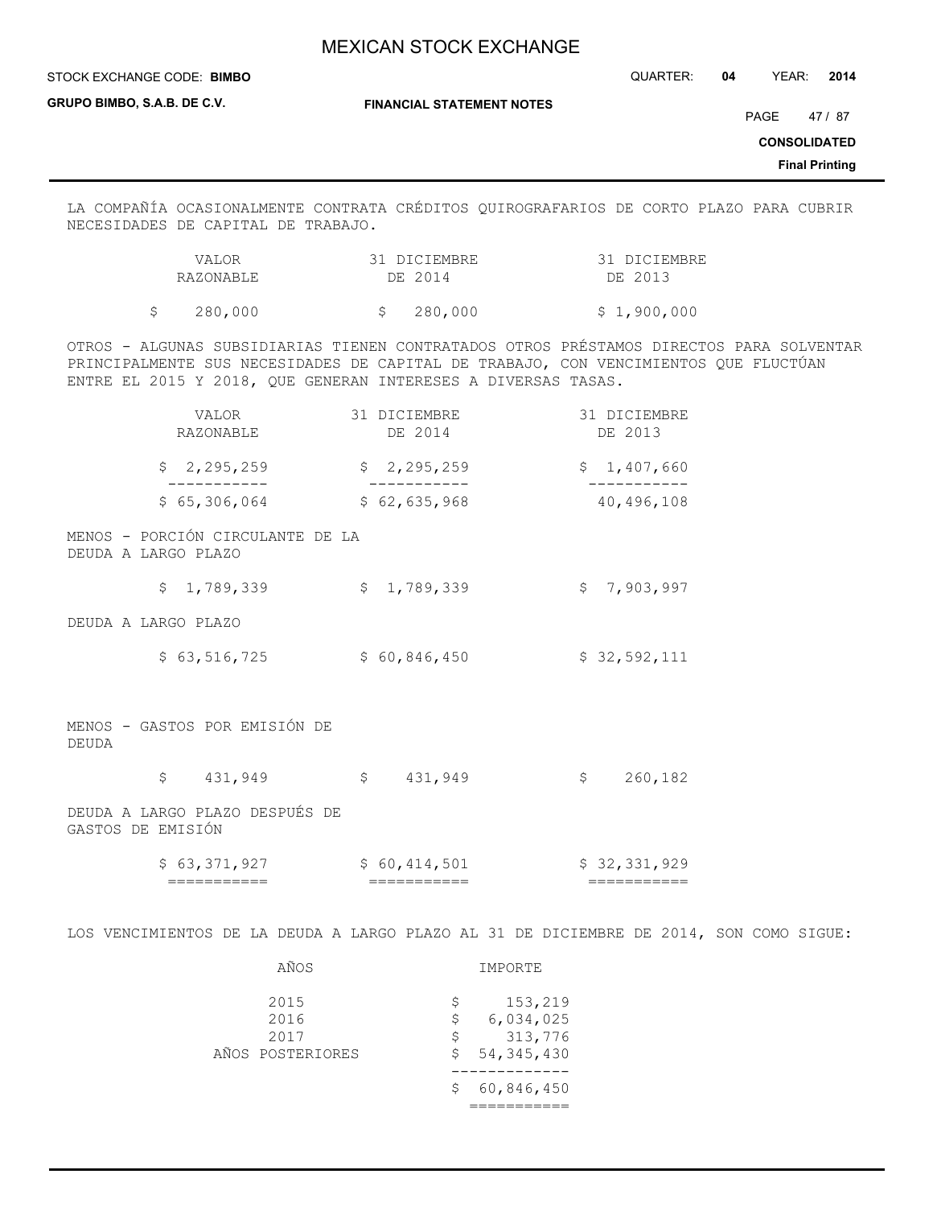LA COMPAÑÍA OCASIONALMENTE CONTRATA CRÉDITOS QUIROGRAFARIOS DE CORTO PLAZO PARA CUBRIR NECESIDADES DE CAPITAL DE TRABAJO.

| VALOR RAZONABLE | 31 DICIEMBRE DE 2014 | 31 DICIEMBRE DE 2013 |
|---|---|---|
| $ 280,000 | $ 280,000 | $ 1,900,000 |

OTROS - ALGUNAS SUBSIDIARIAS TIENEN CONTRATADOS OTROS PRÉSTAMOS DIRECTOS PARA SOLVENTAR PRINCIPALMENTE SUS NECESIDADES DE CAPITAL DE TRABAJO, CON VENCIMIENTOS QUE FLUCTÚAN ENTRE EL 2015 Y 2018, QUE GENERAN INTERESES A DIVERSAS TASAS.

| | VALOR RAZONABLE | 31 DICIEMBRE DE 2014 | 31 DICIEMBRE DE 2013 |
|---|---|---|---|
| | $ 2,295,259 | $ 2,295,259 | $ 1,407,660 |
| | $ 65,306,064 | $ 62,635,968 | 40,496,108 |
| MENOS - PORCIÓN CIRCULANTE DE LA DEUDA A LARGO PLAZO | | | |
| | $ 1,789,339 | $ 1,789,339 | $ 7,903,997 |
| DEUDA A LARGO PLAZO | | | |
| | $ 63,516,725 | $ 60,846,450 | $ 32,592,111 |
| MENOS - GASTOS POR EMISIÓN DE DEUDA | | | |
| | $ 431,949 | $ 431,949 | $ 260,182 |
| DEUDA A LARGO PLAZO DESPUÉS DE GASTOS DE EMISIÓN | | | |
| | $ 63,371,927 | $ 60,414,501 | $ 32,331,929 |

LOS VENCIMIENTOS DE LA DEUDA A LARGO PLAZO AL 31 DE DICIEMBRE DE 2014, SON COMO SIGUE:

| AÑOS | IMPORTE |
|---|---|
| 2015 | $ 153,219 |
| 2016 | $ 6,034,025 |
| 2017 | $ 313,776 |
| AÑOS POSTERIORES | $ 54,345,430 |
| | $ 60,846,450 |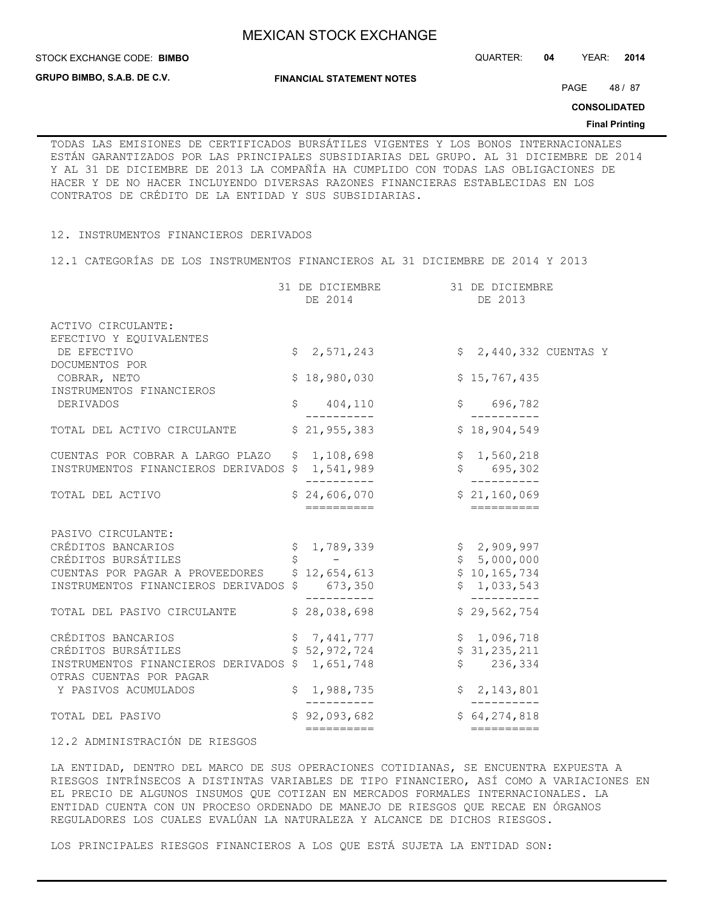TODAS LAS EMISIONES DE CERTIFICADOS BURSÁTILES VIGENTES Y LOS BONOS INTERNACIONALES ESTÁN GARANTIZADOS POR LAS PRINCIPALES SUBSIDIARIAS DEL GRUPO. AL 31 DICIEMBRE DE 2014 Y AL 31 DE DICIEMBRE DE 2013 LA COMPAÑÍA HA CUMPLIDO CON TODAS LAS OBLIGACIONES DE HACER Y DE NO HACER INCLUYENDO DIVERSAS RAZONES FINANCIERAS ESTABLECIDAS EN LOS CONTRATOS DE CRÉDITO DE LA ENTIDAD Y SUS SUBSIDIARIAS.

## 12. INSTRUMENTOS FINANCIEROS DERIVADOS

### 12.1 CATEGORÍAS DE LOS INSTRUMENTOS FINANCIEROS AL 31 DICIEMBRE DE 2014 Y 2013

| | 31 DE DICIEMBRE DE 2014 | 31 DE DICIEMBRE DE 2013 |
|---|---|---|
| ACTIVO CIRCULANTE: | | |
| EFECTIVO Y EQUIVALENTES DE EFECTIVO | $ 2,571,243 | $ 2,440,332 |
| CUENTAS Y DOCUMENTOS POR COBRAR, NETO | $ 18,980,030 | $ 15,767,435 |
| INSTRUMENTOS FINANCIEROS DERIVADOS | $ 404,110 | $ 696,782 |
| TOTAL DEL ACTIVO CIRCULANTE | $ 21,955,383 | $ 18,904,549 |
| CUENTAS POR COBRAR A LARGO PLAZO | $ 1,108,698 | $ 1,560,218 |
| INSTRUMENTOS FINANCIEROS DERIVADOS | $ 1,541,989 | $ 695,302 |
| TOTAL DEL ACTIVO | $ 24,606,070 | $ 21,160,069 |
| PASIVO CIRCULANTE: | | |
| CRÉDITOS BANCARIOS | $ 1,789,339 | $ 2,909,997 |
| CRÉDITOS BURSÁTILES | $ - | $ 5,000,000 |
| CUENTAS POR PAGAR A PROVEEDORES | $ 12,654,613 | $ 10,165,734 |
| INSTRUMENTOS FINANCIEROS DERIVADOS | $ 673,350 | $ 1,033,543 |
| TOTAL DEL PASIVO CIRCULANTE | $ 28,038,698 | $ 29,562,754 |
| CRÉDITOS BANCARIOS | $ 7,441,777 | $ 1,096,718 |
| CRÉDITOS BURSÁTILES | $ 52,972,724 | $ 31,235,211 |
| INSTRUMENTOS FINANCIEROS DERIVADOS | $ 1,651,748 | $ 236,334 |
| OTRAS CUENTAS POR PAGAR Y PASIVOS ACUMULADOS | $ 1,988,735 | $ 2,143,801 |
| TOTAL DEL PASIVO | $ 92,093,682 | $ 64,274,818 |

### 12.2 ADMINISTRACIÓN DE RIESGOS

LA ENTIDAD, DENTRO DEL MARCO DE SUS OPERACIONES COTIDIANAS, SE ENCUENTRA EXPUESTA A RIESGOS INTRÍNSECOS A DISTINTAS VARIABLES DE TIPO FINANCIERO, ASÍ COMO A VARIACIONES EN EL PRECIO DE ALGUNOS INSUMOS QUE COTIZAN EN MERCADOS FORMALES INTERNACIONALES. LA ENTIDAD CUENTA CON UN PROCESO ORDENADO DE MANEJO DE RIESGOS QUE RECAE EN ÓRGANOS REGULADORES LOS CUALES EVALÚAN LA NATURALEZA Y ALCANCE DE DICHOS RIESGOS.

LOS PRINCIPALES RIESGOS FINANCIEROS A LOS QUE ESTÁ SUJETA LA ENTIDAD SON: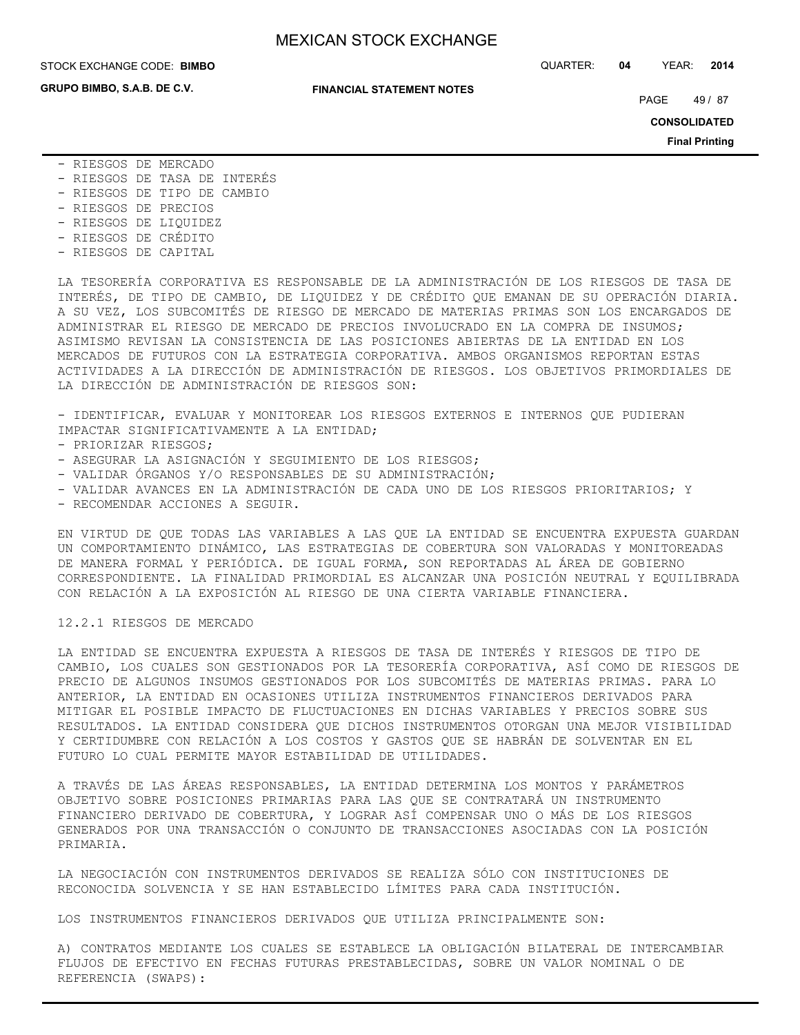- RIESGOS DE MERCADO
- RIESGOS DE TASA DE INTERÉS
- RIESGOS DE TIPO DE CAMBIO
- RIESGOS DE PRECIOS
- RIESGOS DE LIQUIDEZ
- RIESGOS DE CRÉDITO
- RIESGOS DE CAPITAL

LA TESORERÍA CORPORATIVA ES RESPONSABLE DE LA ADMINISTRACIÓN DE LOS RIESGOS DE TASA DE INTERÉS, DE TIPO DE CAMBIO, DE LIQUIDEZ Y DE CRÉDITO QUE EMANAN DE SU OPERACIÓN DIARIA. A SU VEZ, LOS SUBCOMITÉS DE RIESGO DE MERCADO DE MATERIAS PRIMAS SON LOS ENCARGADOS DE ADMINISTRAR EL RIESGO DE MERCADO DE PRECIOS INVOLUCRADO EN LA COMPRA DE INSUMOS; ASIMISMO REVISAN LA CONSISTENCIA DE LAS POSICIONES ABIERTAS DE LA ENTIDAD EN LOS MERCADOS DE FUTUROS CON LA ESTRATEGIA CORPORATIVA. AMBOS ORGANISMOS REPORTAN ESTAS ACTIVIDADES A LA DIRECCIÓN DE ADMINISTRACIÓN DE RIESGOS. LOS OBJETIVOS PRIMORDIALES DE LA DIRECCIÓN DE ADMINISTRACIÓN DE RIESGOS SON:

- IDENTIFICAR, EVALUAR Y MONITOREAR LOS RIESGOS EXTERNOS E INTERNOS QUE PUDIERAN IMPACTAR SIGNIFICATIVAMENTE A LA ENTIDAD;
- PRIORIZAR RIESGOS;
- ASEGURAR LA ASIGNACIÓN Y SEGUIMIENTO DE LOS RIESGOS;
- VALIDAR ÓRGANOS Y/O RESPONSABLES DE SU ADMINISTRACIÓN;
- VALIDAR AVANCES EN LA ADMINISTRACIÓN DE CADA UNO DE LOS RIESGOS PRIORITARIOS; Y
- RECOMENDAR ACCIONES A SEGUIR.

EN VIRTUD DE QUE TODAS LAS VARIABLES A LAS QUE LA ENTIDAD SE ENCUENTRA EXPUESTA GUARDAN UN COMPORTAMIENTO DINÁMICO, LAS ESTRATEGIAS DE COBERTURA SON VALORADAS Y MONITOREADAS DE MANERA FORMAL Y PERIÓDICA. DE IGUAL FORMA, SON REPORTADAS AL ÁREA DE GOBIERNO CORRESPONDIENTE. LA FINALIDAD PRIMORDIAL ES ALCANZAR UNA POSICIÓN NEUTRAL Y EQUILIBRADA CON RELACIÓN A LA EXPOSICIÓN AL RIESGO DE UNA CIERTA VARIABLE FINANCIERA.

12.2.1 RIESGOS DE MERCADO

LA ENTIDAD SE ENCUENTRA EXPUESTA A RIESGOS DE TASA DE INTERÉS Y RIESGOS DE TIPO DE CAMBIO, LOS CUALES SON GESTIONADOS POR LA TESORERÍA CORPORATIVA, ASÍ COMO DE RIESGOS DE PRECIO DE ALGUNOS INSUMOS GESTIONADOS POR LOS SUBCOMITÉS DE MATERIAS PRIMAS. PARA LO ANTERIOR, LA ENTIDAD EN OCASIONES UTILIZA INSTRUMENTOS FINANCIEROS DERIVADOS PARA MITIGAR EL POSIBLE IMPACTO DE FLUCTUACIONES EN DICHAS VARIABLES Y PRECIOS SOBRE SUS RESULTADOS. LA ENTIDAD CONSIDERA QUE DICHOS INSTRUMENTOS OTORGAN UNA MEJOR VISIBILIDAD Y CERTIDUMBRE CON RELACIÓN A LOS COSTOS Y GASTOS QUE SE HABRÁN DE SOLVENTAR EN EL FUTURO LO CUAL PERMITE MAYOR ESTABILIDAD DE UTILIDADES.

A TRAVÉS DE LAS ÁREAS RESPONSABLES, LA ENTIDAD DETERMINA LOS MONTOS Y PARÁMETROS OBJETIVO SOBRE POSICIONES PRIMARIAS PARA LAS QUE SE CONTRATARÁ UN INSTRUMENTO FINANCIERO DERIVADO DE COBERTURA, Y LOGRAR ASÍ COMPENSAR UNO O MÁS DE LOS RIESGOS GENERADOS POR UNA TRANSACCIÓN O CONJUNTO DE TRANSACCIONES ASOCIADAS CON LA POSICIÓN PRIMARIA.

LA NEGOCIACIÓN CON INSTRUMENTOS DERIVADOS SE REALIZA SÓLO CON INSTITUCIONES DE RECONOCIDA SOLVENCIA Y SE HAN ESTABLECIDO LÍMITES PARA CADA INSTITUCIÓN.

LOS INSTRUMENTOS FINANCIEROS DERIVADOS QUE UTILIZA PRINCIPALMENTE SON:

A) CONTRATOS MEDIANTE LOS CUALES SE ESTABLECE LA OBLIGACIÓN BILATERAL DE INTERCAMBIAR FLUJOS DE EFECTIVO EN FECHAS FUTURAS PRESTABLECIDAS, SOBRE UN VALOR NOMINAL O DE REFERENCIA (SWAPS):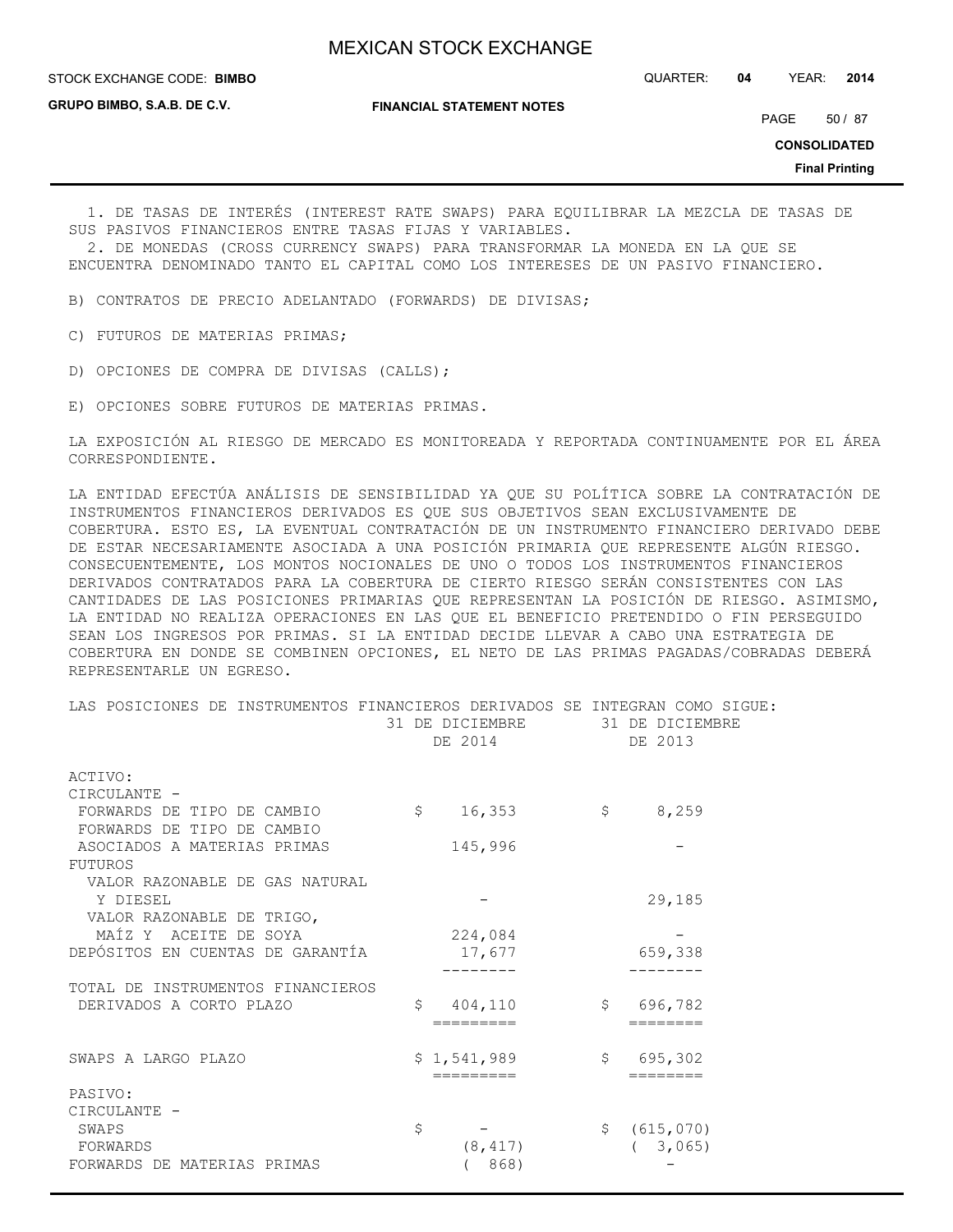1. DE TASAS DE INTERÉS (INTEREST RATE SWAPS) PARA EQUILIBRAR LA MEZCLA DE TASAS DE SUS PASIVOS FINANCIEROS ENTRE TASAS FIJAS Y VARIABLES.
2. DE MONEDAS (CROSS CURRENCY SWAPS) PARA TRANSFORMAR LA MONEDA EN LA QUE SE ENCUENTRA DENOMINADO TANTO EL CAPITAL COMO LOS INTERESES DE UN PASIVO FINANCIERO.

B) CONTRATOS DE PRECIO ADELANTADO (FORWARDS) DE DIVISAS;

C) FUTUROS DE MATERIAS PRIMAS;

D) OPCIONES DE COMPRA DE DIVISAS (CALLS);

E) OPCIONES SOBRE FUTUROS DE MATERIAS PRIMAS.

LA EXPOSICIÓN AL RIESGO DE MERCADO ES MONITOREADA Y REPORTADA CONTINUAMENTE POR EL ÁREA CORRESPONDIENTE.

LA ENTIDAD EFECTÚA ANÁLISIS DE SENSIBILIDAD YA QUE SU POLÍTICA SOBRE LA CONTRATACIÓN DE INSTRUMENTOS FINANCIEROS DERIVADOS ES QUE SUS OBJETIVOS SEAN EXCLUSIVAMENTE DE COBERTURA. ESTO ES, LA EVENTUAL CONTRATACIÓN DE UN INSTRUMENTO FINANCIERO DERIVADO DEBE DE ESTAR NECESARIAMENTE ASOCIADA A UNA POSICIÓN PRIMARIA QUE REPRESENTE ALGÚN RIESGO. CONSECUENTEMENTE, LOS MONTOS NOCIONALES DE UNO O TODOS LOS INSTRUMENTOS FINANCIEROS DERIVADOS CONTRATADOS PARA LA COBERTURA DE CIERTO RIESGO SERÁN CONSISTENTES CON LAS CANTIDADES DE LAS POSICIONES PRIMARIAS QUE REPRESENTAN LA POSICIÓN DE RIESGO. ASIMISMO, LA ENTIDAD NO REALIZA OPERACIONES EN LAS QUE EL BENEFICIO PRETENDIDO O FIN PERSEGUIDO SEAN LOS INGRESOS POR PRIMAS. SI LA ENTIDAD DECIDE LLEVAR A CABO UNA ESTRATEGIA DE COBERTURA EN DONDE SE COMBINEN OPCIONES, EL NETO DE LAS PRIMAS PAGADAS/COBRADAS DEBERÁ REPRESENTARLE UN EGRESO.

LAS POSICIONES DE INSTRUMENTOS FINANCIEROS DERIVADOS SE INTEGRAN COMO SIGUE:

| | 31 DE DICIEMBRE DE 2014 | 31 DE DICIEMBRE DE 2013 |
|---|---|---|
| ACTIVO: | | |
| CIRCULANTE - | | |
| FORWARDS DE TIPO DE CAMBIO | $ 16,353 | $ 8,259 |
| FORWARDS DE TIPO DE CAMBIO ASOCIADOS A MATERIAS PRIMAS | 145,996 | - |
| FUTUROS | | |
| VALOR RAZONABLE DE GAS NATURAL Y DIESEL | - | 29,185 |
| VALOR RAZONABLE DE TRIGO, MAÍZ Y ACEITE DE SOYA | 224,084 | - |
| DEPÓSITOS EN CUENTAS DE GARANTÍA | 17,677 | 659,338 |
| TOTAL DE INSTRUMENTOS FINANCIEROS DERIVADOS A CORTO PLAZO | $ 404,110 | $ 696,782 |
| SWAPS A LARGO PLAZO | $ 1,541,989 | $ 695,302 |
| PASIVO: | | |
| CIRCULANTE - | | |
| SWAPS | $ - | $ (615,070) |
| FORWARDS | (8,417) | ( 3,065) |
| FORWARDS DE MATERIAS PRIMAS | ( 868) | - |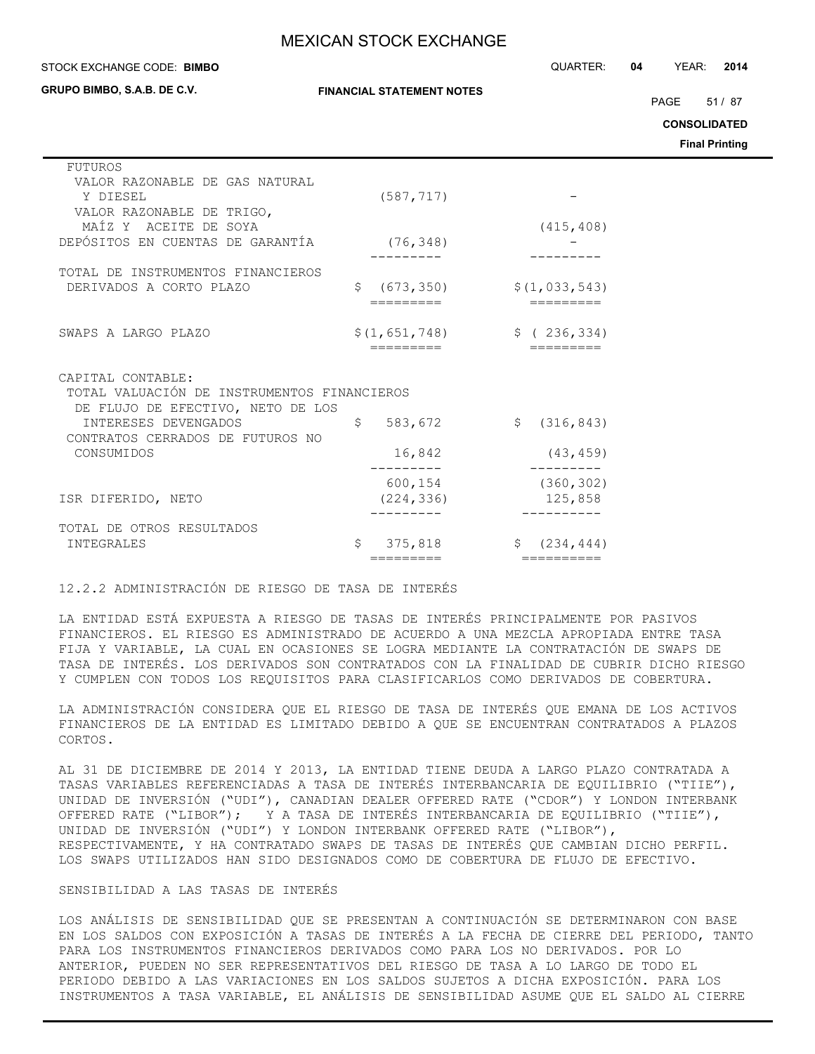| | | |
|---|---|---|
| FUTUROS | | |
| VALOR RAZONABLE DE GAS NATURAL Y DIESEL | (587,717) | - |
| VALOR RAZONABLE DE TRIGO, MAÍZ Y ACEITE DE SOYA | | (415,408) |
| DEPÓSITOS EN CUENTAS DE GARANTÍA | (76,348) | - |
| TOTAL DE INSTRUMENTOS FINANCIEROS DERIVADOS A CORTO PLAZO | $ (673,350) | $(1,033,543) |
| SWAPS A LARGO PLAZO | $(1,651,748) | $ ( 236,334) |
| CAPITAL CONTABLE: | | |
| TOTAL VALUACIÓN DE INSTRUMENTOS FINANCIEROS DE FLUJO DE EFECTIVO, NETO DE LOS INTERESES DEVENGADOS | $ 583,672 | $ (316,843) |
| CONTRATOS CERRADOS DE FUTUROS NO CONSUMIDOS | 16,842 | (43,459) |
| | 600,154 | (360,302) |
| ISR DIFERIDO, NETO | (224,336) | 125,858 |
| TOTAL DE OTROS RESULTADOS INTEGRALES | $ 375,818 | $ (234,444) |

12.2.2 ADMINISTRACIÓN DE RIESGO DE TASA DE INTERÉS

LA ENTIDAD ESTÁ EXPUESTA A RIESGO DE TASAS DE INTERÉS PRINCIPALMENTE POR PASIVOS FINANCIEROS. EL RIESGO ES ADMINISTRADO DE ACUERDO A UNA MEZCLA APROPIADA ENTRE TASA FIJA Y VARIABLE, LA CUAL EN OCASIONES SE LOGRA MEDIANTE LA CONTRATACIÓN DE SWAPS DE TASA DE INTERÉS. LOS DERIVADOS SON CONTRATADOS CON LA FINALIDAD DE CUBRIR DICHO RIESGO Y CUMPLEN CON TODOS LOS REQUISITOS PARA CLASIFICARLOS COMO DERIVADOS DE COBERTURA.

LA ADMINISTRACIÓN CONSIDERA QUE EL RIESGO DE TASA DE INTERÉS QUE EMANA DE LOS ACTIVOS FINANCIEROS DE LA ENTIDAD ES LIMITADO DEBIDO A QUE SE ENCUENTRAN CONTRATADOS A PLAZOS CORTOS.

AL 31 DE DICIEMBRE DE 2014 Y 2013, LA ENTIDAD TIENE DEUDA A LARGO PLAZO CONTRATADA A TASAS VARIABLES REFERENCIADAS A TASA DE INTERÉS INTERBANCARIA DE EQUILIBRIO ("TIIE"), UNIDAD DE INVERSIÓN ("UDI"), CANADIAN DEALER OFFERED RATE ("CDOR") Y LONDON INTERBANK OFFERED RATE ("LIBOR"); Y A TASA DE INTERÉS INTERBANCARIA DE EQUILIBRIO ("TIIE"), UNIDAD DE INVERSIÓN ("UDI") Y LONDON INTERBANK OFFERED RATE ("LIBOR"), RESPECTIVAMENTE, Y HA CONTRATADO SWAPS DE TASAS DE INTERÉS QUE CAMBIAN DICHO PERFIL. LOS SWAPS UTILIZADOS HAN SIDO DESIGNADOS COMO DE COBERTURA DE FLUJO DE EFECTIVO.

SENSIBILIDAD A LAS TASAS DE INTERÉS

LOS ANÁLISIS DE SENSIBILIDAD QUE SE PRESENTAN A CONTINUACIÓN SE DETERMINARON CON BASE EN LOS SALDOS CON EXPOSICIÓN A TASAS DE INTERÉS A LA FECHA DE CIERRE DEL PERIODO, TANTO PARA LOS INSTRUMENTOS FINANCIEROS DERIVADOS COMO PARA LOS NO DERIVADOS. POR LO ANTERIOR, PUEDEN NO SER REPRESENTATIVOS DEL RIESGO DE TASA A LO LARGO DE TODO EL PERIODO DEBIDO A LAS VARIACIONES EN LOS SALDOS SUJETOS A DICHA EXPOSICIÓN. PARA LOS INSTRUMENTOS A TASA VARIABLE, EL ANÁLISIS DE SENSIBILIDAD ASUME QUE EL SALDO AL CIERRE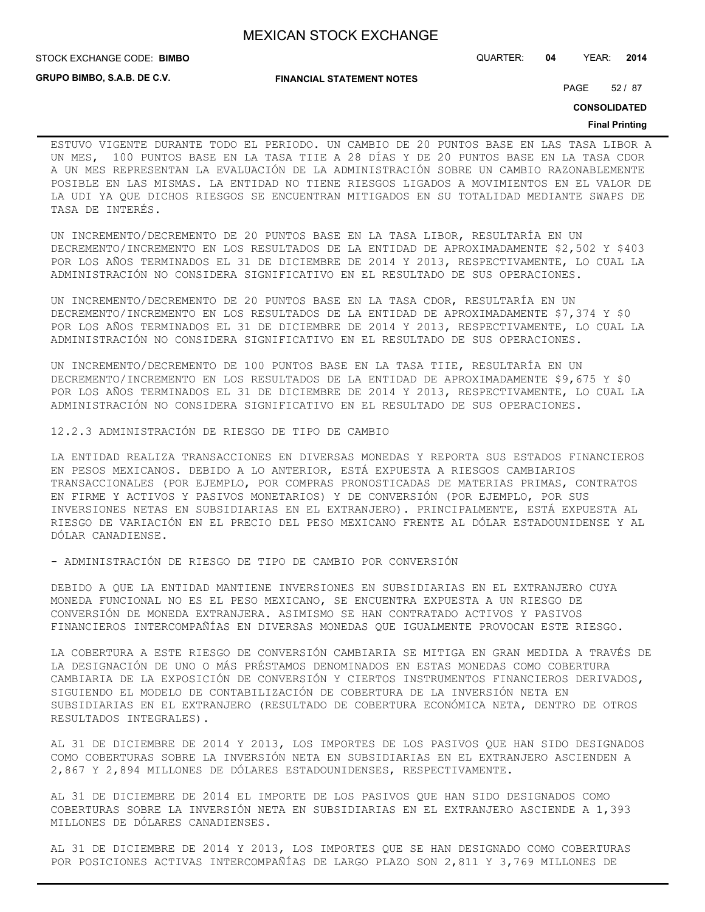ESTUVO VIGENTE DURANTE TODO EL PERIODO. UN CAMBIO DE 20 PUNTOS BASE EN LAS TASA LIBOR A UN MES, 100 PUNTOS BASE EN LA TASA TIIE A 28 DÍAS Y DE 20 PUNTOS BASE EN LA TASA CDOR A UN MES REPRESENTAN LA EVALUACIÓN DE LA ADMINISTRACIÓN SOBRE UN CAMBIO RAZONABLEMENTE POSIBLE EN LAS MISMAS. LA ENTIDAD NO TIENE RIESGOS LIGADOS A MOVIMIENTOS EN EL VALOR DE LA UDI YA QUE DICHOS RIESGOS SE ENCUENTRAN MITIGADOS EN SU TOTALIDAD MEDIANTE SWAPS DE TASA DE INTERÉS.

UN INCREMENTO/DECREMENTO DE 20 PUNTOS BASE EN LA TASA LIBOR, RESULTARÍA EN UN DECREMENTO/INCREMENTO EN LOS RESULTADOS DE LA ENTIDAD DE APROXIMADAMENTE $2,502 Y $403 POR LOS AÑOS TERMINADOS EL 31 DE DICIEMBRE DE 2014 Y 2013, RESPECTIVAMENTE, LO CUAL LA ADMINISTRACIÓN NO CONSIDERA SIGNIFICATIVO EN EL RESULTADO DE SUS OPERACIONES.

UN INCREMENTO/DECREMENTO DE 20 PUNTOS BASE EN LA TASA CDOR, RESULTARÍA EN UN DECREMENTO/INCREMENTO EN LOS RESULTADOS DE LA ENTIDAD DE APROXIMADAMENTE $7,374 Y $0 POR LOS AÑOS TERMINADOS EL 31 DE DICIEMBRE DE 2014 Y 2013, RESPECTIVAMENTE, LO CUAL LA ADMINISTRACIÓN NO CONSIDERA SIGNIFICATIVO EN EL RESULTADO DE SUS OPERACIONES.

UN INCREMENTO/DECREMENTO DE 100 PUNTOS BASE EN LA TASA TIIE, RESULTARÍA EN UN DECREMENTO/INCREMENTO EN LOS RESULTADOS DE LA ENTIDAD DE APROXIMADAMENTE $9,675 Y $0 POR LOS AÑOS TERMINADOS EL 31 DE DICIEMBRE DE 2014 Y 2013, RESPECTIVAMENTE, LO CUAL LA ADMINISTRACIÓN NO CONSIDERA SIGNIFICATIVO EN EL RESULTADO DE SUS OPERACIONES.

12.2.3 ADMINISTRACIÓN DE RIESGO DE TIPO DE CAMBIO

LA ENTIDAD REALIZA TRANSACCIONES EN DIVERSAS MONEDAS Y REPORTA SUS ESTADOS FINANCIEROS EN PESOS MEXICANOS. DEBIDO A LO ANTERIOR, ESTÁ EXPUESTA A RIESGOS CAMBIARIOS TRANSACCIONALES (POR EJEMPLO, POR COMPRAS PRONOSTICADAS DE MATERIAS PRIMAS, CONTRATOS EN FIRME Y ACTIVOS Y PASIVOS MONETARIOS) Y DE CONVERSIÓN (POR EJEMPLO, POR SUS INVERSIONES NETAS EN SUBSIDIARIAS EN EL EXTRANJERO). PRINCIPALMENTE, ESTÁ EXPUESTA AL RIESGO DE VARIACIÓN EN EL PRECIO DEL PESO MEXICANO FRENTE AL DÓLAR ESTADOUNIDENSE Y AL DÓLAR CANADIENSE.

- ADMINISTRACIÓN DE RIESGO DE TIPO DE CAMBIO POR CONVERSIÓN

DEBIDO A QUE LA ENTIDAD MANTIENE INVERSIONES EN SUBSIDIARIAS EN EL EXTRANJERO CUYA MONEDA FUNCIONAL NO ES EL PESO MEXICANO, SE ENCUENTRA EXPUESTA A UN RIESGO DE CONVERSIÓN DE MONEDA EXTRANJERA. ASIMISMO SE HAN CONTRATADO ACTIVOS Y PASIVOS FINANCIEROS INTERCOMPAÑÍAS EN DIVERSAS MONEDAS QUE IGUALMENTE PROVOCAN ESTE RIESGO.

LA COBERTURA A ESTE RIESGO DE CONVERSIÓN CAMBIARIA SE MITIGA EN GRAN MEDIDA A TRAVÉS DE LA DESIGNACIÓN DE UNO O MÁS PRÉSTAMOS DENOMINADOS EN ESTAS MONEDAS COMO COBERTURA CAMBIARIA DE LA EXPOSICIÓN DE CONVERSIÓN Y CIERTOS INSTRUMENTOS FINANCIEROS DERIVADOS, SIGUIENDO EL MODELO DE CONTABILIZACIÓN DE COBERTURA DE LA INVERSIÓN NETA EN SUBSIDIARIAS EN EL EXTRANJERO (RESULTADO DE COBERTURA ECONÓMICA NETA, DENTRO DE OTROS RESULTADOS INTEGRALES).

AL 31 DE DICIEMBRE DE 2014 Y 2013, LOS IMPORTES DE LOS PASIVOS QUE HAN SIDO DESIGNADOS COMO COBERTURAS SOBRE LA INVERSIÓN NETA EN SUBSIDIARIAS EN EL EXTRANJERO ASCIENDEN A 2,867 Y 2,894 MILLONES DE DÓLARES ESTADOUNIDENSES, RESPECTIVAMENTE.

AL 31 DE DICIEMBRE DE 2014 EL IMPORTE DE LOS PASIVOS QUE HAN SIDO DESIGNADOS COMO COBERTURAS SOBRE LA INVERSIÓN NETA EN SUBSIDIARIAS EN EL EXTRANJERO ASCIENDE A 1,393 MILLONES DE DÓLARES CANADIENSES.

AL 31 DE DICIEMBRE DE 2014 Y 2013, LOS IMPORTES QUE SE HAN DESIGNADO COMO COBERTURAS POR POSICIONES ACTIVAS INTERCOMPAÑÍAS DE LARGO PLAZO SON 2,811 Y 3,769 MILLONES DE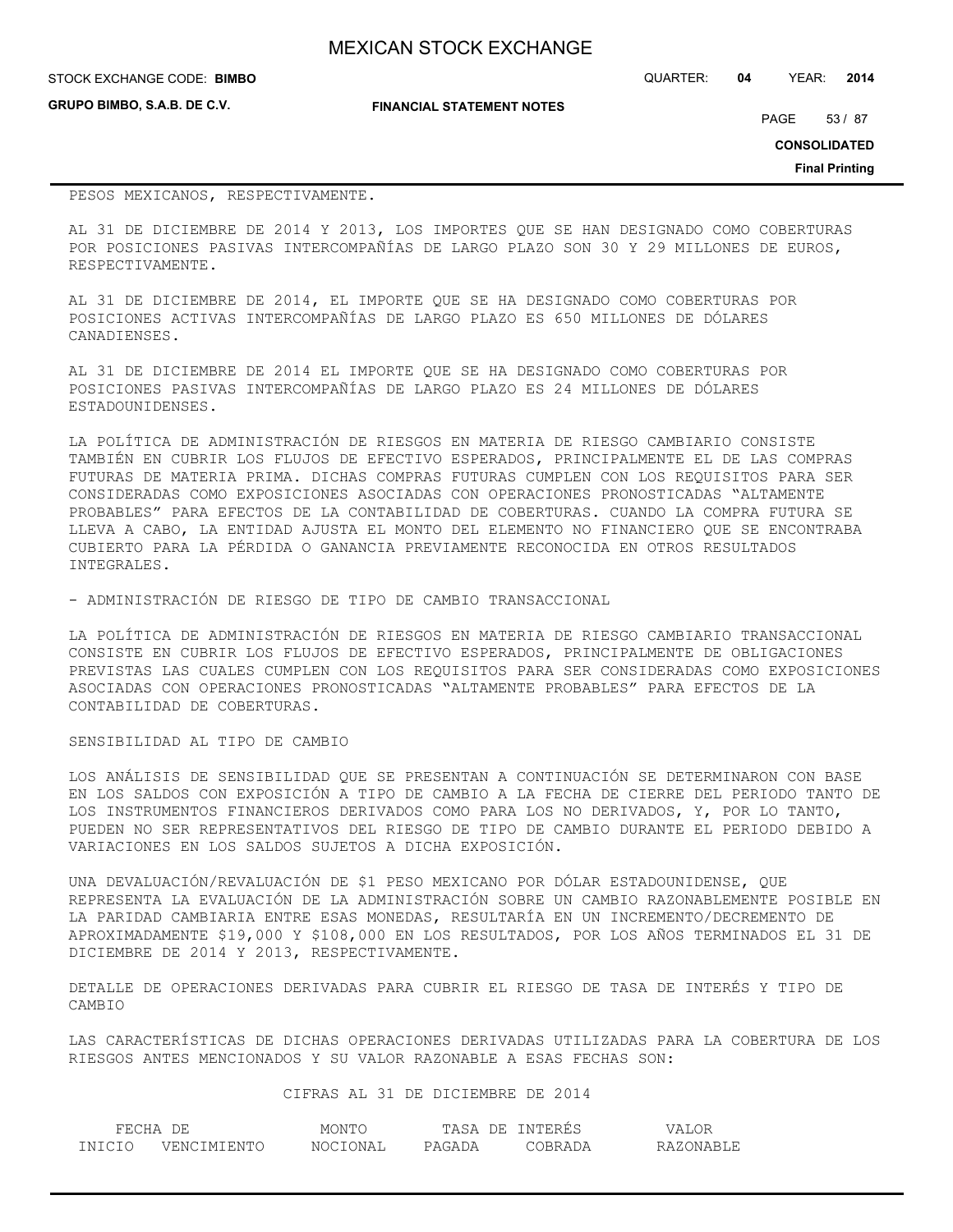PESOS MEXICANOS, RESPECTIVAMENTE.

AL 31 DE DICIEMBRE DE 2014 Y 2013, LOS IMPORTES QUE SE HAN DESIGNADO COMO COBERTURAS POR POSICIONES PASIVAS INTERCOMPAÑÍAS DE LARGO PLAZO SON 30 Y 29 MILLONES DE EUROS, RESPECTIVAMENTE.

AL 31 DE DICIEMBRE DE 2014, EL IMPORTE QUE SE HA DESIGNADO COMO COBERTURAS POR POSICIONES ACTIVAS INTERCOMPAÑÍAS DE LARGO PLAZO ES 650 MILLONES DE DÓLARES CANADIENSES.

AL 31 DE DICIEMBRE DE 2014 EL IMPORTE QUE SE HA DESIGNADO COMO COBERTURAS POR POSICIONES PASIVAS INTERCOMPAÑÍAS DE LARGO PLAZO ES 24 MILLONES DE DÓLARES ESTADOUNIDENSES.

LA POLÍTICA DE ADMINISTRACIÓN DE RIESGOS EN MATERIA DE RIESGO CAMBIARIO CONSISTE TAMBIÉN EN CUBRIR LOS FLUJOS DE EFECTIVO ESPERADOS, PRINCIPALMENTE EL DE LAS COMPRAS FUTURAS DE MATERIA PRIMA. DICHAS COMPRAS FUTURAS CUMPLEN CON LOS REQUISITOS PARA SER CONSIDERADAS COMO EXPOSICIONES ASOCIADAS CON OPERACIONES PRONOSTICADAS "ALTAMENTE PROBABLES" PARA EFECTOS DE LA CONTABILIDAD DE COBERTURAS. CUANDO LA COMPRA FUTURA SE LLEVA A CABO, LA ENTIDAD AJUSTA EL MONTO DEL ELEMENTO NO FINANCIERO QUE SE ENCONTRABA CUBIERTO PARA LA PÉRDIDA O GANANCIA PREVIAMENTE RECONOCIDA EN OTROS RESULTADOS INTEGRALES.

- ADMINISTRACIÓN DE RIESGO DE TIPO DE CAMBIO TRANSACCIONAL

LA POLÍTICA DE ADMINISTRACIÓN DE RIESGOS EN MATERIA DE RIESGO CAMBIARIO TRANSACCIONAL CONSISTE EN CUBRIR LOS FLUJOS DE EFECTIVO ESPERADOS, PRINCIPALMENTE DE OBLIGACIONES PREVISTAS LAS CUALES CUMPLEN CON LOS REQUISITOS PARA SER CONSIDERADAS COMO EXPOSICIONES ASOCIADAS CON OPERACIONES PRONOSTICADAS "ALTAMENTE PROBABLES" PARA EFECTOS DE LA CONTABILIDAD DE COBERTURAS.

SENSIBILIDAD AL TIPO DE CAMBIO

LOS ANÁLISIS DE SENSIBILIDAD QUE SE PRESENTAN A CONTINUACIÓN SE DETERMINARON CON BASE EN LOS SALDOS CON EXPOSICIÓN A TIPO DE CAMBIO A LA FECHA DE CIERRE DEL PERIODO TANTO DE LOS INSTRUMENTOS FINANCIEROS DERIVADOS COMO PARA LOS NO DERIVADOS, Y, POR LO TANTO, PUEDEN NO SER REPRESENTATIVOS DEL RIESGO DE TIPO DE CAMBIO DURANTE EL PERIODO DEBIDO A VARIACIONES EN LOS SALDOS SUJETOS A DICHA EXPOSICIÓN.

UNA DEVALUACIÓN/REVALUACIÓN DE $1 PESO MEXICANO POR DÓLAR ESTADOUNIDENSE, QUE REPRESENTA LA EVALUACIÓN DE LA ADMINISTRACIÓN SOBRE UN CAMBIO RAZONABLEMENTE POSIBLE EN LA PARIDAD CAMBIARIA ENTRE ESAS MONEDAS, RESULTARÍA EN UN INCREMENTO/DECREMENTO DE APROXIMADAMENTE $19,000 Y $108,000 EN LOS RESULTADOS, POR LOS AÑOS TERMINADOS EL 31 DE DICIEMBRE DE 2014 Y 2013, RESPECTIVAMENTE.

DETALLE DE OPERACIONES DERIVADAS PARA CUBRIR EL RIESGO DE TASA DE INTERÉS Y TIPO DE CAMBIO

LAS CARACTERÍSTICAS DE DICHAS OPERACIONES DERIVADAS UTILIZADAS PARA LA COBERTURA DE LOS RIESGOS ANTES MENCIONADOS Y SU VALOR RAZONABLE A ESAS FECHAS SON:

CIFRAS AL 31 DE DICIEMBRE DE 2014

| FECHA DE | | MONTO | TASA DE INTERÉS | | VALOR |
|---|---|---|---|---|---|
| INICIO | VENCIMIENTO | NOCIONAL | PAGADA | COBRADA | RAZONABLE |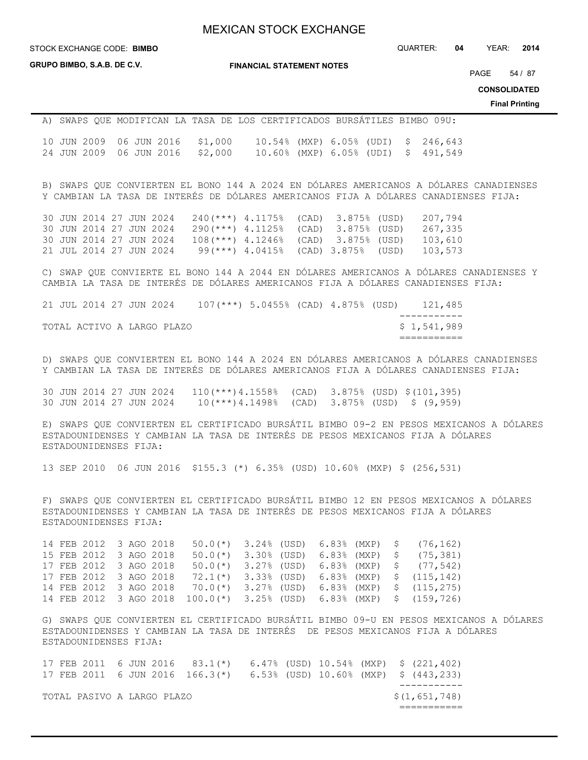A) SWAPS QUE MODIFICAN LA TASA DE LOS CERTIFICADOS BURSÁTILES BIMBO 09U:

| | | | | | |
|---|---|---|---|---|---|
| 10 JUN 2009 | 06 JUN 2016 | $1,000 | 10.54% (MXP) | 6.05% (UDI) | $ 246,643 |
| 24 JUN 2009 | 06 JUN 2016 | $2,000 | 10.60% (MXP) | 6.05% (UDI) | $ 491,549 |

B) SWAPS QUE CONVIERTEN EL BONO 144 A 2024 EN DÓLARES AMERICANOS A DÓLARES CANADIENSES Y CAMBIAN LA TASA DE INTERÉS DE DÓLARES AMERICANOS FIJA A DÓLARES CANADIENSES FIJA:

| | | | | | |
|---|---|---|---|---|---|
| 30 JUN 2014 | 27 JUN 2024 | 240(***) | 4.1175% (CAD) | 3.875% (USD) | 207,794 |
| 30 JUN 2014 | 27 JUN 2024 | 290(***) | 4.1125% (CAD) | 3.875% (USD) | 267,335 |
| 30 JUN 2014 | 27 JUN 2024 | 108(***) | 4.1246% (CAD) | 3.875% (USD) | 103,610 |
| 21 JUL 2014 | 27 JUN 2024 | 99(***) | 4.0415% (CAD) | 3.875% (USD) | 103,573 |

C) SWAP QUE CONVIERTE EL BONO 144 A 2044 EN DÓLARES AMERICANOS A DÓLARES CANADIENSES Y CAMBIA LA TASA DE INTERÉS DE DÓLARES AMERICANOS FIJA A DÓLARES CANADIENSES FIJA:

| | | | | | |
|---|---|---|---|---|---|
| 21 JUL 2014 | 27 JUN 2024 | 107(***) | 5.0455% (CAD) | 4.875% (USD) | 121,485 |
| TOTAL ACTIVO A LARGO PLAZO | | | | | $ 1,541,989 |

D) SWAPS QUE CONVIERTEN EL BONO 144 A 2024 EN DÓLARES AMERICANOS A DÓLARES CANADIENSES Y CAMBIAN LA TASA DE INTERÉS DE DÓLARES AMERICANOS FIJA A DÓLARES CANADIENSES FIJA:

| | | | | | |
|---|---|---|---|---|---|
| 30 JUN 2014 | 27 JUN 2024 | 110(***) | 4.1558% (CAD) | 3.875% (USD) | $(101,395) |
| 30 JUN 2014 | 27 JUN 2024 | 10(***) | 4.1498% (CAD) | 3.875% (USD) | $ (9,959) |

E) SWAPS QUE CONVIERTEN EL CERTIFICADO BURSÁTIL BIMBO 09-2 EN PESOS MEXICANOS A DÓLARES ESTADOUNIDENSES Y CAMBIAN LA TASA DE INTERÉS DE PESOS MEXICANOS FIJA A DÓLARES ESTADOUNIDENSES FIJA:

| | | | | | |
|---|---|---|---|---|---|
| 13 SEP 2010 | 06 JUN 2016 | $155.3 (*) | 6.35% (USD) | 10.60% (MXP) | $ (256,531) |

F) SWAPS QUE CONVIERTEN EL CERTIFICADO BURSÁTIL BIMBO 12 EN PESOS MEXICANOS A DÓLARES ESTADOUNIDENSES Y CAMBIAN LA TASA DE INTERÉS DE PESOS MEXICANOS FIJA A DÓLARES ESTADOUNIDENSES FIJA:

| | | | | | |
|---|---|---|---|---|---|
| 14 FEB 2012 | 3 AGO 2018 | 50.0(*) | 3.24% (USD) | 6.83% (MXP) | $ (76,162) |
| 15 FEB 2012 | 3 AGO 2018 | 50.0(*) | 3.30% (USD) | 6.83% (MXP) | $ (75,381) |
| 17 FEB 2012 | 3 AGO 2018 | 50.0(*) | 3.27% (USD) | 6.83% (MXP) | $ (77,542) |
| 17 FEB 2012 | 3 AGO 2018 | 72.1(*) | 3.33% (USD) | 6.83% (MXP) | $ (115,142) |
| 14 FEB 2012 | 3 AGO 2018 | 70.0(*) | 3.27% (USD) | 6.83% (MXP) | $ (115,275) |
| 14 FEB 2012 | 3 AGO 2018 | 100.0(*) | 3.25% (USD) | 6.83% (MXP) | $ (159,726) |

G) SWAPS QUE CONVIERTEN EL CERTIFICADO BURSÁTIL BIMBO 09-U EN PESOS MEXICANOS A DÓLARES ESTADOUNIDENSES Y CAMBIAN LA TASA DE INTERÉS DE PESOS MEXICANOS FIJA A DÓLARES ESTADOUNIDENSES FIJA:

| | | | | | |
|---|---|---|---|---|---|
| 17 FEB 2011 | 6 JUN 2016 | 83.1(*) | 6.47% (USD) | 10.54% (MXP) | $ (221,402) |
| 17 FEB 2011 | 6 JUN 2016 | 166.3(*) | 6.53% (USD) | 10.60% (MXP) | $ (443,233) |
| TOTAL PASIVO A LARGO PLAZO | | | | | $(1,651,748) |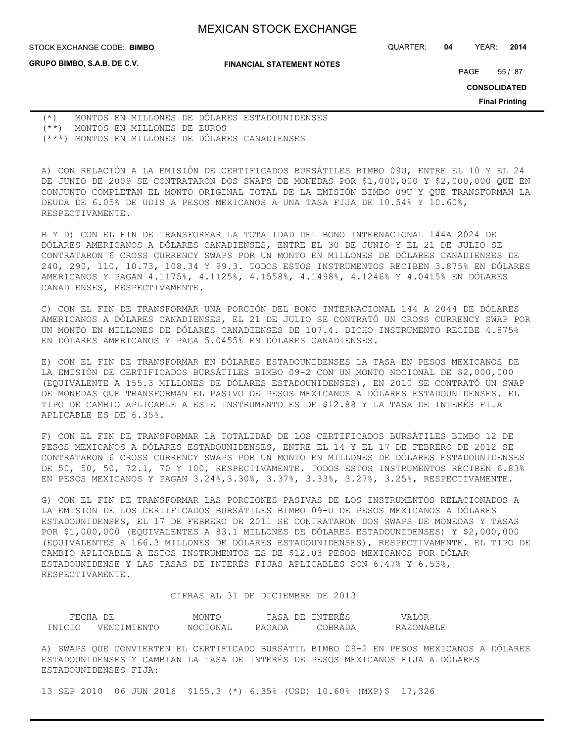(*) MONTOS EN MILLONES DE DÓLARES ESTADOUNIDENSES
(**) MONTOS EN MILLONES DE EUROS
(***) MONTOS EN MILLONES DE DÓLARES CANADIENSES

A) CON RELACIÓN A LA EMISIÓN DE CERTIFICADOS BURSÁTILES BIMBO 09U, ENTRE EL 10 Y EL 24 DE JUNIO DE 2009 SE CONTRATARON DOS SWAPS DE MONEDAS POR $1,000,000 Y $2,000,000 QUE EN CONJUNTO COMPLETAN EL MONTO ORIGINAL TOTAL DE LA EMISIÓN BIMBO 09U Y QUE TRANSFORMAN LA DEUDA DE 6.05% DE UDIS A PESOS MEXICANOS A UNA TASA FIJA DE 10.54% Y 10.60%, RESPECTIVAMENTE.

B Y D) CON EL FIN DE TRANSFORMAR LA TOTALIDAD DEL BONO INTERNACIONAL 144A 2024 DE DÓLARES AMERICANOS A DÓLARES CANADIENSES, ENTRE EL 30 DE JUNIO Y EL 21 DE JULIO SE CONTRATARON 6 CROSS CURRENCY SWAPS POR UN MONTO EN MILLONES DE DÓLARES CANADIENSES DE 240, 290, 110, 10.73, 108.34 Y 99.3. TODOS ESTOS INSTRUMENTOS RECIBEN 3.875% EN DÓLARES AMERICANOS Y PAGAN 4.1175%, 4.1125%, 4.1558%, 4.1498%, 4.1246% Y 4.0415% EN DÓLARES CANADIENSES, RESPECTIVAMENTE.

C) CON EL FIN DE TRANSFORMAR UNA PORCIÓN DEL BONO INTERNACIONAL 144 A 2044 DE DÓLARES AMERICANOS A DÓLARES CANADIENSES, EL 21 DE JULIO SE CONTRATÓ UN CROSS CURRENCY SWAP POR UN MONTO EN MILLONES DE DÓLARES CANADIENSES DE 107.4. DICHO INSTRUMENTO RECIBE 4.875% EN DÓLARES AMERICANOS Y PAGA 5.0455% EN DÓLARES CANADIENSES.

E) CON EL FIN DE TRANSFORMAR EN DÓLARES ESTADOUNIDENSES LA TASA EN PESOS MEXICANOS DE LA EMISIÓN DE CERTIFICADOS BURSÁTILES BIMBO 09-2 CON UN MONTO NOCIONAL DE $2,000,000 (EQUIVALENTE A 155.3 MILLONES DE DÓLARES ESTADOUNIDENSES), EN 2010 SE CONTRATÓ UN SWAP DE MONEDAS QUE TRANSFORMAN EL PASIVO DE PESOS MEXICANOS A DÓLARES ESTADOUNIDENSES. EL TIPO DE CAMBIO APLICABLE A ESTE INSTRUMENTO ES DE $12.88 Y LA TASA DE INTERÉS FIJA APLICABLE ES DE 6.35%.

F) CON EL FIN DE TRANSFORMAR LA TOTALIDAD DE LOS CERTIFICADOS BURSÁTILES BIMBO 12 DE PESOS MEXICANOS A DÓLARES ESTADOUNIDENSES, ENTRE EL 14 Y EL 17 DE FEBRERO DE 2012 SE CONTRATARON 6 CROSS CURRENCY SWAPS POR UN MONTO EN MILLONES DE DÓLARES ESTADOUNIDENSES DE 50, 50, 50, 72.1, 70 Y 100, RESPECTIVAMENTE. TODOS ESTOS INSTRUMENTOS RECIBEN 6.83% EN PESOS MEXICANOS Y PAGAN 3.24%,3.30%, 3.37%, 3.33%, 3.27%, 3.25%, RESPECTIVAMENTE.

G) CON EL FIN DE TRANSFORMAR LAS PORCIONES PASIVAS DE LOS INSTRUMENTOS RELACIONADOS A LA EMISIÓN DE LOS CERTIFICADOS BURSÁTILES BIMBO 09-U DE PESOS MEXICANOS A DÓLARES ESTADOUNIDENSES, EL 17 DE FEBRERO DE 2011 SE CONTRATARON DOS SWAPS DE MONEDAS Y TASAS POR $1,000,000 (EQUIVALENTES A 83.1 MILLONES DE DÓLARES ESTADOUNIDENSES) Y $2,000,000 (EQUIVALENTES A 166.3 MILLONES DE DÓLARES ESTADOUNIDENSES), RESPECTIVAMENTE. EL TIPO DE CAMBIO APLICABLE A ESTOS INSTRUMENTOS ES DE $12.03 PESOS MEXICANOS POR DÓLAR ESTADOUNIDENSE Y LAS TASAS DE INTERÉS FIJAS APLICABLES SON 6.47% Y 6.53%, RESPECTIVAMENTE.

CIFRAS AL 31 DE DICIEMBRE DE 2013

| FECHA DE INICIO | VENCIMIENTO | MONTO NOCIONAL | TASA DE INTERÉS PAGADA | TASA DE INTERÉS COBRADA | VALOR RAZONABLE |
|---|---|---|---|---|---|
| A) SWAPS QUE CONVIERTEN EL CERTIFICADO BURSÁTIL BIMBO 09-2 EN PESOS MEXICANOS A DÓLARES ESTADOUNIDENSES Y CAMBIAN LA TASA DE INTERÉS DE PESOS MEXICANOS FIJA A DÓLARES ESTADOUNIDENSES FIJA: | | | | | |
| 13 SEP 2010 | 06 JUN 2016 | $155.3 (*) | 6.35% (USD) | 10.60% (MXP) | $ 17,326 |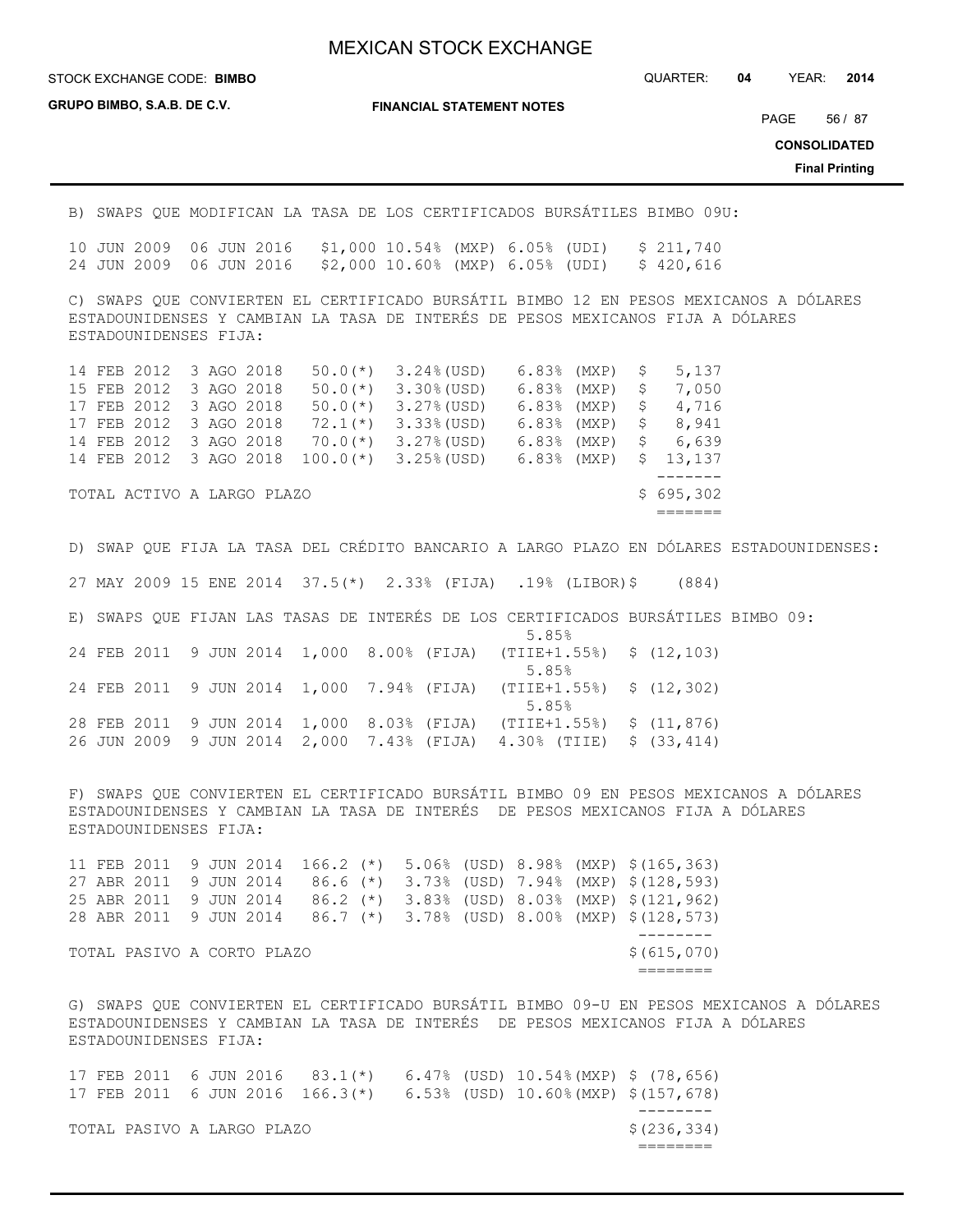B) SWAPS QUE MODIFICAN LA TASA DE LOS CERTIFICADOS BURSÁTILES BIMBO 09U:

| | | | | | |
|---|---|---|---|---|---|
| 10 JUN 2009 | 06 JUN 2016 | $1,000 | 10.54% (MXP) | 6.05% (UDI) | $ 211,740 |
| 24 JUN 2009 | 06 JUN 2016 | $2,000 | 10.60% (MXP) | 6.05% (UDI) | $ 420,616 |

C) SWAPS QUE CONVIERTEN EL CERTIFICADO BURSÁTIL BIMBO 12 EN PESOS MEXICANOS A DÓLARES ESTADOUNIDENSES Y CAMBIAN LA TASA DE INTERÉS DE PESOS MEXICANOS FIJA A DÓLARES ESTADOUNIDENSES FIJA:

| | | | | | |
|---|---|---|---|---|---|
| 14 FEB 2012 | 3 AGO 2018 | 50.0(*) | 3.24%(USD) | 6.83% (MXP) | $ 5,137 |
| 15 FEB 2012 | 3 AGO 2018 | 50.0(*) | 3.30%(USD) | 6.83% (MXP) | $ 7,050 |
| 17 FEB 2012 | 3 AGO 2018 | 50.0(*) | 3.27%(USD) | 6.83% (MXP) | $ 4,716 |
| 17 FEB 2012 | 3 AGO 2018 | 72.1(*) | 3.33%(USD) | 6.83% (MXP) | $ 8,941 |
| 14 FEB 2012 | 3 AGO 2018 | 70.0(*) | 3.27%(USD) | 6.83% (MXP) | $ 6,639 |
| 14 FEB 2012 | 3 AGO 2018 | 100.0(*) | 3.25%(USD) | 6.83% (MXP) | $ 13,137 |
| TOTAL ACTIVO A LARGO PLAZO | | | | | $ 695,302 |

D) SWAP QUE FIJA LA TASA DEL CRÉDITO BANCARIO A LARGO PLAZO EN DÓLARES ESTADOUNIDENSES:

| | | | | | |
|---|---|---|---|---|---|
| 27 MAY 2009 | 15 ENE 2014 | 37.5(*) | 2.33% (FIJA) | .19% (LIBOR) | $ (884) |

E) SWAPS QUE FIJAN LAS TASAS DE INTERÉS DE LOS CERTIFICADOS BURSÁTILES BIMBO 09:

| | | | | | |
|---|---|---|---|---|---|
| 24 FEB 2011 | 9 JUN 2014 | 1,000 | 8.00% (FIJA) | 5.85% (TIIE+1.55%) | $ (12,103) |
| 24 FEB 2011 | 9 JUN 2014 | 1,000 | 7.94% (FIJA) | 5.85% (TIIE+1.55%) | $ (12,302) |
| 28 FEB 2011 | 9 JUN 2014 | 1,000 | 8.03% (FIJA) | 5.85% (TIIE+1.55%) | $ (11,876) |
| 26 JUN 2009 | 9 JUN 2014 | 2,000 | 7.43% (FIJA) | 4.30% (TIIE) | $ (33,414) |

F) SWAPS QUE CONVIERTEN EL CERTIFICADO BURSÁTIL BIMBO 09 EN PESOS MEXICANOS A DÓLARES ESTADOUNIDENSES Y CAMBIAN LA TASA DE INTERÉS DE PESOS MEXICANOS FIJA A DÓLARES ESTADOUNIDENSES FIJA:

| | | | | | |
|---|---|---|---|---|---|
| 11 FEB 2011 | 9 JUN 2014 | 166.2 (*) | 5.06% (USD) | 8.98% (MXP) | $(165,363) |
| 27 ABR 2011 | 9 JUN 2014 | 86.6 (*) | 3.73% (USD) | 7.94% (MXP) | $(128,593) |
| 25 ABR 2011 | 9 JUN 2014 | 86.2 (*) | 3.83% (USD) | 8.03% (MXP) | $(121,962) |
| 28 ABR 2011 | 9 JUN 2014 | 86.7 (*) | 3.78% (USD) | 8.00% (MXP) | $(128,573) |
| TOTAL PASIVO A CORTO PLAZO | | | | | $(615,070) |

G) SWAPS QUE CONVIERTEN EL CERTIFICADO BURSÁTIL BIMBO 09-U EN PESOS MEXICANOS A DÓLARES ESTADOUNIDENSES Y CAMBIAN LA TASA DE INTERÉS DE PESOS MEXICANOS FIJA A DÓLARES ESTADOUNIDENSES FIJA:

| | | | | | |
|---|---|---|---|---|---|
| 17 FEB 2011 | 6 JUN 2016 | 83.1(*) | 6.47% (USD) | 10.54%(MXP) | $ (78,656) |
| 17 FEB 2011 | 6 JUN 2016 | 166.3(*) | 6.53% (USD) | 10.60%(MXP) | $(157,678) |
| TOTAL PASIVO A LARGO PLAZO | | | | | $(236,334) |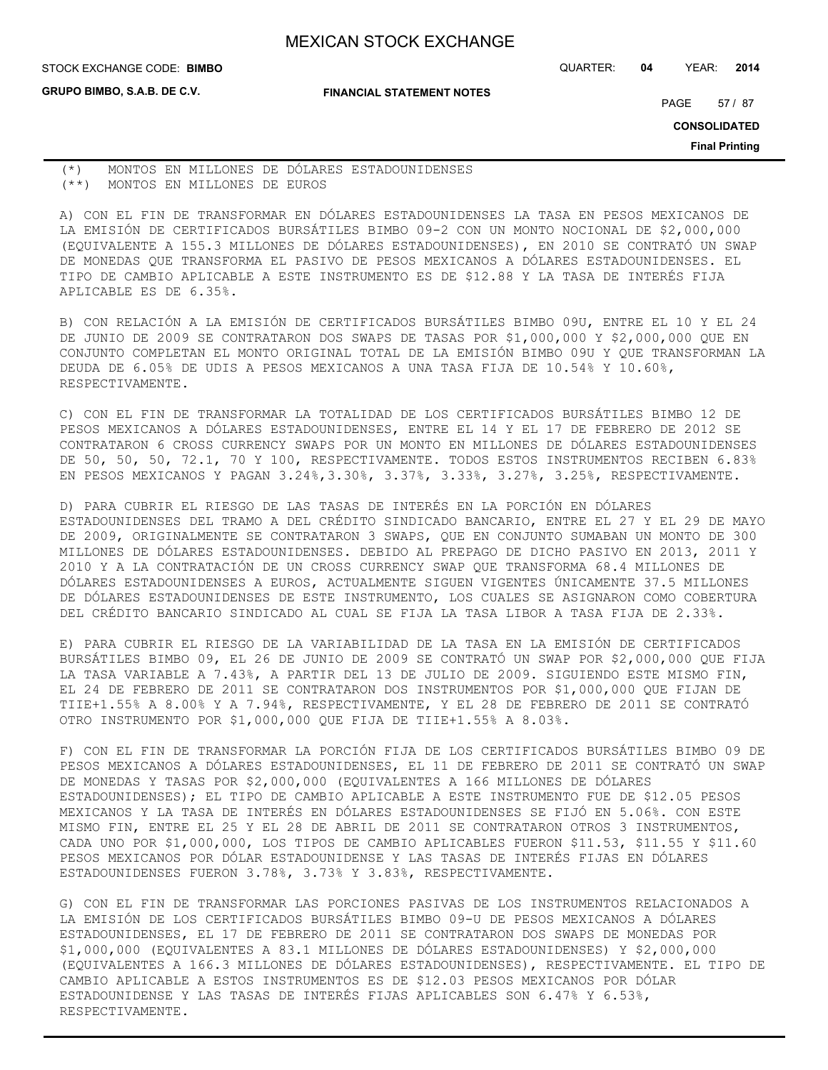(*) MONTOS EN MILLONES DE DÓLARES ESTADOUNIDENSES
(**) MONTOS EN MILLONES DE EUROS

A) CON EL FIN DE TRANSFORMAR EN DÓLARES ESTADOUNIDENSES LA TASA EN PESOS MEXICANOS DE LA EMISIÓN DE CERTIFICADOS BURSÁTILES BIMBO 09-2 CON UN MONTO NOCIONAL DE $2,000,000 (EQUIVALENTE A 155.3 MILLONES DE DÓLARES ESTADOUNIDENSES), EN 2010 SE CONTRATÓ UN SWAP DE MONEDAS QUE TRANSFORMA EL PASIVO DE PESOS MEXICANOS A DÓLARES ESTADOUNIDENSES. EL TIPO DE CAMBIO APLICABLE A ESTE INSTRUMENTO ES DE $12.88 Y LA TASA DE INTERÉS FIJA APLICABLE ES DE 6.35%.

B) CON RELACIÓN A LA EMISIÓN DE CERTIFICADOS BURSÁTILES BIMBO 09U, ENTRE EL 10 Y EL 24 DE JUNIO DE 2009 SE CONTRATARON DOS SWAPS DE TASAS POR $1,000,000 Y $2,000,000 QUE EN CONJUNTO COMPLETAN EL MONTO ORIGINAL TOTAL DE LA EMISIÓN BIMBO 09U Y QUE TRANSFORMAN LA DEUDA DE 6.05% DE UDIS A PESOS MEXICANOS A UNA TASA FIJA DE 10.54% Y 10.60%, RESPECTIVAMENTE.

C) CON EL FIN DE TRANSFORMAR LA TOTALIDAD DE LOS CERTIFICADOS BURSÁTILES BIMBO 12 DE PESOS MEXICANOS A DÓLARES ESTADOUNIDENSES, ENTRE EL 14 Y EL 17 DE FEBRERO DE 2012 SE CONTRATARON 6 CROSS CURRENCY SWAPS POR UN MONTO EN MILLONES DE DÓLARES ESTADOUNIDENSES DE 50, 50, 50, 72.1, 70 Y 100, RESPECTIVAMENTE. TODOS ESTOS INSTRUMENTOS RECIBEN 6.83% EN PESOS MEXICANOS Y PAGAN 3.24%,3.30%, 3.37%, 3.33%, 3.27%, 3.25%, RESPECTIVAMENTE.

D) PARA CUBRIR EL RIESGO DE LAS TASAS DE INTERÉS EN LA PORCIÓN EN DÓLARES ESTADOUNIDENSES DEL TRAMO A DEL CRÉDITO SINDICADO BANCARIO, ENTRE EL 27 Y EL 29 DE MAYO DE 2009, ORIGINALMENTE SE CONTRATARON 3 SWAPS, QUE EN CONJUNTO SUMABAN UN MONTO DE 300 MILLONES DE DÓLARES ESTADOUNIDENSES. DEBIDO AL PREPAGO DE DICHO PASIVO EN 2013, 2011 Y 2010 Y A LA CONTRATACIÓN DE UN CROSS CURRENCY SWAP QUE TRANSFORMA 68.4 MILLONES DE DÓLARES ESTADOUNIDENSES A EUROS, ACTUALMENTE SIGUEN VIGENTES ÚNICAMENTE 37.5 MILLONES DE DÓLARES ESTADOUNIDENSES DE ESTE INSTRUMENTO, LOS CUALES SE ASIGNARON COMO COBERTURA DEL CRÉDITO BANCARIO SINDICADO AL CUAL SE FIJA LA TASA LIBOR A TASA FIJA DE 2.33%.

E) PARA CUBRIR EL RIESGO DE LA VARIABILIDAD DE LA TASA EN LA EMISIÓN DE CERTIFICADOS BURSÁTILES BIMBO 09, EL 26 DE JUNIO DE 2009 SE CONTRATÓ UN SWAP POR $2,000,000 QUE FIJA LA TASA VARIABLE A 7.43%, A PARTIR DEL 13 DE JULIO DE 2009. SIGUIENDO ESTE MISMO FIN, EL 24 DE FEBRERO DE 2011 SE CONTRATARON DOS INSTRUMENTOS POR $1,000,000 QUE FIJAN DE TIIE+1.55% A 8.00% Y A 7.94%, RESPECTIVAMENTE, Y EL 28 DE FEBRERO DE 2011 SE CONTRATÓ OTRO INSTRUMENTO POR $1,000,000 QUE FIJA DE TIIE+1.55% A 8.03%.

F) CON EL FIN DE TRANSFORMAR LA PORCIÓN FIJA DE LOS CERTIFICADOS BURSÁTILES BIMBO 09 DE PESOS MEXICANOS A DÓLARES ESTADOUNIDENSES, EL 11 DE FEBRERO DE 2011 SE CONTRATÓ UN SWAP DE MONEDAS Y TASAS POR $2,000,000 (EQUIVALENTES A 166 MILLONES DE DÓLARES ESTADOUNIDENSES); EL TIPO DE CAMBIO APLICABLE A ESTE INSTRUMENTO FUE DE $12.05 PESOS MEXICANOS Y LA TASA DE INTERÉS EN DÓLARES ESTADOUNIDENSES SE FIJÓ EN 5.06%. CON ESTE MISMO FIN, ENTRE EL 25 Y EL 28 DE ABRIL DE 2011 SE CONTRATARON OTROS 3 INSTRUMENTOS, CADA UNO POR $1,000,000, LOS TIPOS DE CAMBIO APLICABLES FUERON $11.53, $11.55 Y $11.60 PESOS MEXICANOS POR DÓLAR ESTADOUNIDENSE Y LAS TASAS DE INTERÉS FIJAS EN DÓLARES ESTADOUNIDENSES FUERON 3.78%, 3.73% Y 3.83%, RESPECTIVAMENTE.

G) CON EL FIN DE TRANSFORMAR LAS PORCIONES PASIVAS DE LOS INSTRUMENTOS RELACIONADOS A LA EMISIÓN DE LOS CERTIFICADOS BURSÁTILES BIMBO 09-U DE PESOS MEXICANOS A DÓLARES ESTADOUNIDENSES, EL 17 DE FEBRERO DE 2011 SE CONTRATARON DOS SWAPS DE MONEDAS POR $1,000,000 (EQUIVALENTES A 83.1 MILLONES DE DÓLARES ESTADOUNIDENSES) Y $2,000,000 (EQUIVALENTES A 166.3 MILLONES DE DÓLARES ESTADOUNIDENSES), RESPECTIVAMENTE. EL TIPO DE CAMBIO APLICABLE A ESTOS INSTRUMENTOS ES DE $12.03 PESOS MEXICANOS POR DÓLAR ESTADOUNIDENSE Y LAS TASAS DE INTERÉS FIJAS APLICABLES SON 6.47% Y 6.53%, RESPECTIVAMENTE.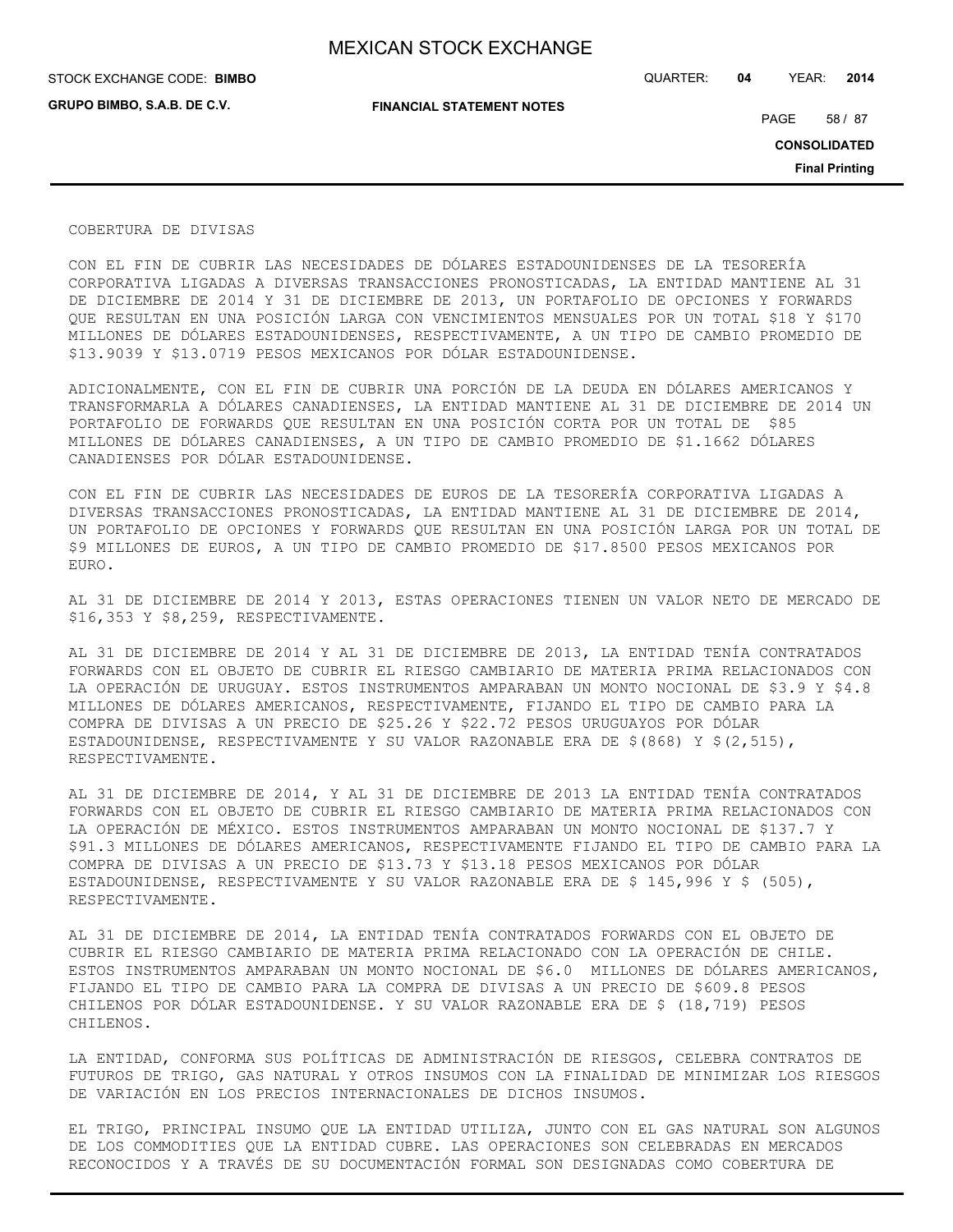COBERTURA DE DIVISAS

CON EL FIN DE CUBRIR LAS NECESIDADES DE DÓLARES ESTADOUNIDENSES DE LA TESORERÍA CORPORATIVA LIGADAS A DIVERSAS TRANSACCIONES PRONOSTICADAS, LA ENTIDAD MANTIENE AL 31 DE DICIEMBRE DE 2014 Y 31 DE DICIEMBRE DE 2013, UN PORTAFOLIO DE OPCIONES Y FORWARDS QUE RESULTAN EN UNA POSICIÓN LARGA CON VENCIMIENTOS MENSUALES POR UN TOTAL $18 Y $170 MILLONES DE DÓLARES ESTADOUNIDENSES, RESPECTIVAMENTE, A UN TIPO DE CAMBIO PROMEDIO DE $13.9039 Y $13.0719 PESOS MEXICANOS POR DÓLAR ESTADOUNIDENSE.

ADICIONALMENTE, CON EL FIN DE CUBRIR UNA PORCIÓN DE LA DEUDA EN DÓLARES AMERICANOS Y TRANSFORMARLA A DÓLARES CANADIENSES, LA ENTIDAD MANTIENE AL 31 DE DICIEMBRE DE 2014 UN PORTAFOLIO DE FORWARDS QUE RESULTAN EN UNA POSICIÓN CORTA POR UN TOTAL DE $85 MILLONES DE DÓLARES CANADIENSES, A UN TIPO DE CAMBIO PROMEDIO DE $1.1662 DÓLARES CANADIENSES POR DÓLAR ESTADOUNIDENSE.

CON EL FIN DE CUBRIR LAS NECESIDADES DE EUROS DE LA TESORERÍA CORPORATIVA LIGADAS A DIVERSAS TRANSACCIONES PRONOSTICADAS, LA ENTIDAD MANTIENE AL 31 DE DICIEMBRE DE 2014, UN PORTAFOLIO DE OPCIONES Y FORWARDS QUE RESULTAN EN UNA POSICIÓN LARGA POR UN TOTAL DE $9 MILLONES DE EUROS, A UN TIPO DE CAMBIO PROMEDIO DE $17.8500 PESOS MEXICANOS POR EURO.

AL 31 DE DICIEMBRE DE 2014 Y 2013, ESTAS OPERACIONES TIENEN UN VALOR NETO DE MERCADO DE $16,353 Y $8,259, RESPECTIVAMENTE.

AL 31 DE DICIEMBRE DE 2014 Y AL 31 DE DICIEMBRE DE 2013, LA ENTIDAD TENÍA CONTRATADOS FORWARDS CON EL OBJETO DE CUBRIR EL RIESGO CAMBIARIO DE MATERIA PRIMA RELACIONADOS CON LA OPERACIÓN DE URUGUAY. ESTOS INSTRUMENTOS AMPARABAN UN MONTO NOCIONAL DE $3.9 Y $4.8 MILLONES DE DÓLARES AMERICANOS, RESPECTIVAMENTE, FIJANDO EL TIPO DE CAMBIO PARA LA COMPRA DE DIVISAS A UN PRECIO DE $25.26 Y $22.72 PESOS URUGUAYOS POR DÓLAR ESTADOUNIDENSE, RESPECTIVAMENTE Y SU VALOR RAZONABLE ERA DE $(868) Y $(2,515), RESPECTIVAMENTE.

AL 31 DE DICIEMBRE DE 2014, Y AL 31 DE DICIEMBRE DE 2013 LA ENTIDAD TENÍA CONTRATADOS FORWARDS CON EL OBJETO DE CUBRIR EL RIESGO CAMBIARIO DE MATERIA PRIMA RELACIONADOS CON LA OPERACIÓN DE MÉXICO. ESTOS INSTRUMENTOS AMPARABAN UN MONTO NOCIONAL DE $137.7 Y $91.3 MILLONES DE DÓLARES AMERICANOS, RESPECTIVAMENTE FIJANDO EL TIPO DE CAMBIO PARA LA COMPRA DE DIVISAS A UN PRECIO DE $13.73 Y $13.18 PESOS MEXICANOS POR DÓLAR ESTADOUNIDENSE, RESPECTIVAMENTE Y SU VALOR RAZONABLE ERA DE $ 145,996 Y $ (505), RESPECTIVAMENTE.

AL 31 DE DICIEMBRE DE 2014, LA ENTIDAD TENÍA CONTRATADOS FORWARDS CON EL OBJETO DE CUBRIR EL RIESGO CAMBIARIO DE MATERIA PRIMA RELACIONADO CON LA OPERACIÓN DE CHILE. ESTOS INSTRUMENTOS AMPARABAN UN MONTO NOCIONAL DE $6.0 MILLONES DE DÓLARES AMERICANOS, FIJANDO EL TIPO DE CAMBIO PARA LA COMPRA DE DIVISAS A UN PRECIO DE $609.8 PESOS CHILENOS POR DÓLAR ESTADOUNIDENSE. Y SU VALOR RAZONABLE ERA DE $ (18,719) PESOS CHILENOS.

LA ENTIDAD, CONFORMA SUS POLÍTICAS DE ADMINISTRACIÓN DE RIESGOS, CELEBRA CONTRATOS DE FUTUROS DE TRIGO, GAS NATURAL Y OTROS INSUMOS CON LA FINALIDAD DE MINIMIZAR LOS RIESGOS DE VARIACIÓN EN LOS PRECIOS INTERNACIONALES DE DICHOS INSUMOS.

EL TRIGO, PRINCIPAL INSUMO QUE LA ENTIDAD UTILIZA, JUNTO CON EL GAS NATURAL SON ALGUNOS DE LOS COMMODITIES QUE LA ENTIDAD CUBRE. LAS OPERACIONES SON CELEBRADAS EN MERCADOS RECONOCIDOS Y A TRAVÉS DE SU DOCUMENTACIÓN FORMAL SON DESIGNADAS COMO COBERTURA DE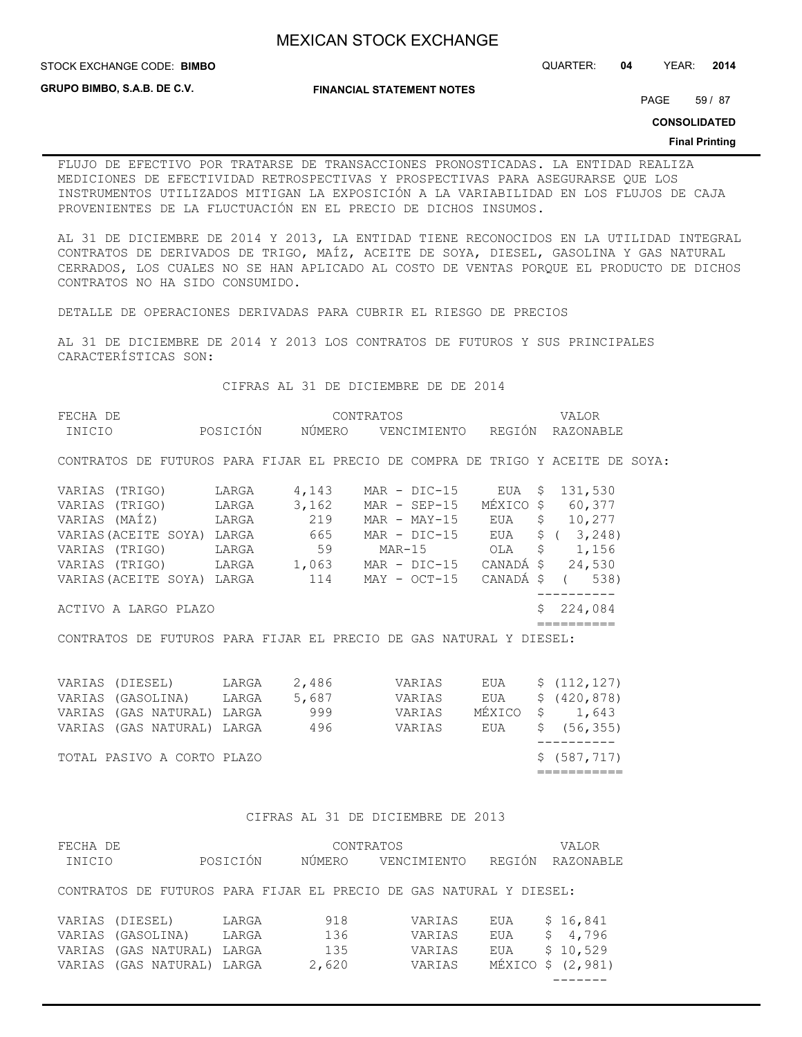FLUJO DE EFECTIVO POR TRATARSE DE TRANSACCIONES PRONOSTICADAS. LA ENTIDAD REALIZA MEDICIONES DE EFECTIVIDAD RETROSPECTIVAS Y PROSPECTIVAS PARA ASEGURARSE QUE LOS INSTRUMENTOS UTILIZADOS MITIGAN LA EXPOSICIÓN A LA VARIABILIDAD EN LOS FLUJOS DE CAJA PROVENIENTES DE LA FLUCTUACIÓN EN EL PRECIO DE DICHOS INSUMOS.

AL 31 DE DICIEMBRE DE 2014 Y 2013, LA ENTIDAD TIENE RECONOCIDOS EN LA UTILIDAD INTEGRAL CONTRATOS DE DERIVADOS DE TRIGO, MAÍZ, ACEITE DE SOYA, DIESEL, GASOLINA Y GAS NATURAL CERRADOS, LOS CUALES NO SE HAN APLICADO AL COSTO DE VENTAS PORQUE EL PRODUCTO DE DICHOS CONTRATOS NO HA SIDO CONSUMIDO.

DETALLE DE OPERACIONES DERIVADAS PARA CUBRIR EL RIESGO DE PRECIOS

AL 31 DE DICIEMBRE DE 2014 Y 2013 LOS CONTRATOS DE FUTUROS Y SUS PRINCIPALES CARACTERÍSTICAS SON:

CIFRAS AL 31 DE DICIEMBRE DE DE 2014

| FECHA DE INICIO | POSICIÓN | CONTRATOS NÚMERO | VENCIMIENTO | REGIÓN | VALOR RAZONABLE |
|---|---|---|---|---|---|
| CONTRATOS DE FUTUROS PARA FIJAR EL PRECIO DE COMPRA DE TRIGO Y ACEITE DE SOYA: | | | | | |
| VARIAS (TRIGO) | LARGA | 4,143 | MAR - DIC-15 | EUA | $ 131,530 |
| VARIAS (TRIGO) | LARGA | 3,162 | MAR - SEP-15 | MÉXICO | $ 60,377 |
| VARIAS (MAÍZ) | LARGA | 219 | MAR - MAY-15 | EUA | $ 10,277 |
| VARIAS (ACEITE SOYA) | LARGA | 665 | MAR - DIC-15 | EUA | $ ( 3,248) |
| VARIAS (TRIGO) | LARGA | 59 | MAR-15 | OLA | $ 1,156 |
| VARIAS (TRIGO) | LARGA | 1,063 | MAR - DIC-15 | CANADÁ | $ 24,530 |
| VARIAS (ACEITE SOYA) | LARGA | 114 | MAY - OCT-15 | CANADÁ | $ ( 538) |
| ACTIVO A LARGO PLAZO | | | | | $ 224,084 |
| CONTRATOS DE FUTUROS PARA FIJAR EL PRECIO DE GAS NATURAL Y DIESEL: | | | | | |
| VARIAS (DIESEL) | LARGA | 2,486 | VARIAS | EUA | $ (112,127) |
| VARIAS (GASOLINA) | LARGA | 5,687 | VARIAS | EUA | $ (420,878) |
| VARIAS (GAS NATURAL) | LARGA | 999 | VARIAS | MÉXICO | $ 1,643 |
| VARIAS (GAS NATURAL) | LARGA | 496 | VARIAS | EUA | $ (56,355) |
| TOTAL PASIVO A CORTO PLAZO | | | | | $ (587,717) |

CIFRAS AL 31 DE DICIEMBRE DE 2013

| FECHA DE INICIO | POSICIÓN | CONTRATOS NÚMERO | VENCIMIENTO | REGIÓN | VALOR RAZONABLE |
|---|---|---|---|---|---|
| CONTRATOS DE FUTUROS PARA FIJAR EL PRECIO DE GAS NATURAL Y DIESEL: | | | | | |
| VARIAS (DIESEL) | LARGA | 918 | VARIAS | EUA | $ 16,841 |
| VARIAS (GASOLINA) | LARGA | 136 | VARIAS | EUA | $ 4,796 |
| VARIAS (GAS NATURAL) | LARGA | 135 | VARIAS | EUA | $ 10,529 |
| VARIAS (GAS NATURAL) | LARGA | 2,620 | VARIAS | MÉXICO | $ (2,981) |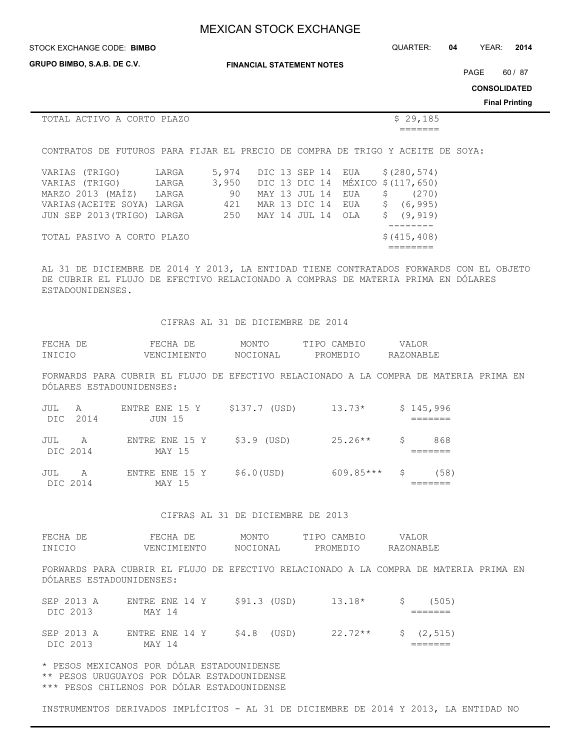| TOTAL ACTIVO A CORTO PLAZO | $ 29,185 |
|---|---|

CONTRATOS DE FUTUROS PARA FIJAR EL PRECIO DE COMPRA DE TRIGO Y ACEITE DE SOYA:

| | | | | | |
|---|---|---|---|---|---|
| VARIAS (TRIGO) | LARGA | 5,974 | DIC 13 SEP 14 | EUA | $(280,574) |
| VARIAS (TRIGO) | LARGA | 3,950 | DIC 13 DIC 14 | MÉXICO | $(117,650) |
| MARZO 2013 (MAÍZ) | LARGA | 90 | MAY 13 JUL 14 | EUA | $ (270) |
| VARIAS(ACEITE SOYA) | LARGA | 421 | MAR 13 DIC 14 | EUA | $ (6,995) |
| JUN SEP 2013(TRIGO) | LARGA | 250 | MAY 14 JUL 14 | OLA | $ (9,919) |
| TOTAL PASIVO A CORTO PLAZO | | | | | $(415,408) |

AL 31 DE DICIEMBRE DE 2014 Y 2013, LA ENTIDAD TIENE CONTRATADOS FORWARDS CON EL OBJETO DE CUBRIR EL FLUJO DE EFECTIVO RELACIONADO A COMPRAS DE MATERIA PRIMA EN DÓLARES ESTADOUNIDENSES.

CIFRAS AL 31 DE DICIEMBRE DE 2014

| FECHA DE INICIO | FECHA DE VENCIMIENTO | MONTO NOCIONAL | TIPO CAMBIO PROMEDIO | VALOR RAZONABLE |
|---|---|---|---|---|
| FORWARDS PARA CUBRIR EL FLUJO DE EFECTIVO RELACIONADO A LA COMPRA DE MATERIA PRIMA EN DÓLARES ESTADOUNIDENSES: | | | | |
| JUL A DIC 2014 | ENTRE ENE 15 Y JUN 15 | $137.7 (USD) | 13.73* | $ 145,996 |
| JUL A DIC 2014 | ENTRE ENE 15 Y MAY 15 | $3.9 (USD) | 25.26** | $ 868 |
| JUL A DIC 2014 | ENTRE ENE 15 Y MAY 15 | $6.0(USD) | 609.85*** | $ (58) |

CIFRAS AL 31 DE DICIEMBRE DE 2013

| FECHA DE INICIO | FECHA DE VENCIMIENTO | MONTO NOCIONAL | TIPO CAMBIO PROMEDIO | VALOR RAZONABLE |
|---|---|---|---|---|
| FORWARDS PARA CUBRIR EL FLUJO DE EFECTIVO RELACIONADO A LA COMPRA DE MATERIA PRIMA EN DÓLARES ESTADOUNIDENSES: | | | | |
| SEP 2013 A DIC 2013 | ENTRE ENE 14 Y MAY 14 | $91.3 (USD) | 13.18* | $ (505) |
| SEP 2013 A DIC 2013 | ENTRE ENE 14 Y MAY 14 | $4.8 (USD) | 22.72** | $ (2,515) |

\* PESOS MEXICANOS POR DÓLAR ESTADOUNIDENSE
\** PESOS URUGUAYOS POR DÓLAR ESTADOUNIDENSE
\*** PESOS CHILENOS POR DÓLAR ESTADOUNIDENSE

INSTRUMENTOS DERIVADOS IMPLÍCITOS - AL 31 DE DICIEMBRE DE 2014 Y 2013, LA ENTIDAD NO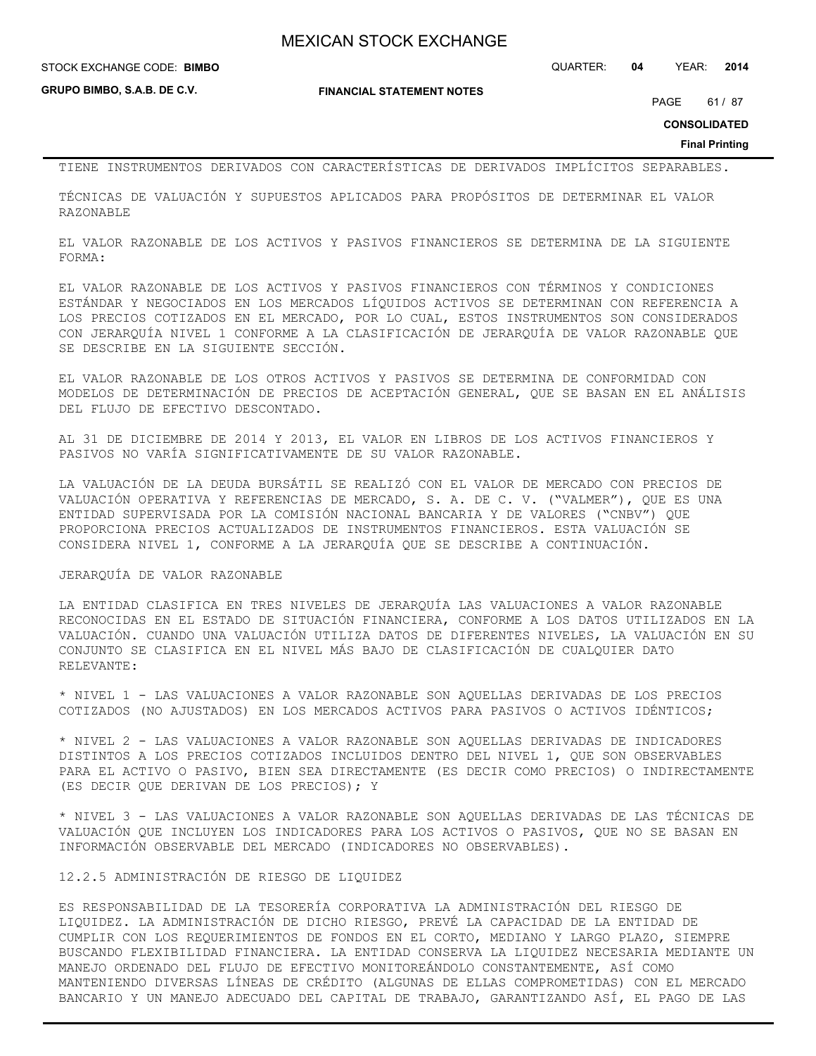TIENE INSTRUMENTOS DERIVADOS CON CARACTERÍSTICAS DE DERIVADOS IMPLÍCITOS SEPARABLES.

TÉCNICAS DE VALUACIÓN Y SUPUESTOS APLICADOS PARA PROPÓSITOS DE DETERMINAR EL VALOR RAZONABLE

EL VALOR RAZONABLE DE LOS ACTIVOS Y PASIVOS FINANCIEROS SE DETERMINA DE LA SIGUIENTE FORMA:

EL VALOR RAZONABLE DE LOS ACTIVOS Y PASIVOS FINANCIEROS CON TÉRMINOS Y CONDICIONES ESTÁNDAR Y NEGOCIADOS EN LOS MERCADOS LÍQUIDOS ACTIVOS SE DETERMINAN CON REFERENCIA A LOS PRECIOS COTIZADOS EN EL MERCADO, POR LO CUAL, ESTOS INSTRUMENTOS SON CONSIDERADOS CON JERARQUÍA NIVEL 1 CONFORME A LA CLASIFICACIÓN DE JERARQUÍA DE VALOR RAZONABLE QUE SE DESCRIBE EN LA SIGUIENTE SECCIÓN.

EL VALOR RAZONABLE DE LOS OTROS ACTIVOS Y PASIVOS SE DETERMINA DE CONFORMIDAD CON MODELOS DE DETERMINACIÓN DE PRECIOS DE ACEPTACIÓN GENERAL, QUE SE BASAN EN EL ANÁLISIS DEL FLUJO DE EFECTIVO DESCONTADO.

AL 31 DE DICIEMBRE DE 2014 Y 2013, EL VALOR EN LIBROS DE LOS ACTIVOS FINANCIEROS Y PASIVOS NO VARÍA SIGNIFICATIVAMENTE DE SU VALOR RAZONABLE.

LA VALUACIÓN DE LA DEUDA BURSÁTIL SE REALIZÓ CON EL VALOR DE MERCADO CON PRECIOS DE VALUACIÓN OPERATIVA Y REFERENCIAS DE MERCADO, S. A. DE C. V. ("VALMER"), QUE ES UNA ENTIDAD SUPERVISADA POR LA COMISIÓN NACIONAL BANCARIA Y DE VALORES ("CNBV") QUE PROPORCIONA PRECIOS ACTUALIZADOS DE INSTRUMENTOS FINANCIEROS. ESTA VALUACIÓN SE CONSIDERA NIVEL 1, CONFORME A LA JERARQUÍA QUE SE DESCRIBE A CONTINUACIÓN.

JERARQUÍA DE VALOR RAZONABLE

LA ENTIDAD CLASIFICA EN TRES NIVELES DE JERARQUÍA LAS VALUACIONES A VALOR RAZONABLE RECONOCIDAS EN EL ESTADO DE SITUACIÓN FINANCIERA, CONFORME A LOS DATOS UTILIZADOS EN LA VALUACIÓN. CUANDO UNA VALUACIÓN UTILIZA DATOS DE DIFERENTES NIVELES, LA VALUACIÓN EN SU CONJUNTO SE CLASIFICA EN EL NIVEL MÁS BAJO DE CLASIFICACIÓN DE CUALQUIER DATO RELEVANTE:

* NIVEL 1 - LAS VALUACIONES A VALOR RAZONABLE SON AQUELLAS DERIVADAS DE LOS PRECIOS COTIZADOS (NO AJUSTADOS) EN LOS MERCADOS ACTIVOS PARA PASIVOS O ACTIVOS IDÉNTICOS;

* NIVEL 2 - LAS VALUACIONES A VALOR RAZONABLE SON AQUELLAS DERIVADAS DE INDICADORES DISTINTOS A LOS PRECIOS COTIZADOS INCLUIDOS DENTRO DEL NIVEL 1, QUE SON OBSERVABLES PARA EL ACTIVO O PASIVO, BIEN SEA DIRECTAMENTE (ES DECIR COMO PRECIOS) O INDIRECTAMENTE (ES DECIR QUE DERIVAN DE LOS PRECIOS); Y

* NIVEL 3 - LAS VALUACIONES A VALOR RAZONABLE SON AQUELLAS DERIVADAS DE LAS TÉCNICAS DE VALUACIÓN QUE INCLUYEN LOS INDICADORES PARA LOS ACTIVOS O PASIVOS, QUE NO SE BASAN EN INFORMACIÓN OBSERVABLE DEL MERCADO (INDICADORES NO OBSERVABLES).

12.2.5 ADMINISTRACIÓN DE RIESGO DE LIQUIDEZ

ES RESPONSABILIDAD DE LA TESORERÍA CORPORATIVA LA ADMINISTRACIÓN DEL RIESGO DE LIQUIDEZ. LA ADMINISTRACIÓN DE DICHO RIESGO, PREVÉ LA CAPACIDAD DE LA ENTIDAD DE CUMPLIR CON LOS REQUERIMIENTOS DE FONDOS EN EL CORTO, MEDIANO Y LARGO PLAZO, SIEMPRE BUSCANDO FLEXIBILIDAD FINANCIERA. LA ENTIDAD CONSERVA LA LIQUIDEZ NECESARIA MEDIANTE UN MANEJO ORDENADO DEL FLUJO DE EFECTIVO MONITOREÁNDOLO CONSTANTEMENTE, ASÍ COMO MANTENIENDO DIVERSAS LÍNEAS DE CRÉDITO (ALGUNAS DE ELLAS COMPROMETIDAS) CON EL MERCADO BANCARIO Y UN MANEJO ADECUADO DEL CAPITAL DE TRABAJO, GARANTIZANDO ASÍ, EL PAGO DE LAS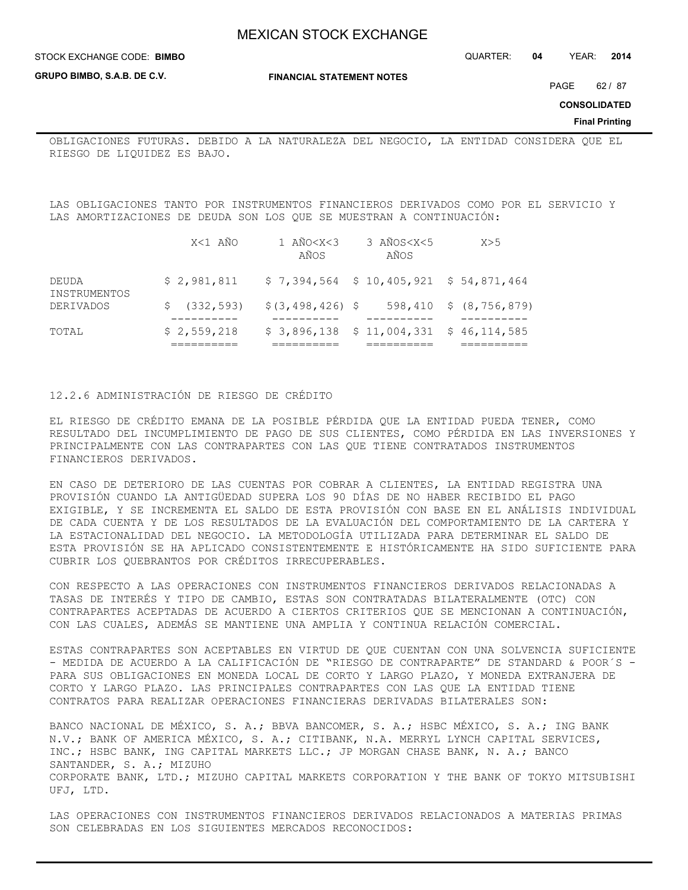OBLIGACIONES FUTURAS. DEBIDO A LA NATURALEZA DEL NEGOCIO, LA ENTIDAD CONSIDERA QUE EL RIESGO DE LIQUIDEZ ES BAJO.

LAS OBLIGACIONES TANTO POR INSTRUMENTOS FINANCIEROS DERIVADOS COMO POR EL SERVICIO Y LAS AMORTIZACIONES DE DEUDA SON LOS QUE SE MUESTRAN A CONTINUACIÓN:

| | X<1 AÑO | 1 AÑO<X<3 AÑOS | 3 AÑOS<X<5 AÑOS | X>5 |
|---|---|---|---|---|
| DEUDA | $ 2,981,811 | $ 7,394,564 | $ 10,405,921 | $ 54,871,464 |
| INSTRUMENTOS DERIVADOS | $ (332,593) | $(3,498,426) | $ 598,410 | $ (8,756,879) |
| TOTAL | $ 2,559,218 | $ 3,896,138 | $ 11,004,331 | $ 46,114,585 |

12.2.6 ADMINISTRACIÓN DE RIESGO DE CRÉDITO

EL RIESGO DE CRÉDITO EMANA DE LA POSIBLE PÉRDIDA QUE LA ENTIDAD PUEDA TENER, COMO RESULTADO DEL INCUMPLIMIENTO DE PAGO DE SUS CLIENTES, COMO PÉRDIDA EN LAS INVERSIONES Y PRINCIPALMENTE CON LAS CONTRAPARTES CON LAS QUE TIENE CONTRATADOS INSTRUMENTOS FINANCIEROS DERIVADOS.

EN CASO DE DETERIORO DE LAS CUENTAS POR COBRAR A CLIENTES, LA ENTIDAD REGISTRA UNA PROVISIÓN CUANDO LA ANTIGÜEDAD SUPERA LOS 90 DÍAS DE NO HABER RECIBIDO EL PAGO EXIGIBLE, Y SE INCREMENTA EL SALDO DE ESTA PROVISIÓN CON BASE EN EL ANÁLISIS INDIVIDUAL DE CADA CUENTA Y DE LOS RESULTADOS DE LA EVALUACIÓN DEL COMPORTAMIENTO DE LA CARTERA Y LA ESTACIONALIDAD DEL NEGOCIO. LA METODOLOGÍA UTILIZADA PARA DETERMINAR EL SALDO DE ESTA PROVISIÓN SE HA APLICADO CONSISTENTEMENTE E HISTÓRICAMENTE HA SIDO SUFICIENTE PARA CUBRIR LOS QUEBRANTOS POR CRÉDITOS IRRECUPERABLES.

CON RESPECTO A LAS OPERACIONES CON INSTRUMENTOS FINANCIEROS DERIVADOS RELACIONADAS A TASAS DE INTERÉS Y TIPO DE CAMBIO, ESTAS SON CONTRATADAS BILATERALMENTE (OTC) CON CONTRAPARTES ACEPTADAS DE ACUERDO A CIERTOS CRITERIOS QUE SE MENCIONAN A CONTINUACIÓN, CON LAS CUALES, ADEMÁS SE MANTIENE UNA AMPLIA Y CONTINUA RELACIÓN COMERCIAL.

ESTAS CONTRAPARTES SON ACEPTABLES EN VIRTUD DE QUE CUENTAN CON UNA SOLVENCIA SUFICIENTE - MEDIDA DE ACUERDO A LA CALIFICACIÓN DE "RIESGO DE CONTRAPARTE" DE STANDARD & POOR´S - PARA SUS OBLIGACIONES EN MONEDA LOCAL DE CORTO Y LARGO PLAZO, Y MONEDA EXTRANJERA DE CORTO Y LARGO PLAZO. LAS PRINCIPALES CONTRAPARTES CON LAS QUE LA ENTIDAD TIENE CONTRATOS PARA REALIZAR OPERACIONES FINANCIERAS DERIVADAS BILATERALES SON:

BANCO NACIONAL DE MÉXICO, S. A.; BBVA BANCOMER, S. A.; HSBC MÉXICO, S. A.; ING BANK N.V.; BANK OF AMERICA MÉXICO, S. A.; CITIBANK, N.A. MERRYL LYNCH CAPITAL SERVICES, INC.; HSBC BANK, ING CAPITAL MARKETS LLC.; JP MORGAN CHASE BANK, N. A.; BANCO SANTANDER, S. A.; MIZUHO CORPORATE BANK, LTD.; MIZUHO CAPITAL MARKETS CORPORATION Y THE BANK OF TOKYO MITSUBISHI UFJ, LTD.

LAS OPERACIONES CON INSTRUMENTOS FINANCIEROS DERIVADOS RELACIONADOS A MATERIAS PRIMAS SON CELEBRADAS EN LOS SIGUIENTES MERCADOS RECONOCIDOS: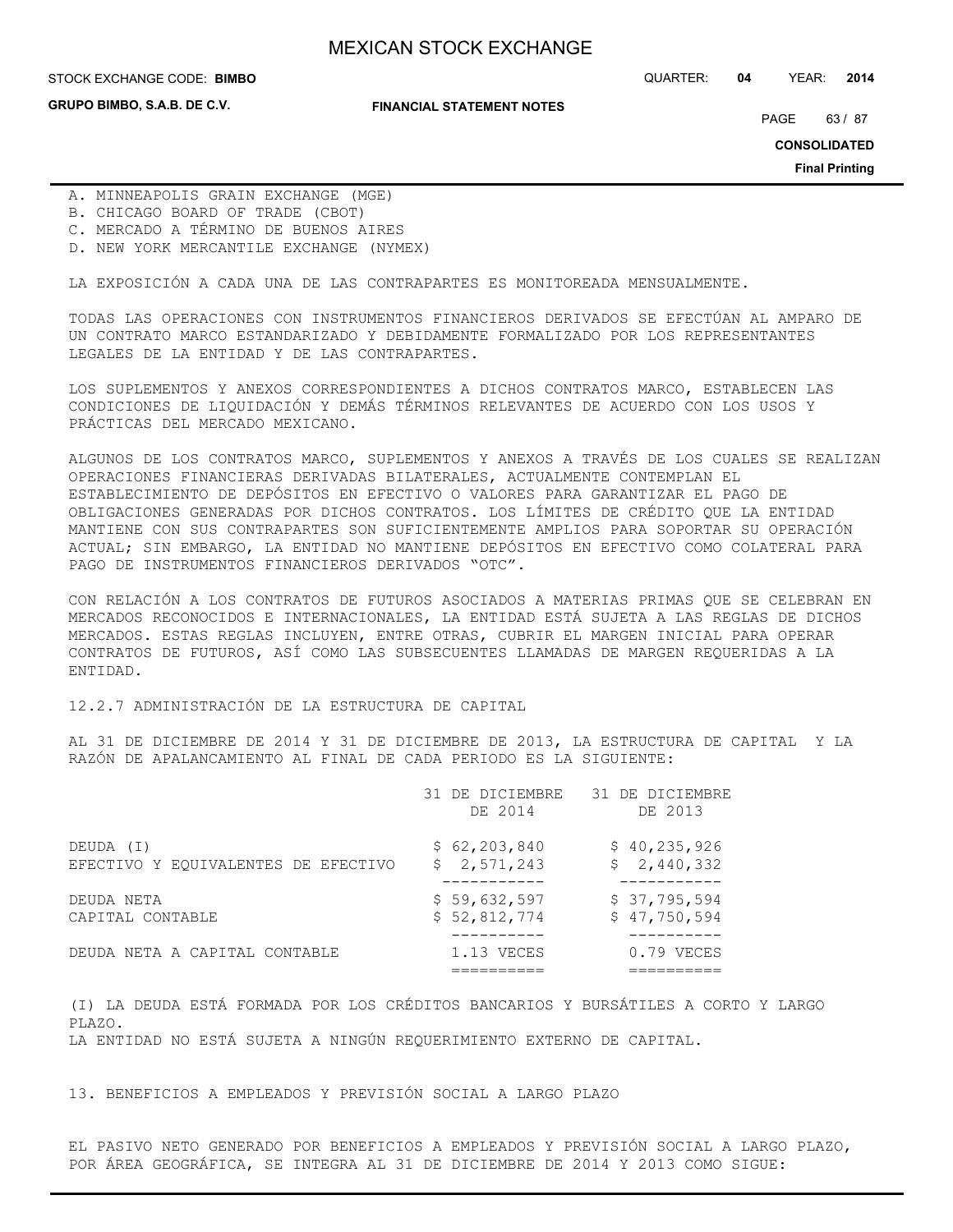A. MINNEAPOLIS GRAIN EXCHANGE (MGE)
B. CHICAGO BOARD OF TRADE (CBOT)
C. MERCADO A TÉRMINO DE BUENOS AIRES
D. NEW YORK MERCANTILE EXCHANGE (NYMEX)

LA EXPOSICIÓN A CADA UNA DE LAS CONTRAPARTES ES MONITOREADA MENSUALMENTE.

TODAS LAS OPERACIONES CON INSTRUMENTOS FINANCIEROS DERIVADOS SE EFECTÚAN AL AMPARO DE UN CONTRATO MARCO ESTANDARIZADO Y DEBIDAMENTE FORMALIZADO POR LOS REPRESENTANTES LEGALES DE LA ENTIDAD Y DE LAS CONTRAPARTES.

LOS SUPLEMENTOS Y ANEXOS CORRESPONDIENTES A DICHOS CONTRATOS MARCO, ESTABLECEN LAS CONDICIONES DE LIQUIDACIÓN Y DEMÁS TÉRMINOS RELEVANTES DE ACUERDO CON LOS USOS Y PRÁCTICAS DEL MERCADO MEXICANO.

ALGUNOS DE LOS CONTRATOS MARCO, SUPLEMENTOS Y ANEXOS A TRAVÉS DE LOS CUALES SE REALIZAN OPERACIONES FINANCIERAS DERIVADAS BILATERALES, ACTUALMENTE CONTEMPLAN EL ESTABLECIMIENTO DE DEPÓSITOS EN EFECTIVO O VALORES PARA GARANTIZAR EL PAGO DE OBLIGACIONES GENERADAS POR DICHOS CONTRATOS. LOS LÍMITES DE CRÉDITO QUE LA ENTIDAD MANTIENE CON SUS CONTRAPARTES SON SUFICIENTEMENTE AMPLIOS PARA SOPORTAR SU OPERACIÓN ACTUAL; SIN EMBARGO, LA ENTIDAD NO MANTIENE DEPÓSITOS EN EFECTIVO COMO COLATERAL PARA PAGO DE INSTRUMENTOS FINANCIEROS DERIVADOS "OTC".

CON RELACIÓN A LOS CONTRATOS DE FUTUROS ASOCIADOS A MATERIAS PRIMAS QUE SE CELEBRAN EN MERCADOS RECONOCIDOS E INTERNACIONALES, LA ENTIDAD ESTÁ SUJETA A LAS REGLAS DE DICHOS MERCADOS. ESTAS REGLAS INCLUYEN, ENTRE OTRAS, CUBRIR EL MARGEN INICIAL PARA OPERAR CONTRATOS DE FUTUROS, ASÍ COMO LAS SUBSECUENTES LLAMADAS DE MARGEN REQUERIDAS A LA ENTIDAD.

12.2.7 ADMINISTRACIÓN DE LA ESTRUCTURA DE CAPITAL

AL 31 DE DICIEMBRE DE 2014 Y 31 DE DICIEMBRE DE 2013, LA ESTRUCTURA DE CAPITAL Y LA RAZÓN DE APALANCAMIENTO AL FINAL DE CADA PERIODO ES LA SIGUIENTE:

| | 31 DE DICIEMBRE DE 2014 | 31 DE DICIEMBRE DE 2013 |
|---|---|---|
| DEUDA (I) | $ 62,203,840 | $ 40,235,926 |
| EFECTIVO Y EQUIVALENTES DE EFECTIVO | $ 2,571,243 | $ 2,440,332 |
| DEUDA NETA | $ 59,632,597 | $ 37,795,594 |
| CAPITAL CONTABLE | $ 52,812,774 | $ 47,750,594 |
| DEUDA NETA A CAPITAL CONTABLE | 1.13 VECES | 0.79 VECES |

(I) LA DEUDA ESTÁ FORMADA POR LOS CRÉDITOS BANCARIOS Y BURSÁTILES A CORTO Y LARGO PLAZO.
LA ENTIDAD NO ESTÁ SUJETA A NINGÚN REQUERIMIENTO EXTERNO DE CAPITAL.

## 13. BENEFICIOS A EMPLEADOS Y PREVISIÓN SOCIAL A LARGO PLAZO

EL PASIVO NETO GENERADO POR BENEFICIOS A EMPLEADOS Y PREVISIÓN SOCIAL A LARGO PLAZO, POR ÁREA GEOGRÁFICA, SE INTEGRA AL 31 DE DICIEMBRE DE 2014 Y 2013 COMO SIGUE: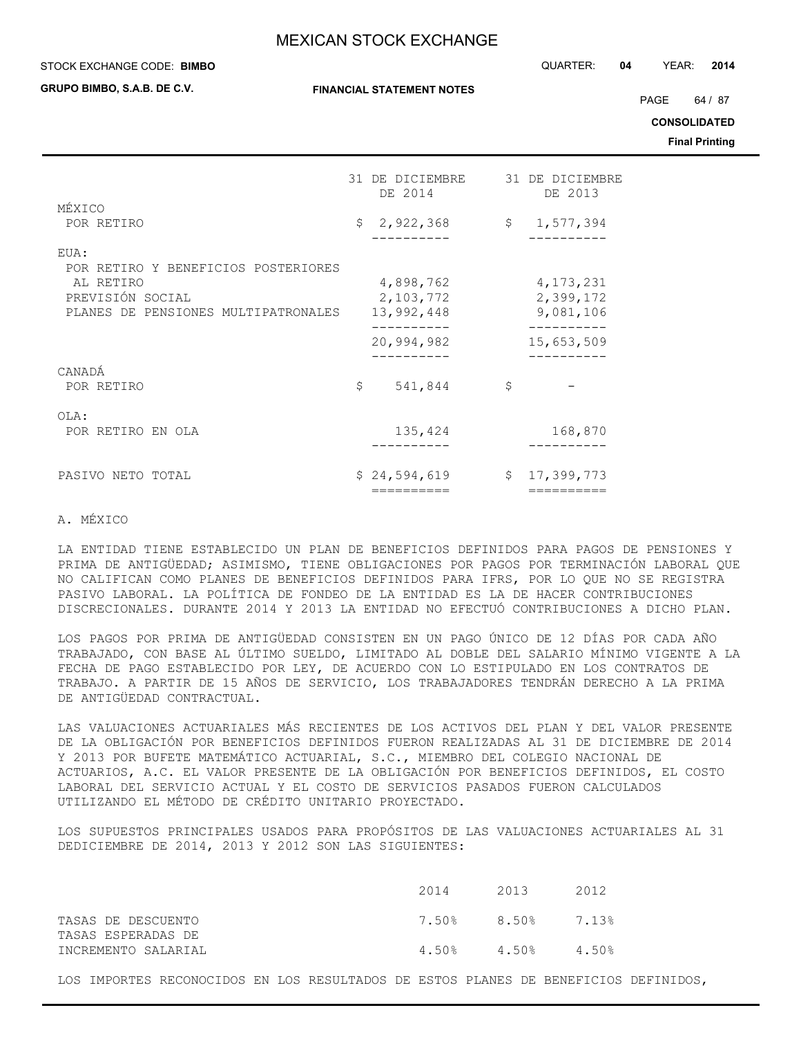| | 31 DE DICIEMBRE DE 2014 | 31 DE DICIEMBRE DE 2013 |
|---|---|---|
| MÉXICO | | |
| POR RETIRO | $ 2,922,368 | $ 1,577,394 |
| EUA: | | |
| POR RETIRO Y BENEFICIOS POSTERIORES AL RETIRO | 4,898,762 | 4,173,231 |
| PREVISIÓN SOCIAL | 2,103,772 | 2,399,172 |
| PLANES DE PENSIONES MULTIPATRONALES | 13,992,448 | 9,081,106 |
| | 20,994,982 | 15,653,509 |
| CANADÁ | | |
| POR RETIRO | $ 541,844 | $ - |
| OLA: | | |
| POR RETIRO EN OLA | 135,424 | 168,870 |
| PASIVO NETO TOTAL | $ 24,594,619 | $ 17,399,773 |

A. MÉXICO

LA ENTIDAD TIENE ESTABLECIDO UN PLAN DE BENEFICIOS DEFINIDOS PARA PAGOS DE PENSIONES Y PRIMA DE ANTIGÜEDAD; ASIMISMO, TIENE OBLIGACIONES POR PAGOS POR TERMINACIÓN LABORAL QUE NO CALIFICAN COMO PLANES DE BENEFICIOS DEFINIDOS PARA IFRS, POR LO QUE NO SE REGISTRA PASIVO LABORAL. LA POLÍTICA DE FONDEO DE LA ENTIDAD ES LA DE HACER CONTRIBUCIONES DISCRECIONALES. DURANTE 2014 Y 2013 LA ENTIDAD NO EFECTUÓ CONTRIBUCIONES A DICHO PLAN.

LOS PAGOS POR PRIMA DE ANTIGÜEDAD CONSISTEN EN UN PAGO ÚNICO DE 12 DÍAS POR CADA AÑO TRABAJADO, CON BASE AL ÚLTIMO SUELDO, LIMITADO AL DOBLE DEL SALARIO MÍNIMO VIGENTE A LA FECHA DE PAGO ESTABLECIDO POR LEY, DE ACUERDO CON LO ESTIPULADO EN LOS CONTRATOS DE TRABAJO. A PARTIR DE 15 AÑOS DE SERVICIO, LOS TRABAJADORES TENDRÁN DERECHO A LA PRIMA DE ANTIGÜEDAD CONTRACTUAL.

LAS VALUACIONES ACTUARIALES MÁS RECIENTES DE LOS ACTIVOS DEL PLAN Y DEL VALOR PRESENTE DE LA OBLIGACIÓN POR BENEFICIOS DEFINIDOS FUERON REALIZADAS AL 31 DE DICIEMBRE DE 2014 Y 2013 POR BUFETE MATEMÁTICO ACTUARIAL, S.C., MIEMBRO DEL COLEGIO NACIONAL DE ACTUARIOS, A.C. EL VALOR PRESENTE DE LA OBLIGACIÓN POR BENEFICIOS DEFINIDOS, EL COSTO LABORAL DEL SERVICIO ACTUAL Y EL COSTO DE SERVICIOS PASADOS FUERON CALCULADOS UTILIZANDO EL MÉTODO DE CRÉDITO UNITARIO PROYECTADO.

LOS SUPUESTOS PRINCIPALES USADOS PARA PROPÓSITOS DE LAS VALUACIONES ACTUARIALES AL 31 DEDICIEMBRE DE 2014, 2013 Y 2012 SON LAS SIGUIENTES:

| | 2014 | 2013 | 2012 |
|---|---|---|---|
| TASAS DE DESCUENTO | 7.50% | 8.50% | 7.13% |
| TASAS ESPERADAS DE INCREMENTO SALARIAL | 4.50% | 4.50% | 4.50% |

LOS IMPORTES RECONOCIDOS EN LOS RESULTADOS DE ESTOS PLANES DE BENEFICIOS DEFINIDOS,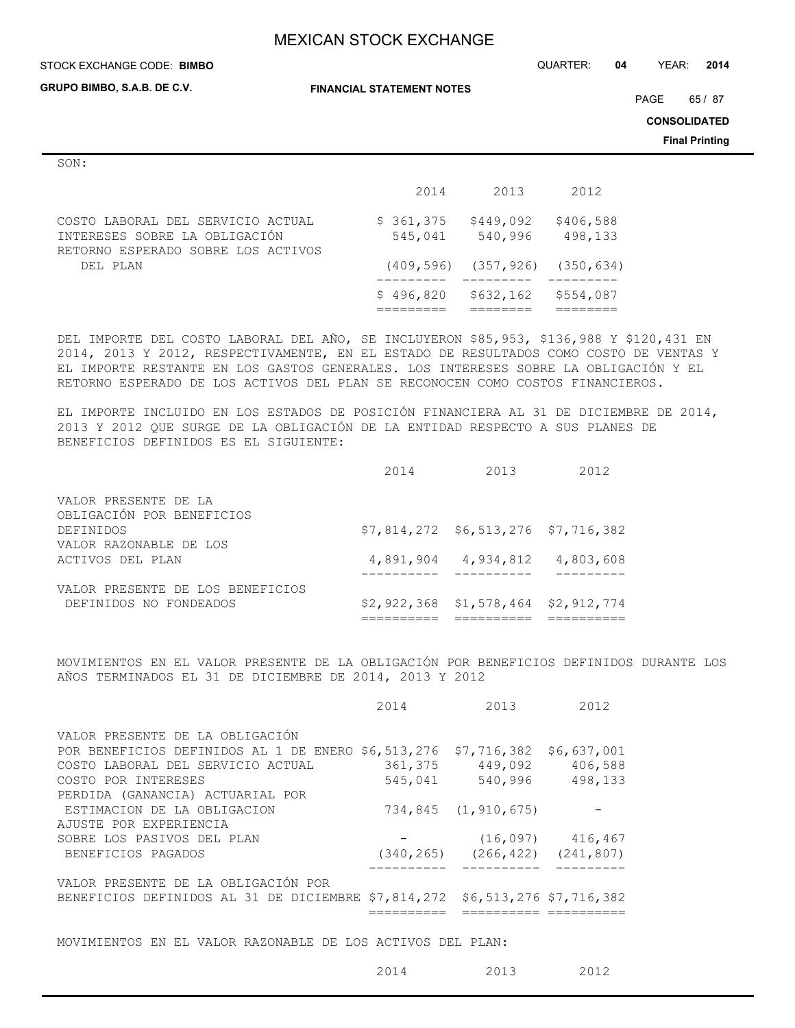SON:

| | 2014 | 2013 | 2012 |
|---|---|---|---|
| COSTO LABORAL DEL SERVICIO ACTUAL | $ 361,375 | $449,092 | $406,588 |
| INTERESES SOBRE LA OBLIGACIÓN | 545,041 | 540,996 | 498,133 |
| RETORNO ESPERADO SOBRE LOS ACTIVOS DEL PLAN | (409,596) | (357,926) | (350,634) |
| | $ 496,820 | $632,162 | $554,087 |

DEL IMPORTE DEL COSTO LABORAL DEL AÑO, SE INCLUYERON $85,953, $136,988 Y $120,431 EN 2014, 2013 Y 2012, RESPECTIVAMENTE, EN EL ESTADO DE RESULTADOS COMO COSTO DE VENTAS Y EL IMPORTE RESTANTE EN LOS GASTOS GENERALES. LOS INTERESES SOBRE LA OBLIGACIÓN Y EL RETORNO ESPERADO DE LOS ACTIVOS DEL PLAN SE RECONOCEN COMO COSTOS FINANCIEROS.

EL IMPORTE INCLUIDO EN LOS ESTADOS DE POSICIÓN FINANCIERA AL 31 DE DICIEMBRE DE 2014, 2013 Y 2012 QUE SURGE DE LA OBLIGACIÓN DE LA ENTIDAD RESPECTO A SUS PLANES DE BENEFICIOS DEFINIDOS ES EL SIGUIENTE:

| | 2014 | 2013 | 2012 |
|---|---|---|---|
| VALOR PRESENTE DE LA OBLIGACIÓN POR BENEFICIOS DEFINIDOS | $7,814,272 | $6,513,276 | $7,716,382 |
| VALOR RAZONABLE DE LOS ACTIVOS DEL PLAN | 4,891,904 | 4,934,812 | 4,803,608 |
| VALOR PRESENTE DE LOS BENEFICIOS DEFINIDOS NO FONDEADOS | $2,922,368 | $1,578,464 | $2,912,774 |

MOVIMIENTOS EN EL VALOR PRESENTE DE LA OBLIGACIÓN POR BENEFICIOS DEFINIDOS DURANTE LOS AÑOS TERMINADOS EL 31 DE DICIEMBRE DE 2014, 2013 Y 2012

| | 2014 | 2013 | 2012 |
|---|---|---|---|
| VALOR PRESENTE DE LA OBLIGACIÓN POR BENEFICIOS DEFINIDOS AL 1 DE ENERO | $6,513,276 | $7,716,382 | $6,637,001 |
| COSTO LABORAL DEL SERVICIO ACTUAL | 361,375 | 449,092 | 406,588 |
| COSTO POR INTERESES | 545,041 | 540,996 | 498,133 |
| PERDIDA (GANANCIA) ACTUARIAL POR ESTIMACION DE LA OBLIGACION | 734,845 | (1,910,675) | - |
| AJUSTE POR EXPERIENCIA SOBRE LOS PASIVOS DEL PLAN | - | (16,097) | 416,467 |
| BENEFICIOS PAGADOS | (340,265) | (266,422) | (241,807) |
| VALOR PRESENTE DE LA OBLIGACIÓN POR BENEFICIOS DEFINIDOS AL 31 DE DICIEMBRE | $7,814,272 | $6,513,276 | $7,716,382 |

MOVIMIENTOS EN EL VALOR RAZONABLE DE LOS ACTIVOS DEL PLAN:

| | 2014 | 2013 | 2012 |
|---|---|---|---|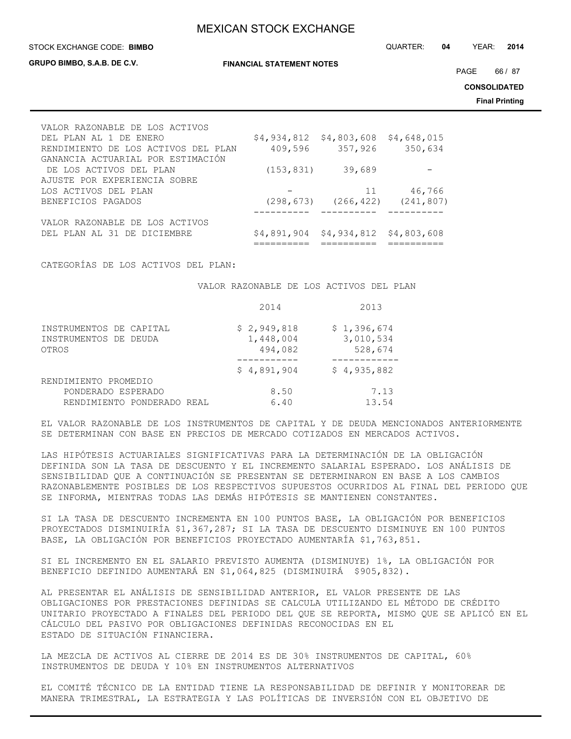| | | | |
|---|---|---|---|
| VALOR RAZONABLE DE LOS ACTIVOS DEL PLAN AL 1 DE ENERO | $4,934,812 | $4,803,608 | $4,648,015 |
| RENDIMIENTO DE LOS ACTIVOS DEL PLAN | 409,596 | 357,926 | 350,634 |
| GANANCIA ACTUARIAL POR ESTIMACIÓN DE LOS ACTIVOS DEL PLAN | (153,831) | 39,689 | - |
| AJUSTE POR EXPERIENCIA SOBRE LOS ACTIVOS DEL PLAN | - | 11 | 46,766 |
| BENEFICIOS PAGADOS | (298,673) | (266,422) | (241,807) |
| VALOR RAZONABLE DE LOS ACTIVOS DEL PLAN AL 31 DE DICIEMBRE | $4,891,904 | $4,934,812 | $4,803,608 |

CATEGORÍAS DE LOS ACTIVOS DEL PLAN:

| | VALOR RAZONABLE DE LOS ACTIVOS DEL PLAN | |
|---|---|---|
| | 2014 | 2013 |
| INSTRUMENTOS DE CAPITAL | $ 2,949,818 | $ 1,396,674 |
| INSTRUMENTOS DE DEUDA | 1,448,004 | 3,010,534 |
| OTROS | 494,082 | 528,674 |
| | $ 4,891,904 | $ 4,935,882 |
| RENDIMIENTO PROMEDIO PONDERADO ESPERADO | 8.50 | 7.13 |
| RENDIMIENTO PONDERADO REAL | 6.40 | 13.54 |

EL VALOR RAZONABLE DE LOS INSTRUMENTOS DE CAPITAL Y DE DEUDA MENCIONADOS ANTERIORMENTE SE DETERMINAN CON BASE EN PRECIOS DE MERCADO COTIZADOS EN MERCADOS ACTIVOS.

LAS HIPÓTESIS ACTUARIALES SIGNIFICATIVAS PARA LA DETERMINACIÓN DE LA OBLIGACIÓN DEFINIDA SON LA TASA DE DESCUENTO Y EL INCREMENTO SALARIAL ESPERADO. LOS ANÁLISIS DE SENSIBILIDAD QUE A CONTINUACIÓN SE PRESENTAN SE DETERMINARON EN BASE A LOS CAMBIOS RAZONABLEMENTE POSIBLES DE LOS RESPECTIVOS SUPUESTOS OCURRIDOS AL FINAL DEL PERIODO QUE SE INFORMA, MIENTRAS TODAS LAS DEMÁS HIPÓTESIS SE MANTIENEN CONSTANTES.

SI LA TASA DE DESCUENTO INCREMENTA EN 100 PUNTOS BASE, LA OBLIGACIÓN POR BENEFICIOS PROYECTADOS DISMINUIRÍA $1,367,287; SI LA TASA DE DESCUENTO DISMINUYE EN 100 PUNTOS BASE, LA OBLIGACIÓN POR BENEFICIOS PROYECTADO AUMENTARÍA $1,763,851.

SI EL INCREMENTO EN EL SALARIO PREVISTO AUMENTA (DISMINUYE) 1%, LA OBLIGACIÓN POR BENEFICIO DEFINIDO AUMENTARÁ EN $1,064,825 (DISMINUIRÁ $905,832).

AL PRESENTAR EL ANÁLISIS DE SENSIBILIDAD ANTERIOR, EL VALOR PRESENTE DE LAS OBLIGACIONES POR PRESTACIONES DEFINIDAS SE CALCULA UTILIZANDO EL MÉTODO DE CRÉDITO UNITARIO PROYECTADO A FINALES DEL PERIODO DEL QUE SE REPORTA, MISMO QUE SE APLICÓ EN EL CÁLCULO DEL PASIVO POR OBLIGACIONES DEFINIDAS RECONOCIDAS EN EL ESTADO DE SITUACIÓN FINANCIERA.

LA MEZCLA DE ACTIVOS AL CIERRE DE 2014 ES DE 30% INSTRUMENTOS DE CAPITAL, 60% INSTRUMENTOS DE DEUDA Y 10% EN INSTRUMENTOS ALTERNATIVOS

EL COMITÉ TÉCNICO DE LA ENTIDAD TIENE LA RESPONSABILIDAD DE DEFINIR Y MONITOREAR DE MANERA TRIMESTRAL, LA ESTRATEGIA Y LAS POLÍTICAS DE INVERSIÓN CON EL OBJETIVO DE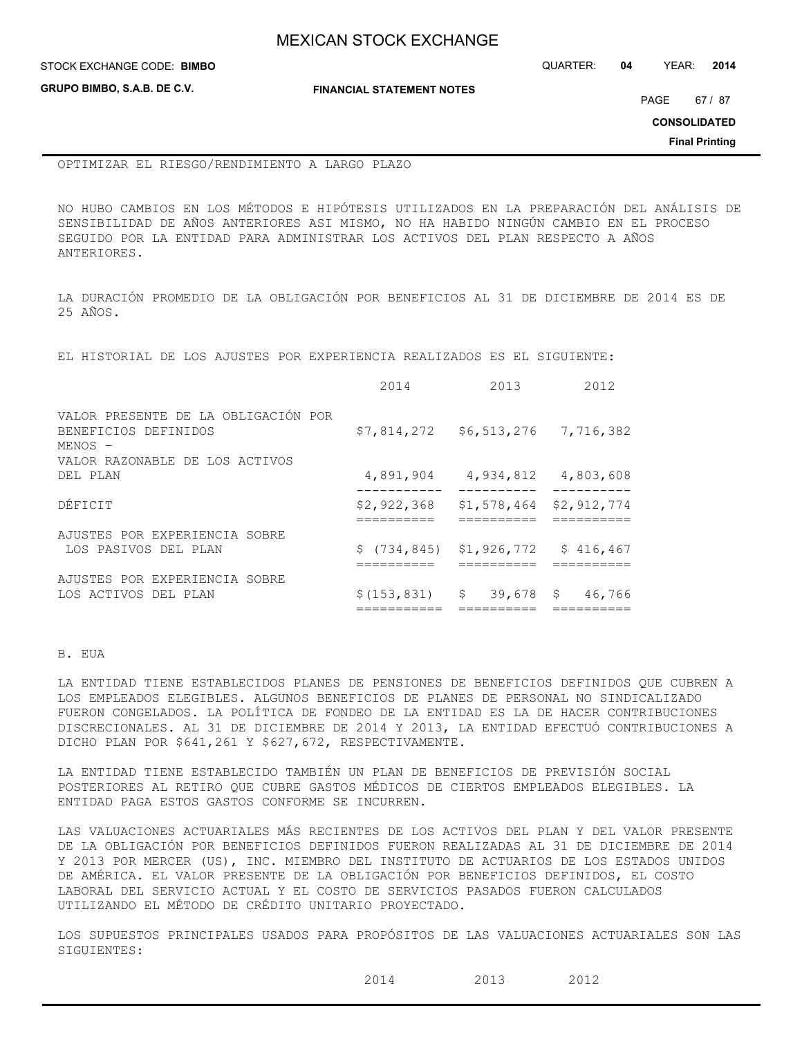OPTIMIZAR EL RIESGO/RENDIMIENTO A LARGO PLAZO

NO HUBO CAMBIOS EN LOS MÉTODOS E HIPÓTESIS UTILIZADOS EN LA PREPARACIÓN DEL ANÁLISIS DE SENSIBILIDAD DE AÑOS ANTERIORES ASI MISMO, NO HA HABIDO NINGÚN CAMBIO EN EL PROCESO SEGUIDO POR LA ENTIDAD PARA ADMINISTRAR LOS ACTIVOS DEL PLAN RESPECTO A AÑOS ANTERIORES.

LA DURACIÓN PROMEDIO DE LA OBLIGACIÓN POR BENEFICIOS AL 31 DE DICIEMBRE DE 2014 ES DE 25 AÑOS.

EL HISTORIAL DE LOS AJUSTES POR EXPERIENCIA REALIZADOS ES EL SIGUIENTE:

| | 2014 | 2013 | 2012 |
|---|---|---|---|
| VALOR PRESENTE DE LA OBLIGACIÓN POR BENEFICIOS DEFINIDOS | $7,814,272 | $6,513,276 | 7,716,382 |
| MENOS - VALOR RAZONABLE DE LOS ACTIVOS DEL PLAN | 4,891,904 | 4,934,812 | 4,803,608 |
| DÉFICIT | $2,922,368 | $1,578,464 | $2,912,774 |
| AJUSTES POR EXPERIENCIA SOBRE LOS PASIVOS DEL PLAN | $ (734,845) | $1,926,772 | $ 416,467 |
| AJUSTES POR EXPERIENCIA SOBRE LOS ACTIVOS DEL PLAN | $(153,831) | $ 39,678 | $ 46,766 |

B. EUA

LA ENTIDAD TIENE ESTABLECIDOS PLANES DE PENSIONES DE BENEFICIOS DEFINIDOS QUE CUBREN A LOS EMPLEADOS ELEGIBLES. ALGUNOS BENEFICIOS DE PLANES DE PERSONAL NO SINDICALIZADO FUERON CONGELADOS. LA POLÍTICA DE FONDEO DE LA ENTIDAD ES LA DE HACER CONTRIBUCIONES DISCRECIONALES. AL 31 DE DICIEMBRE DE 2014 Y 2013, LA ENTIDAD EFECTUÓ CONTRIBUCIONES A DICHO PLAN POR $641,261 Y $627,672, RESPECTIVAMENTE.

LA ENTIDAD TIENE ESTABLECIDO TAMBIÉN UN PLAN DE BENEFICIOS DE PREVISIÓN SOCIAL POSTERIORES AL RETIRO QUE CUBRE GASTOS MÉDICOS DE CIERTOS EMPLEADOS ELEGIBLES. LA ENTIDAD PAGA ESTOS GASTOS CONFORME SE INCURREN.

LAS VALUACIONES ACTUARIALES MÁS RECIENTES DE LOS ACTIVOS DEL PLAN Y DEL VALOR PRESENTE DE LA OBLIGACIÓN POR BENEFICIOS DEFINIDOS FUERON REALIZADAS AL 31 DE DICIEMBRE DE 2014 Y 2013 POR MERCER (US), INC. MIEMBRO DEL INSTITUTO DE ACTUARIOS DE LOS ESTADOS UNIDOS DE AMÉRICA. EL VALOR PRESENTE DE LA OBLIGACIÓN POR BENEFICIOS DEFINIDOS, EL COSTO LABORAL DEL SERVICIO ACTUAL Y EL COSTO DE SERVICIOS PASADOS FUERON CALCULADOS UTILIZANDO EL MÉTODO DE CRÉDITO UNITARIO PROYECTADO.

LOS SUPUESTOS PRINCIPALES USADOS PARA PROPÓSITOS DE LAS VALUACIONES ACTUARIALES SON LAS SIGUIENTES:

| | 2014 | 2013 | 2012 |
|---|---|---|---|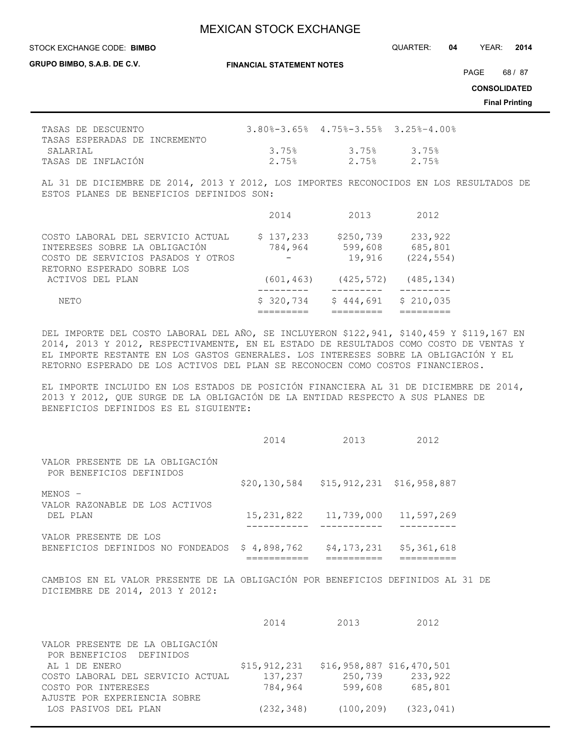| | | | |
|---|---|---|---|
| TASAS DE DESCUENTO | 3.80%-3.65% | 4.75%-3.55% | 3.25%-4.00% |
| TASAS ESPERADAS DE INCREMENTO SALARIAL | 3.75% | 3.75% | 3.75% |
| TASAS DE INFLACIÓN | 2.75% | 2.75% | 2.75% |

AL 31 DE DICIEMBRE DE 2014, 2013 Y 2012, LOS IMPORTES RECONOCIDOS EN LOS RESULTADOS DE ESTOS PLANES DE BENEFICIOS DEFINIDOS SON:

| | 2014 | 2013 | 2012 |
|---|---|---|---|
| COSTO LABORAL DEL SERVICIO ACTUAL | $ 137,233 | $250,739 | 233,922 |
| INTERESES SOBRE LA OBLIGACIÓN | 784,964 | 599,608 | 685,801 |
| COSTO DE SERVICIOS PASADOS Y OTROS | - | 19,916 | (224,554) |
| RETORNO ESPERADO SOBRE LOS ACTIVOS DEL PLAN | (601,463) | (425,572) | (485,134) |
| NETO | $ 320,734 | $ 444,691 | $ 210,035 |

DEL IMPORTE DEL COSTO LABORAL DEL AÑO, SE INCLUYERON $122,941, $140,459 Y $119,167 EN 2014, 2013 Y 2012, RESPECTIVAMENTE, EN EL ESTADO DE RESULTADOS COMO COSTO DE VENTAS Y EL IMPORTE RESTANTE EN LOS GASTOS GENERALES. LOS INTERESES SOBRE LA OBLIGACIÓN Y EL RETORNO ESPERADO DE LOS ACTIVOS DEL PLAN SE RECONOCEN COMO COSTOS FINANCIEROS.

EL IMPORTE INCLUIDO EN LOS ESTADOS DE POSICIÓN FINANCIERA AL 31 DE DICIEMBRE DE 2014, 2013 Y 2012, QUE SURGE DE LA OBLIGACIÓN DE LA ENTIDAD RESPECTO A SUS PLANES DE BENEFICIOS DEFINIDOS ES EL SIGUIENTE:

| | 2014 | 2013 | 2012 |
|---|---|---|---|
| VALOR PRESENTE DE LA OBLIGACIÓN POR BENEFICIOS DEFINIDOS | $20,130,584 | $15,912,231 | $16,958,887 |
| MENOS - | | | |
| VALOR RAZONABLE DE LOS ACTIVOS DEL PLAN | 15,231,822 | 11,739,000 | 11,597,269 |
| VALOR PRESENTE DE LOS BENEFICIOS DEFINIDOS NO FONDEADOS | $ 4,898,762 | $4,173,231 | $5,361,618 |

CAMBIOS EN EL VALOR PRESENTE DE LA OBLIGACIÓN POR BENEFICIOS DEFINIDOS AL 31 DE DICIEMBRE DE 2014, 2013 Y 2012:

| | 2014 | 2013 | 2012 |
|---|---|---|---|
| VALOR PRESENTE DE LA OBLIGACIÓN POR BENEFICIOS DEFINIDOS AL 1 DE ENERO | $15,912,231 | $16,958,887 | $16,470,501 |
| COSTO LABORAL DEL SERVICIO ACTUAL | 137,237 | 250,739 | 233,922 |
| COSTO POR INTERESES | 784,964 | 599,608 | 685,801 |
| AJUSTE POR EXPERIENCIA SOBRE LOS PASIVOS DEL PLAN | (232,348) | (100,209) | (323,041) |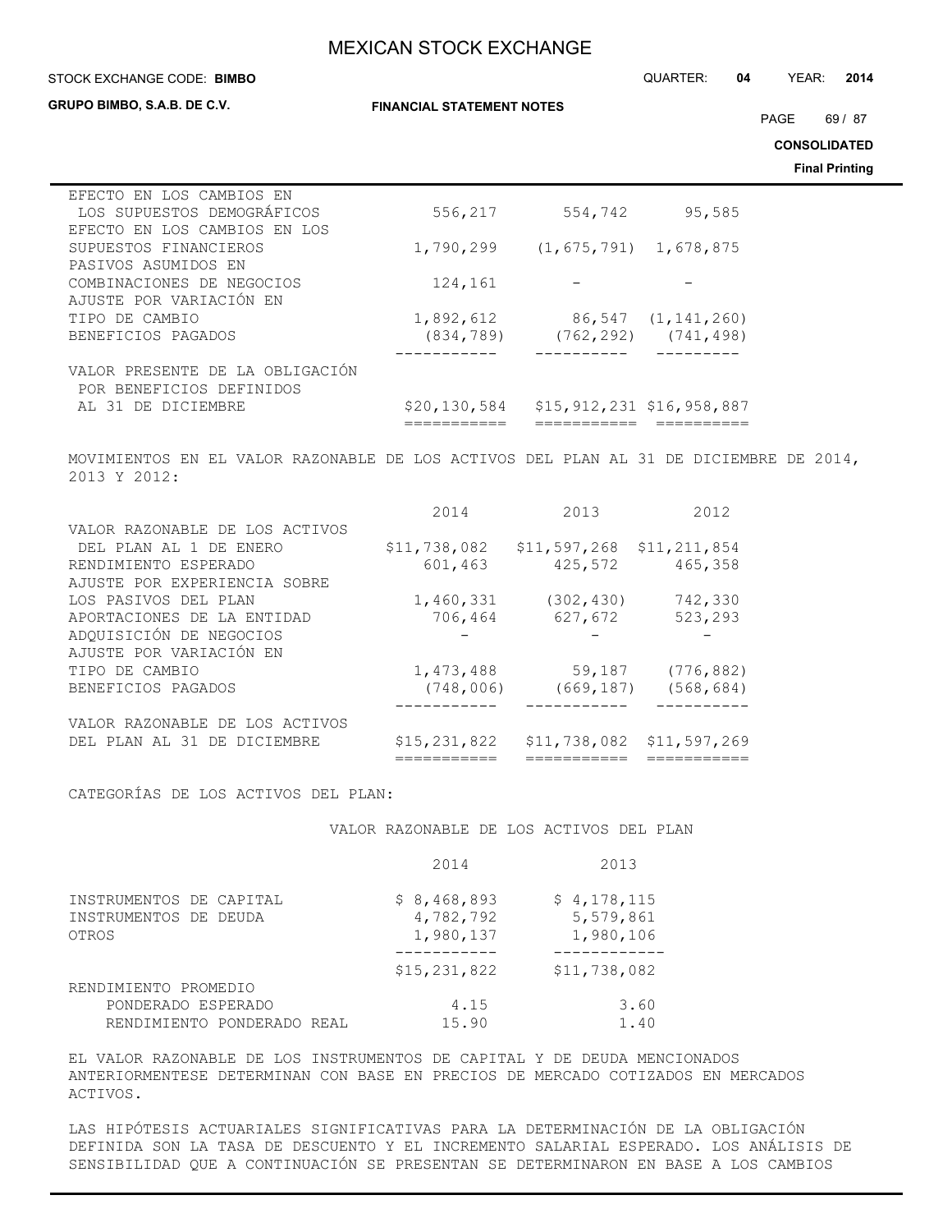| | | | |
|---|---|---|---|
| EFECTO EN LOS CAMBIOS EN LOS SUPUESTOS DEMOGRÁFICOS | 556,217 | 554,742 | 95,585 |
| EFECTO EN LOS CAMBIOS EN LOS SUPUESTOS FINANCIEROS | 1,790,299 | (1,675,791) | 1,678,875 |
| PASIVOS ASUMIDOS EN COMBINACIONES DE NEGOCIOS | 124,161 | - | - |
| AJUSTE POR VARIACIÓN EN TIPO DE CAMBIO | 1,892,612 | 86,547 | (1,141,260) |
| BENEFICIOS PAGADOS | (834,789) | (762,292) | (741,498) |
| VALOR PRESENTE DE LA OBLIGACIÓN POR BENEFICIOS DEFINIDOS AL 31 DE DICIEMBRE | $20,130,584 | $15,912,231 | $16,958,887 |

MOVIMIENTOS EN EL VALOR RAZONABLE DE LOS ACTIVOS DEL PLAN AL 31 DE DICIEMBRE DE 2014, 2013 Y 2012:

| | 2014 | 2013 | 2012 |
|---|---|---|---|
| VALOR RAZONABLE DE LOS ACTIVOS DEL PLAN AL 1 DE ENERO | $11,738,082 | $11,597,268 | $11,211,854 |
| RENDIMIENTO ESPERADO | 601,463 | 425,572 | 465,358 |
| AJUSTE POR EXPERIENCIA SOBRE LOS PASIVOS DEL PLAN | 1,460,331 | (302,430) | 742,330 |
| APORTACIONES DE LA ENTIDAD | 706,464 | 627,672 | 523,293 |
| ADQUISICIÓN DE NEGOCIOS | - | - | - |
| AJUSTE POR VARIACIÓN EN TIPO DE CAMBIO | 1,473,488 | 59,187 | (776,882) |
| BENEFICIOS PAGADOS | (748,006) | (669,187) | (568,684) |
| VALOR RAZONABLE DE LOS ACTIVOS DEL PLAN AL 31 DE DICIEMBRE | $15,231,822 | $11,738,082 | $11,597,269 |

CATEGORÍAS DE LOS ACTIVOS DEL PLAN:

| | VALOR RAZONABLE DE LOS ACTIVOS DEL PLAN | |
|---|---|---|
| | 2014 | 2013 |
| INSTRUMENTOS DE CAPITAL | $ 8,468,893 | $ 4,178,115 |
| INSTRUMENTOS DE DEUDA | 4,782,792 | 5,579,861 |
| OTROS | 1,980,137 | 1,980,106 |
| | $15,231,822 | $11,738,082 |
| RENDIMIENTO PROMEDIO PONDERADO ESPERADO | 4.15 | 3.60 |
| RENDIMIENTO PONDERADO REAL | 15.90 | 1.40 |

EL VALOR RAZONABLE DE LOS INSTRUMENTOS DE CAPITAL Y DE DEUDA MENCIONADOS ANTERIORMENTESE DETERMINAN CON BASE EN PRECIOS DE MERCADO COTIZADOS EN MERCADOS ACTIVOS.

LAS HIPÓTESIS ACTUARIALES SIGNIFICATIVAS PARA LA DETERMINACIÓN DE LA OBLIGACIÓN DEFINIDA SON LA TASA DE DESCUENTO Y EL INCREMENTO SALARIAL ESPERADO. LOS ANÁLISIS DE SENSIBILIDAD QUE A CONTINUACIÓN SE PRESENTAN SE DETERMINARON EN BASE A LOS CAMBIOS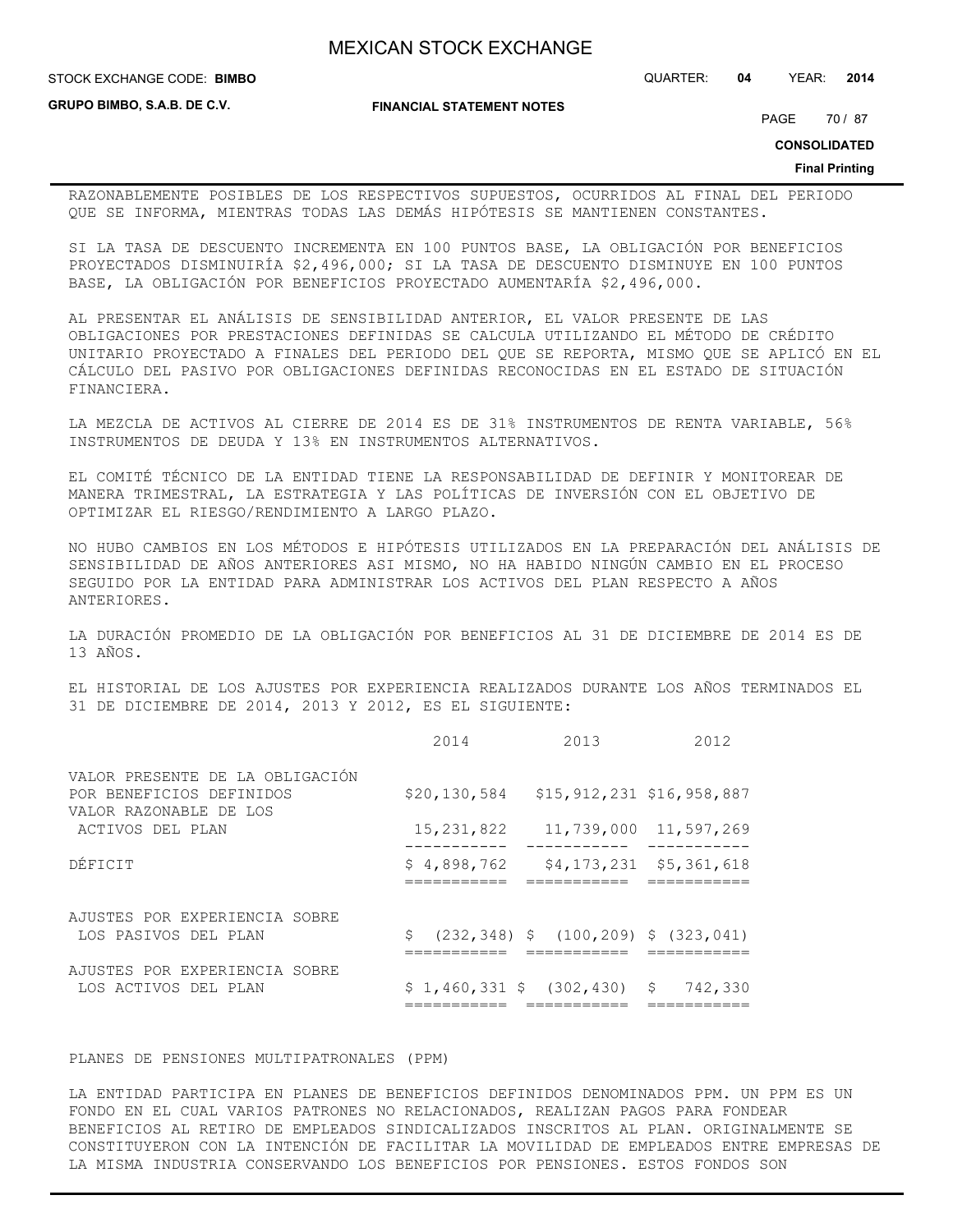RAZONABLEMENTE POSIBLES DE LOS RESPECTIVOS SUPUESTOS, OCURRIDOS AL FINAL DEL PERIODO QUE SE INFORMA, MIENTRAS TODAS LAS DEMÁS HIPÓTESIS SE MANTIENEN CONSTANTES.

SI LA TASA DE DESCUENTO INCREMENTA EN 100 PUNTOS BASE, LA OBLIGACIÓN POR BENEFICIOS PROYECTADOS DISMINUIRÍA $2,496,000; SI LA TASA DE DESCUENTO DISMINUYE EN 100 PUNTOS BASE, LA OBLIGACIÓN POR BENEFICIOS PROYECTADO AUMENTARÍA $2,496,000.

AL PRESENTAR EL ANÁLISIS DE SENSIBILIDAD ANTERIOR, EL VALOR PRESENTE DE LAS OBLIGACIONES POR PRESTACIONES DEFINIDAS SE CALCULA UTILIZANDO EL MÉTODO DE CRÉDITO UNITARIO PROYECTADO A FINALES DEL PERIODO DEL QUE SE REPORTA, MISMO QUE SE APLICÓ EN EL CÁLCULO DEL PASIVO POR OBLIGACIONES DEFINIDAS RECONOCIDAS EN EL ESTADO DE SITUACIÓN FINANCIERA.

LA MEZCLA DE ACTIVOS AL CIERRE DE 2014 ES DE 31% INSTRUMENTOS DE RENTA VARIABLE, 56% INSTRUMENTOS DE DEUDA Y 13% EN INSTRUMENTOS ALTERNATIVOS.

EL COMITÉ TÉCNICO DE LA ENTIDAD TIENE LA RESPONSABILIDAD DE DEFINIR Y MONITOREAR DE MANERA TRIMESTRAL, LA ESTRATEGIA Y LAS POLÍTICAS DE INVERSIÓN CON EL OBJETIVO DE OPTIMIZAR EL RIESGO/RENDIMIENTO A LARGO PLAZO.

NO HUBO CAMBIOS EN LOS MÉTODOS E HIPÓTESIS UTILIZADOS EN LA PREPARACIÓN DEL ANÁLISIS DE SENSIBILIDAD DE AÑOS ANTERIORES ASI MISMO, NO HA HABIDO NINGÚN CAMBIO EN EL PROCESO SEGUIDO POR LA ENTIDAD PARA ADMINISTRAR LOS ACTIVOS DEL PLAN RESPECTO A AÑOS ANTERIORES.

LA DURACIÓN PROMEDIO DE LA OBLIGACIÓN POR BENEFICIOS AL 31 DE DICIEMBRE DE 2014 ES DE 13 AÑOS.

EL HISTORIAL DE LOS AJUSTES POR EXPERIENCIA REALIZADOS DURANTE LOS AÑOS TERMINADOS EL 31 DE DICIEMBRE DE 2014, 2013 Y 2012, ES EL SIGUIENTE:

| | 2014 | 2013 | 2012 |
|---|---|---|---|
| VALOR PRESENTE DE LA OBLIGACIÓN POR BENEFICIOS DEFINIDOS | $20,130,584 | $15,912,231 | $16,958,887 |
| VALOR RAZONABLE DE LOS ACTIVOS DEL PLAN | 15,231,822 | 11,739,000 | 11,597,269 |
| DÉFICIT | $ 4,898,762 | $4,173,231 | $5,361,618 |
| AJUSTES POR EXPERIENCIA SOBRE LOS PASIVOS DEL PLAN | $ (232,348) | $ (100,209) | $ (323,041) |
| AJUSTES POR EXPERIENCIA SOBRE LOS ACTIVOS DEL PLAN | $ 1,460,331 | $ (302,430) | $ 742,330 |

PLANES DE PENSIONES MULTIPATRONALES (PPM)

LA ENTIDAD PARTICIPA EN PLANES DE BENEFICIOS DEFINIDOS DENOMINADOS PPM. UN PPM ES UN FONDO EN EL CUAL VARIOS PATRONES NO RELACIONADOS, REALIZAN PAGOS PARA FONDEAR BENEFICIOS AL RETIRO DE EMPLEADOS SINDICALIZADOS INSCRITOS AL PLAN. ORIGINALMENTE SE CONSTITUYERON CON LA INTENCIÓN DE FACILITAR LA MOVILIDAD DE EMPLEADOS ENTRE EMPRESAS DE LA MISMA INDUSTRIA CONSERVANDO LOS BENEFICIOS POR PENSIONES. ESTOS FONDOS SON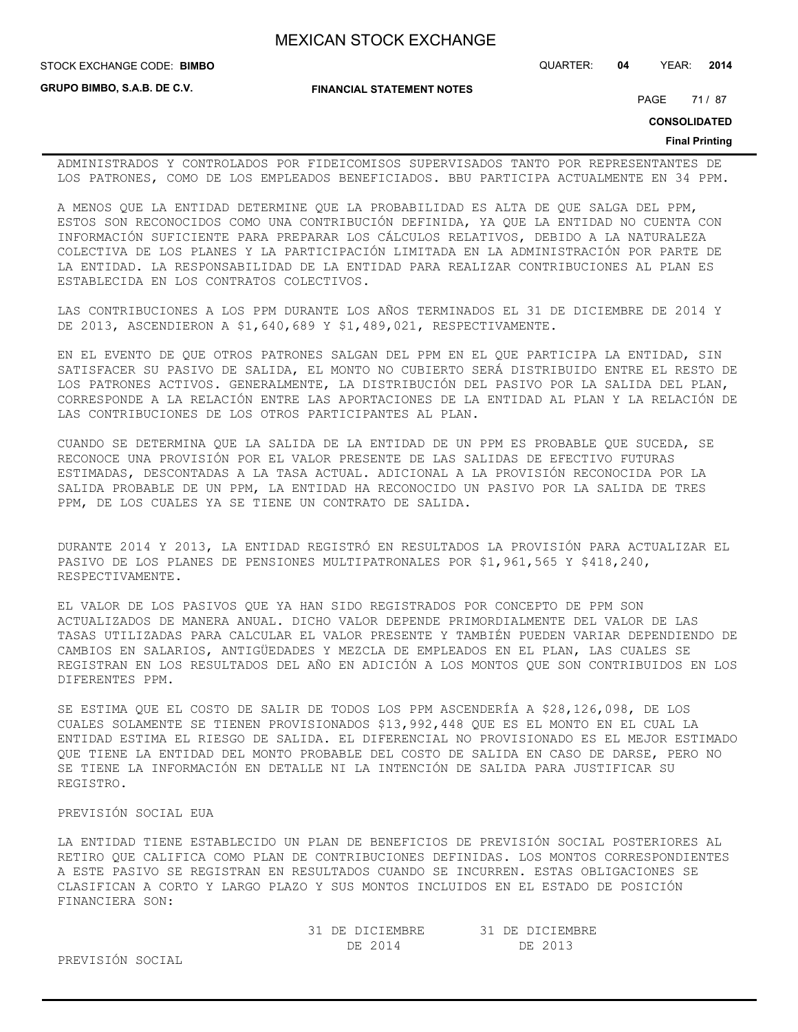ADMINISTRADOS Y CONTROLADOS POR FIDEICOMISOS SUPERVISADOS TANTO POR REPRESENTANTES DE LOS PATRONES, COMO DE LOS EMPLEADOS BENEFICIADOS. BBU PARTICIPA ACTUALMENTE EN 34 PPM.

A MENOS QUE LA ENTIDAD DETERMINE QUE LA PROBABILIDAD ES ALTA DE QUE SALGA DEL PPM, ESTOS SON RECONOCIDOS COMO UNA CONTRIBUCIÓN DEFINIDA, YA QUE LA ENTIDAD NO CUENTA CON INFORMACIÓN SUFICIENTE PARA PREPARAR LOS CÁLCULOS RELATIVOS, DEBIDO A LA NATURALEZA COLECTIVA DE LOS PLANES Y LA PARTICIPACIÓN LIMITADA EN LA ADMINISTRACIÓN POR PARTE DE LA ENTIDAD. LA RESPONSABILIDAD DE LA ENTIDAD PARA REALIZAR CONTRIBUCIONES AL PLAN ES ESTABLECIDA EN LOS CONTRATOS COLECTIVOS.

LAS CONTRIBUCIONES A LOS PPM DURANTE LOS AÑOS TERMINADOS EL 31 DE DICIEMBRE DE 2014 Y DE 2013, ASCENDIERON A $1,640,689 Y $1,489,021, RESPECTIVAMENTE.

EN EL EVENTO DE QUE OTROS PATRONES SALGAN DEL PPM EN EL QUE PARTICIPA LA ENTIDAD, SIN SATISFACER SU PASIVO DE SALIDA, EL MONTO NO CUBIERTO SERÁ DISTRIBUIDO ENTRE EL RESTO DE LOS PATRONES ACTIVOS. GENERALMENTE, LA DISTRIBUCIÓN DEL PASIVO POR LA SALIDA DEL PLAN, CORRESPONDE A LA RELACIÓN ENTRE LAS APORTACIONES DE LA ENTIDAD AL PLAN Y LA RELACIÓN DE LAS CONTRIBUCIONES DE LOS OTROS PARTICIPANTES AL PLAN.

CUANDO SE DETERMINA QUE LA SALIDA DE LA ENTIDAD DE UN PPM ES PROBABLE QUE SUCEDA, SE RECONOCE UNA PROVISIÓN POR EL VALOR PRESENTE DE LAS SALIDAS DE EFECTIVO FUTURAS ESTIMADAS, DESCONTADAS A LA TASA ACTUAL. ADICIONAL A LA PROVISIÓN RECONOCIDA POR LA SALIDA PROBABLE DE UN PPM, LA ENTIDAD HA RECONOCIDO UN PASIVO POR LA SALIDA DE TRES PPM, DE LOS CUALES YA SE TIENE UN CONTRATO DE SALIDA.

DURANTE 2014 Y 2013, LA ENTIDAD REGISTRÓ EN RESULTADOS LA PROVISIÓN PARA ACTUALIZAR EL PASIVO DE LOS PLANES DE PENSIONES MULTIPATRONALES POR $1,961,565 Y $418,240, RESPECTIVAMENTE.

EL VALOR DE LOS PASIVOS QUE YA HAN SIDO REGISTRADOS POR CONCEPTO DE PPM SON ACTUALIZADOS DE MANERA ANUAL. DICHO VALOR DEPENDE PRIMORDIALMENTE DEL VALOR DE LAS TASAS UTILIZADAS PARA CALCULAR EL VALOR PRESENTE Y TAMBIÉN PUEDEN VARIAR DEPENDIENDO DE CAMBIOS EN SALARIOS, ANTIGÜEDADES Y MEZCLA DE EMPLEADOS EN EL PLAN, LAS CUALES SE REGISTRAN EN LOS RESULTADOS DEL AÑO EN ADICIÓN A LOS MONTOS QUE SON CONTRIBUIDOS EN LOS DIFERENTES PPM.

SE ESTIMA QUE EL COSTO DE SALIR DE TODOS LOS PPM ASCENDERÍA A $28,126,098, DE LOS CUALES SOLAMENTE SE TIENEN PROVISIONADOS $13,992,448 QUE ES EL MONTO EN EL CUAL LA ENTIDAD ESTIMA EL RIESGO DE SALIDA. EL DIFERENCIAL NO PROVISIONADO ES EL MEJOR ESTIMADO QUE TIENE LA ENTIDAD DEL MONTO PROBABLE DEL COSTO DE SALIDA EN CASO DE DARSE, PERO NO SE TIENE LA INFORMACIÓN EN DETALLE NI LA INTENCIÓN DE SALIDA PARA JUSTIFICAR SU REGISTRO.

PREVISIÓN SOCIAL EUA

LA ENTIDAD TIENE ESTABLECIDO UN PLAN DE BENEFICIOS DE PREVISIÓN SOCIAL POSTERIORES AL RETIRO QUE CALIFICA COMO PLAN DE CONTRIBUCIONES DEFINIDAS. LOS MONTOS CORRESPONDIENTES A ESTE PASIVO SE REGISTRAN EN RESULTADOS CUANDO SE INCURREN. ESTAS OBLIGACIONES SE CLASIFICAN A CORTO Y LARGO PLAZO Y SUS MONTOS INCLUIDOS EN EL ESTADO DE POSICIÓN FINANCIERA SON:

| | 31 DE DICIEMBRE DE 2014 | 31 DE DICIEMBRE DE 2013 |
|---|---|---|
| PREVISIÓN SOCIAL | | |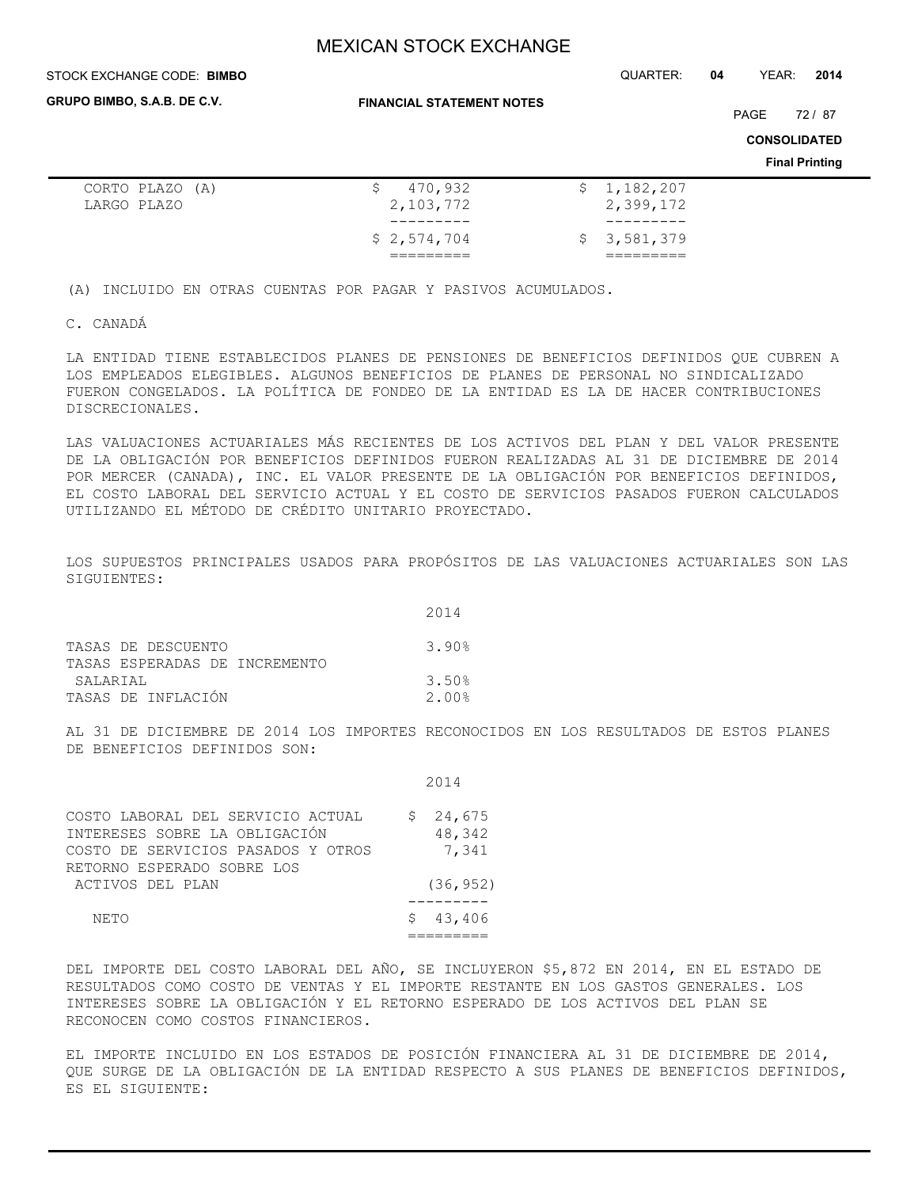| | | |
|---|---|---|
| CORTO PLAZO (A) | $ 470,932 | $ 1,182,207 |
| LARGO PLAZO | 2,103,772 | 2,399,172 |
| | $ 2,574,704 | $ 3,581,379 |

(A) INCLUIDO EN OTRAS CUENTAS POR PAGAR Y PASIVOS ACUMULADOS.

C. CANADÁ

LA ENTIDAD TIENE ESTABLECIDOS PLANES DE PENSIONES DE BENEFICIOS DEFINIDOS QUE CUBREN A LOS EMPLEADOS ELEGIBLES. ALGUNOS BENEFICIOS DE PLANES DE PERSONAL NO SINDICALIZADO FUERON CONGELADOS. LA POLÍTICA DE FONDEO DE LA ENTIDAD ES LA DE HACER CONTRIBUCIONES DISCRECIONALES.

LAS VALUACIONES ACTUARIALES MÁS RECIENTES DE LOS ACTIVOS DEL PLAN Y DEL VALOR PRESENTE DE LA OBLIGACIÓN POR BENEFICIOS DEFINIDOS FUERON REALIZADAS AL 31 DE DICIEMBRE DE 2014 POR MERCER (CANADA), INC. EL VALOR PRESENTE DE LA OBLIGACIÓN POR BENEFICIOS DEFINIDOS, EL COSTO LABORAL DEL SERVICIO ACTUAL Y EL COSTO DE SERVICIOS PASADOS FUERON CALCULADOS UTILIZANDO EL MÉTODO DE CRÉDITO UNITARIO PROYECTADO.

LOS SUPUESTOS PRINCIPALES USADOS PARA PROPÓSITOS DE LAS VALUACIONES ACTUARIALES SON LAS SIGUIENTES:

| | 2014 |
|---|---|
| TASAS DE DESCUENTO | 3.90% |
| TASAS ESPERADAS DE INCREMENTO SALARIAL | 3.50% |
| TASAS DE INFLACIÓN | 2.00% |

AL 31 DE DICIEMBRE DE 2014 LOS IMPORTES RECONOCIDOS EN LOS RESULTADOS DE ESTOS PLANES DE BENEFICIOS DEFINIDOS SON:

| | 2014 |
|---|---|
| COSTO LABORAL DEL SERVICIO ACTUAL | $ 24,675 |
| INTERESES SOBRE LA OBLIGACIÓN | 48,342 |
| COSTO DE SERVICIOS PASADOS Y OTROS | 7,341 |
| RETORNO ESPERADO SOBRE LOS ACTIVOS DEL PLAN | (36,952) |
| NETO | $ 43,406 |

DEL IMPORTE DEL COSTO LABORAL DEL AÑO, SE INCLUYERON $5,872 EN 2014, EN EL ESTADO DE RESULTADOS COMO COSTO DE VENTAS Y EL IMPORTE RESTANTE EN LOS GASTOS GENERALES. LOS INTERESES SOBRE LA OBLIGACIÓN Y EL RETORNO ESPERADO DE LOS ACTIVOS DEL PLAN SE RECONOCEN COMO COSTOS FINANCIEROS.

EL IMPORTE INCLUIDO EN LOS ESTADOS DE POSICIÓN FINANCIERA AL 31 DE DICIEMBRE DE 2014, QUE SURGE DE LA OBLIGACIÓN DE LA ENTIDAD RESPECTO A SUS PLANES DE BENEFICIOS DEFINIDOS, ES EL SIGUIENTE: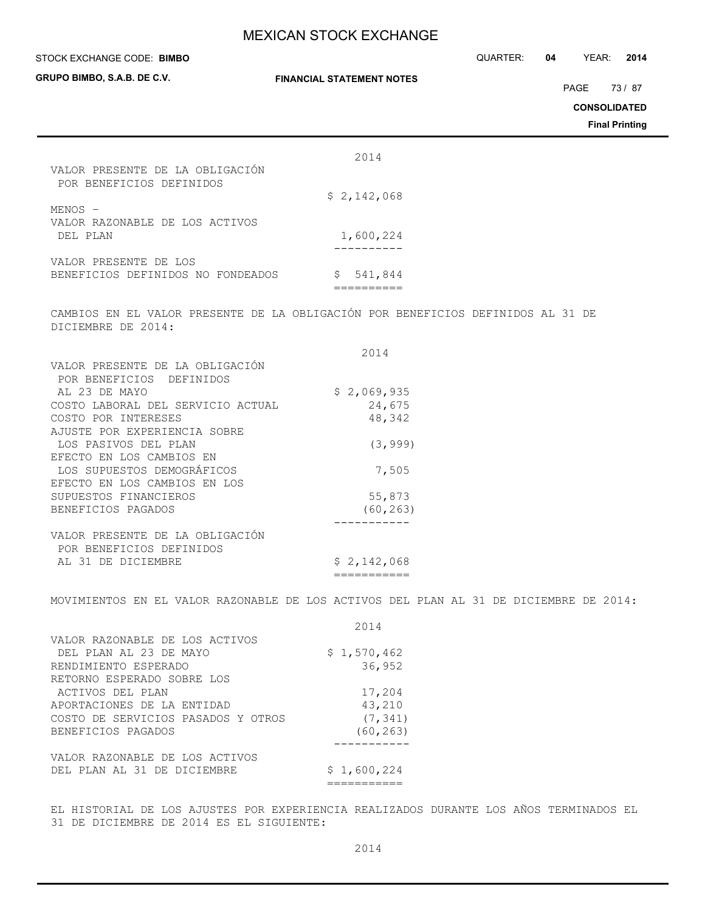| | 2014 |
|---|---|
| VALOR PRESENTE DE LA OBLIGACIÓN POR BENEFICIOS DEFINIDOS | $ 2,142,068 |
| MENOS - | |
| VALOR RAZONABLE DE LOS ACTIVOS DEL PLAN | 1,600,224 |
| VALOR PRESENTE DE LOS BENEFICIOS DEFINIDOS NO FONDEADOS | $ 541,844 |

CAMBIOS EN EL VALOR PRESENTE DE LA OBLIGACIÓN POR BENEFICIOS DEFINIDOS AL 31 DE DICIEMBRE DE 2014:

| | 2014 |
|---|---|
| VALOR PRESENTE DE LA OBLIGACIÓN POR BENEFICIOS DEFINIDOS AL 23 DE MAYO | $ 2,069,935 |
| COSTO LABORAL DEL SERVICIO ACTUAL | 24,675 |
| COSTO POR INTERESES | 48,342 |
| AJUSTE POR EXPERIENCIA SOBRE LOS PASIVOS DEL PLAN | (3,999) |
| EFECTO EN LOS CAMBIOS EN LOS SUPUESTOS DEMOGRÁFICOS | 7,505 |
| EFECTO EN LOS CAMBIOS EN LOS SUPUESTOS FINANCIEROS | 55,873 |
| BENEFICIOS PAGADOS | (60,263) |
| VALOR PRESENTE DE LA OBLIGACIÓN POR BENEFICIOS DEFINIDOS AL 31 DE DICIEMBRE | $ 2,142,068 |

MOVIMIENTOS EN EL VALOR RAZONABLE DE LOS ACTIVOS DEL PLAN AL 31 DE DICIEMBRE DE 2014:

| | 2014 |
|---|---|
| VALOR RAZONABLE DE LOS ACTIVOS DEL PLAN AL 23 DE MAYO | $ 1,570,462 |
| RENDIMIENTO ESPERADO | 36,952 |
| RETORNO ESPERADO SOBRE LOS ACTIVOS DEL PLAN | 17,204 |
| APORTACIONES DE LA ENTIDAD | 43,210 |
| COSTO DE SERVICIOS PASADOS Y OTROS | (7,341) |
| BENEFICIOS PAGADOS | (60,263) |
| VALOR RAZONABLE DE LOS ACTIVOS DEL PLAN AL 31 DE DICIEMBRE | $ 1,600,224 |

EL HISTORIAL DE LOS AJUSTES POR EXPERIENCIA REALIZADOS DURANTE LOS AÑOS TERMINADOS EL 31 DE DICIEMBRE DE 2014 ES EL SIGUIENTE:

2014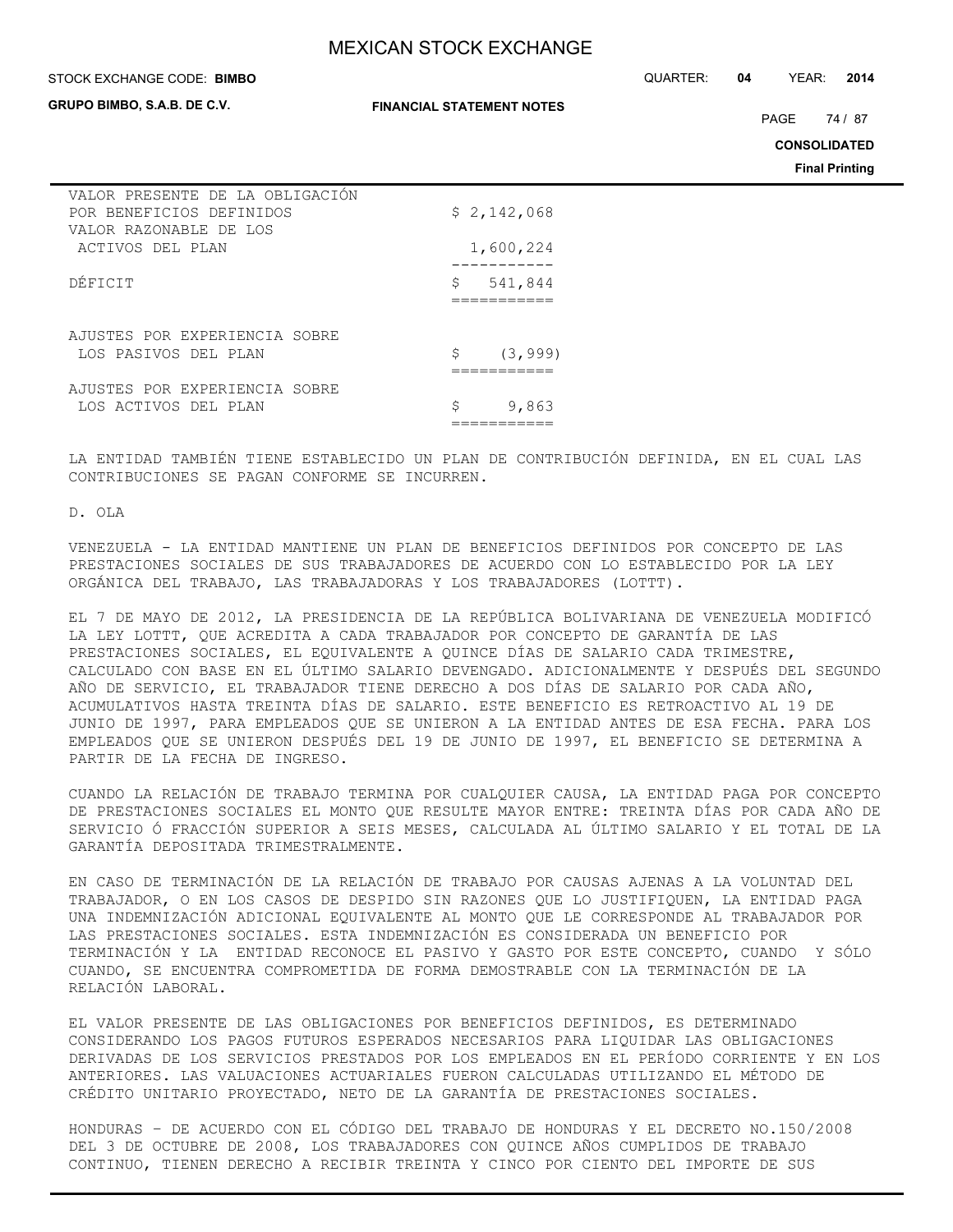| | |
|---|---|
| VALOR PRESENTE DE LA OBLIGACIÓN POR BENEFICIOS DEFINIDOS | $ 2,142,068 |
| VALOR RAZONABLE DE LOS ACTIVOS DEL PLAN | 1,600,224 |
| DÉFICIT | $ 541,844 |
| AJUSTES POR EXPERIENCIA SOBRE LOS PASIVOS DEL PLAN | $ (3,999) |
| AJUSTES POR EXPERIENCIA SOBRE LOS ACTIVOS DEL PLAN | $ 9,863 |

LA ENTIDAD TAMBIÉN TIENE ESTABLECIDO UN PLAN DE CONTRIBUCIÓN DEFINIDA, EN EL CUAL LAS CONTRIBUCIONES SE PAGAN CONFORME SE INCURREN.

D. OLA

VENEZUELA - LA ENTIDAD MANTIENE UN PLAN DE BENEFICIOS DEFINIDOS POR CONCEPTO DE LAS PRESTACIONES SOCIALES DE SUS TRABAJADORES DE ACUERDO CON LO ESTABLECIDO POR LA LEY ORGÁNICA DEL TRABAJO, LAS TRABAJADORAS Y LOS TRABAJADORES (LOTTT).

EL 7 DE MAYO DE 2012, LA PRESIDENCIA DE LA REPÚBLICA BOLIVARIANA DE VENEZUELA MODIFICÓ LA LEY LOTTT, QUE ACREDITA A CADA TRABAJADOR POR CONCEPTO DE GARANTÍA DE LAS PRESTACIONES SOCIALES, EL EQUIVALENTE A QUINCE DÍAS DE SALARIO CADA TRIMESTRE, CALCULADO CON BASE EN EL ÚLTIMO SALARIO DEVENGADO. ADICIONALMENTE Y DESPUÉS DEL SEGUNDO AÑO DE SERVICIO, EL TRABAJADOR TIENE DERECHO A DOS DÍAS DE SALARIO POR CADA AÑO, ACUMULATIVOS HASTA TREINTA DÍAS DE SALARIO. ESTE BENEFICIO ES RETROACTIVO AL 19 DE JUNIO DE 1997, PARA EMPLEADOS QUE SE UNIERON A LA ENTIDAD ANTES DE ESA FECHA. PARA LOS EMPLEADOS QUE SE UNIERON DESPUÉS DEL 19 DE JUNIO DE 1997, EL BENEFICIO SE DETERMINA A PARTIR DE LA FECHA DE INGRESO.

CUANDO LA RELACIÓN DE TRABAJO TERMINA POR CUALQUIER CAUSA, LA ENTIDAD PAGA POR CONCEPTO DE PRESTACIONES SOCIALES EL MONTO QUE RESULTE MAYOR ENTRE: TREINTA DÍAS POR CADA AÑO DE SERVICIO Ó FRACCIÓN SUPERIOR A SEIS MESES, CALCULADA AL ÚLTIMO SALARIO Y EL TOTAL DE LA GARANTÍA DEPOSITADA TRIMESTRALMENTE.

EN CASO DE TERMINACIÓN DE LA RELACIÓN DE TRABAJO POR CAUSAS AJENAS A LA VOLUNTAD DEL TRABAJADOR, O EN LOS CASOS DE DESPIDO SIN RAZONES QUE LO JUSTIFIQUEN, LA ENTIDAD PAGA UNA INDEMNIZACIÓN ADICIONAL EQUIVALENTE AL MONTO QUE LE CORRESPONDE AL TRABAJADOR POR LAS PRESTACIONES SOCIALES. ESTA INDEMNIZACIÓN ES CONSIDERADA UN BENEFICIO POR TERMINACIÓN Y LA ENTIDAD RECONOCE EL PASIVO Y GASTO POR ESTE CONCEPTO, CUANDO Y SÓLO CUANDO, SE ENCUENTRA COMPROMETIDA DE FORMA DEMOSTRABLE CON LA TERMINACIÓN DE LA RELACIÓN LABORAL.

EL VALOR PRESENTE DE LAS OBLIGACIONES POR BENEFICIOS DEFINIDOS, ES DETERMINADO CONSIDERANDO LOS PAGOS FUTUROS ESPERADOS NECESARIOS PARA LIQUIDAR LAS OBLIGACIONES DERIVADAS DE LOS SERVICIOS PRESTADOS POR LOS EMPLEADOS EN EL PERÍODO CORRIENTE Y EN LOS ANTERIORES. LAS VALUACIONES ACTUARIALES FUERON CALCULADAS UTILIZANDO EL MÉTODO DE CRÉDITO UNITARIO PROYECTADO, NETO DE LA GARANTÍA DE PRESTACIONES SOCIALES.

HONDURAS – DE ACUERDO CON EL CÓDIGO DEL TRABAJO DE HONDURAS Y EL DECRETO NO.150/2008 DEL 3 DE OCTUBRE DE 2008, LOS TRABAJADORES CON QUINCE AÑOS CUMPLIDOS DE TRABAJO CONTINUO, TIENEN DERECHO A RECIBIR TREINTA Y CINCO POR CIENTO DEL IMPORTE DE SUS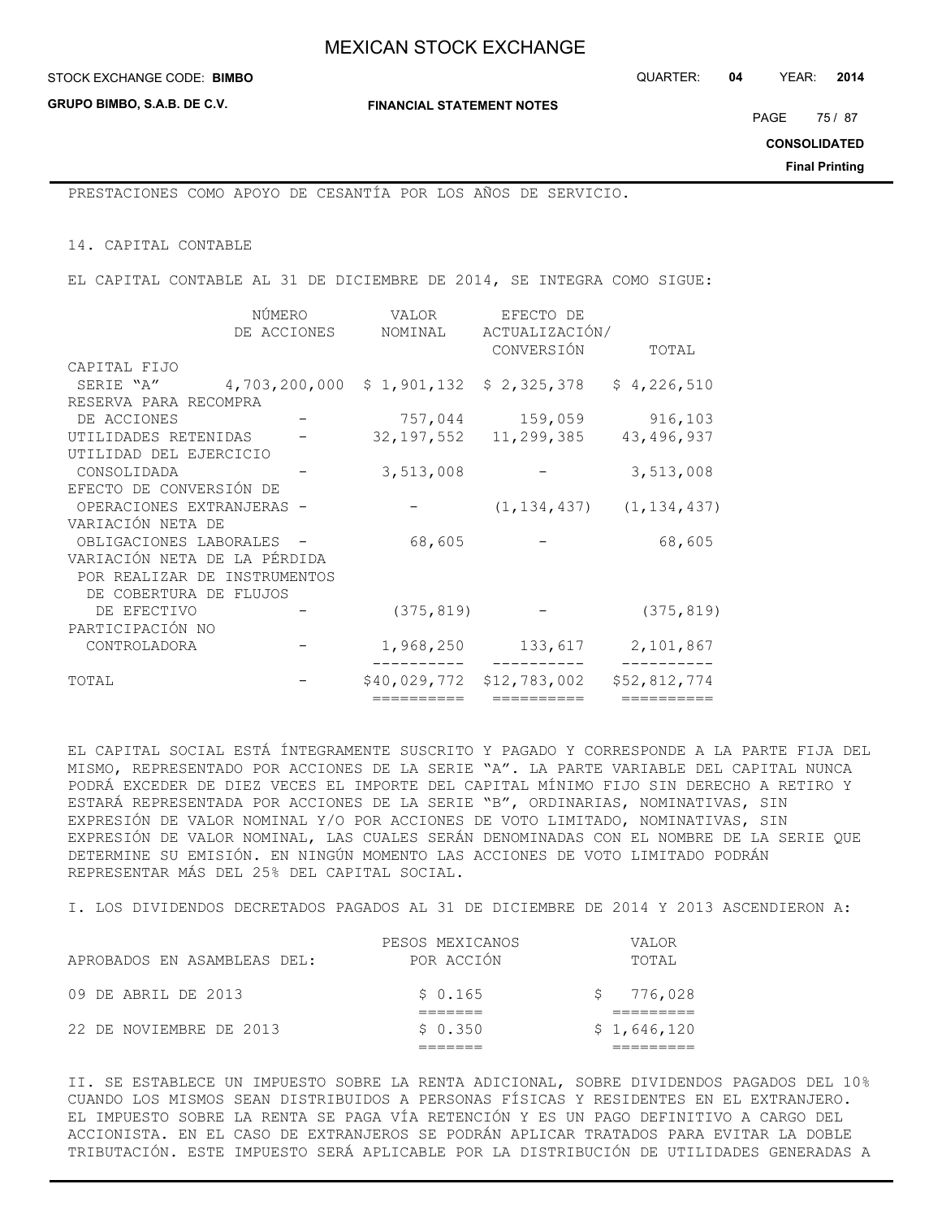PRESTACIONES COMO APOYO DE CESANTÍA POR LOS AÑOS DE SERVICIO.

## 14. CAPITAL CONTABLE

EL CAPITAL CONTABLE AL 31 DE DICIEMBRE DE 2014, SE INTEGRA COMO SIGUE:

| | NÚMERO DE ACCIONES | VALOR NOMINAL | EFECTO DE ACTUALIZACIÓN/ CONVERSIÓN | TOTAL |
|---|---|---|---|---|
| CAPITAL FIJO | | | | |
| SERIE "A" | 4,703,200,000 | $ 1,901,132 | $ 2,325,378 | $ 4,226,510 |
| RESERVA PARA RECOMPRA DE ACCIONES | - | 757,044 | 159,059 | 916,103 |
| UTILIDADES RETENIDAS | - | 32,197,552 | 11,299,385 | 43,496,937 |
| UTILIDAD DEL EJERCICIO CONSOLIDADA | - | 3,513,008 | - | 3,513,008 |
| EFECTO DE CONVERSIÓN DE OPERACIONES EXTRANJERAS | - | - | (1,134,437) | (1,134,437) |
| VARIACIÓN NETA DE OBLIGACIONES LABORALES | - | 68,605 | - | 68,605 |
| VARIACIÓN NETA DE LA PÉRDIDA POR REALIZAR DE INSTRUMENTOS DE COBERTURA DE FLUJOS DE EFECTIVO | - | (375,819) | - | (375,819) |
| PARTICIPACIÓN NO CONTROLADORA | - | 1,968,250 | 133,617 | 2,101,867 |
| TOTAL | - | $40,029,772 | $12,783,002 | $52,812,774 |

EL CAPITAL SOCIAL ESTÁ ÍNTEGRAMENTE SUSCRITO Y PAGADO Y CORRESPONDE A LA PARTE FIJA DEL MISMO, REPRESENTADO POR ACCIONES DE LA SERIE "A". LA PARTE VARIABLE DEL CAPITAL NUNCA PODRÁ EXCEDER DE DIEZ VECES EL IMPORTE DEL CAPITAL MÍNIMO FIJO SIN DERECHO A RETIRO Y ESTARÁ REPRESENTADA POR ACCIONES DE LA SERIE "B", ORDINARIAS, NOMINATIVAS, SIN EXPRESIÓN DE VALOR NOMINAL Y/O POR ACCIONES DE VOTO LIMITADO, NOMINATIVAS, SIN EXPRESIÓN DE VALOR NOMINAL, LAS CUALES SERÁN DENOMINADAS CON EL NOMBRE DE LA SERIE QUE DETERMINE SU EMISIÓN. EN NINGÚN MOMENTO LAS ACCIONES DE VOTO LIMITADO PODRÁN REPRESENTAR MÁS DEL 25% DEL CAPITAL SOCIAL.

I. LOS DIVIDENDOS DECRETADOS PAGADOS AL 31 DE DICIEMBRE DE 2014 Y 2013 ASCENDIERON A:

| APROBADOS EN ASAMBLEAS DEL: | PESOS MEXICANOS POR ACCIÓN | VALOR TOTAL |
|---|---|---|
| 09 DE ABRIL DE 2013 | $ 0.165 | $ 776,028 |
| 22 DE NOVIEMBRE DE 2013 | $ 0.350 | $ 1,646,120 |

II. SE ESTABLECE UN IMPUESTO SOBRE LA RENTA ADICIONAL, SOBRE DIVIDENDOS PAGADOS DEL 10% CUANDO LOS MISMOS SEAN DISTRIBUIDOS A PERSONAS FÍSICAS Y RESIDENTES EN EL EXTRANJERO. EL IMPUESTO SOBRE LA RENTA SE PAGA VÍA RETENCIÓN Y ES UN PAGO DEFINITIVO A CARGO DEL ACCIONISTA. EN EL CASO DE EXTRANJEROS SE PODRÁN APLICAR TRATADOS PARA EVITAR LA DOBLE TRIBUTACIÓN. ESTE IMPUESTO SERÁ APLICABLE POR LA DISTRIBUCIÓN DE UTILIDADES GENERADAS A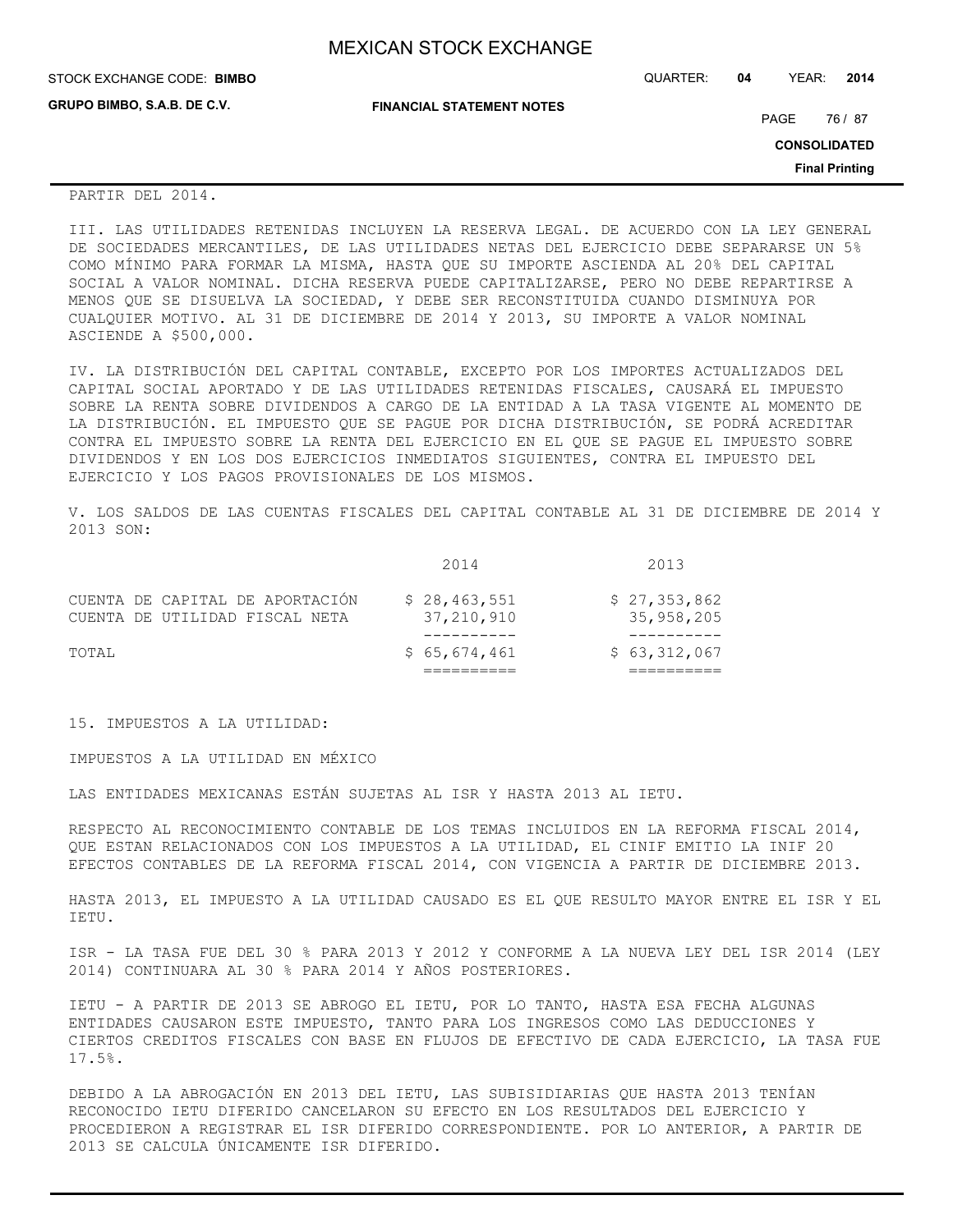PARTIR DEL 2014.

III. LAS UTILIDADES RETENIDAS INCLUYEN LA RESERVA LEGAL. DE ACUERDO CON LA LEY GENERAL DE SOCIEDADES MERCANTILES, DE LAS UTILIDADES NETAS DEL EJERCICIO DEBE SEPARARSE UN 5% COMO MÍNIMO PARA FORMAR LA MISMA, HASTA QUE SU IMPORTE ASCIENDA AL 20% DEL CAPITAL SOCIAL A VALOR NOMINAL. DICHA RESERVA PUEDE CAPITALIZARSE, PERO NO DEBE REPARTIRSE A MENOS QUE SE DISUELVA LA SOCIEDAD, Y DEBE SER RECONSTITUIDA CUANDO DISMINUYA POR CUALQUIER MOTIVO. AL 31 DE DICIEMBRE DE 2014 Y 2013, SU IMPORTE A VALOR NOMINAL ASCIENDE A $500,000.

IV. LA DISTRIBUCIÓN DEL CAPITAL CONTABLE, EXCEPTO POR LOS IMPORTES ACTUALIZADOS DEL CAPITAL SOCIAL APORTADO Y DE LAS UTILIDADES RETENIDAS FISCALES, CAUSARÁ EL IMPUESTO SOBRE LA RENTA SOBRE DIVIDENDOS A CARGO DE LA ENTIDAD A LA TASA VIGENTE AL MOMENTO DE LA DISTRIBUCIÓN. EL IMPUESTO QUE SE PAGUE POR DICHA DISTRIBUCIÓN, SE PODRÁ ACREDITAR CONTRA EL IMPUESTO SOBRE LA RENTA DEL EJERCICIO EN EL QUE SE PAGUE EL IMPUESTO SOBRE DIVIDENDOS Y EN LOS DOS EJERCICIOS INMEDIATOS SIGUIENTES, CONTRA EL IMPUESTO DEL EJERCICIO Y LOS PAGOS PROVISIONALES DE LOS MISMOS.

V. LOS SALDOS DE LAS CUENTAS FISCALES DEL CAPITAL CONTABLE AL 31 DE DICIEMBRE DE 2014 Y 2013 SON:

| | 2014 | 2013 |
|---|---|---|
| CUENTA DE CAPITAL DE APORTACIÓN | $ 28,463,551 | $ 27,353,862 |
| CUENTA DE UTILIDAD FISCAL NETA | 37,210,910 | 35,958,205 |
| TOTAL | $ 65,674,461 | $ 63,312,067 |

15. IMPUESTOS A LA UTILIDAD:

IMPUESTOS A LA UTILIDAD EN MÉXICO

LAS ENTIDADES MEXICANAS ESTÁN SUJETAS AL ISR Y HASTA 2013 AL IETU.

RESPECTO AL RECONOCIMIENTO CONTABLE DE LOS TEMAS INCLUIDOS EN LA REFORMA FISCAL 2014, QUE ESTAN RELACIONADOS CON LOS IMPUESTOS A LA UTILIDAD, EL CINIF EMITIO LA INIF 20 EFECTOS CONTABLES DE LA REFORMA FISCAL 2014, CON VIGENCIA A PARTIR DE DICIEMBRE 2013.

HASTA 2013, EL IMPUESTO A LA UTILIDAD CAUSADO ES EL QUE RESULTO MAYOR ENTRE EL ISR Y EL IETU.

ISR - LA TASA FUE DEL 30 % PARA 2013 Y 2012 Y CONFORME A LA NUEVA LEY DEL ISR 2014 (LEY 2014) CONTINUARA AL 30 % PARA 2014 Y AÑOS POSTERIORES.

IETU - A PARTIR DE 2013 SE ABROGO EL IETU, POR LO TANTO, HASTA ESA FECHA ALGUNAS ENTIDADES CAUSARON ESTE IMPUESTO, TANTO PARA LOS INGRESOS COMO LAS DEDUCCIONES Y CIERTOS CREDITOS FISCALES CON BASE EN FLUJOS DE EFECTIVO DE CADA EJERCICIO, LA TASA FUE 17.5%.

DEBIDO A LA ABROGACIÓN EN 2013 DEL IETU, LAS SUBISIDIARIAS QUE HASTA 2013 TENÍAN RECONOCIDO IETU DIFERIDO CANCELARON SU EFECTO EN LOS RESULTADOS DEL EJERCICIO Y PROCEDIERON A REGISTRAR EL ISR DIFERIDO CORRESPONDIENTE. POR LO ANTERIOR, A PARTIR DE 2013 SE CALCULA ÚNICAMENTE ISR DIFERIDO.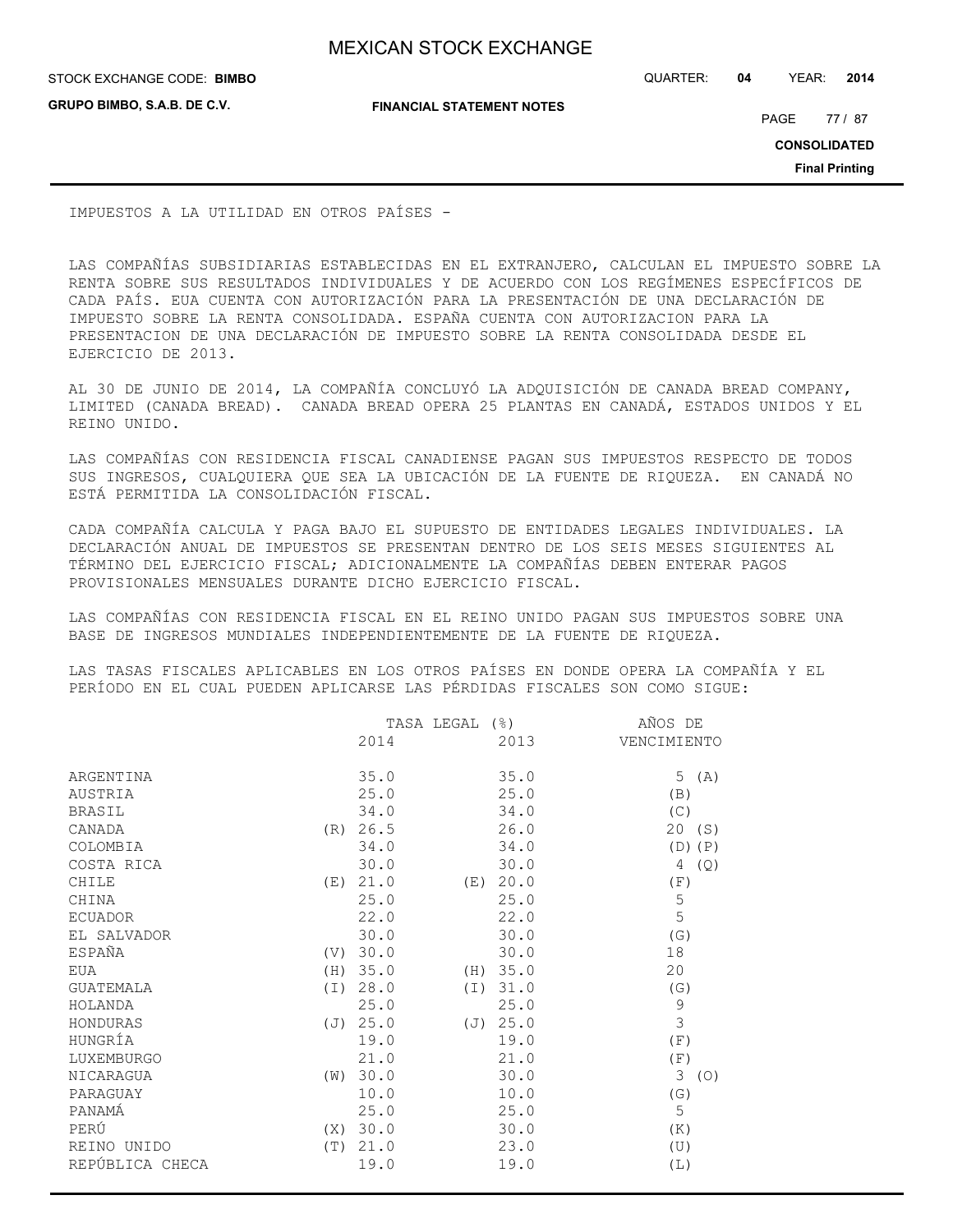IMPUESTOS A LA UTILIDAD EN OTROS PAÍSES -

LAS COMPAÑÍAS SUBSIDIARIAS ESTABLECIDAS EN EL EXTRANJERO, CALCULAN EL IMPUESTO SOBRE LA RENTA SOBRE SUS RESULTADOS INDIVIDUALES Y DE ACUERDO CON LOS REGÍMENES ESPECÍFICOS DE CADA PAÍS. EUA CUENTA CON AUTORIZACIÓN PARA LA PRESENTACIÓN DE UNA DECLARACIÓN DE IMPUESTO SOBRE LA RENTA CONSOLIDADA. ESPAÑA CUENTA CON AUTORIZACION PARA LA PRESENTACION DE UNA DECLARACIÓN DE IMPUESTO SOBRE LA RENTA CONSOLIDADA DESDE EL EJERCICIO DE 2013.

AL 30 DE JUNIO DE 2014, LA COMPAÑÍA CONCLUYÓ LA ADQUISICIÓN DE CANADA BREAD COMPANY, LIMITED (CANADA BREAD). CANADA BREAD OPERA 25 PLANTAS EN CANADÁ, ESTADOS UNIDOS Y EL REINO UNIDO.

LAS COMPAÑÍAS CON RESIDENCIA FISCAL CANADIENSE PAGAN SUS IMPUESTOS RESPECTO DE TODOS SUS INGRESOS, CUALQUIERA QUE SEA LA UBICACIÓN DE LA FUENTE DE RIQUEZA. EN CANADÁ NO ESTÁ PERMITIDA LA CONSOLIDACIÓN FISCAL.

CADA COMPAÑÍA CALCULA Y PAGA BAJO EL SUPUESTO DE ENTIDADES LEGALES INDIVIDUALES. LA DECLARACIÓN ANUAL DE IMPUESTOS SE PRESENTAN DENTRO DE LOS SEIS MESES SIGUIENTES AL TÉRMINO DEL EJERCICIO FISCAL; ADICIONALMENTE LA COMPAÑÍAS DEBEN ENTERAR PAGOS PROVISIONALES MENSUALES DURANTE DICHO EJERCICIO FISCAL.

LAS COMPAÑÍAS CON RESIDENCIA FISCAL EN EL REINO UNIDO PAGAN SUS IMPUESTOS SOBRE UNA BASE DE INGRESOS MUNDIALES INDEPENDIENTEMENTE DE LA FUENTE DE RIQUEZA.

LAS TASAS FISCALES APLICABLES EN LOS OTROS PAÍSES EN DONDE OPERA LA COMPAÑÍA Y EL PERÍODO EN EL CUAL PUEDEN APLICARSE LAS PÉRDIDAS FISCALES SON COMO SIGUE:

| | TASA LEGAL (%) | | AÑOS DE |
|---|---|---|---|
| | 2014 | 2013 | VENCIMIENTO |
| ARGENTINA | 35.0 | 35.0 | 5 (A) |
| AUSTRIA | 25.0 | 25.0 | (B) |
| BRASIL | 34.0 | 34.0 | (C) |
| CANADA | (R) 26.5 | 26.0 | 20 (S) |
| COLOMBIA | 34.0 | 34.0 | (D)(P) |
| COSTA RICA | 30.0 | 30.0 | 4 (Q) |
| CHILE | (E) 21.0 | (E) 20.0 | (F) |
| CHINA | 25.0 | 25.0 | 5 |
| ECUADOR | 22.0 | 22.0 | 5 |
| EL SALVADOR | 30.0 | 30.0 | (G) |
| ESPAÑA | (V) 30.0 | 30.0 | 18 |
| EUA | (H) 35.0 | (H) 35.0 | 20 |
| GUATEMALA | (I) 28.0 | (I) 31.0 | (G) |
| HOLANDA | 25.0 | 25.0 | 9 |
| HONDURAS | (J) 25.0 | (J) 25.0 | 3 |
| HUNGRÍA | 19.0 | 19.0 | (F) |
| LUXEMBURGO | 21.0 | 21.0 | (F) |
| NICARAGUA | (W) 30.0 | 30.0 | 3 (O) |
| PARAGUAY | 10.0 | 10.0 | (G) |
| PANAMÁ | 25.0 | 25.0 | 5 |
| PERÚ | (X) 30.0 | 30.0 | (K) |
| REINO UNIDO | (T) 21.0 | 23.0 | (U) |
| REPÚBLICA CHECA | 19.0 | 19.0 | (L) |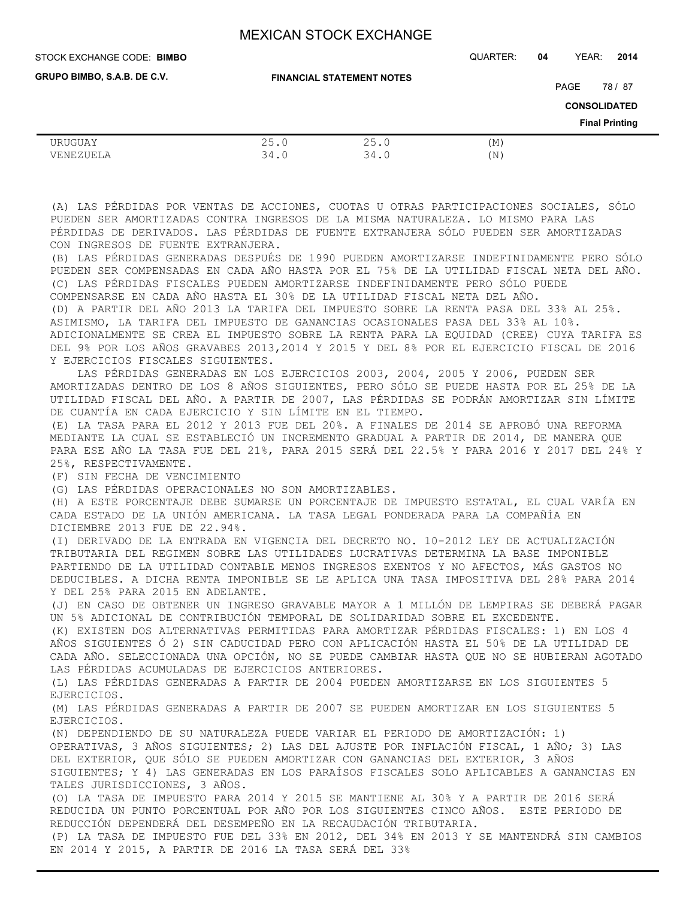| URUGUAY | 25.0 | 25.0 | (M) |
|---|---|---|---|
| VENEZUELA | 34.0 | 34.0 | (N) |

(A) LAS PÉRDIDAS POR VENTAS DE ACCIONES, CUOTAS U OTRAS PARTICIPACIONES SOCIALES, SÓLO PUEDEN SER AMORTIZADAS CONTRA INGRESOS DE LA MISMA NATURALEZA. LO MISMO PARA LAS PÉRDIDAS DE DERIVADOS. LAS PÉRDIDAS DE FUENTE EXTRANJERA SÓLO PUEDEN SER AMORTIZADAS CON INGRESOS DE FUENTE EXTRANJERA.

(B) LAS PÉRDIDAS GENERADAS DESPUÉS DE 1990 PUEDEN AMORTIZARSE INDEFINIDAMENTE PERO SÓLO PUEDEN SER COMPENSADAS EN CADA AÑO HASTA POR EL 75% DE LA UTILIDAD FISCAL NETA DEL AÑO.

(C) LAS PÉRDIDAS FISCALES PUEDEN AMORTIZARSE INDEFINIDAMENTE PERO SÓLO PUEDE COMPENSARSE EN CADA AÑO HASTA EL 30% DE LA UTILIDAD FISCAL NETA DEL AÑO.

(D) A PARTIR DEL AÑO 2013 LA TARIFA DEL IMPUESTO SOBRE LA RENTA PASA DEL 33% AL 25%. ASIMISMO, LA TARIFA DEL IMPUESTO DE GANANCIAS OCASIONALES PASA DEL 33% AL 10%. ADICIONALMENTE SE CREA EL IMPUESTO SOBRE LA RENTA PARA LA EQUIDAD (CREE) CUYA TARIFA ES DEL 9% POR LOS AÑOS GRAVABES 2013,2014 Y 2015 Y DEL 8% POR EL EJERCICIO FISCAL DE 2016 Y EJERCICIOS FISCALES SIGUIENTES.

LAS PÉRDIDAS GENERADAS EN LOS EJERCICIOS 2003, 2004, 2005 Y 2006, PUEDEN SER AMORTIZADAS DENTRO DE LOS 8 AÑOS SIGUIENTES, PERO SÓLO SE PUEDE HASTA POR EL 25% DE LA UTILIDAD FISCAL DEL AÑO. A PARTIR DE 2007, LAS PÉRDIDAS SE PODRÁN AMORTIZAR SIN LÍMITE DE CUANTÍA EN CADA EJERCICIO Y SIN LÍMITE EN EL TIEMPO.

(E) LA TASA PARA EL 2012 Y 2013 FUE DEL 20%. A FINALES DE 2014 SE APROBÓ UNA REFORMA MEDIANTE LA CUAL SE ESTABLECIÓ UN INCREMENTO GRADUAL A PARTIR DE 2014, DE MANERA QUE PARA ESE AÑO LA TASA FUE DEL 21%, PARA 2015 SERÁ DEL 22.5% Y PARA 2016 Y 2017 DEL 24% Y 25%, RESPECTIVAMENTE.

(F) SIN FECHA DE VENCIMIENTO

(G) LAS PÉRDIDAS OPERACIONALES NO SON AMORTIZABLES.

(H) A ESTE PORCENTAJE DEBE SUMARSE UN PORCENTAJE DE IMPUESTO ESTATAL, EL CUAL VARÍA EN CADA ESTADO DE LA UNIÓN AMERICANA. LA TASA LEGAL PONDERADA PARA LA COMPAÑÍA EN DICIEMBRE 2013 FUE DE 22.94%.

(I) DERIVADO DE LA ENTRADA EN VIGENCIA DEL DECRETO NO. 10-2012 LEY DE ACTUALIZACIÓN TRIBUTARIA DEL REGIMEN SOBRE LAS UTILIDADES LUCRATIVAS DETERMINA LA BASE IMPONIBLE PARTIENDO DE LA UTILIDAD CONTABLE MENOS INGRESOS EXENTOS Y NO AFECTOS, MÁS GASTOS NO DEDUCIBLES. A DICHA RENTA IMPONIBLE SE LE APLICA UNA TASA IMPOSITIVA DEL 28% PARA 2014 Y DEL 25% PARA 2015 EN ADELANTE.

(J) EN CASO DE OBTENER UN INGRESO GRAVABLE MAYOR A 1 MILLÓN DE LEMPIRAS SE DEBERÁ PAGAR UN 5% ADICIONAL DE CONTRIBUCIÓN TEMPORAL DE SOLIDARIDAD SOBRE EL EXCEDENTE.

(K) EXISTEN DOS ALTERNATIVAS PERMITIDAS PARA AMORTIZAR PÉRDIDAS FISCALES: 1) EN LOS 4 AÑOS SIGUIENTES Ó 2) SIN CADUCIDAD PERO CON APLICACIÓN HASTA EL 50% DE LA UTILIDAD DE CADA AÑO. SELECCIONADA UNA OPCIÓN, NO SE PUEDE CAMBIAR HASTA QUE NO SE HUBIERAN AGOTADO LAS PÉRDIDAS ACUMULADAS DE EJERCICIOS ANTERIORES.

(L) LAS PÉRDIDAS GENERADAS A PARTIR DE 2004 PUEDEN AMORTIZARSE EN LOS SIGUIENTES 5 EJERCICIOS.

(M) LAS PÉRDIDAS GENERADAS A PARTIR DE 2007 SE PUEDEN AMORTIZAR EN LOS SIGUIENTES 5 EJERCICIOS.

(N) DEPENDIENDO DE SU NATURALEZA PUEDE VARIAR EL PERIODO DE AMORTIZACIÓN: 1) OPERATIVAS, 3 AÑOS SIGUIENTES; 2) LAS DEL AJUSTE POR INFLACIÓN FISCAL, 1 AÑO; 3) LAS DEL EXTERIOR, QUE SÓLO SE PUEDEN AMORTIZAR CON GANANCIAS DEL EXTERIOR, 3 AÑOS SIGUIENTES; Y 4) LAS GENERADAS EN LOS PARAÍSOS FISCALES SOLO APLICABLES A GANANCIAS EN TALES JURISDICCIONES, 3 AÑOS.

(O) LA TASA DE IMPUESTO PARA 2014 Y 2015 SE MANTIENE AL 30% Y A PARTIR DE 2016 SERÁ REDUCIDA UN PUNTO PORCENTUAL POR AÑO POR LOS SIGUIENTES CINCO AÑOS. ESTE PERIODO DE REDUCCIÓN DEPENDERÁ DEL DESEMPEÑO EN LA RECAUDACIÓN TRIBUTARIA.

(P) LA TASA DE IMPUESTO FUE DEL 33% EN 2012, DEL 34% EN 2013 Y SE MANTENDRÁ SIN CAMBIOS EN 2014 Y 2015, A PARTIR DE 2016 LA TASA SERÁ DEL 33%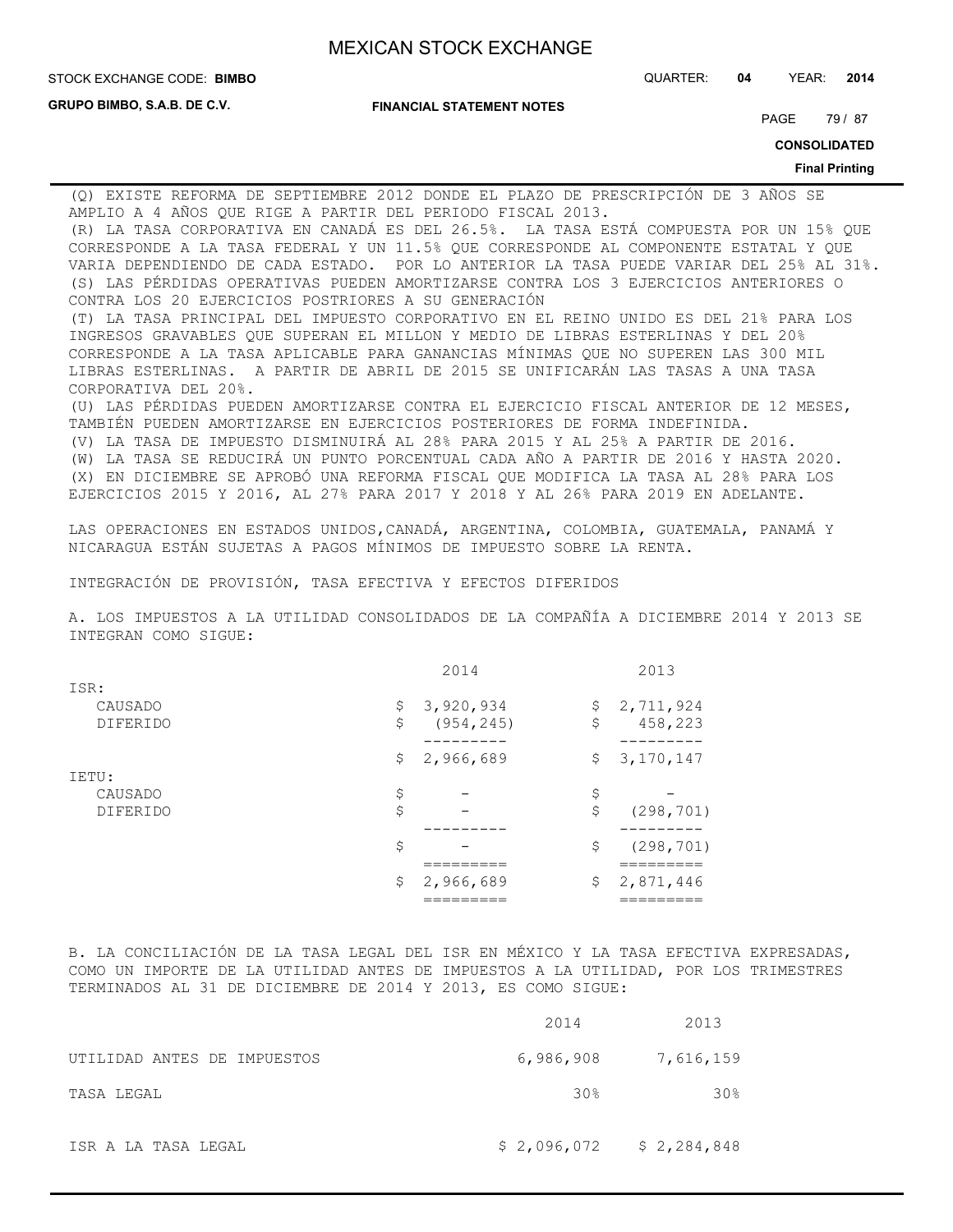(Q) EXISTE REFORMA DE SEPTIEMBRE 2012 DONDE EL PLAZO DE PRESCRIPCIÓN DE 3 AÑOS SE AMPLIO A 4 AÑOS QUE RIGE A PARTIR DEL PERIODO FISCAL 2013.
(R) LA TASA CORPORATIVA EN CANADÁ ES DEL 26.5%. LA TASA ESTÁ COMPUESTA POR UN 15% QUE CORRESPONDE A LA TASA FEDERAL Y UN 11.5% QUE CORRESPONDE AL COMPONENTE ESTATAL Y QUE VARIA DEPENDIENDO DE CADA ESTADO. POR LO ANTERIOR LA TASA PUEDE VARIAR DEL 25% AL 31%.
(S) LAS PÉRDIDAS OPERATIVAS PUEDEN AMORTIZARSE CONTRA LOS 3 EJERCICIOS ANTERIORES O CONTRA LOS 20 EJERCICIOS POSTRIORES A SU GENERACIÓN
(T) LA TASA PRINCIPAL DEL IMPUESTO CORPORATIVO EN EL REINO UNIDO ES DEL 21% PARA LOS INGRESOS GRAVABLES QUE SUPERAN EL MILLON Y MEDIO DE LIBRAS ESTERLINAS Y DEL 20% CORRESPONDE A LA TASA APLICABLE PARA GANANCIAS MÍNIMAS QUE NO SUPEREN LAS 300 MIL LIBRAS ESTERLINAS. A PARTIR DE ABRIL DE 2015 SE UNIFICARÁN LAS TASAS A UNA TASA CORPORATIVA DEL 20%.
(U) LAS PÉRDIDAS PUEDEN AMORTIZARSE CONTRA EL EJERCICIO FISCAL ANTERIOR DE 12 MESES, TAMBIÉN PUEDEN AMORTIZARSE EN EJERCICIOS POSTERIORES DE FORMA INDEFINIDA.
(V) LA TASA DE IMPUESTO DISMINUIRÁ AL 28% PARA 2015 Y AL 25% A PARTIR DE 2016.
(W) LA TASA SE REDUCIRÁ UN PUNTO PORCENTUAL CADA AÑO A PARTIR DE 2016 Y HASTA 2020.
(X) EN DICIEMBRE SE APROBÓ UNA REFORMA FISCAL QUE MODIFICA LA TASA AL 28% PARA LOS EJERCICIOS 2015 Y 2016, AL 27% PARA 2017 Y 2018 Y AL 26% PARA 2019 EN ADELANTE.

LAS OPERACIONES EN ESTADOS UNIDOS,CANADÁ, ARGENTINA, COLOMBIA, GUATEMALA, PANAMÁ Y NICARAGUA ESTÁN SUJETAS A PAGOS MÍNIMOS DE IMPUESTO SOBRE LA RENTA.

INTEGRACIÓN DE PROVISIÓN, TASA EFECTIVA Y EFECTOS DIFERIDOS

A. LOS IMPUESTOS A LA UTILIDAD CONSOLIDADOS DE LA COMPAÑÍA A DICIEMBRE 2014 Y 2013 SE INTEGRAN COMO SIGUE:

| | 2014 | 2013 |
|---|---|---|
| ISR: | | |
| CAUSADO | $ 3,920,934 | $ 2,711,924 |
| DIFERIDO | $ (954,245) | $ 458,223 |
| | $ 2,966,689 | $ 3,170,147 |
| IETU: | | |
| CAUSADO | $ - | $ - |
| DIFERIDO | $ - | $ (298,701) |
| | $ - | $ (298,701) |
| | $ 2,966,689 | $ 2,871,446 |

B. LA CONCILIACIÓN DE LA TASA LEGAL DEL ISR EN MÉXICO Y LA TASA EFECTIVA EXPRESADAS, COMO UN IMPORTE DE LA UTILIDAD ANTES DE IMPUESTOS A LA UTILIDAD, POR LOS TRIMESTRES TERMINADOS AL 31 DE DICIEMBRE DE 2014 Y 2013, ES COMO SIGUE:

| | 2014 | 2013 |
|---|---|---|
| UTILIDAD ANTES DE IMPUESTOS | 6,986,908 | 7,616,159 |
| TASA LEGAL | 30% | 30% |
| ISR A LA TASA LEGAL | $ 2,096,072 | $ 2,284,848 |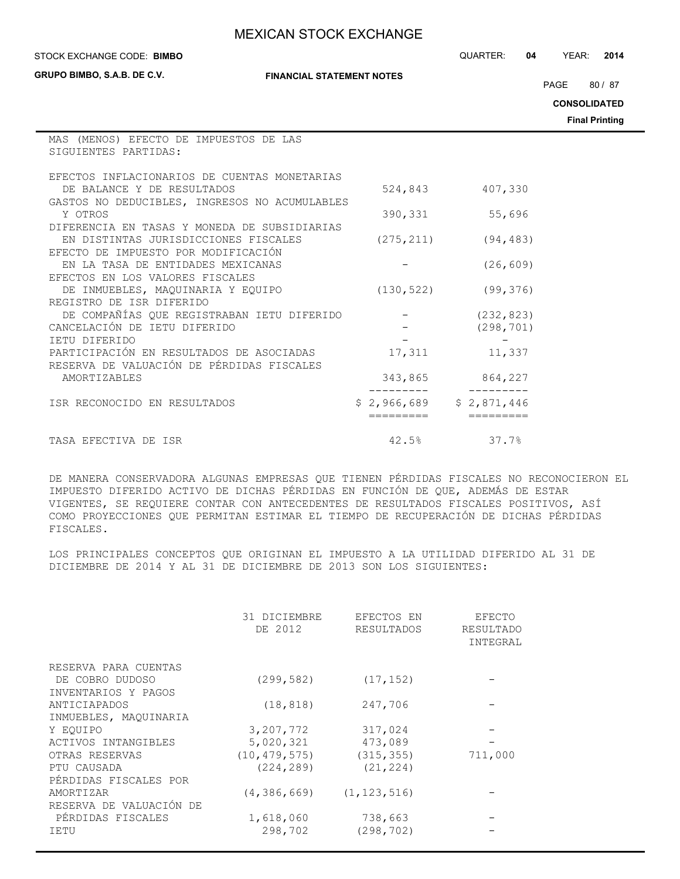| | | |
|---|---|---|
| MAS (MENOS) EFECTO DE IMPUESTOS DE LAS SIGUIENTES PARTIDAS: | | |
| EFECTOS INFLACIONARIOS DE CUENTAS MONETARIAS DE BALANCE Y DE RESULTADOS | 524,843 | 407,330 |
| GASTOS NO DEDUCIBLES, INGRESOS NO ACUMULABLES Y OTROS | 390,331 | 55,696 |
| DIFERENCIA EN TASAS Y MONEDA DE SUBSIDIARIAS EN DISTINTAS JURISDICCIONES FISCALES | (275,211) | (94,483) |
| EFECTO DE IMPUESTO POR MODIFICACIÓN EN LA TASA DE ENTIDADES MEXICANAS | - | (26,609) |
| EFECTOS EN LOS VALORES FISCALES DE INMUEBLES, MAQUINARIA Y EQUIPO | (130,522) | (99,376) |
| REGISTRO DE ISR DIFERIDO DE COMPAÑÍAS QUE REGISTRABAN IETU DIFERIDO | - | (232,823) |
| CANCELACIÓN DE IETU DIFERIDO | - | (298,701) |
| IETU DIFERIDO | - | - |
| PARTICIPACIÓN EN RESULTADOS DE ASOCIADAS | 17,311 | 11,337 |
| RESERVA DE VALUACIÓN DE PÉRDIDAS FISCALES AMORTIZABLES | 343,865 | 864,227 |
| ISR RECONOCIDO EN RESULTADOS | $ 2,966,689 | $ 2,871,446 |
| TASA EFECTIVA DE ISR | 42.5% | 37.7% |

DE MANERA CONSERVADORA ALGUNAS EMPRESAS QUE TIENEN PÉRDIDAS FISCALES NO RECONOCIERON EL IMPUESTO DIFERIDO ACTIVO DE DICHAS PÉRDIDAS EN FUNCIÓN DE QUE, ADEMÁS DE ESTAR VIGENTES, SE REQUIERE CONTAR CON ANTECEDENTES DE RESULTADOS FISCALES POSITIVOS, ASÍ COMO PROYECCIONES QUE PERMITAN ESTIMAR EL TIEMPO DE RECUPERACIÓN DE DICHAS PÉRDIDAS FISCALES.

LOS PRINCIPALES CONCEPTOS QUE ORIGINAN EL IMPUESTO A LA UTILIDAD DIFERIDO AL 31 DE DICIEMBRE DE 2014 Y AL 31 DE DICIEMBRE DE 2013 SON LOS SIGUIENTES:

| | 31 DICIEMBRE DE 2012 | EFECTOS EN RESULTADOS | EFECTO RESULTADO INTEGRAL |
|---|---|---|---|
| RESERVA PARA CUENTAS DE COBRO DUDOSO | (299,582) | (17,152) | - |
| INVENTARIOS Y PAGOS ANTICIAPADOS | (18,818) | 247,706 | - |
| INMUEBLES, MAQUINARIA Y EQUIPO | 3,207,772 | 317,024 | - |
| ACTIVOS INTANGIBLES | 5,020,321 | 473,089 | - |
| OTRAS RESERVAS | (10,479,575) | (315,355) | 711,000 |
| PTU CAUSADA | (224,289) | (21,224) | |
| PÉRDIDAS FISCALES POR AMORTIZAR | (4,386,669) | (1,123,516) | - |
| RESERVA DE VALUACIÓN DE PÉRDIDAS FISCALES | 1,618,060 | 738,663 | - |
| IETU | 298,702 | (298,702) | - |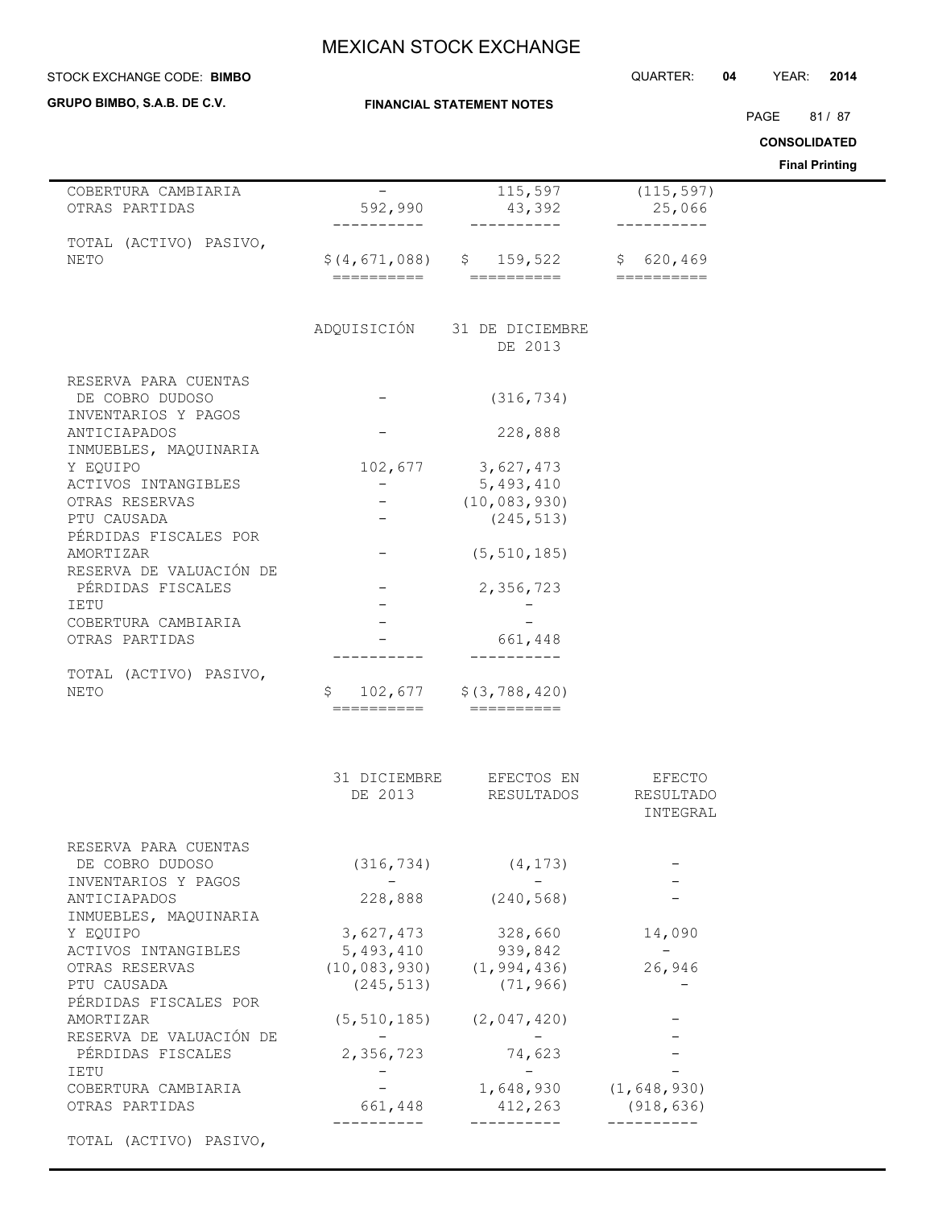| | | | |
|---|---|---|---|
| COBERTURA CAMBIARIA | - | 115,597 | (115,597) |
| OTRAS PARTIDAS | 592,990 | 43,392 | 25,066 |
| TOTAL (ACTIVO) PASIVO, NETO | $(4,671,088) | $ 159,522 | $ 620,469 |

| | ADQUISICIÓN | 31 DE DICIEMBRE DE 2013 |
|---|---|---|
| RESERVA PARA CUENTAS DE COBRO DUDOSO | - | (316,734) |
| INVENTARIOS Y PAGOS ANTICIAPADOS | - | 228,888 |
| INMUEBLES, MAQUINARIA Y EQUIPO | 102,677 | 3,627,473 |
| ACTIVOS INTANGIBLES | - | 5,493,410 |
| OTRAS RESERVAS | - | (10,083,930) |
| PTU CAUSADA | - | (245,513) |
| PÉRDIDAS FISCALES POR AMORTIZAR | - | (5,510,185) |
| RESERVA DE VALUACIÓN DE PÉRDIDAS FISCALES | - | 2,356,723 |
| IETU | - | - |
| COBERTURA CAMBIARIA | - | - |
| OTRAS PARTIDAS | - | 661,448 |
| TOTAL (ACTIVO) PASIVO, NETO | $ 102,677 | $(3,788,420) |

| | 31 DICIEMBRE DE 2013 | EFECTOS EN RESULTADOS | EFECTO RESULTADO INTEGRAL |
|---|---|---|---|
| RESERVA PARA CUENTAS DE COBRO DUDOSO | (316,734) | (4,173) | - |
| INVENTARIOS Y PAGOS ANTICIAPADOS | 228,888 | (240,568) | - |
| INMUEBLES, MAQUINARIA Y EQUIPO | 3,627,473 | 328,660 | 14,090 |
| ACTIVOS INTANGIBLES | 5,493,410 | 939,842 | - |
| OTRAS RESERVAS | (10,083,930) | (1,994,436) | 26,946 |
| PTU CAUSADA | (245,513) | (71,966) | - |
| PÉRDIDAS FISCALES POR AMORTIZAR | (5,510,185) | (2,047,420) | - |
| RESERVA DE VALUACIÓN DE PÉRDIDAS FISCALES | 2,356,723 | 74,623 | - |
| IETU | - | - | - |
| COBERTURA CAMBIARIA | - | 1,648,930 | (1,648,930) |
| OTRAS PARTIDAS | 661,448 | 412,263 | (918,636) |
| TOTAL (ACTIVO) PASIVO, | | | |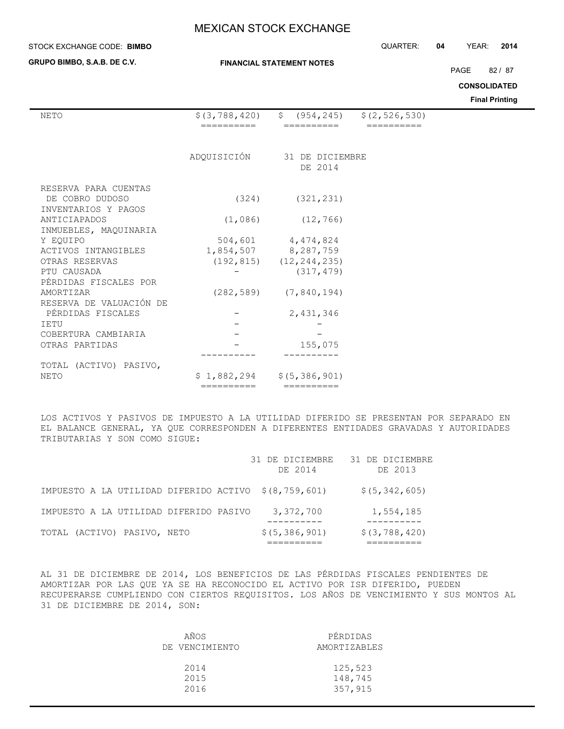| | | | |
|---|---|---|---|
| NETO | $(3,788,420) | $ (954,245) | $(2,526,530) |

| | ADQUISICIÓN | 31 DE DICIEMBRE DE 2014 |
|---|---|---|
| RESERVA PARA CUENTAS DE COBRO DUDOSO | (324) | (321,231) |
| INVENTARIOS Y PAGOS ANTICIAPADOS | (1,086) | (12,766) |
| INMUEBLES, MAQUINARIA Y EQUIPO | 504,601 | 4,474,824 |
| ACTIVOS INTANGIBLES | 1,854,507 | 8,287,759 |
| OTRAS RESERVAS | (192,815) | (12,244,235) |
| PTU CAUSADA | - | (317,479) |
| PÉRDIDAS FISCALES POR AMORTIZAR | (282,589) | (7,840,194) |
| RESERVA DE VALUACIÓN DE PÉRDIDAS FISCALES | - | 2,431,346 |
| IETU | - | - |
| COBERTURA CAMBIARIA | - | - |
| OTRAS PARTIDAS | - | 155,075 |
| TOTAL (ACTIVO) PASIVO, NETO | $ 1,882,294 | $(5,386,901) |

LOS ACTIVOS Y PASIVOS DE IMPUESTO A LA UTILIDAD DIFERIDO SE PRESENTAN POR SEPARADO EN EL BALANCE GENERAL, YA QUE CORRESPONDEN A DIFERENTES ENTIDADES GRAVADAS Y AUTORIDADES TRIBUTARIAS Y SON COMO SIGUE:

| | 31 DE DICIEMBRE DE 2014 | 31 DE DICIEMBRE DE 2013 |
|---|---|---|
| IMPUESTO A LA UTILIDAD DIFERIDO ACTIVO | $(8,759,601) | $(5,342,605) |
| IMPUESTO A LA UTILIDAD DIFERIDO PASIVO | 3,372,700 | 1,554,185 |
| TOTAL (ACTIVO) PASIVO, NETO | $(5,386,901) | $(3,788,420) |

AL 31 DE DICIEMBRE DE 2014, LOS BENEFICIOS DE LAS PÉRDIDAS FISCALES PENDIENTES DE AMORTIZAR POR LAS QUE YA SE HA RECONOCIDO EL ACTIVO POR ISR DIFERIDO, PUEDEN RECUPERARSE CUMPLIENDO CON CIERTOS REQUISITOS. LOS AÑOS DE VENCIMIENTO Y SUS MONTOS AL 31 DE DICIEMBRE DE 2014, SON:

| AÑOS DE VENCIMIENTO | PÉRDIDAS AMORTIZABLES |
|---|---|
| 2014 | 125,523 |
| 2015 | 148,745 |
| 2016 | 357,915 |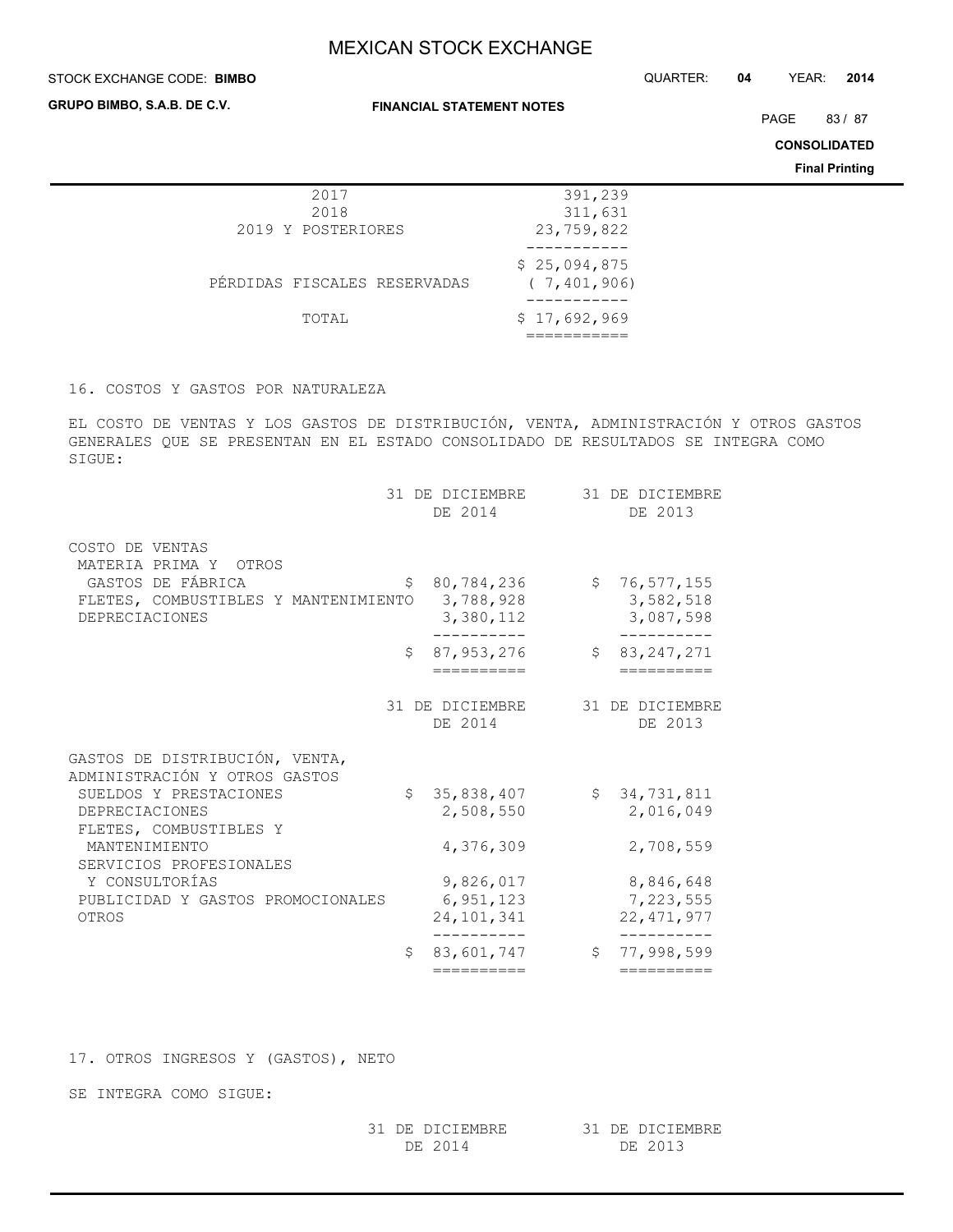| | |
|---|---|
| 2017 | 391,239 |
| 2018 | 311,631 |
| 2019 Y POSTERIORES | 23,759,822 |
| | $ 25,094,875 |
| PÉRDIDAS FISCALES RESERVADAS | ( 7,401,906) |
| TOTAL | $ 17,692,969 |

16. COSTOS Y GASTOS POR NATURALEZA

EL COSTO DE VENTAS Y LOS GASTOS DE DISTRIBUCIÓN, VENTA, ADMINISTRACIÓN Y OTROS GASTOS GENERALES QUE SE PRESENTAN EN EL ESTADO CONSOLIDADO DE RESULTADOS SE INTEGRA COMO SIGUE:

| | 31 DE DICIEMBRE DE 2014 | 31 DE DICIEMBRE DE 2013 |
|---|---|---|
| COSTO DE VENTAS | | |
| MATERIA PRIMA Y OTROS GASTOS DE FÁBRICA | $ 80,784,236 | $ 76,577,155 |
| FLETES, COMBUSTIBLES Y MANTENIMIENTO | 3,788,928 | 3,582,518 |
| DEPRECIACIONES | 3,380,112 | 3,087,598 |
| | $ 87,953,276 | $ 83,247,271 |

| | 31 DE DICIEMBRE DE 2014 | 31 DE DICIEMBRE DE 2013 |
|---|---|---|
| GASTOS DE DISTRIBUCIÓN, VENTA, ADMINISTRACIÓN Y OTROS GASTOS | | |
| SUELDOS Y PRESTACIONES | $ 35,838,407 | $ 34,731,811 |
| DEPRECIACIONES | 2,508,550 | 2,016,049 |
| FLETES, COMBUSTIBLES Y MANTENIMIENTO | 4,376,309 | 2,708,559 |
| SERVICIOS PROFESIONALES Y CONSULTORÍAS | 9,826,017 | 8,846,648 |
| PUBLICIDAD Y GASTOS PROMOCIONALES | 6,951,123 | 7,223,555 |
| OTROS | 24,101,341 | 22,471,977 |
| | $ 83,601,747 | $ 77,998,599 |

17. OTROS INGRESOS Y (GASTOS), NETO

SE INTEGRA COMO SIGUE:

| | 31 DE DICIEMBRE DE 2014 | 31 DE DICIEMBRE DE 2013 |
|---|---|---|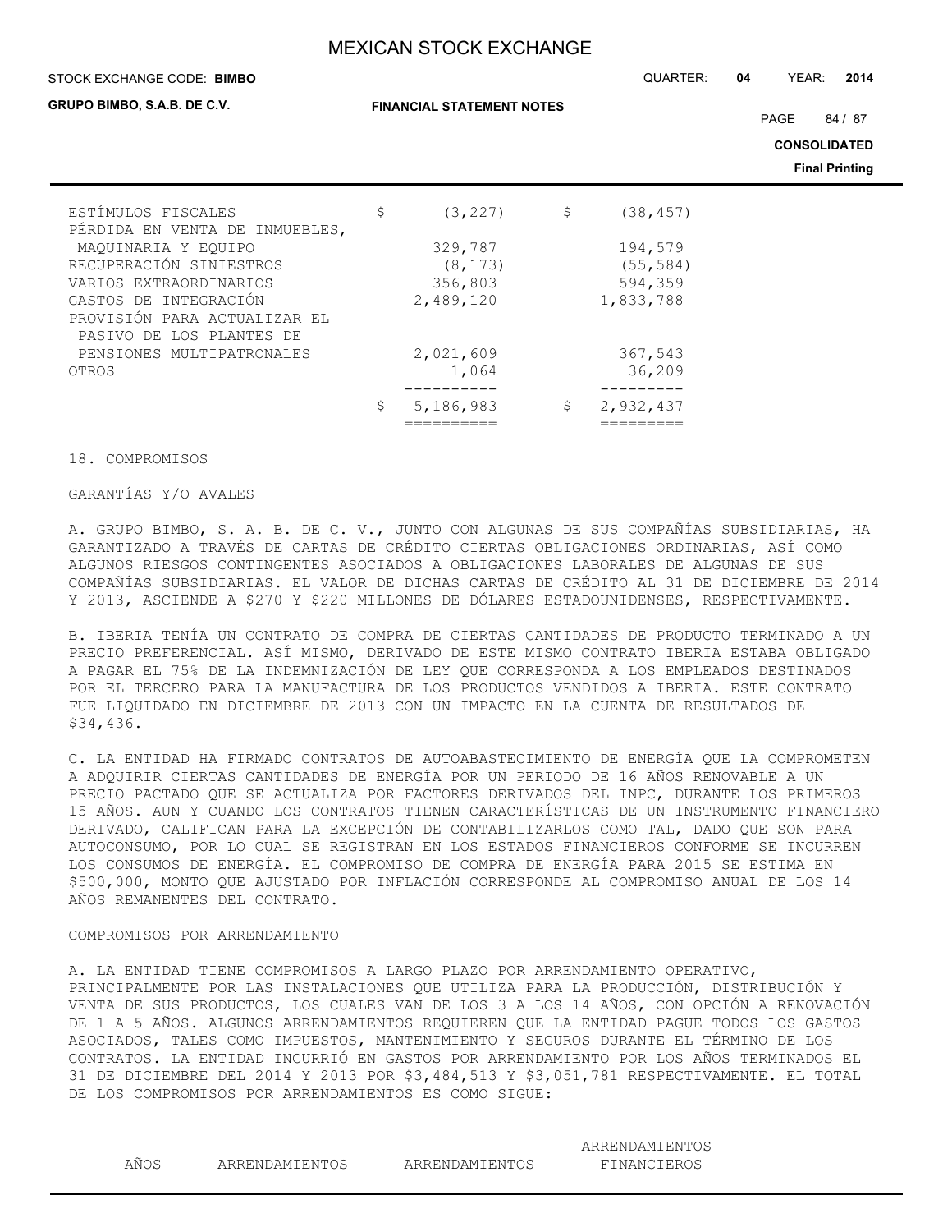| | 2014 | 2013 |
|---|---|---|
| ESTÍMULOS FISCALES | $ (3,227) | $ (38,457) |
| PÉRDIDA EN VENTA DE INMUEBLES, MAQUINARIA Y EQUIPO | 329,787 | 194,579 |
| RECUPERACIÓN SINIESTROS | (8,173) | (55,584) |
| VARIOS EXTRAORDINARIOS | 356,803 | 594,359 |
| GASTOS DE INTEGRACIÓN | 2,489,120 | 1,833,788 |
| PROVISIÓN PARA ACTUALIZAR EL PASIVO DE LOS PLANTES DE PENSIONES MULTIPATRONALES | 2,021,609 | 367,543 |
| OTROS | 1,064 | 36,209 |
| | $ 5,186,983 | $ 2,932,437 |

18. COMPROMISOS

GARANTÍAS Y/O AVALES

A. GRUPO BIMBO, S. A. B. DE C. V., JUNTO CON ALGUNAS DE SUS COMPAÑÍAS SUBSIDIARIAS, HA GARANTIZADO A TRAVÉS DE CARTAS DE CRÉDITO CIERTAS OBLIGACIONES ORDINARIAS, ASÍ COMO ALGUNOS RIESGOS CONTINGENTES ASOCIADOS A OBLIGACIONES LABORALES DE ALGUNAS DE SUS COMPAÑÍAS SUBSIDIARIAS. EL VALOR DE DICHAS CARTAS DE CRÉDITO AL 31 DE DICIEMBRE DE 2014 Y 2013, ASCIENDE A $270 Y $220 MILLONES DE DÓLARES ESTADOUNIDENSES, RESPECTIVAMENTE.

B. IBERIA TENÍA UN CONTRATO DE COMPRA DE CIERTAS CANTIDADES DE PRODUCTO TERMINADO A UN PRECIO PREFERENCIAL. ASÍ MISMO, DERIVADO DE ESTE MISMO CONTRATO IBERIA ESTABA OBLIGADO A PAGAR EL 75% DE LA INDEMNIZACIÓN DE LEY QUE CORRESPONDA A LOS EMPLEADOS DESTINADOS POR EL TERCERO PARA LA MANUFACTURA DE LOS PRODUCTOS VENDIDOS A IBERIA. ESTE CONTRATO FUE LIQUIDADO EN DICIEMBRE DE 2013 CON UN IMPACTO EN LA CUENTA DE RESULTADOS DE $34,436.

C. LA ENTIDAD HA FIRMADO CONTRATOS DE AUTOABASTECIMIENTO DE ENERGÍA QUE LA COMPROMETEN A ADQUIRIR CIERTAS CANTIDADES DE ENERGÍA POR UN PERIODO DE 16 AÑOS RENOVABLE A UN PRECIO PACTADO QUE SE ACTUALIZA POR FACTORES DERIVADOS DEL INPC, DURANTE LOS PRIMEROS 15 AÑOS. AUN Y CUANDO LOS CONTRATOS TIENEN CARACTERÍSTICAS DE UN INSTRUMENTO FINANCIERO DERIVADO, CALIFICAN PARA LA EXCEPCIÓN DE CONTABILIZARLOS COMO TAL, DADO QUE SON PARA AUTOCONSUMO, POR LO CUAL SE REGISTRAN EN LOS ESTADOS FINANCIEROS CONFORME SE INCURREN LOS CONSUMOS DE ENERGÍA. EL COMPROMISO DE COMPRA DE ENERGÍA PARA 2015 SE ESTIMA EN $500,000, MONTO QUE AJUSTADO POR INFLACIÓN CORRESPONDE AL COMPROMISO ANUAL DE LOS 14 AÑOS REMANENTES DEL CONTRATO.

COMPROMISOS POR ARRENDAMIENTO

A. LA ENTIDAD TIENE COMPROMISOS A LARGO PLAZO POR ARRENDAMIENTO OPERATIVO, PRINCIPALMENTE POR LAS INSTALACIONES QUE UTILIZA PARA LA PRODUCCIÓN, DISTRIBUCIÓN Y VENTA DE SUS PRODUCTOS, LOS CUALES VAN DE LOS 3 A LOS 14 AÑOS, CON OPCIÓN A RENOVACIÓN DE 1 A 5 AÑOS. ALGUNOS ARRENDAMIENTOS REQUIEREN QUE LA ENTIDAD PAGUE TODOS LOS GASTOS ASOCIADOS, TALES COMO IMPUESTOS, MANTENIMIENTO Y SEGUROS DURANTE EL TÉRMINO DE LOS CONTRATOS. LA ENTIDAD INCURRIÓ EN GASTOS POR ARRENDAMIENTO POR LOS AÑOS TERMINADOS EL 31 DE DICIEMBRE DEL 2014 Y 2013 POR $3,484,513 Y $3,051,781 RESPECTIVAMENTE. EL TOTAL DE LOS COMPROMISOS POR ARRENDAMIENTOS ES COMO SIGUE:

| AÑOS | ARRENDAMIENTOS | ARRENDAMIENTOS | ARRENDAMIENTOS FINANCIEROS |
|---|---|---|---|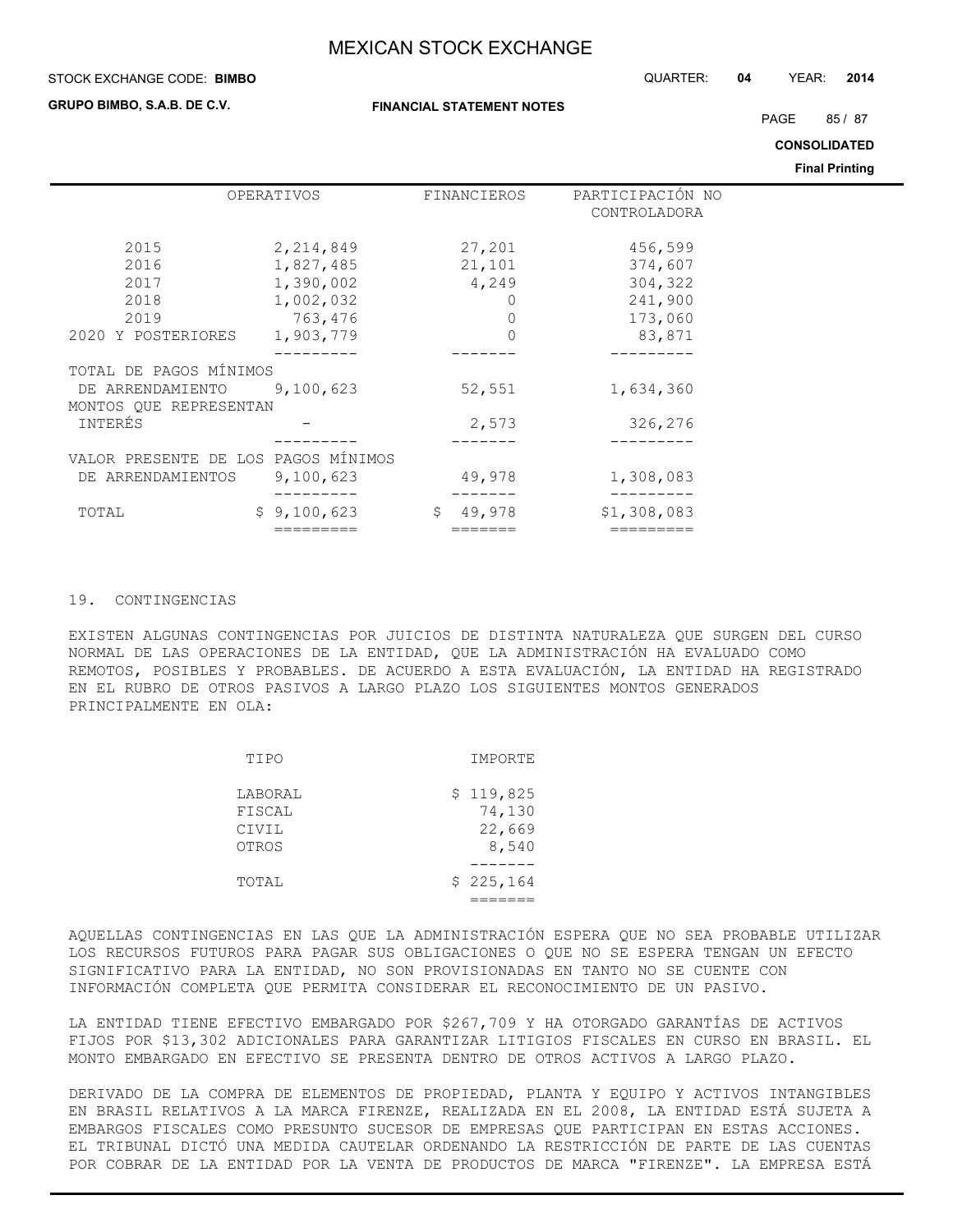| | OPERATIVOS | FINANCIEROS | PARTICIPACIÓN NO CONTROLADORA |
|---|---|---|---|
| 2015 | 2,214,849 | 27,201 | 456,599 |
| 2016 | 1,827,485 | 21,101 | 374,607 |
| 2017 | 1,390,002 | 4,249 | 304,322 |
| 2018 | 1,002,032 | 0 | 241,900 |
| 2019 | 763,476 | 0 | 173,060 |
| 2020 Y POSTERIORES | 1,903,779 | 0 | 83,871 |
| TOTAL DE PAGOS MÍNIMOS DE ARRENDAMIENTO | 9,100,623 | 52,551 | 1,634,360 |
| MONTOS QUE REPRESENTAN INTERÉS | - | 2,573 | 326,276 |
| VALOR PRESENTE DE LOS PAGOS MÍNIMOS DE ARRENDAMIENTOS | 9,100,623 | 49,978 | 1,308,083 |
| TOTAL | $ 9,100,623 | $ 49,978 | $1,308,083 |

## 19. CONTINGENCIAS

EXISTEN ALGUNAS CONTINGENCIAS POR JUICIOS DE DISTINTA NATURALEZA QUE SURGEN DEL CURSO NORMAL DE LAS OPERACIONES DE LA ENTIDAD, QUE LA ADMINISTRACIÓN HA EVALUADO COMO REMOTOS, POSIBLES Y PROBABLES. DE ACUERDO A ESTA EVALUACIÓN, LA ENTIDAD HA REGISTRADO EN EL RUBRO DE OTROS PASIVOS A LARGO PLAZO LOS SIGUIENTES MONTOS GENERADOS PRINCIPALMENTE EN OLA:

| TIPO | IMPORTE |
|---|---|
| LABORAL | $ 119,825 |
| FISCAL | 74,130 |
| CIVIL | 22,669 |
| OTROS | 8,540 |
| TOTAL | $ 225,164 |

AQUELLAS CONTINGENCIAS EN LAS QUE LA ADMINISTRACIÓN ESPERA QUE NO SEA PROBABLE UTILIZAR LOS RECURSOS FUTUROS PARA PAGAR SUS OBLIGACIONES O QUE NO SE ESPERA TENGAN UN EFECTO SIGNIFICATIVO PARA LA ENTIDAD, NO SON PROVISIONADAS EN TANTO NO SE CUENTE CON INFORMACIÓN COMPLETA QUE PERMITA CONSIDERAR EL RECONOCIMIENTO DE UN PASIVO.

LA ENTIDAD TIENE EFECTIVO EMBARGADO POR $267,709 Y HA OTORGADO GARANTÍAS DE ACTIVOS FIJOS POR $13,302 ADICIONALES PARA GARANTIZAR LITIGIOS FISCALES EN CURSO EN BRASIL. EL MONTO EMBARGADO EN EFECTIVO SE PRESENTA DENTRO DE OTROS ACTIVOS A LARGO PLAZO.

DERIVADO DE LA COMPRA DE ELEMENTOS DE PROPIEDAD, PLANTA Y EQUIPO Y ACTIVOS INTANGIBLES EN BRASIL RELATIVOS A LA MARCA FIRENZE, REALIZADA EN EL 2008, LA ENTIDAD ESTÁ SUJETA A EMBARGOS FISCALES COMO PRESUNTO SUCESOR DE EMPRESAS QUE PARTICIPAN EN ESTAS ACCIONES. EL TRIBUNAL DICTÓ UNA MEDIDA CAUTELAR ORDENANDO LA RESTRICCIÓN DE PARTE DE LAS CUENTAS POR COBRAR DE LA ENTIDAD POR LA VENTA DE PRODUCTOS DE MARCA "FIRENZE". LA EMPRESA ESTÁ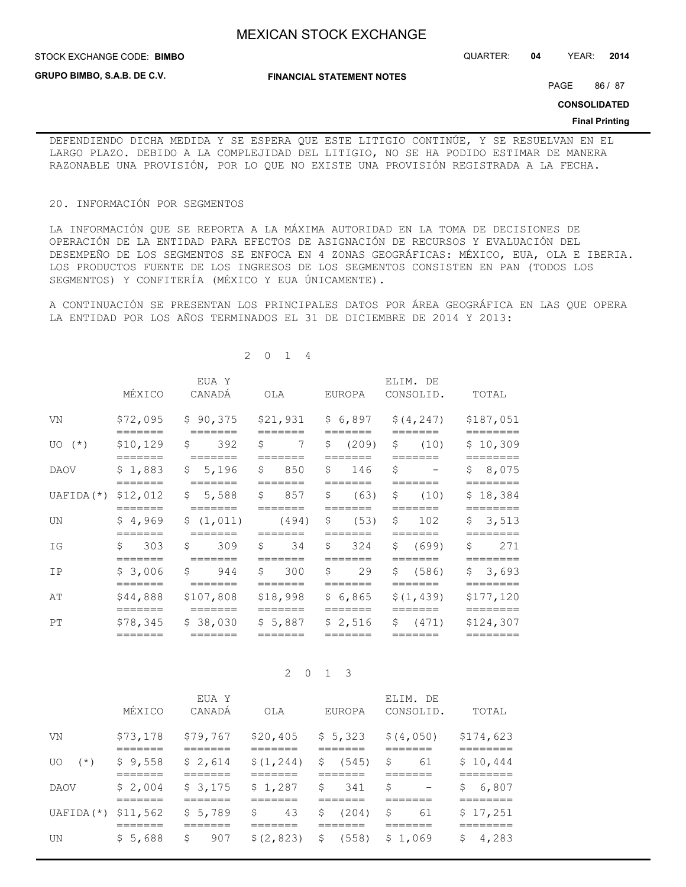DEFENDIENDO DICHA MEDIDA Y SE ESPERA QUE ESTE LITIGIO CONTINÚE, Y SE RESUELVAN EN EL LARGO PLAZO. DEBIDO A LA COMPLEJIDAD DEL LITIGIO, NO SE HA PODIDO ESTIMAR DE MANERA RAZONABLE UNA PROVISIÓN, POR LO QUE NO EXISTE UNA PROVISIÓN REGISTRADA A LA FECHA.

## 20. INFORMACIÓN POR SEGMENTOS

LA INFORMACIÓN QUE SE REPORTA A LA MÁXIMA AUTORIDAD EN LA TOMA DE DECISIONES DE OPERACIÓN DE LA ENTIDAD PARA EFECTOS DE ASIGNACIÓN DE RECURSOS Y EVALUACIÓN DEL DESEMPEÑO DE LOS SEGMENTOS SE ENFOCA EN 4 ZONAS GEOGRÁFICAS: MÉXICO, EUA, OLA E IBERIA. LOS PRODUCTOS FUENTE DE LOS INGRESOS DE LOS SEGMENTOS CONSISTEN EN PAN (TODOS LOS SEGMENTOS) Y CONFITERÍA (MÉXICO Y EUA ÚNICAMENTE).

A CONTINUACIÓN SE PRESENTAN LOS PRINCIPALES DATOS POR ÁREA GEOGRÁFICA EN LAS QUE OPERA LA ENTIDAD POR LOS AÑOS TERMINADOS EL 31 DE DICIEMBRE DE 2014 Y 2013:

2 0 1 4

| | MÉXICO | EUA Y CANADÁ | OLA | EUROPA | ELIM. DE CONSOLID. | TOTAL |
|---|---|---|---|---|---|---|
| VN | $72,095 | $ 90,375 | $21,931 | $ 6,897 | $(4,247) | $187,051 |
| UO (*) | $10,129 | $ 392 | $ 7 | $ (209) | $ (10) | $ 10,309 |
| DAOV | $ 1,883 | $ 5,196 | $ 850 | $ 146 | $ - | $ 8,075 |
| UAFIDA(*) | $12,012 | $ 5,588 | $ 857 | $ (63) | $ (10) | $ 18,384 |
| UN | $ 4,969 | $ (1,011) | (494) | $ (53) | $ 102 | $ 3,513 |
| IG | $ 303 | $ 309 | $ 34 | $ 324 | $ (699) | $ 271 |
| IP | $ 3,006 | $ 944 | $ 300 | $ 29 | $ (586) | $ 3,693 |
| AT | $44,888 | $107,808 | $18,998 | $ 6,865 | $(1,439) | $177,120 |
| PT | $78,345 | $ 38,030 | $ 5,887 | $ 2,516 | $ (471) | $124,307 |

2 0 1 3

| | MÉXICO | EUA Y CANADÁ | OLA | EUROPA | ELIM. DE CONSOLID. | TOTAL |
|---|---|---|---|---|---|---|
| VN | $73,178 | $79,767 | $20,405 | $ 5,323 | $(4,050) | $174,623 |
| UO (*) | $ 9,558 | $ 2,614 | $(1,244) | $ (545) | $ 61 | $ 10,444 |
| DAOV | $ 2,004 | $ 3,175 | $ 1,287 | $ 341 | $ - | $ 6,807 |
| UAFIDA(*) | $11,562 | $ 5,789 | $ 43 | $ (204) | $ 61 | $ 17,251 |
| UN | $ 5,688 | $ 907 | $(2,823) | $ (558) | $ 1,069 | $ 4,283 |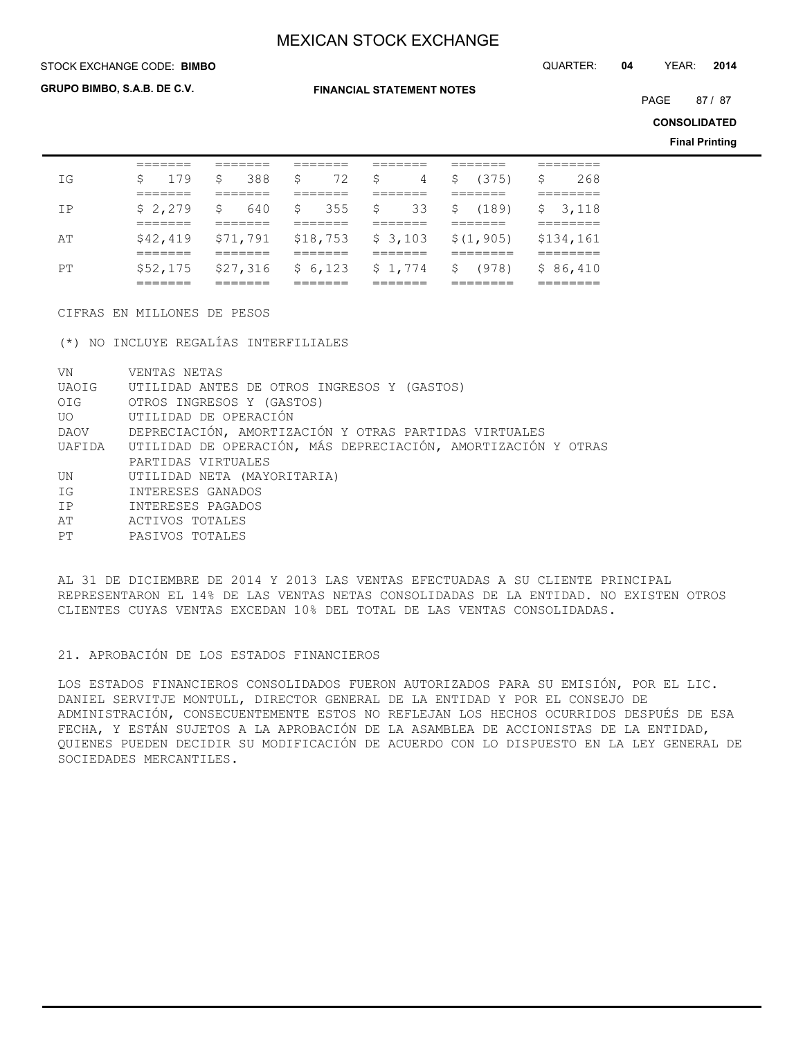| | | | | | | |
|---|---|---|---|---|---|---|
| IG | $ 179 | $ 388 | $ 72 | $ 4 | $ (375) | $ 268 |
| IP | $ 2,279 | $ 640 | $ 355 | $ 33 | $ (189) | $ 3,118 |
| AT | $42,419 | $71,791 | $18,753 | $ 3,103 | $(1,905) | $134,161 |
| PT | $52,175 | $27,316 | $ 6,123 | $ 1,774 | $ (978) | $ 86,410 |

CIFRAS EN MILLONES DE PESOS

(*) NO INCLUYE REGALÍAS INTERFILIALES

VN VENTAS NETAS
UAOIG UTILIDAD ANTES DE OTROS INGRESOS Y (GASTOS)
OIG OTROS INGRESOS Y (GASTOS)
UO UTILIDAD DE OPERACIÓN
DAOV DEPRECIACIÓN, AMORTIZACIÓN Y OTRAS PARTIDAS VIRTUALES
UAFIDA UTILIDAD DE OPERACIÓN, MÁS DEPRECIACIÓN, AMORTIZACIÓN Y OTRAS PARTIDAS VIRTUALES
UN UTILIDAD NETA (MAYORITARIA)
IG INTERESES GANADOS
IP INTERESES PAGADOS
AT ACTIVOS TOTALES
PT PASIVOS TOTALES

AL 31 DE DICIEMBRE DE 2014 Y 2013 LAS VENTAS EFECTUADAS A SU CLIENTE PRINCIPAL REPRESENTARON EL 14% DE LAS VENTAS NETAS CONSOLIDADAS DE LA ENTIDAD. NO EXISTEN OTROS CLIENTES CUYAS VENTAS EXCEDAN 10% DEL TOTAL DE LAS VENTAS CONSOLIDADAS.

## 21. APROBACIÓN DE LOS ESTADOS FINANCIEROS

LOS ESTADOS FINANCIEROS CONSOLIDADOS FUERON AUTORIZADOS PARA SU EMISIÓN, POR EL LIC. DANIEL SERVITJE MONTULL, DIRECTOR GENERAL DE LA ENTIDAD Y POR EL CONSEJO DE ADMINISTRACIÓN, CONSECUENTEMENTE ESTOS NO REFLEJAN LOS HECHOS OCURRIDOS DESPUÉS DE ESA FECHA, Y ESTÁN SUJETOS A LA APROBACIÓN DE LA ASAMBLEA DE ACCIONISTAS DE LA ENTIDAD, QUIENES PUEDEN DECIDIR SU MODIFICACIÓN DE ACUERDO CON LO DISPUESTO EN LA LEY GENERAL DE SOCIEDADES MERCANTILES.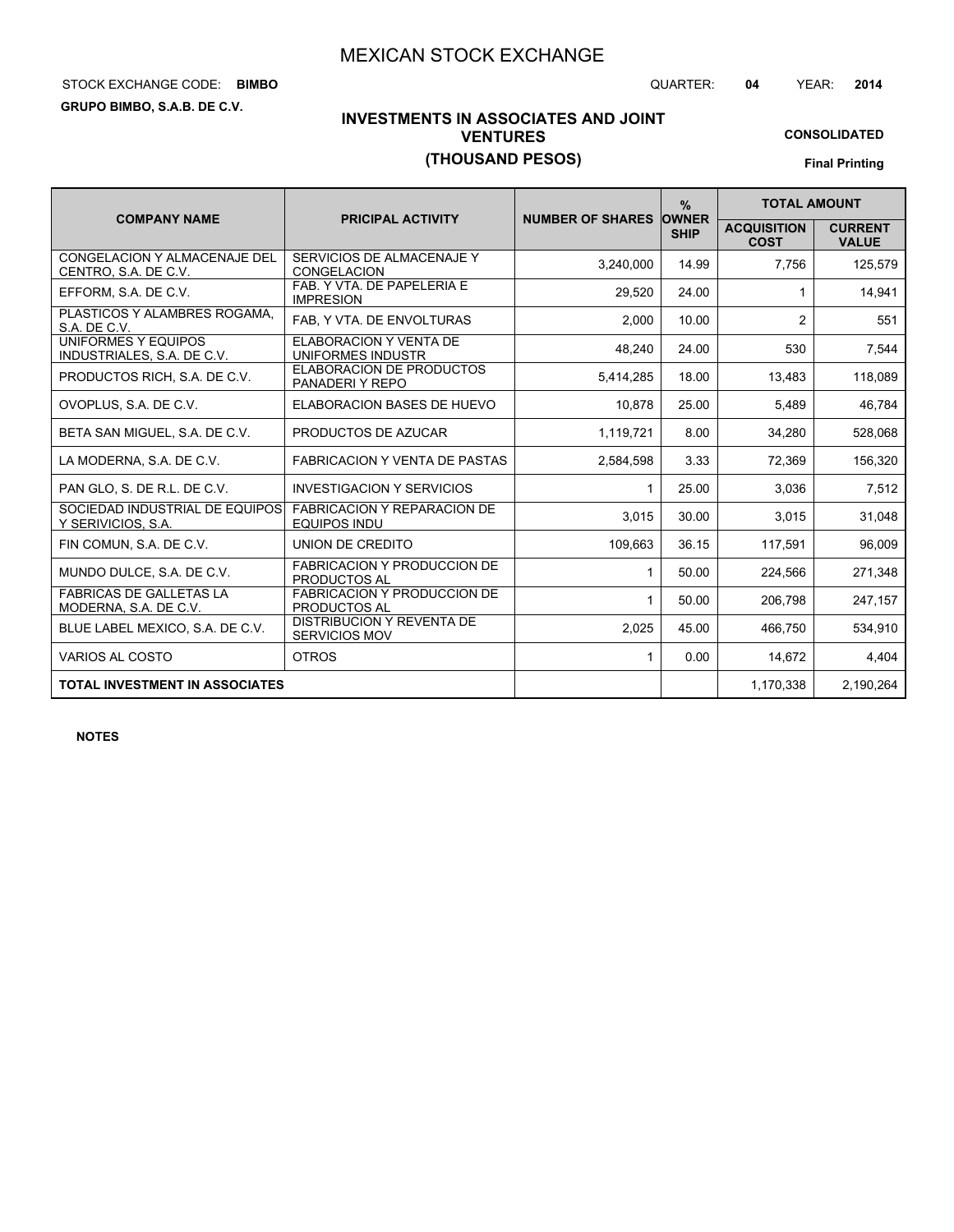# MEXICAN STOCK EXCHANGE

STOCK EXCHANGE CODE: **BIMBO**

QUARTER: **04** YEAR: **2014**

**GRUPO BIMBO, S.A.B. DE C.V.**

## INVESTMENTS IN ASSOCIATES AND JOINT VENTURES
## (THOUSAND PESOS)

**CONSOLIDATED**

**Final Printing**

| COMPANY NAME | PRICIPAL ACTIVITY | NUMBER OF SHARES | % OWNER SHIP | TOTAL AMOUNT | |
|---|---|---|---|---|---|
| | | | | ACQUISITION COST | CURRENT VALUE |
| CONGELACION Y ALMACENAJE DEL CENTRO, S.A. DE C.V. | SERVICIOS DE ALMACENAJE Y CONGELACION | 3,240,000 | 14.99 | 7,756 | 125,579 |
| EFFORM, S.A. DE C.V. | FAB. Y VTA. DE PAPELERIA E IMPRESION | 29,520 | 24.00 | 1 | 14,941 |
| PLASTICOS Y ALAMBRES ROGAMA, S.A. DE C.V. | FAB, Y VTA. DE ENVOLTURAS | 2,000 | 10.00 | 2 | 551 |
| UNIFORMES Y EQUIPOS INDUSTRIALES, S.A. DE C.V. | ELABORACION Y VENTA DE UNIFORMES INDUSTR | 48,240 | 24.00 | 530 | 7,544 |
| PRODUCTOS RICH, S.A. DE C.V. | ELABORACION DE PRODUCTOS PANADERI Y REPO | 5,414,285 | 18.00 | 13,483 | 118,089 |
| OVOPLUS, S.A. DE C.V. | ELABORACION BASES DE HUEVO | 10,878 | 25.00 | 5,489 | 46,784 |
| BETA SAN MIGUEL, S.A. DE C.V. | PRODUCTOS DE AZUCAR | 1,119,721 | 8.00 | 34,280 | 528,068 |
| LA MODERNA, S.A. DE C.V. | FABRICACION Y VENTA DE PASTAS | 2,584,598 | 3.33 | 72,369 | 156,320 |
| PAN GLO, S. DE R.L. DE C.V. | INVESTIGACION Y SERVICIOS | 1 | 25.00 | 3,036 | 7,512 |
| SOCIEDAD INDUSTRIAL DE EQUIPOS Y SERIVICIOS, S.A. | FABRICACION Y REPARACION DE EQUIPOS INDU | 3,015 | 30.00 | 3,015 | 31,048 |
| FIN COMUN, S.A. DE C.V. | UNION DE CREDITO | 109,663 | 36.15 | 117,591 | 96,009 |
| MUNDO DULCE, S.A. DE C.V. | FABRICACION Y PRODUCCION DE PRODUCTOS AL | 1 | 50.00 | 224,566 | 271,348 |
| FABRICAS DE GALLETAS LA MODERNA, S.A. DE C.V. | FABRICACION Y PRODUCCION DE PRODUCTOS AL | 1 | 50.00 | 206,798 | 247,157 |
| BLUE LABEL MEXICO, S.A. DE C.V. | DISTRIBUCION Y REVENTA DE SERVICIOS MOV | 2,025 | 45.00 | 466,750 | 534,910 |
| VARIOS AL COSTO | OTROS | 1 | 0.00 | 14,672 | 4,404 |
| **TOTAL INVESTMENT IN ASSOCIATES** | | | | 1,170,338 | 2,190,264 |

**NOTES**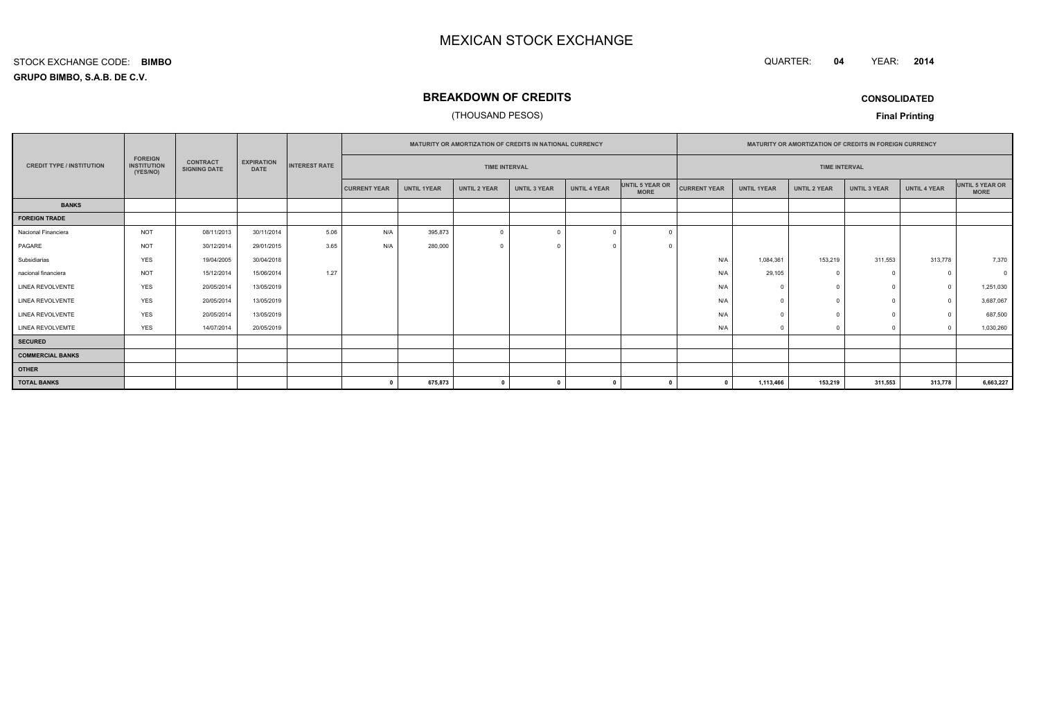# MEXICAN STOCK EXCHANGE

STOCK EXCHANGE CODE: **BIMBO**

QUARTER: **04** YEAR: **2014**

**GRUPO BIMBO, S.A.B. DE C.V.**

## BREAKDOWN OF CREDITS

(THOUSAND PESOS)

**CONSOLIDATED**

**Final Printing**

| CREDIT TYPE / INSTITUTION | FOREIGN INSTITUTION (YES/NO) | CONTRACT SIGNING DATE | EXPIRATION DATE | INTEREST RATE | MATURITY OR AMORTIZATION OF CREDITS IN NATIONAL CURRENCY | | | | | | MATURITY OR AMORTIZATION OF CREDITS IN FOREIGN CURRENCY | | | | | |
|---|---|---|---|---|---|---|---|---|---|---|---|---|---|---|---|---|
| | | | | | TIME INTERVAL | | | | | | TIME INTERVAL | | | | | |
| | | | | | CURRENT YEAR | UNTIL 1YEAR | UNTIL 2 YEAR | UNTIL 3 YEAR | UNTIL 4 YEAR | UNTIL 5 YEAR OR MORE | CURRENT YEAR | UNTIL 1YEAR | UNTIL 2 YEAR | UNTIL 3 YEAR | UNTIL 4 YEAR | UNTIL 5 YEAR OR MORE |
| **BANKS** | | | | | | | | | | | | | | | | |
| **FOREIGN TRADE** | | | | | | | | | | | | | | | | |
| Nacional Financiera | NOT | 08/11/2013 | 30/11/2014 | 5.06 | N/A | 395,873 | 0 | 0 | 0 | 0 | | | | | | |
| PAGARE | NOT | 30/12/2014 | 29/01/2015 | 3.65 | N/A | 280,000 | 0 | 0 | 0 | 0 | | | | | | |
| Subsidiarias | YES | 19/04/2005 | 30/04/2018 | | | | | | | | N/A | 1,084,361 | 153,219 | 311,553 | 313,778 | 7,370 |
| nacional financiera | NOT | 15/12/2014 | 15/06/2014 | 1.27 | | | | | | | N/A | 29,105 | 0 | 0 | 0 | 0 |
| LINEA REVOLVENTE | YES | 20/05/2014 | 13/05/2019 | | | | | | | | N/A | 0 | 0 | 0 | 0 | 1,251,030 |
| LINEA REVOLVENTE | YES | 20/05/2014 | 13/05/2019 | | | | | | | | N/A | 0 | 0 | 0 | 0 | 3,687,067 |
| LINEA REVOLVENTE | YES | 20/05/2014 | 13/05/2019 | | | | | | | | N/A | 0 | 0 | 0 | 0 | 687,500 |
| LINEA REVOLVEMTE | YES | 14/07/2014 | 20/05/2019 | | | | | | | | N/A | 0 | 0 | 0 | 0 | 1,030,260 |
| **SECURED** | | | | | | | | | | | | | | | | |
| **COMMERCIAL BANKS** | | | | | | | | | | | | | | | | |
| **OTHER** | | | | | | | | | | | | | | | | |
| **TOTAL BANKS** | | | | | **0** | **675,873** | **0** | **0** | **0** | **0** | **0** | **1,113,466** | **153,219** | **311,553** | **313,778** | **6,663,227** |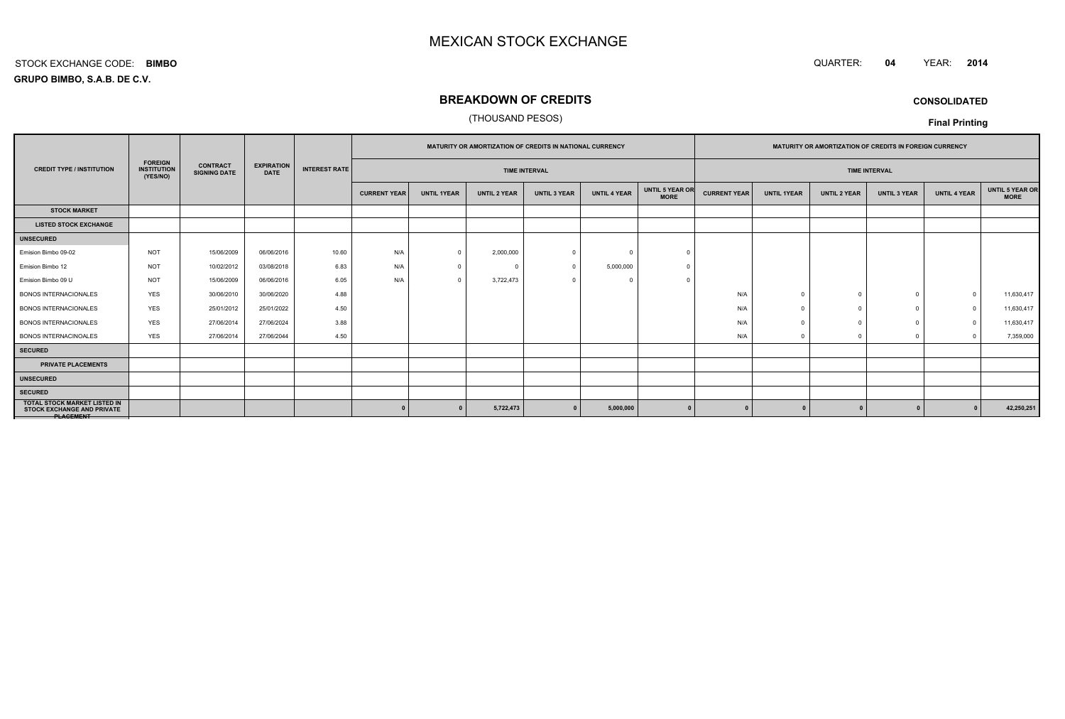# MEXICAN STOCK EXCHANGE

STOCK EXCHANGE CODE: **BIMBO**

QUARTER: **04** YEAR: **2014**

**GRUPO BIMBO, S.A.B. DE C.V.**

## BREAKDOWN OF CREDITS

(THOUSAND PESOS)

**CONSOLIDATED**

**Final Printing**

| CREDIT TYPE / INSTITUTION | FOREIGN INSTITUTION (YES/NO) | CONTRACT SIGNING DATE | EXPIRATION DATE | INTEREST RATE | MATURITY OR AMORTIZATION OF CREDITS IN NATIONAL CURRENCY | | | | | | MATURITY OR AMORTIZATION OF CREDITS IN FOREIGN CURRENCY | | | | | |
|---|---|---|---|---|---|---|---|---|---|---|---|---|---|---|---|---|
| | | | | | TIME INTERVAL | | | | | | TIME INTERVAL | | | | | |
| | | | | | CURRENT YEAR | UNTIL 1YEAR | UNTIL 2 YEAR | UNTIL 3 YEAR | UNTIL 4 YEAR | UNTIL 5 YEAR OR MORE | CURRENT YEAR | UNTIL 1YEAR | UNTIL 2 YEAR | UNTIL 3 YEAR | UNTIL 4 YEAR | UNTIL 5 YEAR OR MORE |
| **STOCK MARKET** | | | | | | | | | | | | | | | | |
| **LISTED STOCK EXCHANGE** | | | | | | | | | | | | | | | | |
| **UNSECURED** | | | | | | | | | | | | | | | | |
| Emision Bimbo 09-02 | NOT | 15/06/2009 | 06/06/2016 | 10.60 | N/A | 0 | 2,000,000 | 0 | 0 | 0 | | | | | | |
| Emision Bimbo 12 | NOT | 10/02/2012 | 03/08/2018 | 6.83 | N/A | 0 | 0 | 0 | 5,000,000 | 0 | | | | | | |
| Emision Bimbo 09 U | NOT | 15/06/2009 | 06/06/2016 | 6.05 | N/A | 0 | 3,722,473 | 0 | 0 | 0 | | | | | | |
| BONOS INTERNACIONALES | YES | 30/06/2010 | 30/06/2020 | 4.88 | | | | | | | N/A | 0 | 0 | 0 | 0 | 11,630,417 |
| BONOS INTERNACIONALES | YES | 25/01/2012 | 25/01/2022 | 4.50 | | | | | | | N/A | 0 | 0 | 0 | 0 | 11,630,417 |
| BONOS INTERNACIONALES | YES | 27/06/2014 | 27/06/2024 | 3.88 | | | | | | | N/A | 0 | 0 | 0 | 0 | 11,630,417 |
| BONOS INTERNACINOALES | YES | 27/06/2014 | 27/06/2044 | 4.50 | | | | | | | N/A | 0 | 0 | 0 | 0 | 7,359,000 |
| **SECURED** | | | | | | | | | | | | | | | | |
| **PRIVATE PLACEMENTS** | | | | | | | | | | | | | | | | |
| **UNSECURED** | | | | | | | | | | | | | | | | |
| **SECURED** | | | | | | | | | | | | | | | | |
| **TOTAL STOCK MARKET LISTED IN STOCK EXCHANGE AND PRIVATE PLACEMENT** | | | | | **0** | **0** | **5,722,473** | **0** | **5,000,000** | **0** | **0** | **0** | **0** | **0** | **0** | **42,250,251** |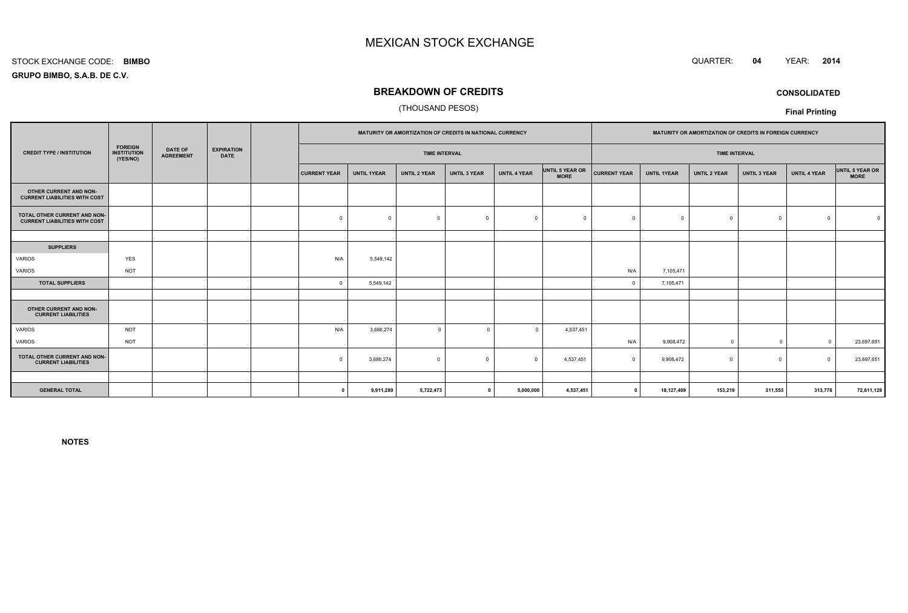# MEXICAN STOCK EXCHANGE

STOCK EXCHANGE CODE: **BIMBO**

QUARTER: **04** YEAR: **2014**

**GRUPO BIMBO, S.A.B. DE C.V.**

## BREAKDOWN OF CREDITS

(THOUSAND PESOS)

**CONSOLIDATED**

**Final Printing**

| CREDIT TYPE / INSTITUTION | FOREIGN INSTITUTION (YES/NO) | DATE OF AGREEMENT | EXPIRATION DATE | | MATURITY OR AMORTIZATION OF CREDITS IN NATIONAL CURRENCY | | | | | | MATURITY OR AMORTIZATION OF CREDITS IN FOREIGN CURRENCY | | | | | |
|---|---|---|---|---|---|---|---|---|---|---|---|---|---|---|---|---|
| | | | | | TIME INTERVAL | | | | | | TIME INTERVAL | | | | | |
| | | | | | CURRENT YEAR | UNTIL 1YEAR | UNTIL 2 YEAR | UNTIL 3 YEAR | UNTIL 4 YEAR | UNTIL 5 YEAR OR MORE | CURRENT YEAR | UNTIL 1YEAR | UNTIL 2 YEAR | UNTIL 3 YEAR | UNTIL 4 YEAR | UNTIL 5 YEAR OR MORE |
| **OTHER CURRENT AND NON-CURRENT LIABILITIES WITH COST** | | | | | | | | | | | | | | | | |
| **TOTAL OTHER CURRENT AND NON-CURRENT LIABILITIES WITH COST** | | | | | 0 | 0 | 0 | 0 | 0 | 0 | 0 | 0 | 0 | 0 | 0 | 0 |
| | | | | | | | | | | | | | | | | |
| **SUPPLIERS** | | | | | | | | | | | | | | | | |
| VARIOS | YES | | | | N/A | 5,549,142 | | | | | | | | | | |
| VARIOS | NOT | | | | | | | | | | N/A | 7,105,471 | | | | |
| **TOTAL SUPPLIERS** | | | | | 0 | 5,549,142 | | | | | 0 | 7,105,471 | | | | |
| | | | | | | | | | | | | | | | | |
| **OTHER CURRENT AND NON-CURRENT LIABILITIES** | | | | | | | | | | | | | | | | |
| VARIOS | NOT | | | | N/A | 3,686,274 | 0 | 0 | 0 | 4,537,451 | | | | | | |
| VARIOS | NOT | | | | | | | | | | N/A | 9,908,472 | 0 | 0 | 0 | 23,697,651 |
| **TOTAL OTHER CURRENT AND NON-CURRENT LIABILITIES** | | | | | 0 | 3,686,274 | 0 | 0 | 0 | 4,537,451 | 0 | 9,908,472 | 0 | 0 | 0 | 23,697,651 |
| | | | | | | | | | | | | | | | | |
| **GENERAL TOTAL** | | | | | **0** | **9,911,289** | **5,722,473** | **0** | **5,000,000** | **4,537,451** | **0** | **18,127,409** | **153,219** | **311,553** | **313,778** | **72,611,129** |

**NOTES**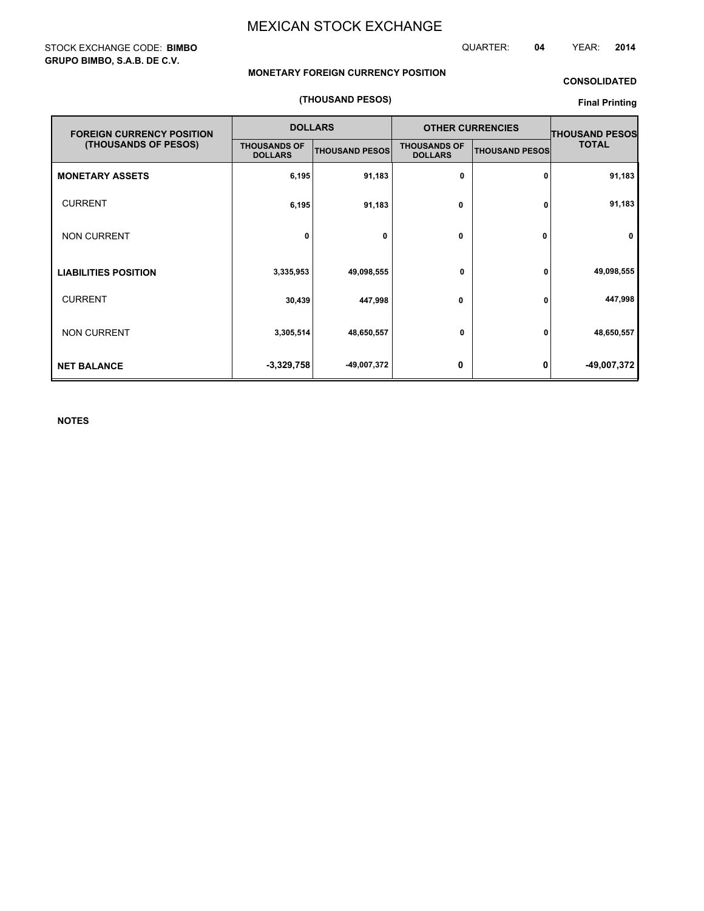# MEXICAN STOCK EXCHANGE

STOCK EXCHANGE CODE: **BIMBO**

QUARTER: **04** YEAR: **2014**

**GRUPO BIMBO, S.A.B. DE C.V.**

**MONETARY FOREIGN CURRENCY POSITION**

**(THOUSAND PESOS)**

**CONSOLIDATED**

**Final Printing**

| FOREIGN CURRENCY POSITION (THOUSANDS OF PESOS) | DOLLARS | | OTHER CURRENCIES | | THOUSAND PESOS TOTAL |
|---|---|---|---|---|---|
| | THOUSANDS OF DOLLARS | THOUSAND PESOS | THOUSANDS OF DOLLARS | THOUSAND PESOS | |
| **MONETARY ASSETS** | 6,195 | 91,183 | 0 | 0 | 91,183 |
| CURRENT | 6,195 | 91,183 | 0 | 0 | 91,183 |
| NON CURRENT | 0 | 0 | 0 | 0 | 0 |
| **LIABILITIES POSITION** | 3,335,953 | 49,098,555 | 0 | 0 | 49,098,555 |
| CURRENT | 30,439 | 447,998 | 0 | 0 | 447,998 |
| NON CURRENT | 3,305,514 | 48,650,557 | 0 | 0 | 48,650,557 |
| **NET BALANCE** | -3,329,758 | -49,007,372 | 0 | 0 | -49,007,372 |

**NOTES**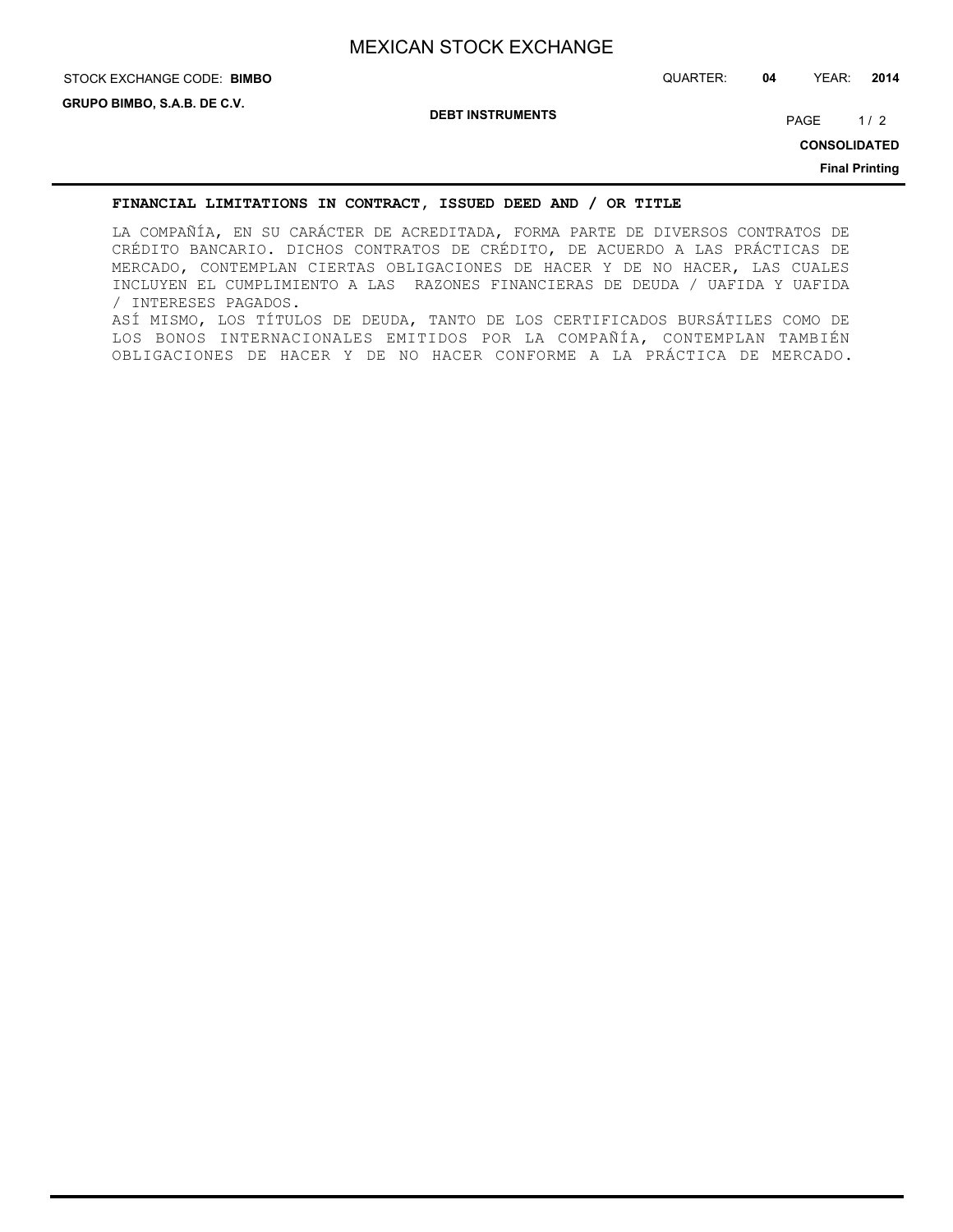## FINANCIAL LIMITATIONS IN CONTRACT, ISSUED DEED AND / OR TITLE

LA COMPAÑÍA, EN SU CARÁCTER DE ACREDITADA, FORMA PARTE DE DIVERSOS CONTRATOS DE CRÉDITO BANCARIO. DICHOS CONTRATOS DE CRÉDITO, DE ACUERDO A LAS PRÁCTICAS DE MERCADO, CONTEMPLAN CIERTAS OBLIGACIONES DE HACER Y DE NO HACER, LAS CUALES INCLUYEN EL CUMPLIMIENTO A LAS RAZONES FINANCIERAS DE DEUDA / UAFIDA Y UAFIDA / INTERESES PAGADOS.

ASÍ MISMO, LOS TÍTULOS DE DEUDA, TANTO DE LOS CERTIFICADOS BURSÁTILES COMO DE LOS BONOS INTERNACIONALES EMITIDOS POR LA COMPAÑÍA, CONTEMPLAN TAMBIÉN OBLIGACIONES DE HACER Y DE NO HACER CONFORME A LA PRÁCTICA DE MERCADO.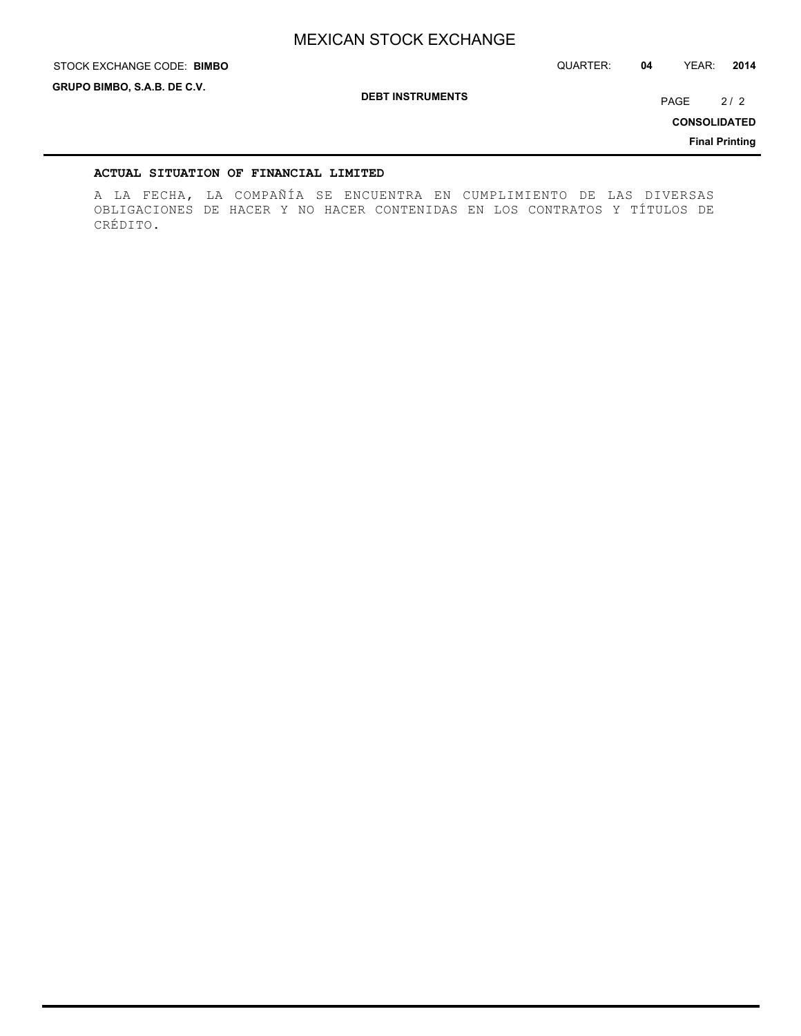## DEBT INSTRUMENTS

### ACTUAL SITUATION OF FINANCIAL LIMITED

A LA FECHA, LA COMPAÑÍA SE ENCUENTRA EN CUMPLIMIENTO DE LAS DIVERSAS OBLIGACIONES DE HACER Y NO HACER CONTENIDAS EN LOS CONTRATOS Y TÍTULOS DE CRÉDITO.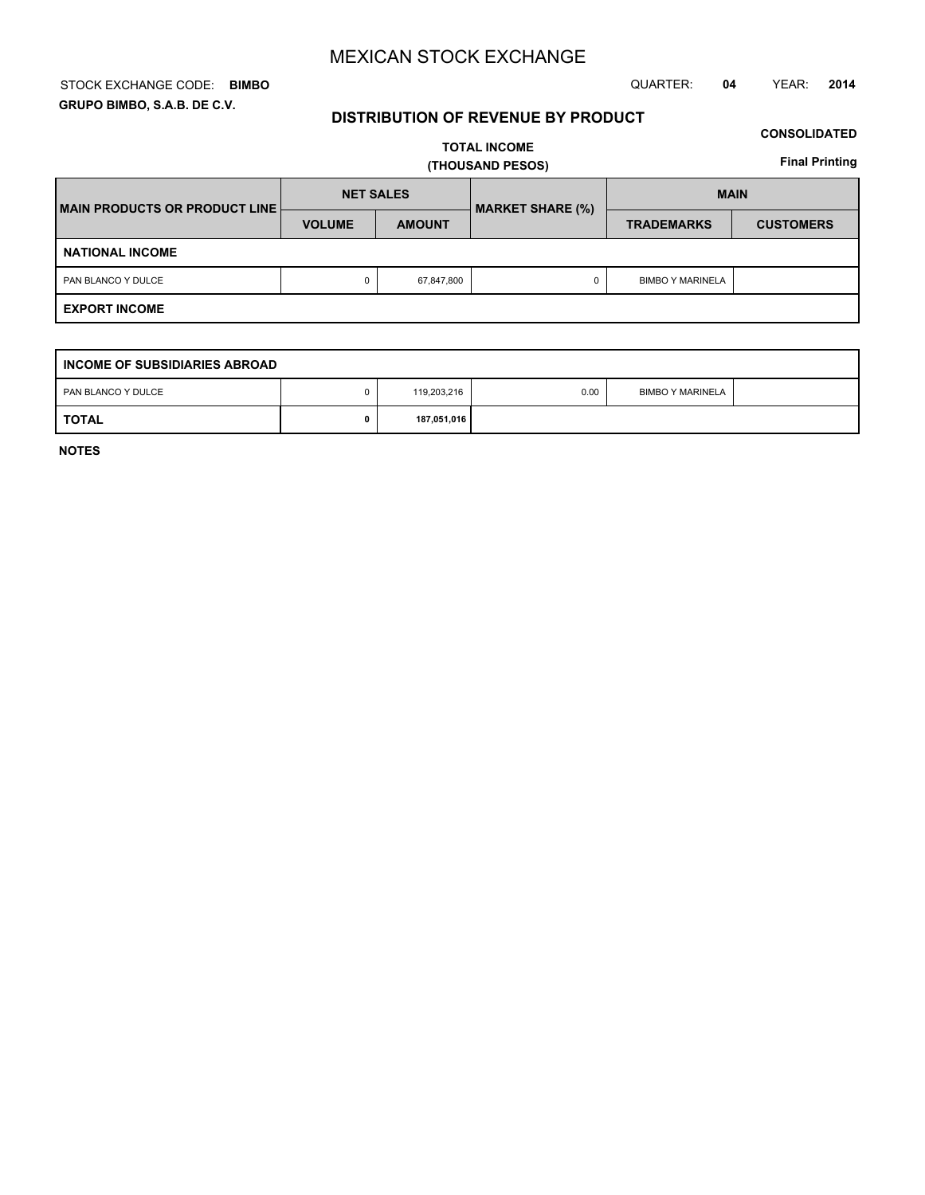# MEXICAN STOCK EXCHANGE

STOCK EXCHANGE CODE: **BIMBO**

QUARTER: **04** YEAR: **2014**

**GRUPO BIMBO, S.A.B. DE C.V.**

## DISTRIBUTION OF REVENUE BY PRODUCT

**CONSOLIDATED**

**TOTAL INCOME**

**(THOUSAND PESOS)**

**Final Printing**

| MAIN PRODUCTS OR PRODUCT LINE | NET SALES | | MARKET SHARE (%) | MAIN | |
|---|---|---|---|---|---|
| | VOLUME | AMOUNT | | TRADEMARKS | CUSTOMERS |
| **NATIONAL INCOME** | | | | | |
| PAN BLANCO Y DULCE | 0 | 67,847,800 | 0 | BIMBO Y MARINELA | |
| **EXPORT INCOME** | | | | | |

| INCOME OF SUBSIDIARIES ABROAD | | | | | |
|---|---|---|---|---|---|
| PAN BLANCO Y DULCE | 0 | 119,203,216 | 0.00 | BIMBO Y MARINELA | |
| **TOTAL** | **0** | **187,051,016** | | | |

**NOTES**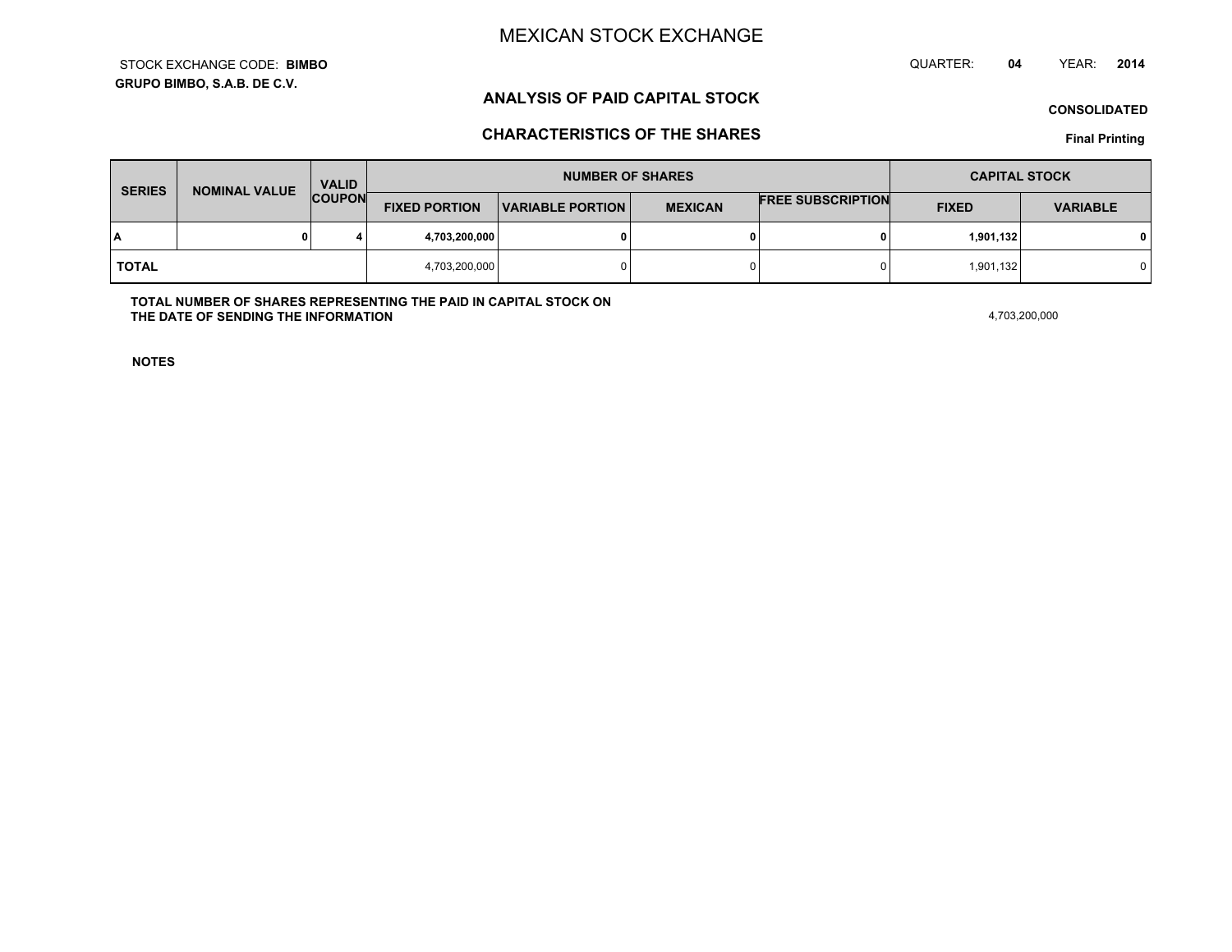# MEXICAN STOCK EXCHANGE

STOCK EXCHANGE CODE: **BIMBO**

**GRUPO BIMBO, S.A.B. DE C.V.**

QUARTER: **04** YEAR: **2014**

## ANALYSIS OF PAID CAPITAL STOCK

**CONSOLIDATED**

## CHARACTERISTICS OF THE SHARES

**Final Printing**

| SERIES | NOMINAL VALUE | VALID COUPON | NUMBER OF SHARES | | | | CAPITAL STOCK | |
|---|---|---|---|---|---|---|---|---|
| | | | FIXED PORTION | VARIABLE PORTION | MEXICAN | FREE SUBSCRIPTION | FIXED | VARIABLE |
| **A** | **0** | **4** | **4,703,200,000** | **0** | **0** | **0** | **1,901,132** | **0** |
| **TOTAL** | | | 4,703,200,000 | 0 | 0 | 0 | 1,901,132 | 0 |

**TOTAL NUMBER OF SHARES REPRESENTING THE PAID IN CAPITAL STOCK ON THE DATE OF SENDING THE INFORMATION** 4,703,200,000

**NOTES**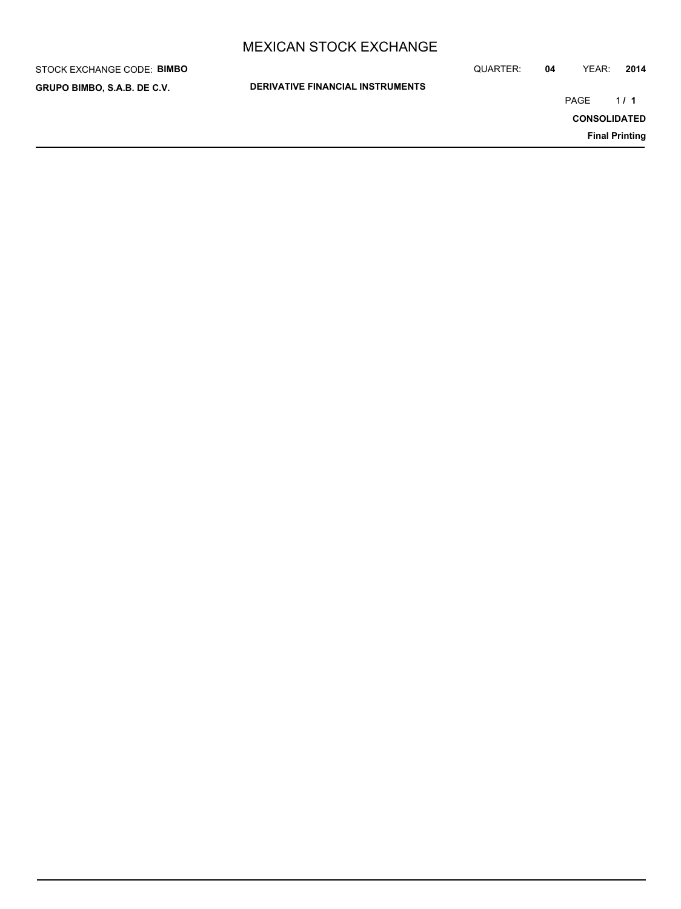# DERIVATIVE FINANCIAL INSTRUMENTS